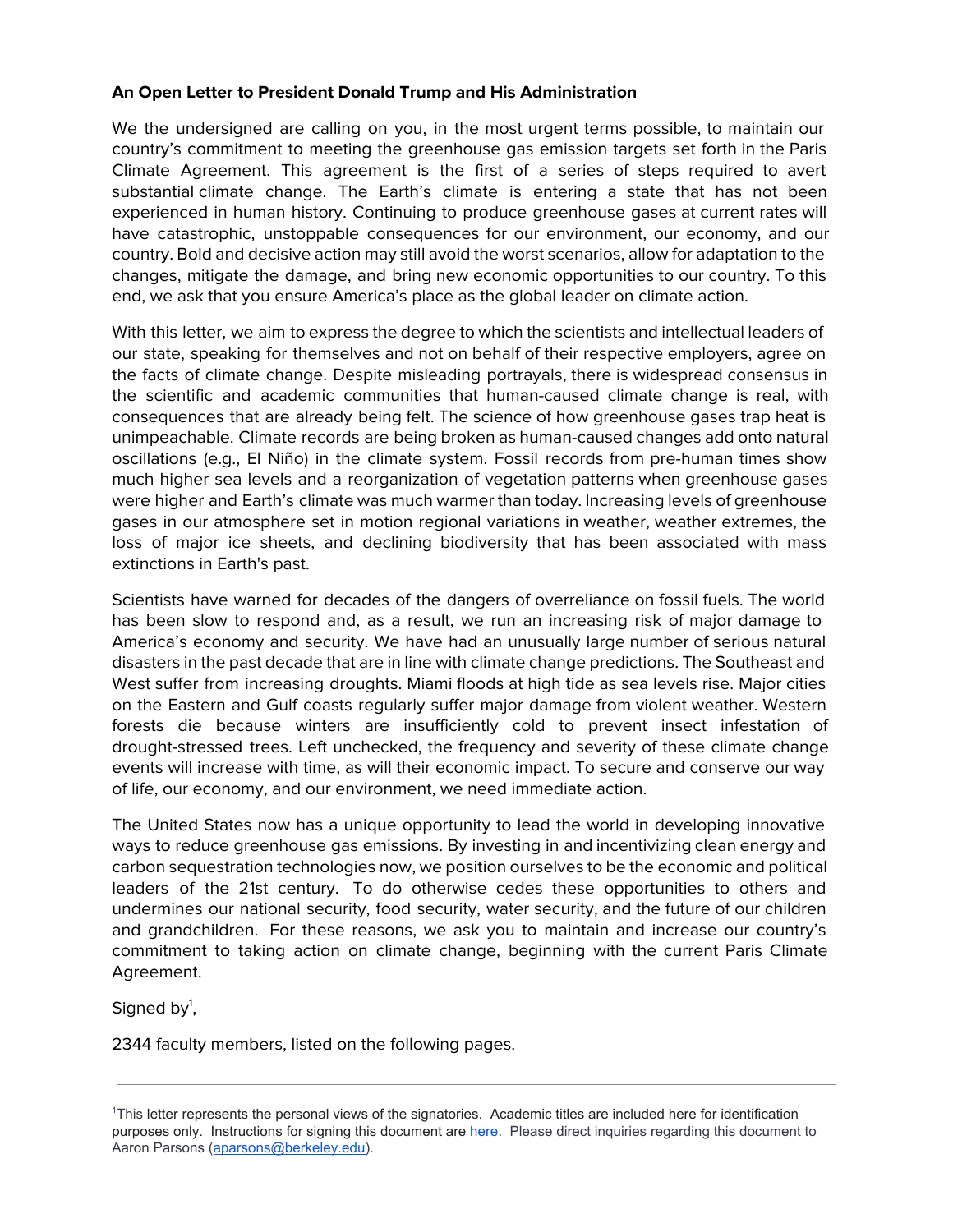**An Open Letter to President Donald Trump and His Administration**

We the undersigned are calling on you, in the most urgent terms possible, to maintain our country's commitment to meeting the greenhouse gas emission targets set forth in the Paris Climate Agreement. This agreement is the first of a series of steps required to avert substantial climate change. The Earth's climate is entering a state that has not been experienced in human history. Continuing to produce greenhouse gases at current rates will have catastrophic, unstoppable consequences for our environment, our economy, and our country. Bold and decisive action may still avoid the worst scenarios, allow for adaptation to the changes, mitigate the damage, and bring new economic opportunities to our country. To this end, we ask that you ensure America's place as the global leader on climate action.

With this letter, we aim to express the degree to which the scientists and intellectual leaders of our state, speaking for themselves and not on behalf of their respective employers, agree on the facts of climate change. Despite misleading portrayals, there is widespread consensus in the scientific and academic communities that human-caused climate change is real, with consequences that are already being felt. The science of how greenhouse gases trap heat is unimpeachable. Climate records are being broken as human-caused changes add onto natural oscillations (e.g., El Niño) in the climate system. Fossil records from pre-human times show much higher sea levels and a reorganization of vegetation patterns when greenhouse gases were higher and Earth's climate was much warmer than today. Increasing levels of greenhouse gases in our atmosphere set in motion regional variations in weather, weather extremes, the loss of major ice sheets, and declining biodiversity that has been associated with mass extinctions in Earth's past.

Scientists have warned for decades of the dangers of overreliance on fossil fuels. The world has been slow to respond and, as a result, we run an increasing risk of major damage to America's economy and security. We have had an unusually large number of serious natural disasters in the past decade that are in line with climate change predictions. The Southeast and West suffer from increasing droughts. Miami floods at high tide as sea levels rise. Major cities on the Eastern and Gulf coasts regularly suffer major damage from violent weather. Western forests die because winters are insufficiently cold to prevent insect infestation of drought-stressed trees. Left unchecked, the frequency and severity of these climate change events will increase with time, as will their economic impact. To secure and conserve our way of life, our economy, and our environment, we need immediate action.

The United States now has a unique opportunity to lead the world in developing innovative ways to reduce greenhouse gas emissions. By investing in and incentivizing clean energy and carbon sequestration technologies now, we position ourselves to be the economic and political leaders of the 21st century. To do otherwise cedes these opportunities to others and undermines our national security, food security, water security, and the future of our children and grandchildren. For these reasons, we ask you to maintain and increase our country's commitment to taking action on climate change, beginning with the current Paris Climate Agreement.

Signed by[1],

2344 faculty members, listed on the following pages.

---

[1]This letter represents the personal views of the signatories. Academic titles are included here for identification purposes only. Instructions for signing this document are here. Please direct inquiries regarding this document to Aaron Parsons (aparsons@berkeley.edu).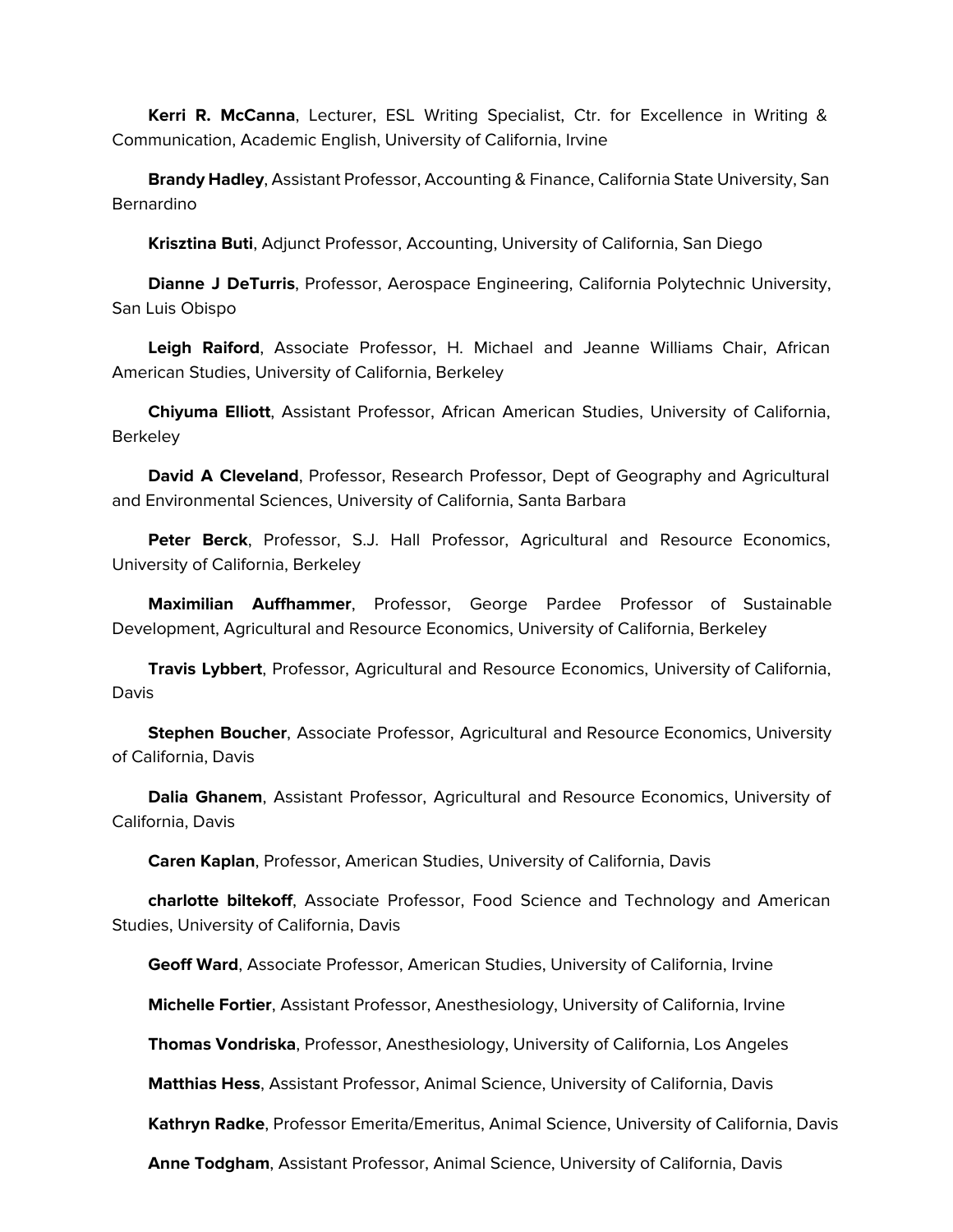**Kerri R. McCanna**, Lecturer, ESL Writing Specialist, Ctr. for Excellence in Writing & Communication, Academic English, University of California, Irvine

**Brandy Hadley**, Assistant Professor, Accounting & Finance, California State University, San Bernardino

**Krisztina Buti**, Adjunct Professor, Accounting, University of California, San Diego

**Dianne J DeTurris**, Professor, Aerospace Engineering, California Polytechnic University, San Luis Obispo

**Leigh Raiford**, Associate Professor, H. Michael and Jeanne Williams Chair, African American Studies, University of California, Berkeley

**Chiyuma Elliott**, Assistant Professor, African American Studies, University of California, Berkeley

**David A Cleveland**, Professor, Research Professor, Dept of Geography and Agricultural and Environmental Sciences, University of California, Santa Barbara

**Peter Berck**, Professor, S.J. Hall Professor, Agricultural and Resource Economics, University of California, Berkeley

**Maximilian Auffhammer**, Professor, George Pardee Professor of Sustainable Development, Agricultural and Resource Economics, University of California, Berkeley

**Travis Lybbert**, Professor, Agricultural and Resource Economics, University of California, Davis

**Stephen Boucher**, Associate Professor, Agricultural and Resource Economics, University of California, Davis

**Dalia Ghanem**, Assistant Professor, Agricultural and Resource Economics, University of California, Davis

**Caren Kaplan**, Professor, American Studies, University of California, Davis

**charlotte biltekoff**, Associate Professor, Food Science and Technology and American Studies, University of California, Davis

**Geoff Ward**, Associate Professor, American Studies, University of California, Irvine

**Michelle Fortier**, Assistant Professor, Anesthesiology, University of California, Irvine

**Thomas Vondriska**, Professor, Anesthesiology, University of California, Los Angeles

**Matthias Hess**, Assistant Professor, Animal Science, University of California, Davis

**Kathryn Radke**, Professor Emerita/Emeritus, Animal Science, University of California, Davis

**Anne Todgham**, Assistant Professor, Animal Science, University of California, Davis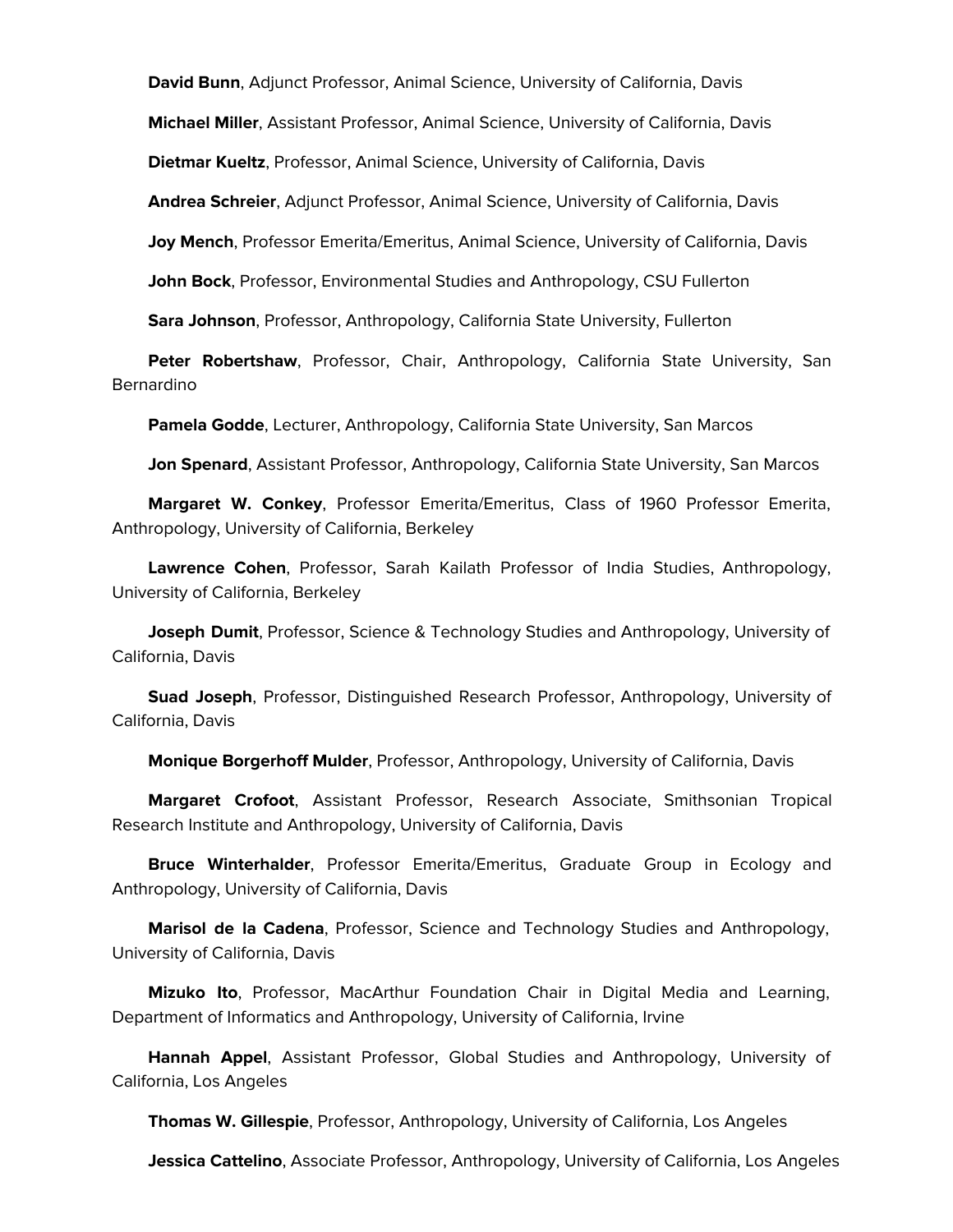**David Bunn**, Adjunct Professor, Animal Science, University of California, Davis

**Michael Miller**, Assistant Professor, Animal Science, University of California, Davis

**Dietmar Kueltz**, Professor, Animal Science, University of California, Davis

**Andrea Schreier**, Adjunct Professor, Animal Science, University of California, Davis

**Joy Mench**, Professor Emerita/Emeritus, Animal Science, University of California, Davis

**John Bock**, Professor, Environmental Studies and Anthropology, CSU Fullerton

**Sara Johnson**, Professor, Anthropology, California State University, Fullerton

**Peter Robertshaw**, Professor, Chair, Anthropology, California State University, San Bernardino

**Pamela Godde**, Lecturer, Anthropology, California State University, San Marcos

**Jon Spenard**, Assistant Professor, Anthropology, California State University, San Marcos

**Margaret W. Conkey**, Professor Emerita/Emeritus, Class of 1960 Professor Emerita, Anthropology, University of California, Berkeley

**Lawrence Cohen**, Professor, Sarah Kailath Professor of India Studies, Anthropology, University of California, Berkeley

**Joseph Dumit**, Professor, Science & Technology Studies and Anthropology, University of California, Davis

**Suad Joseph**, Professor, Distinguished Research Professor, Anthropology, University of California, Davis

**Monique Borgerhoff Mulder**, Professor, Anthropology, University of California, Davis

**Margaret Crofoot**, Assistant Professor, Research Associate, Smithsonian Tropical Research Institute and Anthropology, University of California, Davis

**Bruce Winterhalder**, Professor Emerita/Emeritus, Graduate Group in Ecology and Anthropology, University of California, Davis

**Marisol de la Cadena**, Professor, Science and Technology Studies and Anthropology, University of California, Davis

**Mizuko Ito**, Professor, MacArthur Foundation Chair in Digital Media and Learning, Department of Informatics and Anthropology, University of California, Irvine

**Hannah Appel**, Assistant Professor, Global Studies and Anthropology, University of California, Los Angeles

**Thomas W. Gillespie**, Professor, Anthropology, University of California, Los Angeles

**Jessica Cattelino**, Associate Professor, Anthropology, University of California, Los Angeles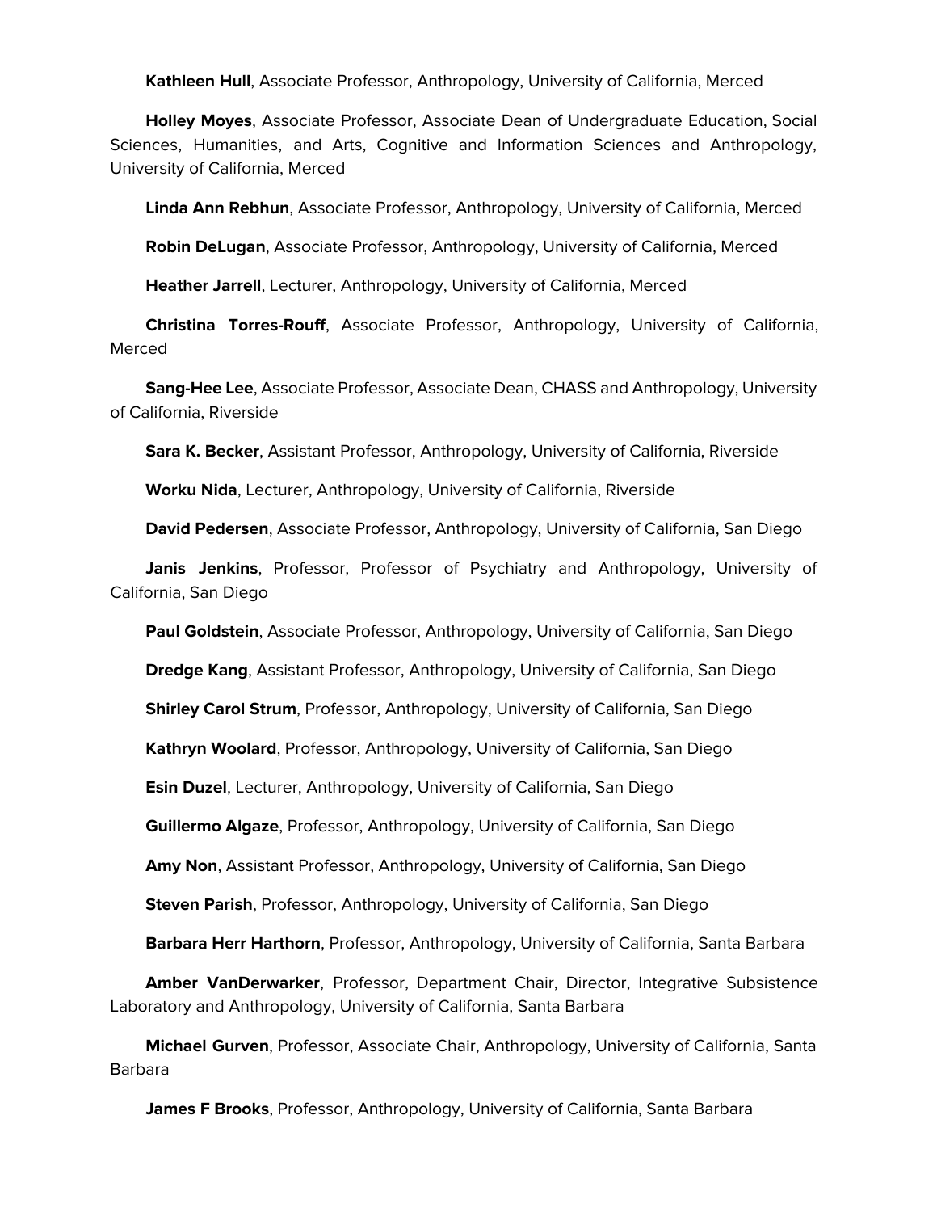**Kathleen Hull**, Associate Professor, Anthropology, University of California, Merced

**Holley Moyes**, Associate Professor, Associate Dean of Undergraduate Education, Social Sciences, Humanities, and Arts, Cognitive and Information Sciences and Anthropology, University of California, Merced

**Linda Ann Rebhun**, Associate Professor, Anthropology, University of California, Merced

**Robin DeLugan**, Associate Professor, Anthropology, University of California, Merced

**Heather Jarrell**, Lecturer, Anthropology, University of California, Merced

**Christina Torres-Rouff**, Associate Professor, Anthropology, University of California, Merced

**Sang-Hee Lee**, Associate Professor, Associate Dean, CHASS and Anthropology, University of California, Riverside

**Sara K. Becker**, Assistant Professor, Anthropology, University of California, Riverside

**Worku Nida**, Lecturer, Anthropology, University of California, Riverside

**David Pedersen**, Associate Professor, Anthropology, University of California, San Diego

**Janis Jenkins**, Professor, Professor of Psychiatry and Anthropology, University of California, San Diego

**Paul Goldstein**, Associate Professor, Anthropology, University of California, San Diego

**Dredge Kang**, Assistant Professor, Anthropology, University of California, San Diego

**Shirley Carol Strum**, Professor, Anthropology, University of California, San Diego

**Kathryn Woolard**, Professor, Anthropology, University of California, San Diego

**Esin Duzel**, Lecturer, Anthropology, University of California, San Diego

**Guillermo Algaze**, Professor, Anthropology, University of California, San Diego

**Amy Non**, Assistant Professor, Anthropology, University of California, San Diego

**Steven Parish**, Professor, Anthropology, University of California, San Diego

**Barbara Herr Harthorn**, Professor, Anthropology, University of California, Santa Barbara

**Amber VanDerwarker**, Professor, Department Chair, Director, Integrative Subsistence Laboratory and Anthropology, University of California, Santa Barbara

**Michael Gurven**, Professor, Associate Chair, Anthropology, University of California, Santa Barbara

**James F Brooks**, Professor, Anthropology, University of California, Santa Barbara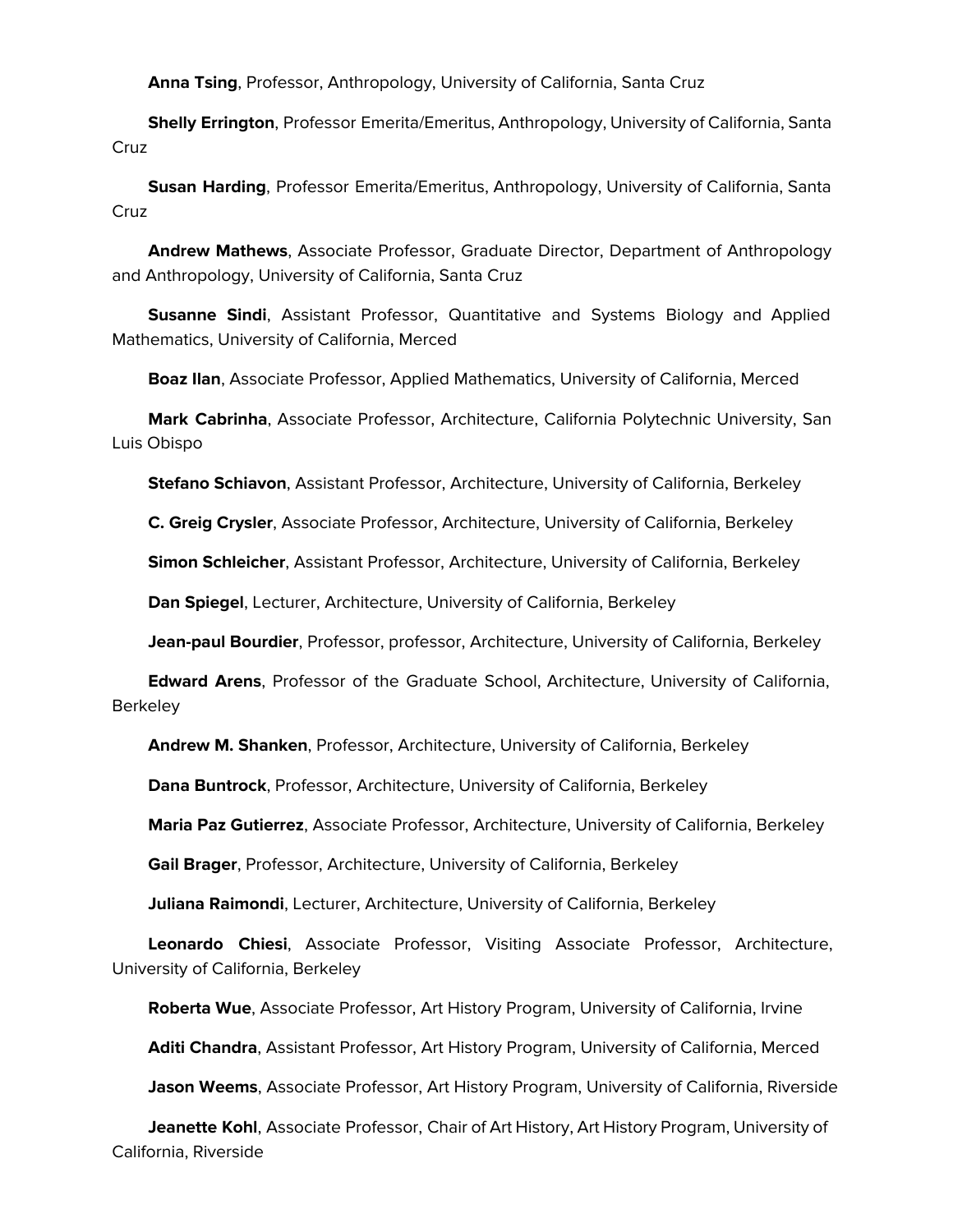**Anna Tsing**, Professor, Anthropology, University of California, Santa Cruz

**Shelly Errington**, Professor Emerita/Emeritus, Anthropology, University of California, Santa Cruz

**Susan Harding**, Professor Emerita/Emeritus, Anthropology, University of California, Santa Cruz

**Andrew Mathews**, Associate Professor, Graduate Director, Department of Anthropology and Anthropology, University of California, Santa Cruz

**Susanne Sindi**, Assistant Professor, Quantitative and Systems Biology and Applied Mathematics, University of California, Merced

**Boaz Ilan**, Associate Professor, Applied Mathematics, University of California, Merced

**Mark Cabrinha**, Associate Professor, Architecture, California Polytechnic University, San Luis Obispo

**Stefano Schiavon**, Assistant Professor, Architecture, University of California, Berkeley

**C. Greig Crysler**, Associate Professor, Architecture, University of California, Berkeley

**Simon Schleicher**, Assistant Professor, Architecture, University of California, Berkeley

**Dan Spiegel**, Lecturer, Architecture, University of California, Berkeley

**Jean-paul Bourdier**, Professor, professor, Architecture, University of California, Berkeley

**Edward Arens**, Professor of the Graduate School, Architecture, University of California, Berkeley

**Andrew M. Shanken**, Professor, Architecture, University of California, Berkeley

**Dana Buntrock**, Professor, Architecture, University of California, Berkeley

**Maria Paz Gutierrez**, Associate Professor, Architecture, University of California, Berkeley

**Gail Brager**, Professor, Architecture, University of California, Berkeley

**Juliana Raimondi**, Lecturer, Architecture, University of California, Berkeley

**Leonardo Chiesi**, Associate Professor, Visiting Associate Professor, Architecture, University of California, Berkeley

**Roberta Wue**, Associate Professor, Art History Program, University of California, Irvine

**Aditi Chandra**, Assistant Professor, Art History Program, University of California, Merced

**Jason Weems**, Associate Professor, Art History Program, University of California, Riverside

**Jeanette Kohl**, Associate Professor, Chair of Art History, Art History Program, University of California, Riverside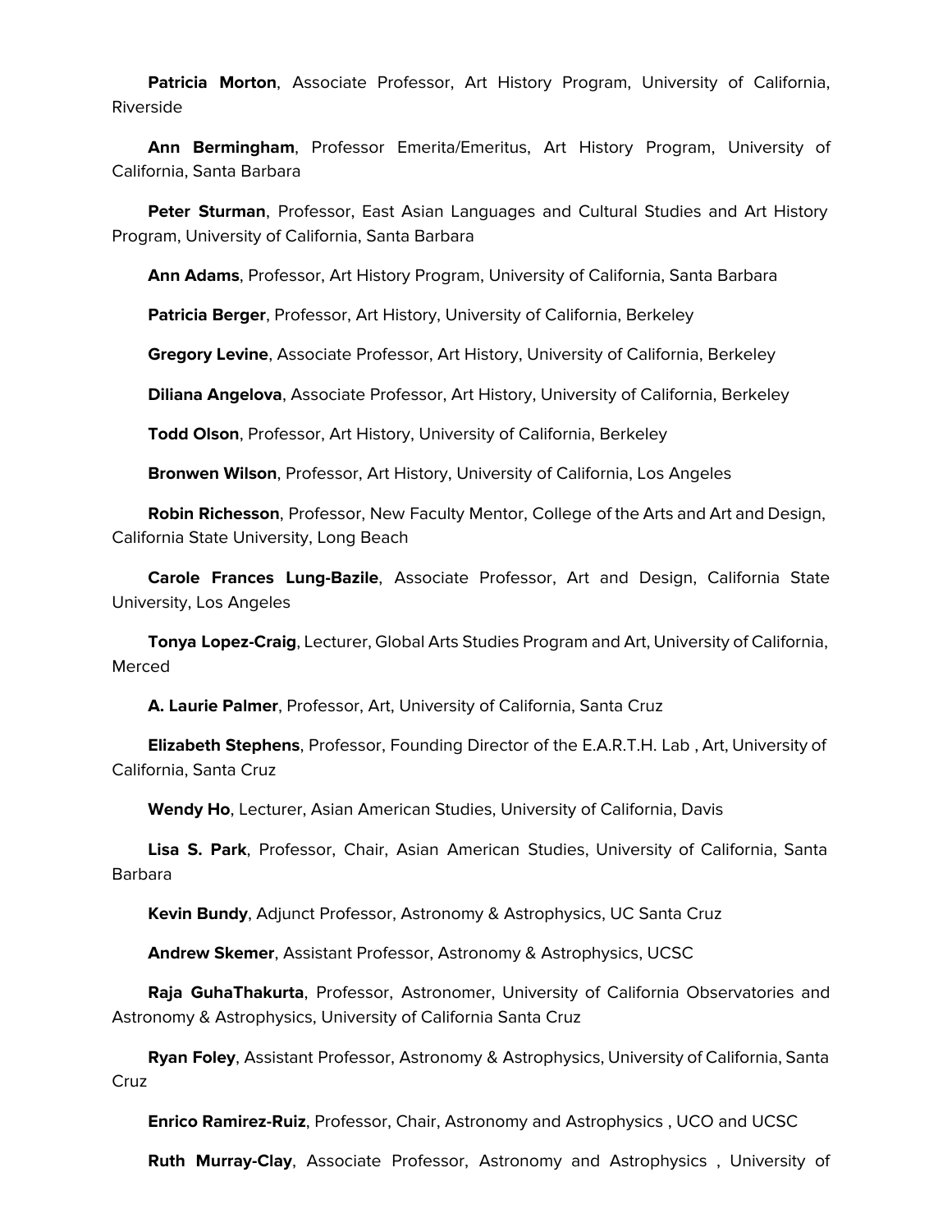**Patricia Morton**, Associate Professor, Art History Program, University of California, Riverside

**Ann Bermingham**, Professor Emerita/Emeritus, Art History Program, University of California, Santa Barbara

**Peter Sturman**, Professor, East Asian Languages and Cultural Studies and Art History Program, University of California, Santa Barbara

**Ann Adams**, Professor, Art History Program, University of California, Santa Barbara

**Patricia Berger**, Professor, Art History, University of California, Berkeley

**Gregory Levine**, Associate Professor, Art History, University of California, Berkeley

**Diliana Angelova**, Associate Professor, Art History, University of California, Berkeley

**Todd Olson**, Professor, Art History, University of California, Berkeley

**Bronwen Wilson**, Professor, Art History, University of California, Los Angeles

**Robin Richesson**, Professor, New Faculty Mentor, College of the Arts and Art and Design, California State University, Long Beach

**Carole Frances Lung-Bazile**, Associate Professor, Art and Design, California State University, Los Angeles

**Tonya Lopez-Craig**, Lecturer, Global Arts Studies Program and Art, University of California, Merced

**A. Laurie Palmer**, Professor, Art, University of California, Santa Cruz

**Elizabeth Stephens**, Professor, Founding Director of the E.A.R.T.H. Lab , Art, University of California, Santa Cruz

**Wendy Ho**, Lecturer, Asian American Studies, University of California, Davis

**Lisa S. Park**, Professor, Chair, Asian American Studies, University of California, Santa Barbara

**Kevin Bundy**, Adjunct Professor, Astronomy & Astrophysics, UC Santa Cruz

**Andrew Skemer**, Assistant Professor, Astronomy & Astrophysics, UCSC

**Raja GuhaThakurta**, Professor, Astronomer, University of California Observatories and Astronomy & Astrophysics, University of California Santa Cruz

**Ryan Foley**, Assistant Professor, Astronomy & Astrophysics, University of California, Santa Cruz

**Enrico Ramirez-Ruiz**, Professor, Chair, Astronomy and Astrophysics , UCO and UCSC

**Ruth Murray-Clay**, Associate Professor, Astronomy and Astrophysics , University of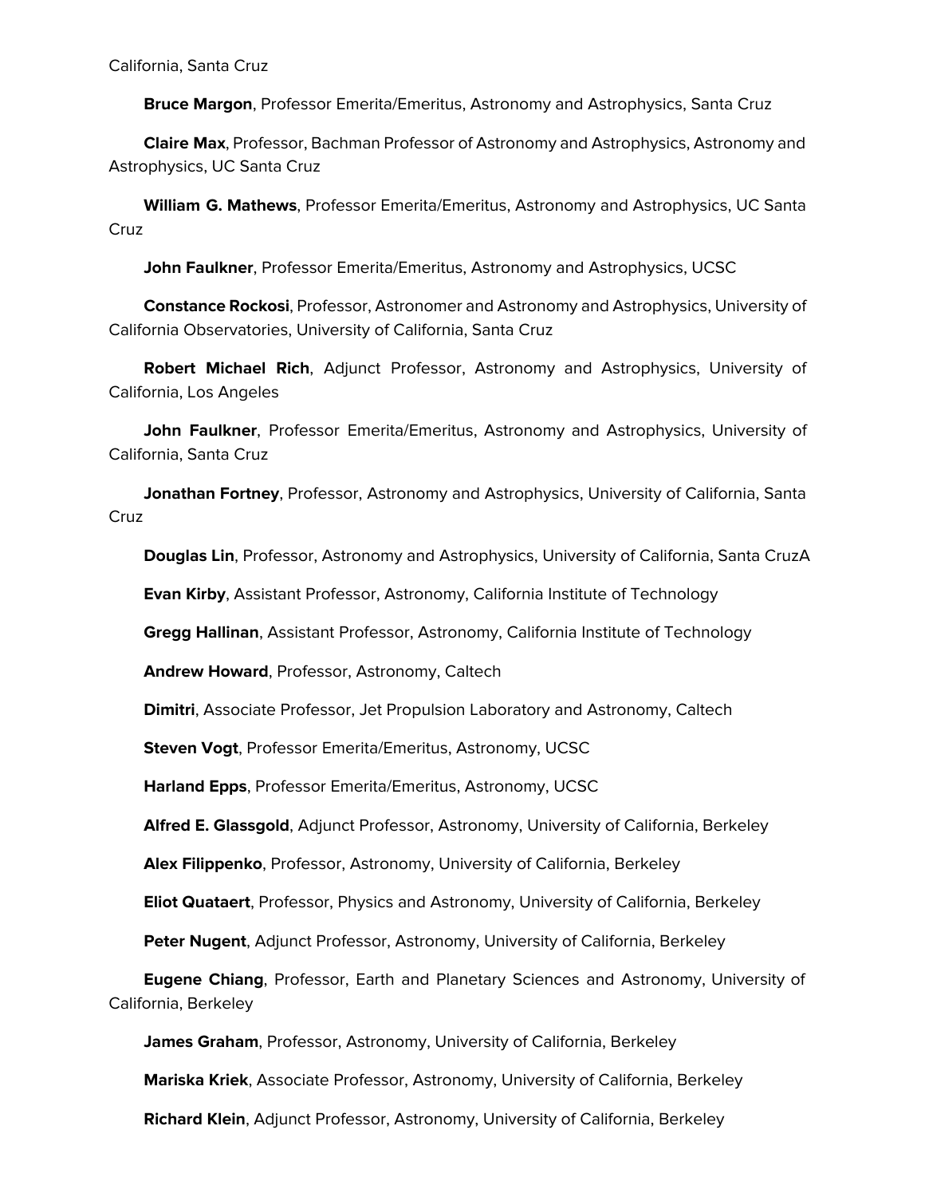California, Santa Cruz

**Bruce Margon**, Professor Emerita/Emeritus, Astronomy and Astrophysics, Santa Cruz

**Claire Max**, Professor, Bachman Professor of Astronomy and Astrophysics, Astronomy and Astrophysics, UC Santa Cruz

**William G. Mathews**, Professor Emerita/Emeritus, Astronomy and Astrophysics, UC Santa Cruz

**John Faulkner**, Professor Emerita/Emeritus, Astronomy and Astrophysics, UCSC

**Constance Rockosi**, Professor, Astronomer and Astronomy and Astrophysics, University of California Observatories, University of California, Santa Cruz

**Robert Michael Rich**, Adjunct Professor, Astronomy and Astrophysics, University of California, Los Angeles

**John Faulkner**, Professor Emerita/Emeritus, Astronomy and Astrophysics, University of California, Santa Cruz

**Jonathan Fortney**, Professor, Astronomy and Astrophysics, University of California, Santa Cruz

**Douglas Lin**, Professor, Astronomy and Astrophysics, University of California, Santa CruzA

**Evan Kirby**, Assistant Professor, Astronomy, California Institute of Technology

**Gregg Hallinan**, Assistant Professor, Astronomy, California Institute of Technology

**Andrew Howard**, Professor, Astronomy, Caltech

**Dimitri**, Associate Professor, Jet Propulsion Laboratory and Astronomy, Caltech

**Steven Vogt**, Professor Emerita/Emeritus, Astronomy, UCSC

**Harland Epps**, Professor Emerita/Emeritus, Astronomy, UCSC

**Alfred E. Glassgold**, Adjunct Professor, Astronomy, University of California, Berkeley

**Alex Filippenko**, Professor, Astronomy, University of California, Berkeley

**Eliot Quataert**, Professor, Physics and Astronomy, University of California, Berkeley

**Peter Nugent**, Adjunct Professor, Astronomy, University of California, Berkeley

**Eugene Chiang**, Professor, Earth and Planetary Sciences and Astronomy, University of California, Berkeley

**James Graham**, Professor, Astronomy, University of California, Berkeley

**Mariska Kriek**, Associate Professor, Astronomy, University of California, Berkeley

**Richard Klein**, Adjunct Professor, Astronomy, University of California, Berkeley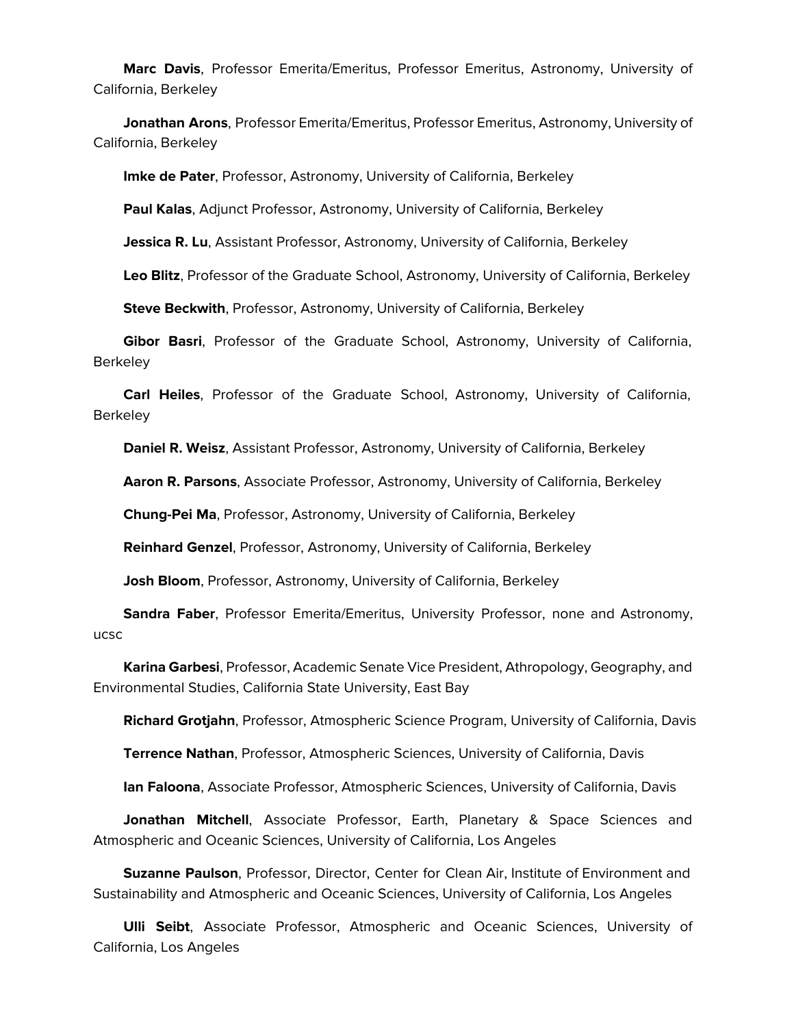**Marc Davis**, Professor Emerita/Emeritus, Professor Emeritus, Astronomy, University of California, Berkeley

**Jonathan Arons**, Professor Emerita/Emeritus, Professor Emeritus, Astronomy, University of California, Berkeley

**Imke de Pater**, Professor, Astronomy, University of California, Berkeley

**Paul Kalas**, Adjunct Professor, Astronomy, University of California, Berkeley

**Jessica R. Lu**, Assistant Professor, Astronomy, University of California, Berkeley

**Leo Blitz**, Professor of the Graduate School, Astronomy, University of California, Berkeley

**Steve Beckwith**, Professor, Astronomy, University of California, Berkeley

**Gibor Basri**, Professor of the Graduate School, Astronomy, University of California, Berkeley

**Carl Heiles**, Professor of the Graduate School, Astronomy, University of California, Berkeley

**Daniel R. Weisz**, Assistant Professor, Astronomy, University of California, Berkeley

**Aaron R. Parsons**, Associate Professor, Astronomy, University of California, Berkeley

**Chung-Pei Ma**, Professor, Astronomy, University of California, Berkeley

**Reinhard Genzel**, Professor, Astronomy, University of California, Berkeley

**Josh Bloom**, Professor, Astronomy, University of California, Berkeley

**Sandra Faber**, Professor Emerita/Emeritus, University Professor, none and Astronomy, ucsc

**Karina Garbesi**, Professor, Academic Senate Vice President, Athropology, Geography, and Environmental Studies, California State University, East Bay

**Richard Grotjahn**, Professor, Atmospheric Science Program, University of California, Davis

**Terrence Nathan**, Professor, Atmospheric Sciences, University of California, Davis

**Ian Faloona**, Associate Professor, Atmospheric Sciences, University of California, Davis

**Jonathan Mitchell**, Associate Professor, Earth, Planetary & Space Sciences and Atmospheric and Oceanic Sciences, University of California, Los Angeles

**Suzanne Paulson**, Professor, Director, Center for Clean Air, Institute of Environment and Sustainability and Atmospheric and Oceanic Sciences, University of California, Los Angeles

**Ulli Seibt**, Associate Professor, Atmospheric and Oceanic Sciences, University of California, Los Angeles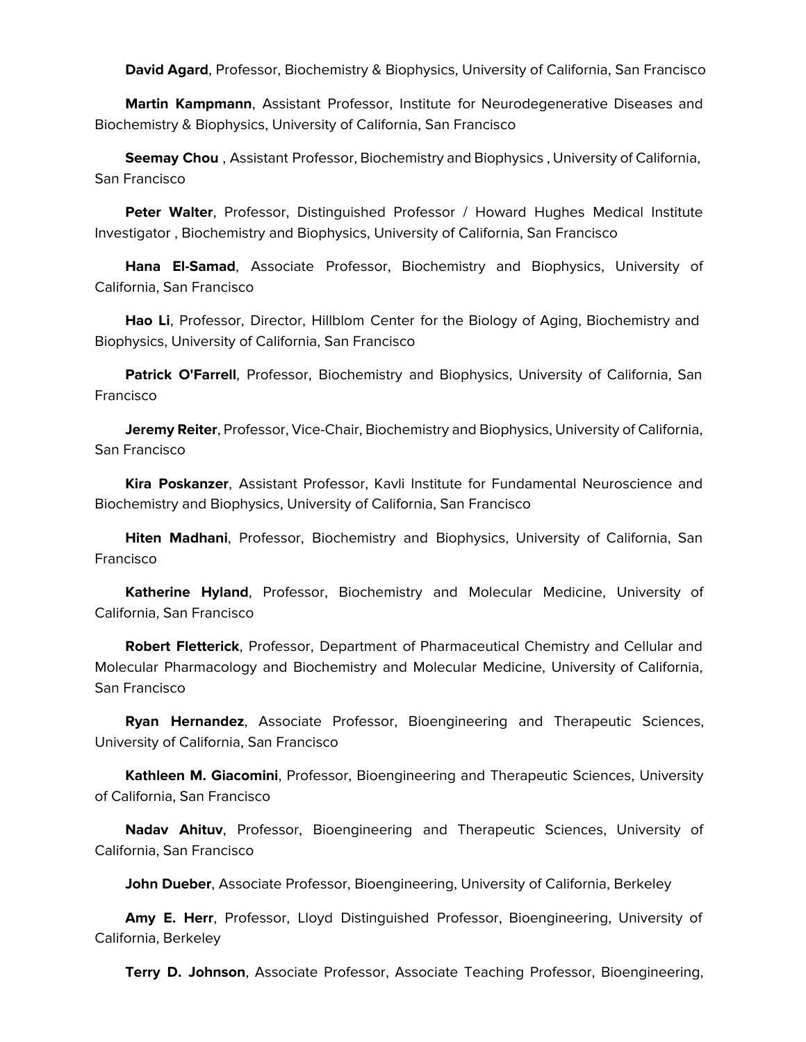**David Agard**, Professor, Biochemistry & Biophysics, University of California, San Francisco

**Martin Kampmann**, Assistant Professor, Institute for Neurodegenerative Diseases and Biochemistry & Biophysics, University of California, San Francisco

**Seemay Chou** , Assistant Professor, Biochemistry and Biophysics , University of California, San Francisco

**Peter Walter**, Professor, Distinguished Professor / Howard Hughes Medical Institute Investigator , Biochemistry and Biophysics, University of California, San Francisco

**Hana El-Samad**, Associate Professor, Biochemistry and Biophysics, University of California, San Francisco

**Hao Li**, Professor, Director, Hillblom Center for the Biology of Aging, Biochemistry and Biophysics, University of California, San Francisco

**Patrick O'Farrell**, Professor, Biochemistry and Biophysics, University of California, San Francisco

**Jeremy Reiter**, Professor, Vice-Chair, Biochemistry and Biophysics, University of California, San Francisco

**Kira Poskanzer**, Assistant Professor, Kavli Institute for Fundamental Neuroscience and Biochemistry and Biophysics, University of California, San Francisco

**Hiten Madhani**, Professor, Biochemistry and Biophysics, University of California, San Francisco

**Katherine Hyland**, Professor, Biochemistry and Molecular Medicine, University of California, San Francisco

**Robert Fletterick**, Professor, Department of Pharmaceutical Chemistry and Cellular and Molecular Pharmacology and Biochemistry and Molecular Medicine, University of California, San Francisco

**Ryan Hernandez**, Associate Professor, Bioengineering and Therapeutic Sciences, University of California, San Francisco

**Kathleen M. Giacomini**, Professor, Bioengineering and Therapeutic Sciences, University of California, San Francisco

**Nadav Ahituv**, Professor, Bioengineering and Therapeutic Sciences, University of California, San Francisco

**John Dueber**, Associate Professor, Bioengineering, University of California, Berkeley

**Amy E. Herr**, Professor, Lloyd Distinguished Professor, Bioengineering, University of California, Berkeley

**Terry D. Johnson**, Associate Professor, Associate Teaching Professor, Bioengineering,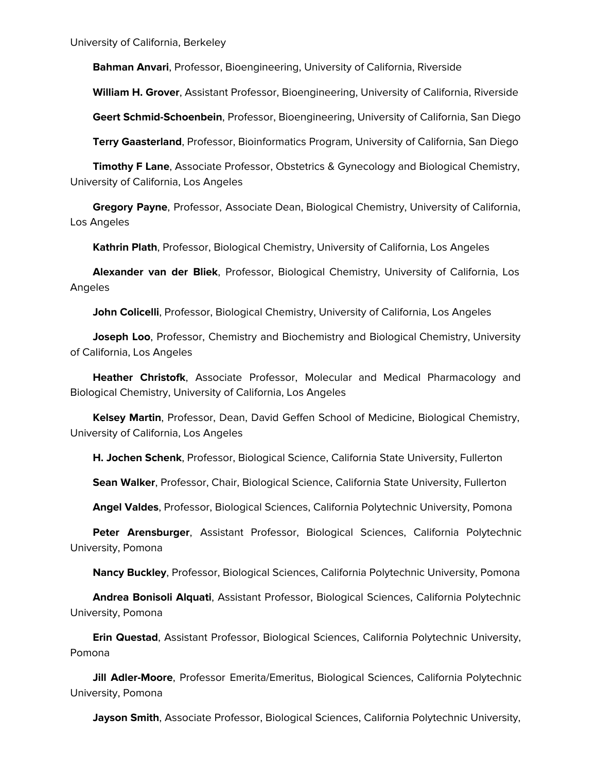University of California, Berkeley

**Bahman Anvari**, Professor, Bioengineering, University of California, Riverside

**William H. Grover**, Assistant Professor, Bioengineering, University of California, Riverside

**Geert Schmid-Schoenbein**, Professor, Bioengineering, University of California, San Diego

**Terry Gaasterland**, Professor, Bioinformatics Program, University of California, San Diego

**Timothy F Lane**, Associate Professor, Obstetrics & Gynecology and Biological Chemistry, University of California, Los Angeles

**Gregory Payne**, Professor, Associate Dean, Biological Chemistry, University of California, Los Angeles

**Kathrin Plath**, Professor, Biological Chemistry, University of California, Los Angeles

**Alexander van der Bliek**, Professor, Biological Chemistry, University of California, Los Angeles

**John Colicelli**, Professor, Biological Chemistry, University of California, Los Angeles

**Joseph Loo**, Professor, Chemistry and Biochemistry and Biological Chemistry, University of California, Los Angeles

**Heather Christofk**, Associate Professor, Molecular and Medical Pharmacology and Biological Chemistry, University of California, Los Angeles

**Kelsey Martin**, Professor, Dean, David Geffen School of Medicine, Biological Chemistry, University of California, Los Angeles

**H. Jochen Schenk**, Professor, Biological Science, California State University, Fullerton

**Sean Walker**, Professor, Chair, Biological Science, California State University, Fullerton

**Angel Valdes**, Professor, Biological Sciences, California Polytechnic University, Pomona

**Peter Arensburger**, Assistant Professor, Biological Sciences, California Polytechnic University, Pomona

**Nancy Buckley**, Professor, Biological Sciences, California Polytechnic University, Pomona

**Andrea Bonisoli Alquati**, Assistant Professor, Biological Sciences, California Polytechnic University, Pomona

**Erin Questad**, Assistant Professor, Biological Sciences, California Polytechnic University, Pomona

**Jill Adler-Moore**, Professor Emerita/Emeritus, Biological Sciences, California Polytechnic University, Pomona

**Jayson Smith**, Associate Professor, Biological Sciences, California Polytechnic University,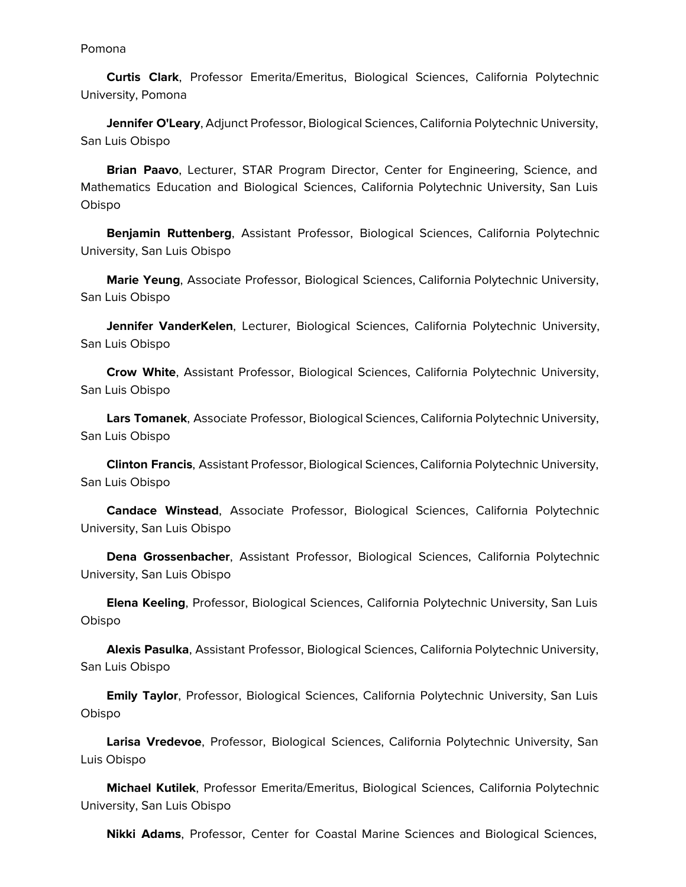Pomona

**Curtis Clark**, Professor Emerita/Emeritus, Biological Sciences, California Polytechnic University, Pomona

**Jennifer O'Leary**, Adjunct Professor, Biological Sciences, California Polytechnic University, San Luis Obispo

**Brian Paavo**, Lecturer, STAR Program Director, Center for Engineering, Science, and Mathematics Education and Biological Sciences, California Polytechnic University, San Luis Obispo

**Benjamin Ruttenberg**, Assistant Professor, Biological Sciences, California Polytechnic University, San Luis Obispo

**Marie Yeung**, Associate Professor, Biological Sciences, California Polytechnic University, San Luis Obispo

**Jennifer VanderKelen**, Lecturer, Biological Sciences, California Polytechnic University, San Luis Obispo

**Crow White**, Assistant Professor, Biological Sciences, California Polytechnic University, San Luis Obispo

**Lars Tomanek**, Associate Professor, Biological Sciences, California Polytechnic University, San Luis Obispo

**Clinton Francis**, Assistant Professor, Biological Sciences, California Polytechnic University, San Luis Obispo

**Candace Winstead**, Associate Professor, Biological Sciences, California Polytechnic University, San Luis Obispo

**Dena Grossenbacher**, Assistant Professor, Biological Sciences, California Polytechnic University, San Luis Obispo

**Elena Keeling**, Professor, Biological Sciences, California Polytechnic University, San Luis Obispo

**Alexis Pasulka**, Assistant Professor, Biological Sciences, California Polytechnic University, San Luis Obispo

**Emily Taylor**, Professor, Biological Sciences, California Polytechnic University, San Luis Obispo

**Larisa Vredevoe**, Professor, Biological Sciences, California Polytechnic University, San Luis Obispo

**Michael Kutilek**, Professor Emerita/Emeritus, Biological Sciences, California Polytechnic University, San Luis Obispo

**Nikki Adams**, Professor, Center for Coastal Marine Sciences and Biological Sciences,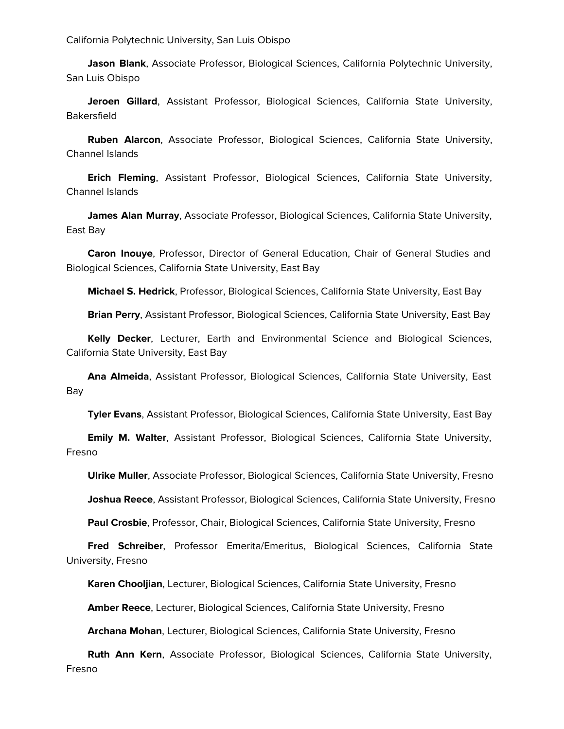California Polytechnic University, San Luis Obispo

**Jason Blank**, Associate Professor, Biological Sciences, California Polytechnic University, San Luis Obispo

**Jeroen Gillard**, Assistant Professor, Biological Sciences, California State University, Bakersfield

**Ruben Alarcon**, Associate Professor, Biological Sciences, California State University, Channel Islands

**Erich Fleming**, Assistant Professor, Biological Sciences, California State University, Channel Islands

**James Alan Murray**, Associate Professor, Biological Sciences, California State University, East Bay

**Caron Inouye**, Professor, Director of General Education, Chair of General Studies and Biological Sciences, California State University, East Bay

**Michael S. Hedrick**, Professor, Biological Sciences, California State University, East Bay

**Brian Perry**, Assistant Professor, Biological Sciences, California State University, East Bay

**Kelly Decker**, Lecturer, Earth and Environmental Science and Biological Sciences, California State University, East Bay

**Ana Almeida**, Assistant Professor, Biological Sciences, California State University, East Bay

**Tyler Evans**, Assistant Professor, Biological Sciences, California State University, East Bay

**Emily M. Walter**, Assistant Professor, Biological Sciences, California State University, Fresno

**Ulrike Muller**, Associate Professor, Biological Sciences, California State University, Fresno

**Joshua Reece**, Assistant Professor, Biological Sciences, California State University, Fresno

**Paul Crosbie**, Professor, Chair, Biological Sciences, California State University, Fresno

**Fred Schreiber**, Professor Emerita/Emeritus, Biological Sciences, California State University, Fresno

**Karen Chooljian**, Lecturer, Biological Sciences, California State University, Fresno

**Amber Reece**, Lecturer, Biological Sciences, California State University, Fresno

**Archana Mohan**, Lecturer, Biological Sciences, California State University, Fresno

**Ruth Ann Kern**, Associate Professor, Biological Sciences, California State University, Fresno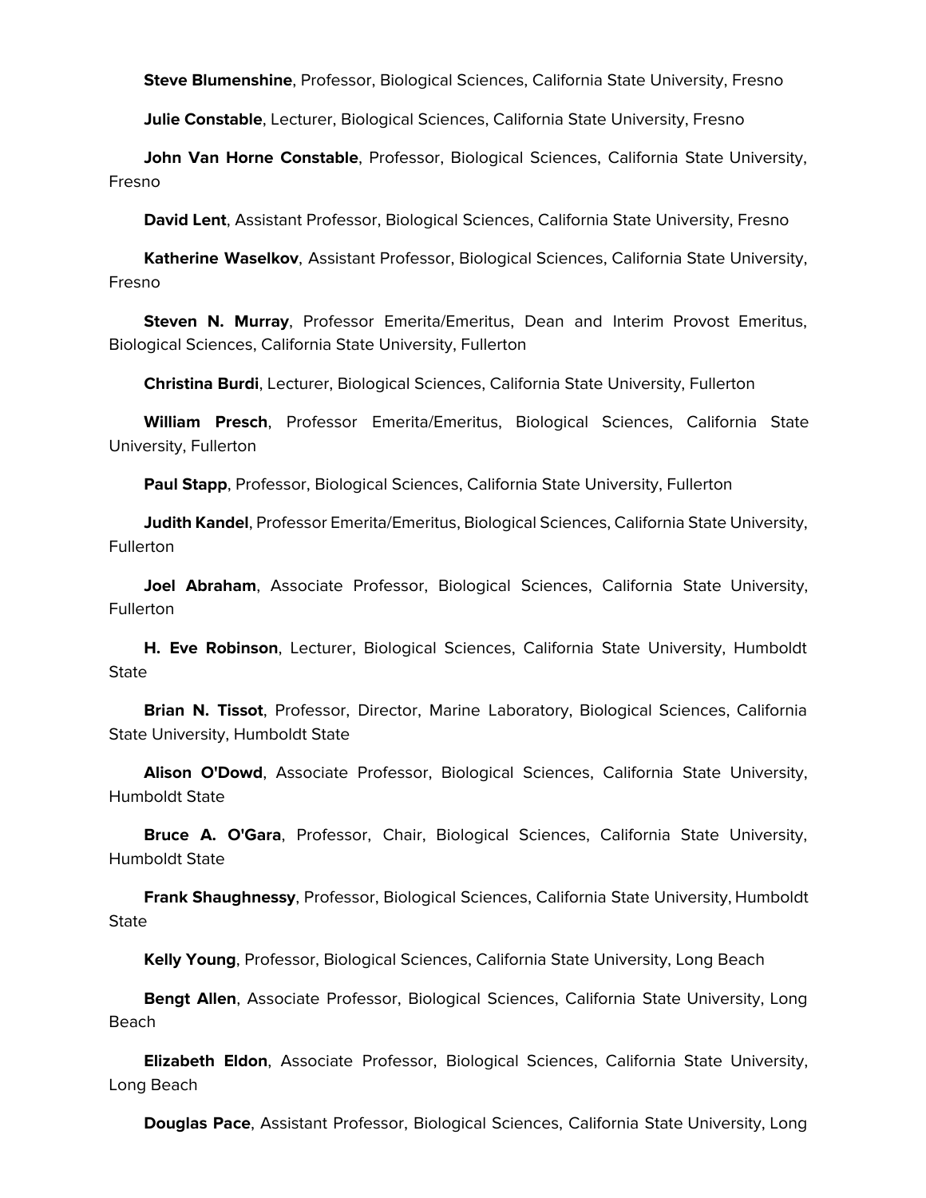**Steve Blumenshine**, Professor, Biological Sciences, California State University, Fresno

**Julie Constable**, Lecturer, Biological Sciences, California State University, Fresno

**John Van Horne Constable**, Professor, Biological Sciences, California State University, Fresno

**David Lent**, Assistant Professor, Biological Sciences, California State University, Fresno

**Katherine Waselkov**, Assistant Professor, Biological Sciences, California State University, Fresno

**Steven N. Murray**, Professor Emerita/Emeritus, Dean and Interim Provost Emeritus, Biological Sciences, California State University, Fullerton

**Christina Burdi**, Lecturer, Biological Sciences, California State University, Fullerton

**William Presch**, Professor Emerita/Emeritus, Biological Sciences, California State University, Fullerton

**Paul Stapp**, Professor, Biological Sciences, California State University, Fullerton

**Judith Kandel**, Professor Emerita/Emeritus, Biological Sciences, California State University, Fullerton

**Joel Abraham**, Associate Professor, Biological Sciences, California State University, Fullerton

**H. Eve Robinson**, Lecturer, Biological Sciences, California State University, Humboldt State

**Brian N. Tissot**, Professor, Director, Marine Laboratory, Biological Sciences, California State University, Humboldt State

**Alison O'Dowd**, Associate Professor, Biological Sciences, California State University, Humboldt State

**Bruce A. O'Gara**, Professor, Chair, Biological Sciences, California State University, Humboldt State

**Frank Shaughnessy**, Professor, Biological Sciences, California State University, Humboldt State

**Kelly Young**, Professor, Biological Sciences, California State University, Long Beach

**Bengt Allen**, Associate Professor, Biological Sciences, California State University, Long Beach

**Elizabeth Eldon**, Associate Professor, Biological Sciences, California State University, Long Beach

**Douglas Pace**, Assistant Professor, Biological Sciences, California State University, Long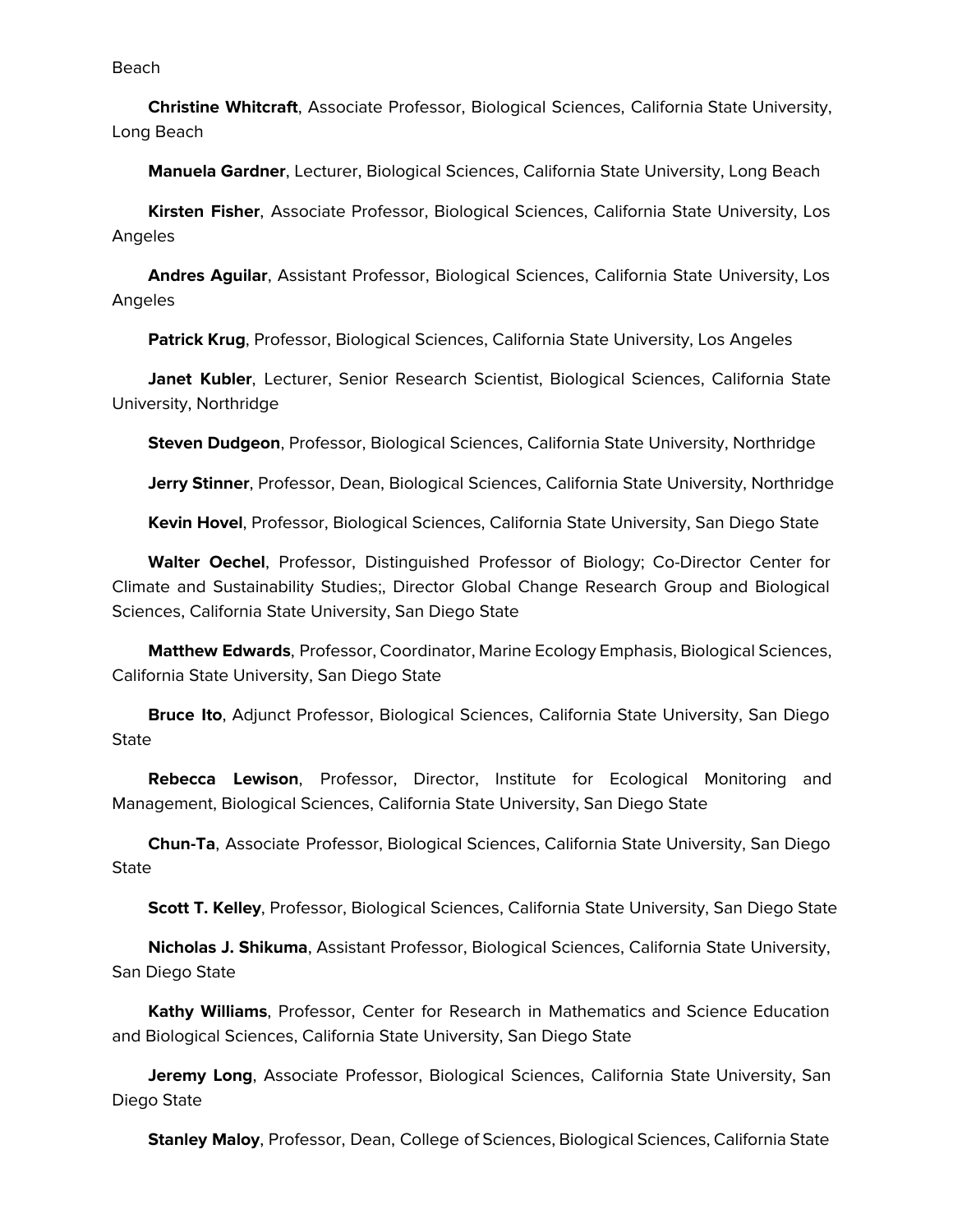Beach

**Christine Whitcraft**, Associate Professor, Biological Sciences, California State University, Long Beach

**Manuela Gardner**, Lecturer, Biological Sciences, California State University, Long Beach

**Kirsten Fisher**, Associate Professor, Biological Sciences, California State University, Los Angeles

**Andres Aguilar**, Assistant Professor, Biological Sciences, California State University, Los Angeles

**Patrick Krug**, Professor, Biological Sciences, California State University, Los Angeles

**Janet Kubler**, Lecturer, Senior Research Scientist, Biological Sciences, California State University, Northridge

**Steven Dudgeon**, Professor, Biological Sciences, California State University, Northridge

**Jerry Stinner**, Professor, Dean, Biological Sciences, California State University, Northridge

**Kevin Hovel**, Professor, Biological Sciences, California State University, San Diego State

**Walter Oechel**, Professor, Distinguished Professor of Biology; Co-Director Center for Climate and Sustainability Studies;, Director Global Change Research Group and Biological Sciences, California State University, San Diego State

**Matthew Edwards**, Professor, Coordinator, Marine Ecology Emphasis, Biological Sciences, California State University, San Diego State

**Bruce Ito**, Adjunct Professor, Biological Sciences, California State University, San Diego State

**Rebecca Lewison**, Professor, Director, Institute for Ecological Monitoring and Management, Biological Sciences, California State University, San Diego State

**Chun-Ta**, Associate Professor, Biological Sciences, California State University, San Diego State

**Scott T. Kelley**, Professor, Biological Sciences, California State University, San Diego State

**Nicholas J. Shikuma**, Assistant Professor, Biological Sciences, California State University, San Diego State

**Kathy Williams**, Professor, Center for Research in Mathematics and Science Education and Biological Sciences, California State University, San Diego State

**Jeremy Long**, Associate Professor, Biological Sciences, California State University, San Diego State

**Stanley Maloy**, Professor, Dean, College of Sciences, Biological Sciences, California State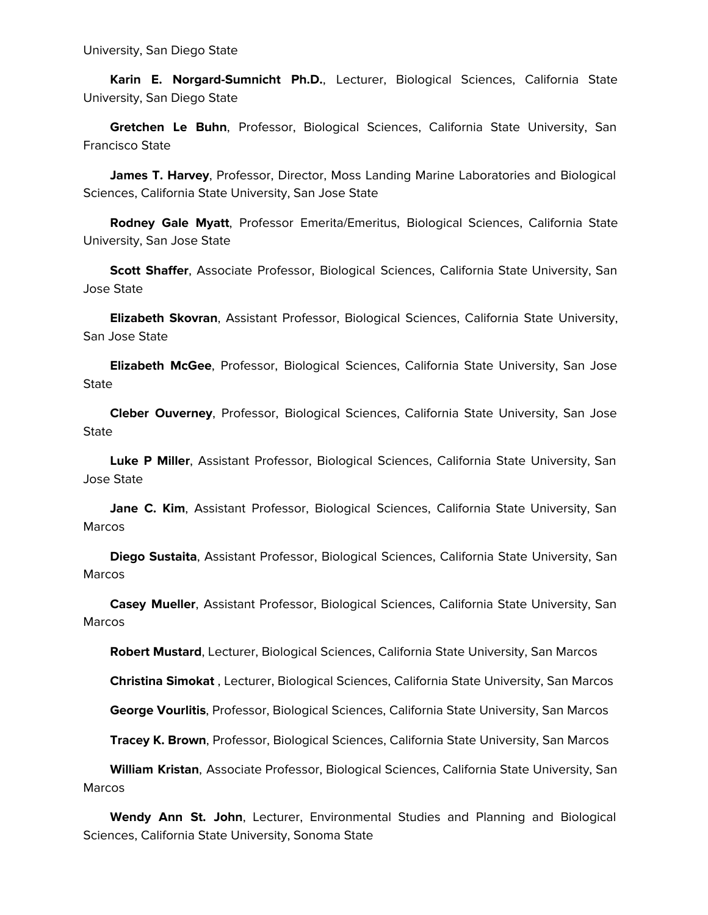University, San Diego State

**Karin E. Norgard-Sumnicht Ph.D.**, Lecturer, Biological Sciences, California State University, San Diego State

**Gretchen Le Buhn**, Professor, Biological Sciences, California State University, San Francisco State

**James T. Harvey**, Professor, Director, Moss Landing Marine Laboratories and Biological Sciences, California State University, San Jose State

**Rodney Gale Myatt**, Professor Emerita/Emeritus, Biological Sciences, California State University, San Jose State

**Scott Shaffer**, Associate Professor, Biological Sciences, California State University, San Jose State

**Elizabeth Skovran**, Assistant Professor, Biological Sciences, California State University, San Jose State

**Elizabeth McGee**, Professor, Biological Sciences, California State University, San Jose State

**Cleber Ouverney**, Professor, Biological Sciences, California State University, San Jose State

**Luke P Miller**, Assistant Professor, Biological Sciences, California State University, San Jose State

**Jane C. Kim**, Assistant Professor, Biological Sciences, California State University, San Marcos

**Diego Sustaita**, Assistant Professor, Biological Sciences, California State University, San Marcos

**Casey Mueller**, Assistant Professor, Biological Sciences, California State University, San Marcos

**Robert Mustard**, Lecturer, Biological Sciences, California State University, San Marcos

**Christina Simokat** , Lecturer, Biological Sciences, California State University, San Marcos

**George Vourlitis**, Professor, Biological Sciences, California State University, San Marcos

**Tracey K. Brown**, Professor, Biological Sciences, California State University, San Marcos

**William Kristan**, Associate Professor, Biological Sciences, California State University, San Marcos

**Wendy Ann St. John**, Lecturer, Environmental Studies and Planning and Biological Sciences, California State University, Sonoma State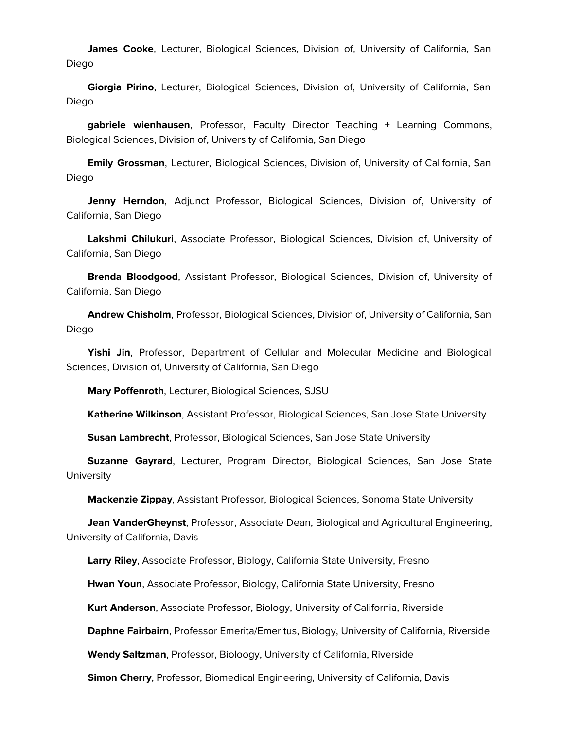**James Cooke**, Lecturer, Biological Sciences, Division of, University of California, San Diego

**Giorgia Pirino**, Lecturer, Biological Sciences, Division of, University of California, San Diego

**gabriele wienhausen**, Professor, Faculty Director Teaching + Learning Commons, Biological Sciences, Division of, University of California, San Diego

**Emily Grossman**, Lecturer, Biological Sciences, Division of, University of California, San Diego

**Jenny Herndon**, Adjunct Professor, Biological Sciences, Division of, University of California, San Diego

**Lakshmi Chilukuri**, Associate Professor, Biological Sciences, Division of, University of California, San Diego

**Brenda Bloodgood**, Assistant Professor, Biological Sciences, Division of, University of California, San Diego

**Andrew Chisholm**, Professor, Biological Sciences, Division of, University of California, San Diego

**Yishi Jin**, Professor, Department of Cellular and Molecular Medicine and Biological Sciences, Division of, University of California, San Diego

**Mary Poffenroth**, Lecturer, Biological Sciences, SJSU

**Katherine Wilkinson**, Assistant Professor, Biological Sciences, San Jose State University

**Susan Lambrecht**, Professor, Biological Sciences, San Jose State University

**Suzanne Gayrard**, Lecturer, Program Director, Biological Sciences, San Jose State University

**Mackenzie Zippay**, Assistant Professor, Biological Sciences, Sonoma State University

**Jean VanderGheynst**, Professor, Associate Dean, Biological and Agricultural Engineering, University of California, Davis

**Larry Riley**, Associate Professor, Biology, California State University, Fresno

**Hwan Youn**, Associate Professor, Biology, California State University, Fresno

**Kurt Anderson**, Associate Professor, Biology, University of California, Riverside

**Daphne Fairbairn**, Professor Emerita/Emeritus, Biology, University of California, Riverside

**Wendy Saltzman**, Professor, Bioloogy, University of California, Riverside

**Simon Cherry**, Professor, Biomedical Engineering, University of California, Davis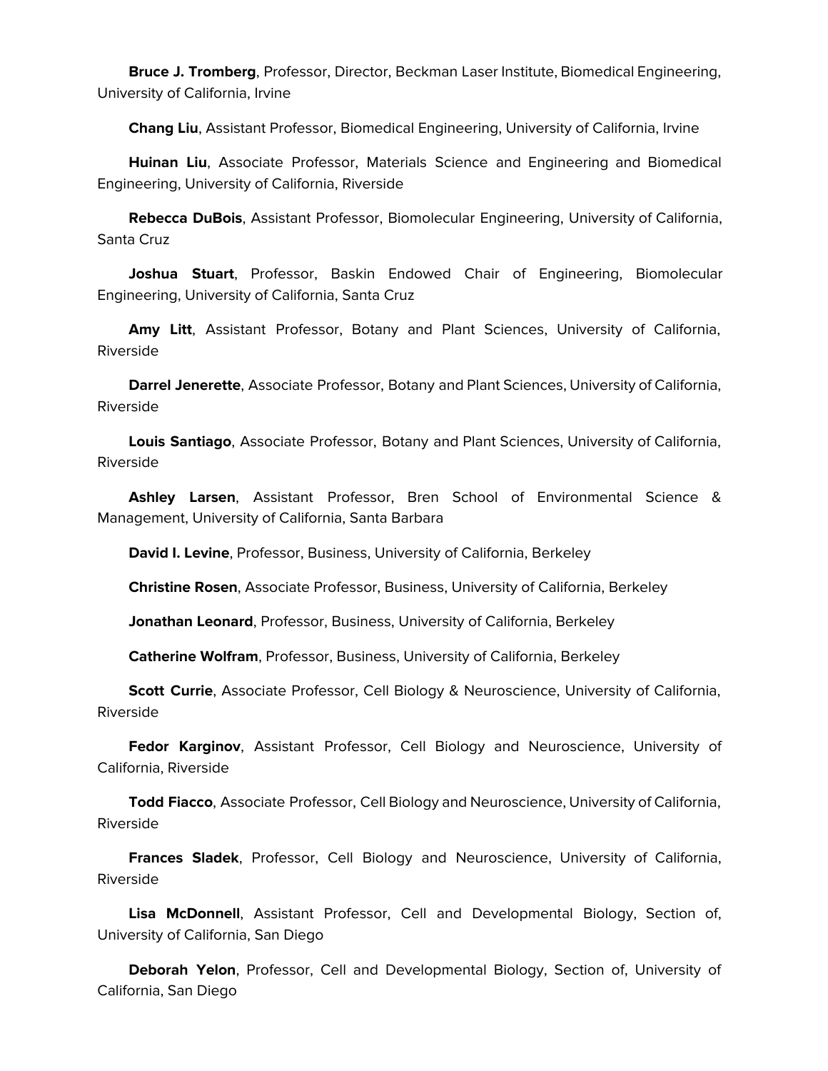**Bruce J. Tromberg**, Professor, Director, Beckman Laser Institute, Biomedical Engineering, University of California, Irvine

**Chang Liu**, Assistant Professor, Biomedical Engineering, University of California, Irvine

**Huinan Liu**, Associate Professor, Materials Science and Engineering and Biomedical Engineering, University of California, Riverside

**Rebecca DuBois**, Assistant Professor, Biomolecular Engineering, University of California, Santa Cruz

**Joshua Stuart**, Professor, Baskin Endowed Chair of Engineering, Biomolecular Engineering, University of California, Santa Cruz

**Amy Litt**, Assistant Professor, Botany and Plant Sciences, University of California, Riverside

**Darrel Jenerette**, Associate Professor, Botany and Plant Sciences, University of California, Riverside

**Louis Santiago**, Associate Professor, Botany and Plant Sciences, University of California, Riverside

**Ashley Larsen**, Assistant Professor, Bren School of Environmental Science & Management, University of California, Santa Barbara

**David I. Levine**, Professor, Business, University of California, Berkeley

**Christine Rosen**, Associate Professor, Business, University of California, Berkeley

**Jonathan Leonard**, Professor, Business, University of California, Berkeley

**Catherine Wolfram**, Professor, Business, University of California, Berkeley

**Scott Currie**, Associate Professor, Cell Biology & Neuroscience, University of California, Riverside

**Fedor Karginov**, Assistant Professor, Cell Biology and Neuroscience, University of California, Riverside

**Todd Fiacco**, Associate Professor, Cell Biology and Neuroscience, University of California, Riverside

**Frances Sladek**, Professor, Cell Biology and Neuroscience, University of California, Riverside

**Lisa McDonnell**, Assistant Professor, Cell and Developmental Biology, Section of, University of California, San Diego

**Deborah Yelon**, Professor, Cell and Developmental Biology, Section of, University of California, San Diego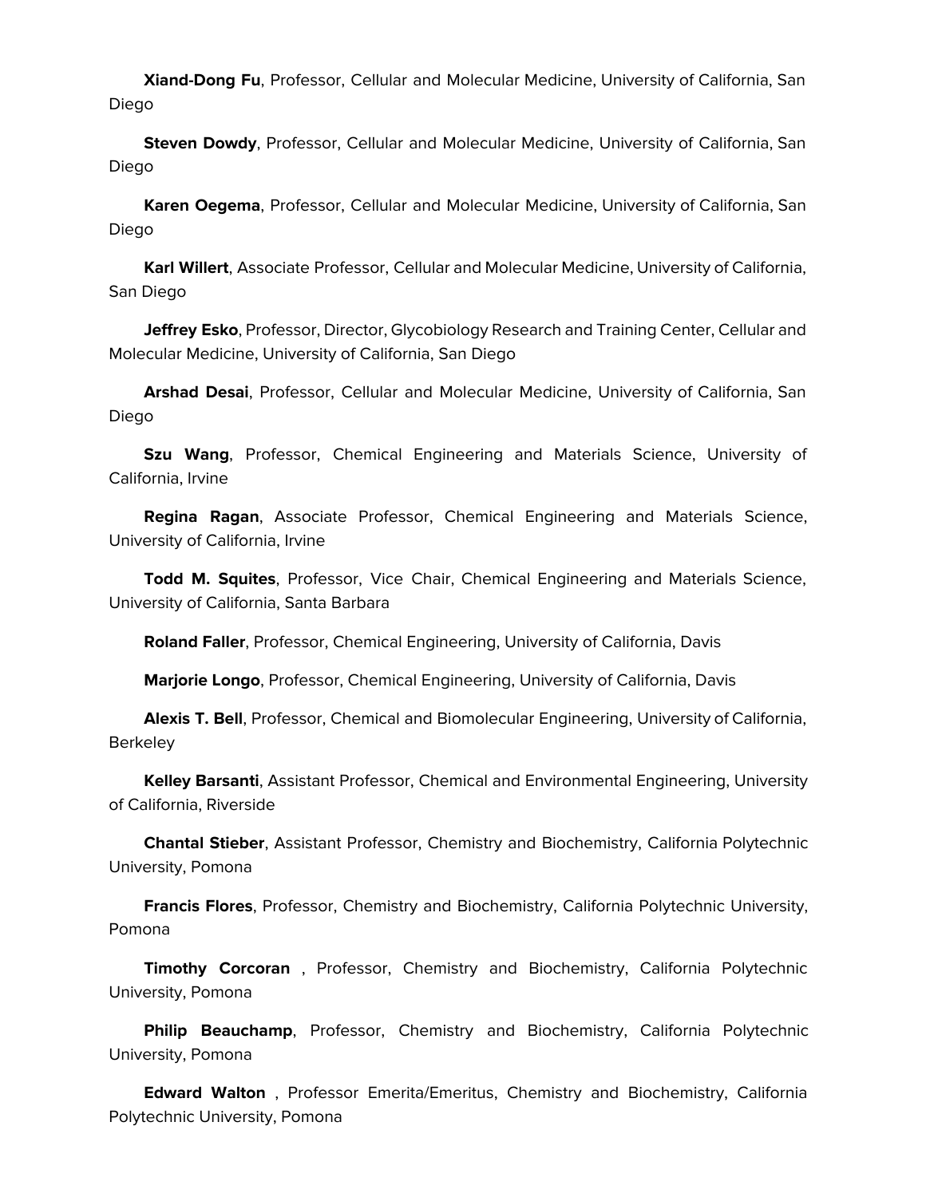**Xiand-Dong Fu**, Professor, Cellular and Molecular Medicine, University of California, San Diego

**Steven Dowdy**, Professor, Cellular and Molecular Medicine, University of California, San Diego

**Karen Oegema**, Professor, Cellular and Molecular Medicine, University of California, San Diego

**Karl Willert**, Associate Professor, Cellular and Molecular Medicine, University of California, San Diego

**Jeffrey Esko**, Professor, Director, Glycobiology Research and Training Center, Cellular and Molecular Medicine, University of California, San Diego

**Arshad Desai**, Professor, Cellular and Molecular Medicine, University of California, San Diego

**Szu Wang**, Professor, Chemical Engineering and Materials Science, University of California, Irvine

**Regina Ragan**, Associate Professor, Chemical Engineering and Materials Science, University of California, Irvine

**Todd M. Squites**, Professor, Vice Chair, Chemical Engineering and Materials Science, University of California, Santa Barbara

**Roland Faller**, Professor, Chemical Engineering, University of California, Davis

**Marjorie Longo**, Professor, Chemical Engineering, University of California, Davis

**Alexis T. Bell**, Professor, Chemical and Biomolecular Engineering, University of California, Berkeley

**Kelley Barsanti**, Assistant Professor, Chemical and Environmental Engineering, University of California, Riverside

**Chantal Stieber**, Assistant Professor, Chemistry and Biochemistry, California Polytechnic University, Pomona

**Francis Flores**, Professor, Chemistry and Biochemistry, California Polytechnic University, Pomona

**Timothy Corcoran** , Professor, Chemistry and Biochemistry, California Polytechnic University, Pomona

**Philip Beauchamp**, Professor, Chemistry and Biochemistry, California Polytechnic University, Pomona

**Edward Walton** , Professor Emerita/Emeritus, Chemistry and Biochemistry, California Polytechnic University, Pomona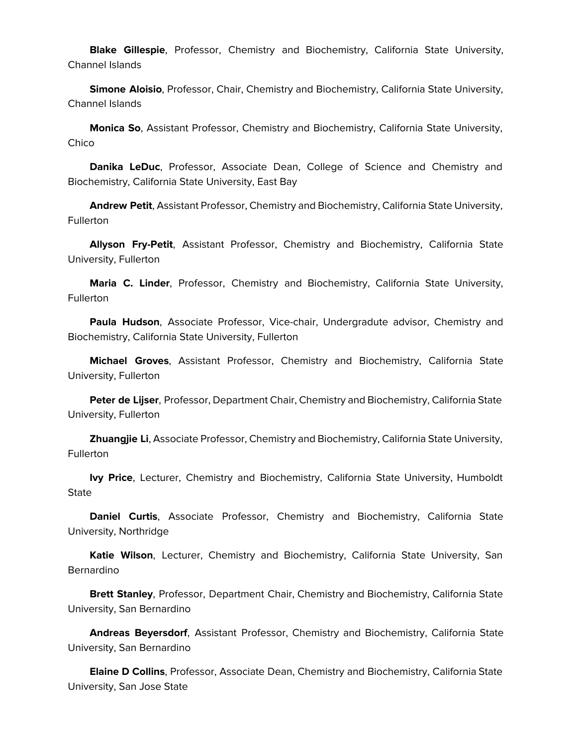**Blake Gillespie**, Professor, Chemistry and Biochemistry, California State University, Channel Islands

**Simone Aloisio**, Professor, Chair, Chemistry and Biochemistry, California State University, Channel Islands

**Monica So**, Assistant Professor, Chemistry and Biochemistry, California State University, Chico

**Danika LeDuc**, Professor, Associate Dean, College of Science and Chemistry and Biochemistry, California State University, East Bay

**Andrew Petit**, Assistant Professor, Chemistry and Biochemistry, California State University, Fullerton

**Allyson Fry-Petit**, Assistant Professor, Chemistry and Biochemistry, California State University, Fullerton

**Maria C. Linder**, Professor, Chemistry and Biochemistry, California State University, Fullerton

**Paula Hudson**, Associate Professor, Vice-chair, Undergradute advisor, Chemistry and Biochemistry, California State University, Fullerton

**Michael Groves**, Assistant Professor, Chemistry and Biochemistry, California State University, Fullerton

**Peter de Lijser**, Professor, Department Chair, Chemistry and Biochemistry, California State University, Fullerton

**Zhuangjie Li**, Associate Professor, Chemistry and Biochemistry, California State University, Fullerton

**Ivy Price**, Lecturer, Chemistry and Biochemistry, California State University, Humboldt State

**Daniel Curtis**, Associate Professor, Chemistry and Biochemistry, California State University, Northridge

**Katie Wilson**, Lecturer, Chemistry and Biochemistry, California State University, San Bernardino

**Brett Stanley**, Professor, Department Chair, Chemistry and Biochemistry, California State University, San Bernardino

**Andreas Beyersdorf**, Assistant Professor, Chemistry and Biochemistry, California State University, San Bernardino

**Elaine D Collins**, Professor, Associate Dean, Chemistry and Biochemistry, California State University, San Jose State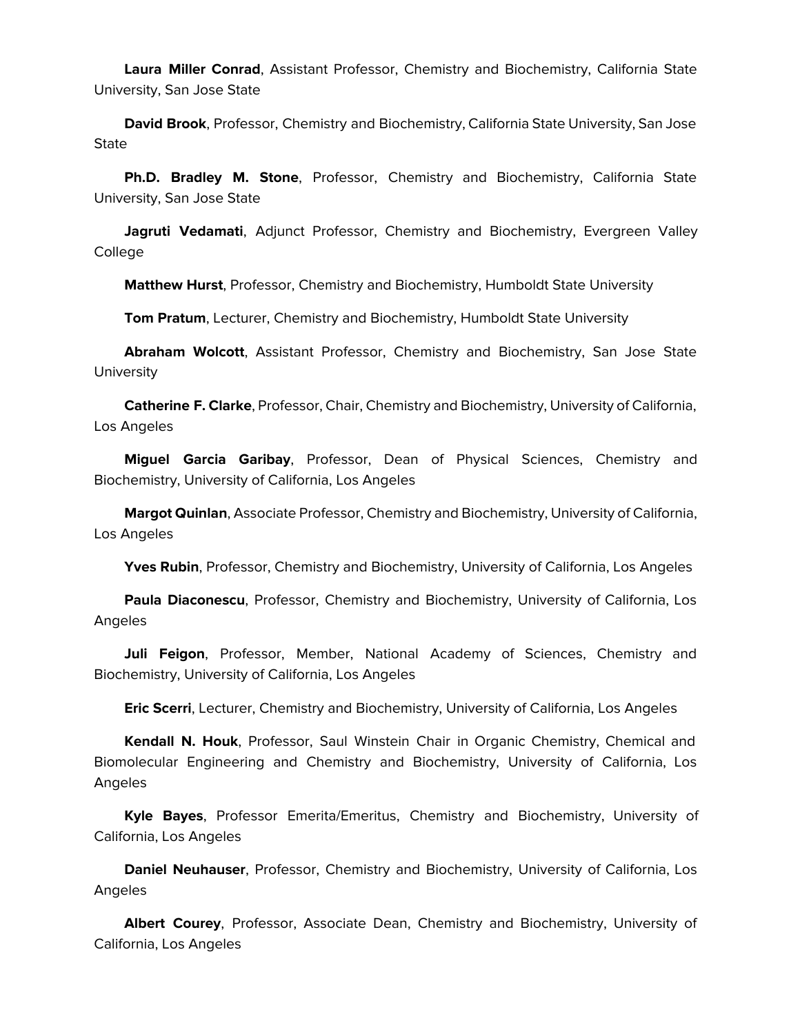**Laura Miller Conrad**, Assistant Professor, Chemistry and Biochemistry, California State University, San Jose State

**David Brook**, Professor, Chemistry and Biochemistry, California State University, San Jose State

**Ph.D. Bradley M. Stone**, Professor, Chemistry and Biochemistry, California State University, San Jose State

**Jagruti Vedamati**, Adjunct Professor, Chemistry and Biochemistry, Evergreen Valley College

**Matthew Hurst**, Professor, Chemistry and Biochemistry, Humboldt State University

**Tom Pratum**, Lecturer, Chemistry and Biochemistry, Humboldt State University

**Abraham Wolcott**, Assistant Professor, Chemistry and Biochemistry, San Jose State University

**Catherine F. Clarke**, Professor, Chair, Chemistry and Biochemistry, University of California, Los Angeles

**Miguel Garcia Garibay**, Professor, Dean of Physical Sciences, Chemistry and Biochemistry, University of California, Los Angeles

**Margot Quinlan**, Associate Professor, Chemistry and Biochemistry, University of California, Los Angeles

**Yves Rubin**, Professor, Chemistry and Biochemistry, University of California, Los Angeles

**Paula Diaconescu**, Professor, Chemistry and Biochemistry, University of California, Los Angeles

**Juli Feigon**, Professor, Member, National Academy of Sciences, Chemistry and Biochemistry, University of California, Los Angeles

**Eric Scerri**, Lecturer, Chemistry and Biochemistry, University of California, Los Angeles

**Kendall N. Houk**, Professor, Saul Winstein Chair in Organic Chemistry, Chemical and Biomolecular Engineering and Chemistry and Biochemistry, University of California, Los Angeles

**Kyle Bayes**, Professor Emerita/Emeritus, Chemistry and Biochemistry, University of California, Los Angeles

**Daniel Neuhauser**, Professor, Chemistry and Biochemistry, University of California, Los Angeles

**Albert Courey**, Professor, Associate Dean, Chemistry and Biochemistry, University of California, Los Angeles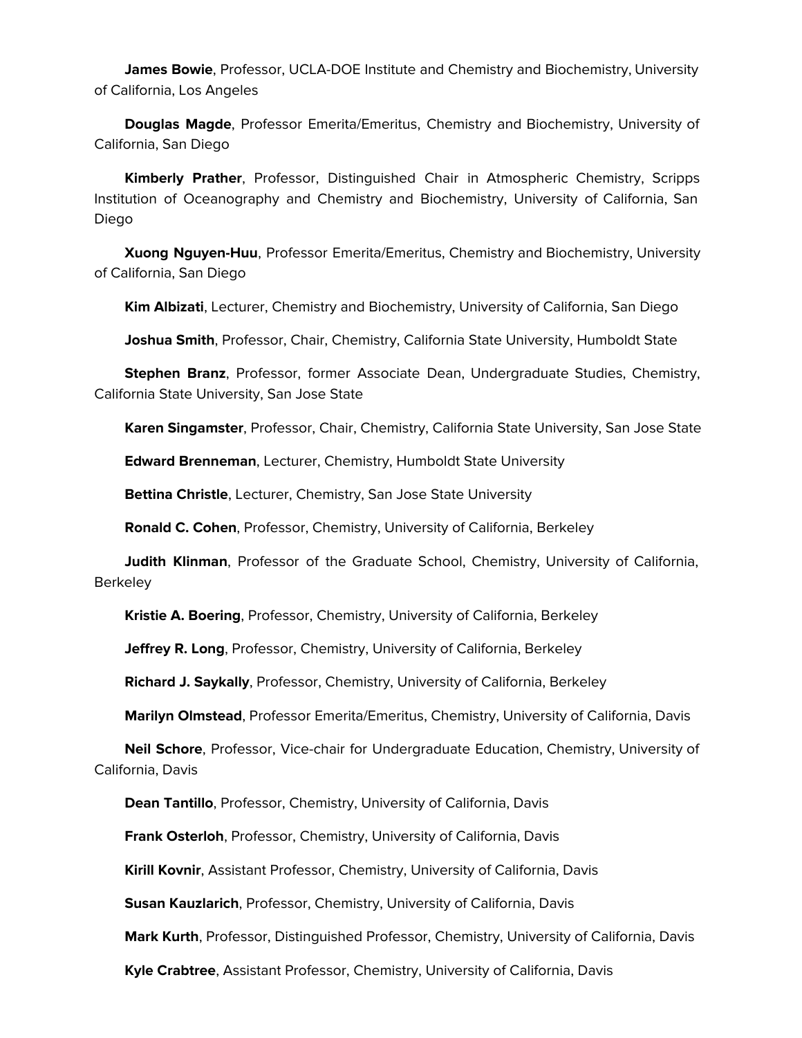**James Bowie**, Professor, UCLA-DOE Institute and Chemistry and Biochemistry, University of California, Los Angeles

**Douglas Magde**, Professor Emerita/Emeritus, Chemistry and Biochemistry, University of California, San Diego

**Kimberly Prather**, Professor, Distinguished Chair in Atmospheric Chemistry, Scripps Institution of Oceanography and Chemistry and Biochemistry, University of California, San Diego

**Xuong Nguyen-Huu**, Professor Emerita/Emeritus, Chemistry and Biochemistry, University of California, San Diego

**Kim Albizati**, Lecturer, Chemistry and Biochemistry, University of California, San Diego

**Joshua Smith**, Professor, Chair, Chemistry, California State University, Humboldt State

**Stephen Branz**, Professor, former Associate Dean, Undergraduate Studies, Chemistry, California State University, San Jose State

**Karen Singamster**, Professor, Chair, Chemistry, California State University, San Jose State

**Edward Brenneman**, Lecturer, Chemistry, Humboldt State University

**Bettina Christle**, Lecturer, Chemistry, San Jose State University

**Ronald C. Cohen**, Professor, Chemistry, University of California, Berkeley

**Judith Klinman**, Professor of the Graduate School, Chemistry, University of California, Berkeley

**Kristie A. Boering**, Professor, Chemistry, University of California, Berkeley

**Jeffrey R. Long**, Professor, Chemistry, University of California, Berkeley

**Richard J. Saykally**, Professor, Chemistry, University of California, Berkeley

**Marilyn Olmstead**, Professor Emerita/Emeritus, Chemistry, University of California, Davis

**Neil Schore**, Professor, Vice-chair for Undergraduate Education, Chemistry, University of California, Davis

**Dean Tantillo**, Professor, Chemistry, University of California, Davis

**Frank Osterloh**, Professor, Chemistry, University of California, Davis

**Kirill Kovnir**, Assistant Professor, Chemistry, University of California, Davis

**Susan Kauzlarich**, Professor, Chemistry, University of California, Davis

**Mark Kurth**, Professor, Distinguished Professor, Chemistry, University of California, Davis

**Kyle Crabtree**, Assistant Professor, Chemistry, University of California, Davis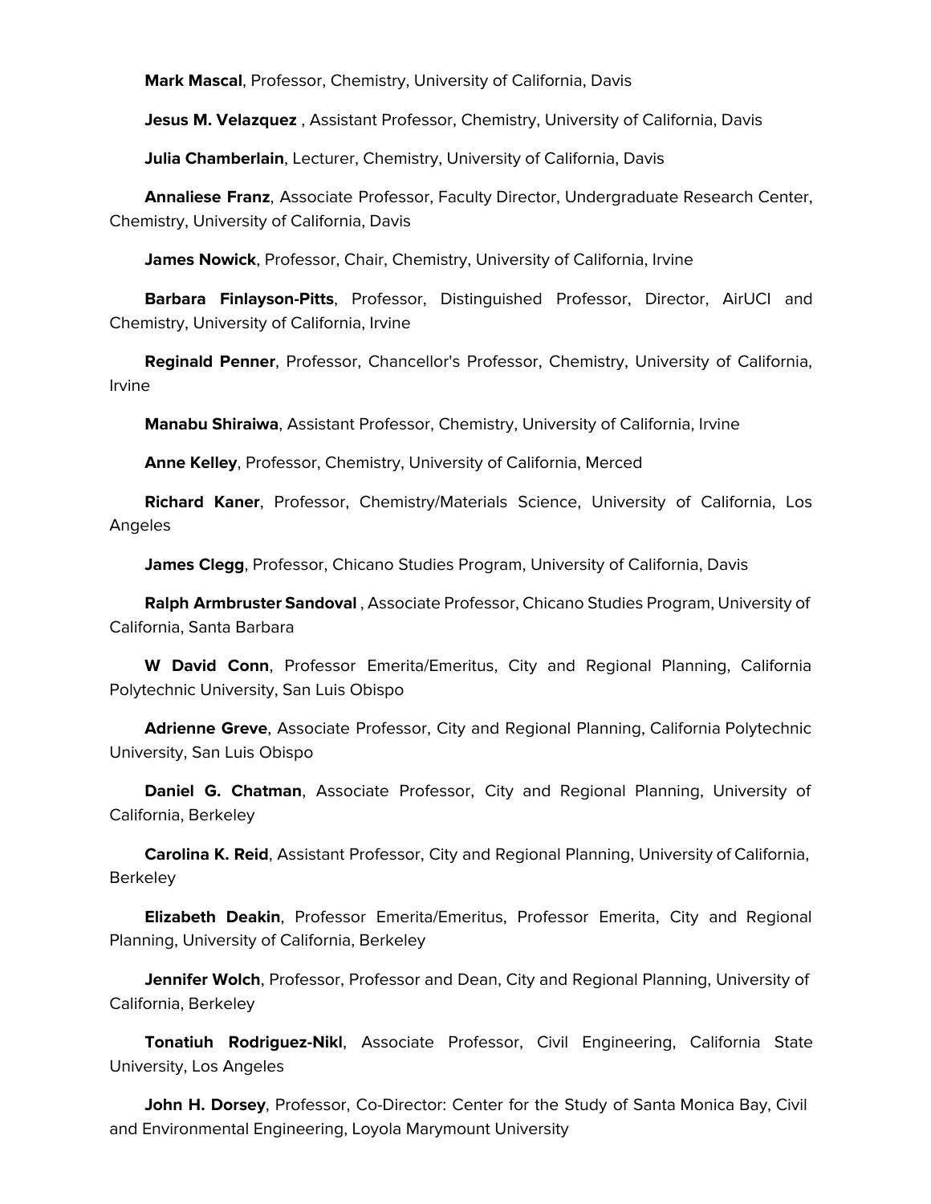**Mark Mascal**, Professor, Chemistry, University of California, Davis

**Jesus M. Velazquez** , Assistant Professor, Chemistry, University of California, Davis

**Julia Chamberlain**, Lecturer, Chemistry, University of California, Davis

**Annaliese Franz**, Associate Professor, Faculty Director, Undergraduate Research Center, Chemistry, University of California, Davis

**James Nowick**, Professor, Chair, Chemistry, University of California, Irvine

**Barbara Finlayson-Pitts**, Professor, Distinguished Professor, Director, AirUCI and Chemistry, University of California, Irvine

**Reginald Penner**, Professor, Chancellor's Professor, Chemistry, University of California, Irvine

**Manabu Shiraiwa**, Assistant Professor, Chemistry, University of California, Irvine

**Anne Kelley**, Professor, Chemistry, University of California, Merced

**Richard Kaner**, Professor, Chemistry/Materials Science, University of California, Los Angeles

**James Clegg**, Professor, Chicano Studies Program, University of California, Davis

**Ralph Armbruster Sandoval** , Associate Professor, Chicano Studies Program, University of California, Santa Barbara

**W David Conn**, Professor Emerita/Emeritus, City and Regional Planning, California Polytechnic University, San Luis Obispo

**Adrienne Greve**, Associate Professor, City and Regional Planning, California Polytechnic University, San Luis Obispo

**Daniel G. Chatman**, Associate Professor, City and Regional Planning, University of California, Berkeley

**Carolina K. Reid**, Assistant Professor, City and Regional Planning, University of California, Berkeley

**Elizabeth Deakin**, Professor Emerita/Emeritus, Professor Emerita, City and Regional Planning, University of California, Berkeley

**Jennifer Wolch**, Professor, Professor and Dean, City and Regional Planning, University of California, Berkeley

**Tonatiuh Rodriguez-Nikl**, Associate Professor, Civil Engineering, California State University, Los Angeles

**John H. Dorsey**, Professor, Co-Director: Center for the Study of Santa Monica Bay, Civil and Environmental Engineering, Loyola Marymount University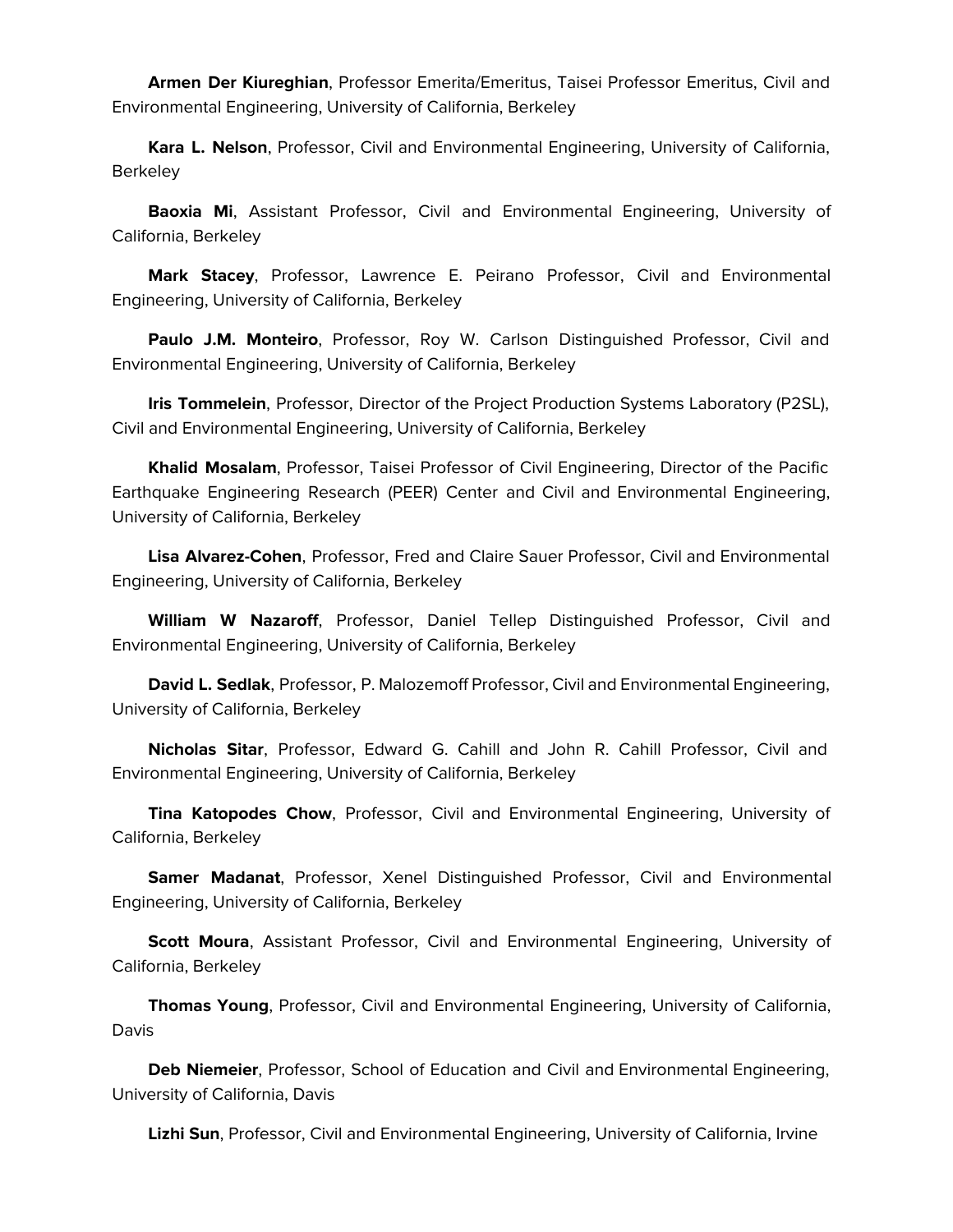**Armen Der Kiureghian**, Professor Emerita/Emeritus, Taisei Professor Emeritus, Civil and Environmental Engineering, University of California, Berkeley

**Kara L. Nelson**, Professor, Civil and Environmental Engineering, University of California, Berkeley

**Baoxia Mi**, Assistant Professor, Civil and Environmental Engineering, University of California, Berkeley

**Mark Stacey**, Professor, Lawrence E. Peirano Professor, Civil and Environmental Engineering, University of California, Berkeley

**Paulo J.M. Monteiro**, Professor, Roy W. Carlson Distinguished Professor, Civil and Environmental Engineering, University of California, Berkeley

**Iris Tommelein**, Professor, Director of the Project Production Systems Laboratory (P2SL), Civil and Environmental Engineering, University of California, Berkeley

**Khalid Mosalam**, Professor, Taisei Professor of Civil Engineering, Director of the Pacific Earthquake Engineering Research (PEER) Center and Civil and Environmental Engineering, University of California, Berkeley

**Lisa Alvarez-Cohen**, Professor, Fred and Claire Sauer Professor, Civil and Environmental Engineering, University of California, Berkeley

**William W Nazaroff**, Professor, Daniel Tellep Distinguished Professor, Civil and Environmental Engineering, University of California, Berkeley

**David L. Sedlak**, Professor, P. Malozemoff Professor, Civil and Environmental Engineering, University of California, Berkeley

**Nicholas Sitar**, Professor, Edward G. Cahill and John R. Cahill Professor, Civil and Environmental Engineering, University of California, Berkeley

**Tina Katopodes Chow**, Professor, Civil and Environmental Engineering, University of California, Berkeley

**Samer Madanat**, Professor, Xenel Distinguished Professor, Civil and Environmental Engineering, University of California, Berkeley

**Scott Moura**, Assistant Professor, Civil and Environmental Engineering, University of California, Berkeley

**Thomas Young**, Professor, Civil and Environmental Engineering, University of California, Davis

**Deb Niemeier**, Professor, School of Education and Civil and Environmental Engineering, University of California, Davis

**Lizhi Sun**, Professor, Civil and Environmental Engineering, University of California, Irvine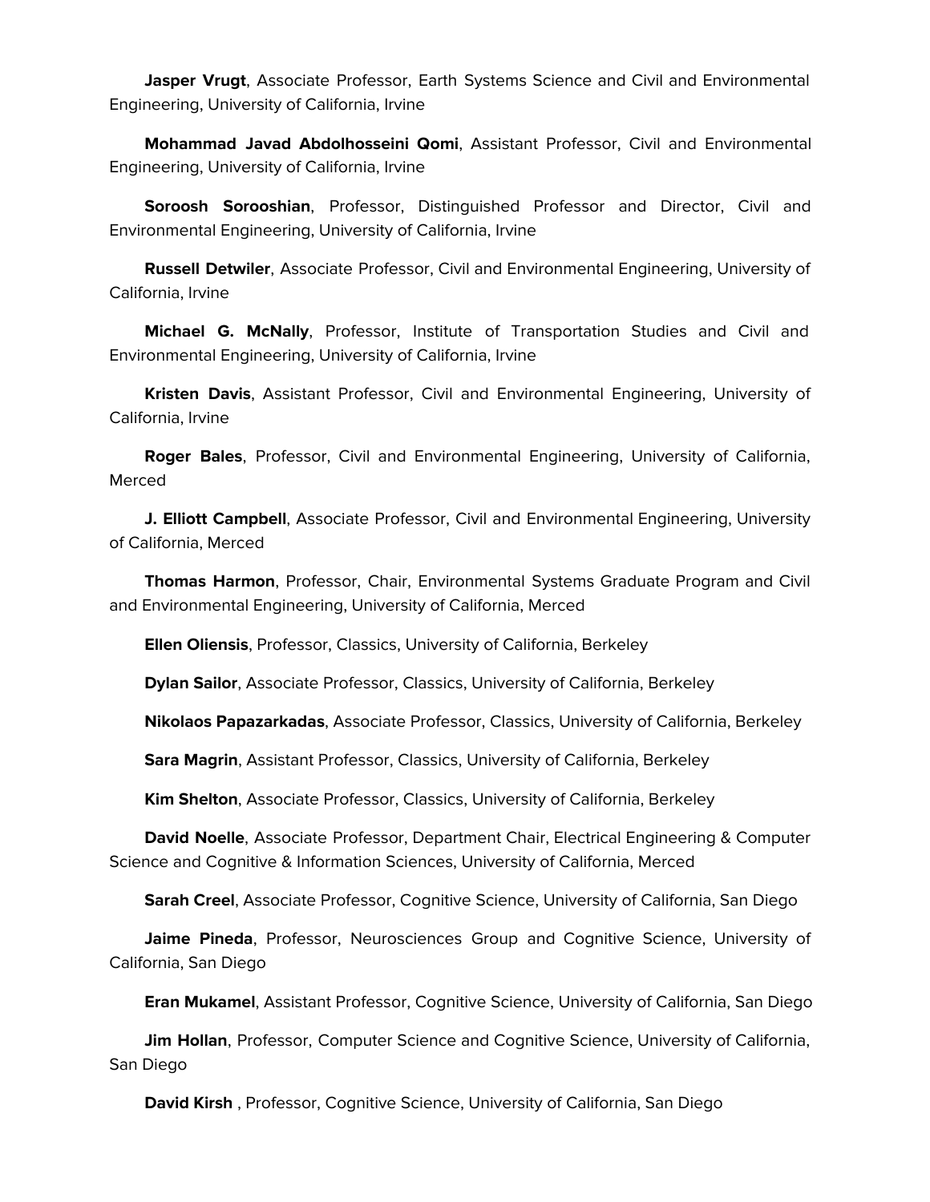**Jasper Vrugt**, Associate Professor, Earth Systems Science and Civil and Environmental Engineering, University of California, Irvine

**Mohammad Javad Abdolhosseini Qomi**, Assistant Professor, Civil and Environmental Engineering, University of California, Irvine

**Soroosh Sorooshian**, Professor, Distinguished Professor and Director, Civil and Environmental Engineering, University of California, Irvine

**Russell Detwiler**, Associate Professor, Civil and Environmental Engineering, University of California, Irvine

**Michael G. McNally**, Professor, Institute of Transportation Studies and Civil and Environmental Engineering, University of California, Irvine

**Kristen Davis**, Assistant Professor, Civil and Environmental Engineering, University of California, Irvine

**Roger Bales**, Professor, Civil and Environmental Engineering, University of California, Merced

**J. Elliott Campbell**, Associate Professor, Civil and Environmental Engineering, University of California, Merced

**Thomas Harmon**, Professor, Chair, Environmental Systems Graduate Program and Civil and Environmental Engineering, University of California, Merced

**Ellen Oliensis**, Professor, Classics, University of California, Berkeley

**Dylan Sailor**, Associate Professor, Classics, University of California, Berkeley

**Nikolaos Papazarkadas**, Associate Professor, Classics, University of California, Berkeley

**Sara Magrin**, Assistant Professor, Classics, University of California, Berkeley

**Kim Shelton**, Associate Professor, Classics, University of California, Berkeley

**David Noelle**, Associate Professor, Department Chair, Electrical Engineering & Computer Science and Cognitive & Information Sciences, University of California, Merced

**Sarah Creel**, Associate Professor, Cognitive Science, University of California, San Diego

**Jaime Pineda**, Professor, Neurosciences Group and Cognitive Science, University of California, San Diego

**Eran Mukamel**, Assistant Professor, Cognitive Science, University of California, San Diego

**Jim Hollan**, Professor, Computer Science and Cognitive Science, University of California, San Diego

**David Kirsh** , Professor, Cognitive Science, University of California, San Diego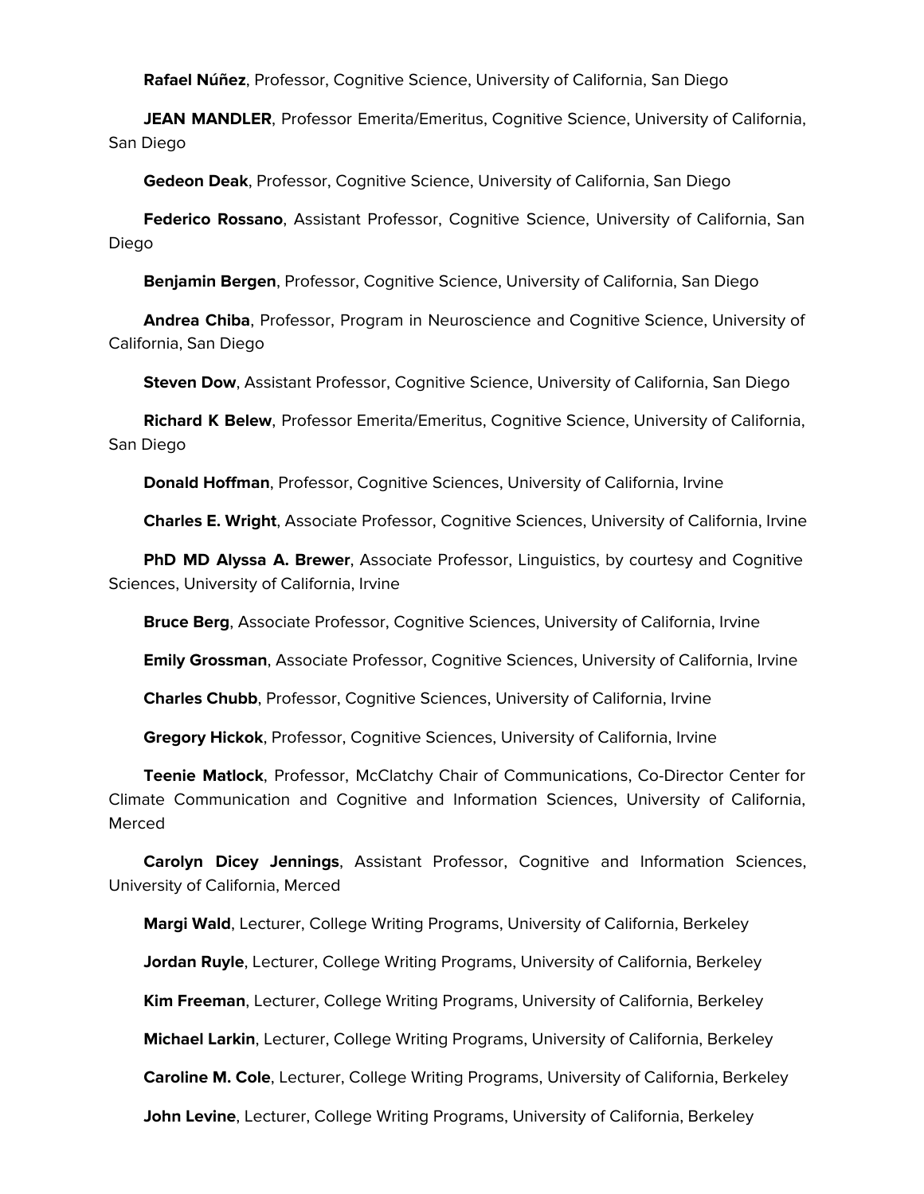**Rafael Núñez**, Professor, Cognitive Science, University of California, San Diego

**JEAN MANDLER**, Professor Emerita/Emeritus, Cognitive Science, University of California, San Diego

**Gedeon Deak**, Professor, Cognitive Science, University of California, San Diego

**Federico Rossano**, Assistant Professor, Cognitive Science, University of California, San Diego

**Benjamin Bergen**, Professor, Cognitive Science, University of California, San Diego

**Andrea Chiba**, Professor, Program in Neuroscience and Cognitive Science, University of California, San Diego

**Steven Dow**, Assistant Professor, Cognitive Science, University of California, San Diego

**Richard K Belew**, Professor Emerita/Emeritus, Cognitive Science, University of California, San Diego

**Donald Hoffman**, Professor, Cognitive Sciences, University of California, Irvine

**Charles E. Wright**, Associate Professor, Cognitive Sciences, University of California, Irvine

**PhD MD Alyssa A. Brewer**, Associate Professor, Linguistics, by courtesy and Cognitive Sciences, University of California, Irvine

**Bruce Berg**, Associate Professor, Cognitive Sciences, University of California, Irvine

**Emily Grossman**, Associate Professor, Cognitive Sciences, University of California, Irvine

**Charles Chubb**, Professor, Cognitive Sciences, University of California, Irvine

**Gregory Hickok**, Professor, Cognitive Sciences, University of California, Irvine

**Teenie Matlock**, Professor, McClatchy Chair of Communications, Co-Director Center for Climate Communication and Cognitive and Information Sciences, University of California, Merced

**Carolyn Dicey Jennings**, Assistant Professor, Cognitive and Information Sciences, University of California, Merced

**Margi Wald**, Lecturer, College Writing Programs, University of California, Berkeley

**Jordan Ruyle**, Lecturer, College Writing Programs, University of California, Berkeley

**Kim Freeman**, Lecturer, College Writing Programs, University of California, Berkeley

**Michael Larkin**, Lecturer, College Writing Programs, University of California, Berkeley

**Caroline M. Cole**, Lecturer, College Writing Programs, University of California, Berkeley

**John Levine**, Lecturer, College Writing Programs, University of California, Berkeley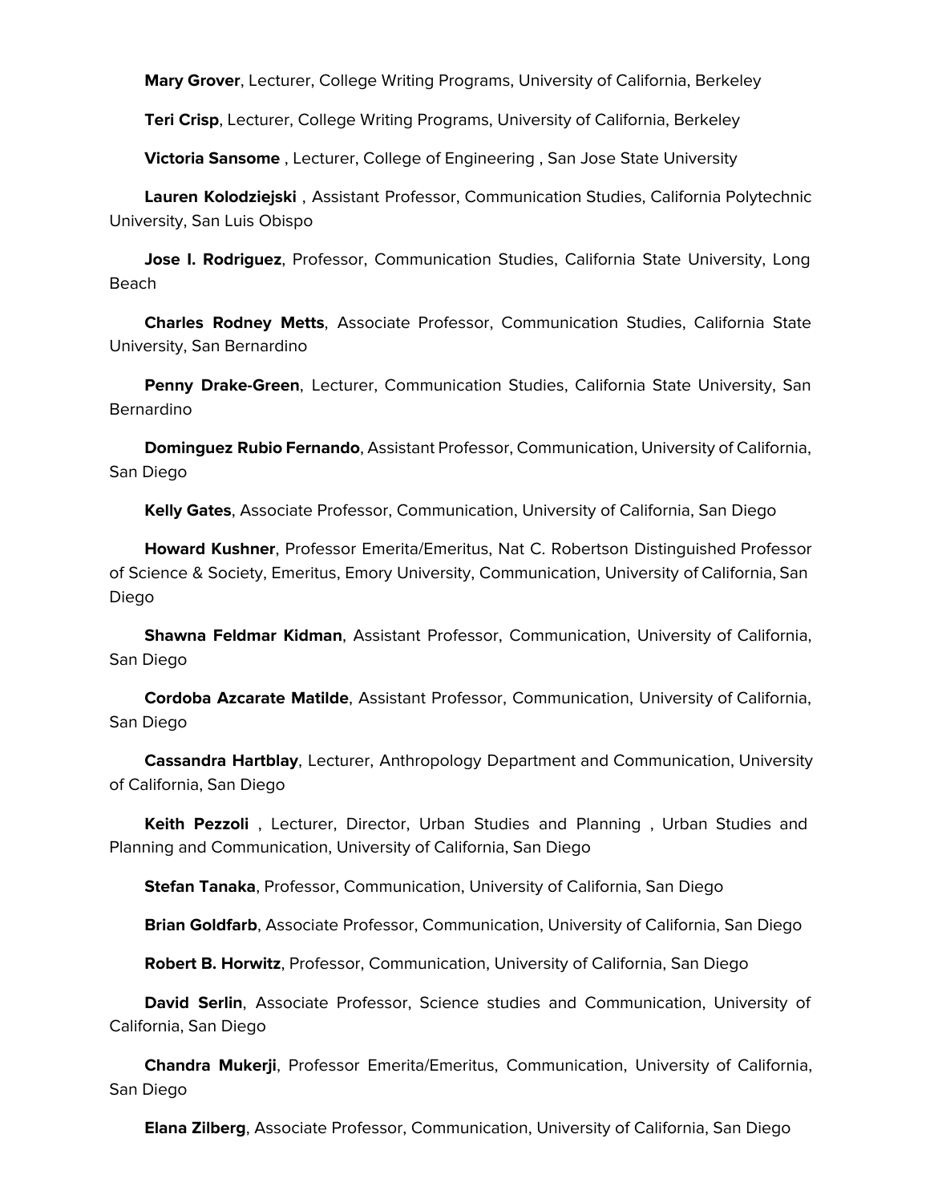**Mary Grover**, Lecturer, College Writing Programs, University of California, Berkeley

**Teri Crisp**, Lecturer, College Writing Programs, University of California, Berkeley

**Victoria Sansome** , Lecturer, College of Engineering , San Jose State University

**Lauren Kolodziejski** , Assistant Professor, Communication Studies, California Polytechnic University, San Luis Obispo

**Jose I. Rodriguez**, Professor, Communication Studies, California State University, Long Beach

**Charles Rodney Metts**, Associate Professor, Communication Studies, California State University, San Bernardino

**Penny Drake-Green**, Lecturer, Communication Studies, California State University, San Bernardino

**Dominguez Rubio Fernando**, Assistant Professor, Communication, University of California, San Diego

**Kelly Gates**, Associate Professor, Communication, University of California, San Diego

**Howard Kushner**, Professor Emerita/Emeritus, Nat C. Robertson Distinguished Professor of Science & Society, Emeritus, Emory University, Communication, University of California, San Diego

**Shawna Feldmar Kidman**, Assistant Professor, Communication, University of California, San Diego

**Cordoba Azcarate Matilde**, Assistant Professor, Communication, University of California, San Diego

**Cassandra Hartblay**, Lecturer, Anthropology Department and Communication, University of California, San Diego

**Keith Pezzoli** , Lecturer, Director, Urban Studies and Planning , Urban Studies and Planning and Communication, University of California, San Diego

**Stefan Tanaka**, Professor, Communication, University of California, San Diego

**Brian Goldfarb**, Associate Professor, Communication, University of California, San Diego

**Robert B. Horwitz**, Professor, Communication, University of California, San Diego

**David Serlin**, Associate Professor, Science studies and Communication, University of California, San Diego

**Chandra Mukerji**, Professor Emerita/Emeritus, Communication, University of California, San Diego

**Elana Zilberg**, Associate Professor, Communication, University of California, San Diego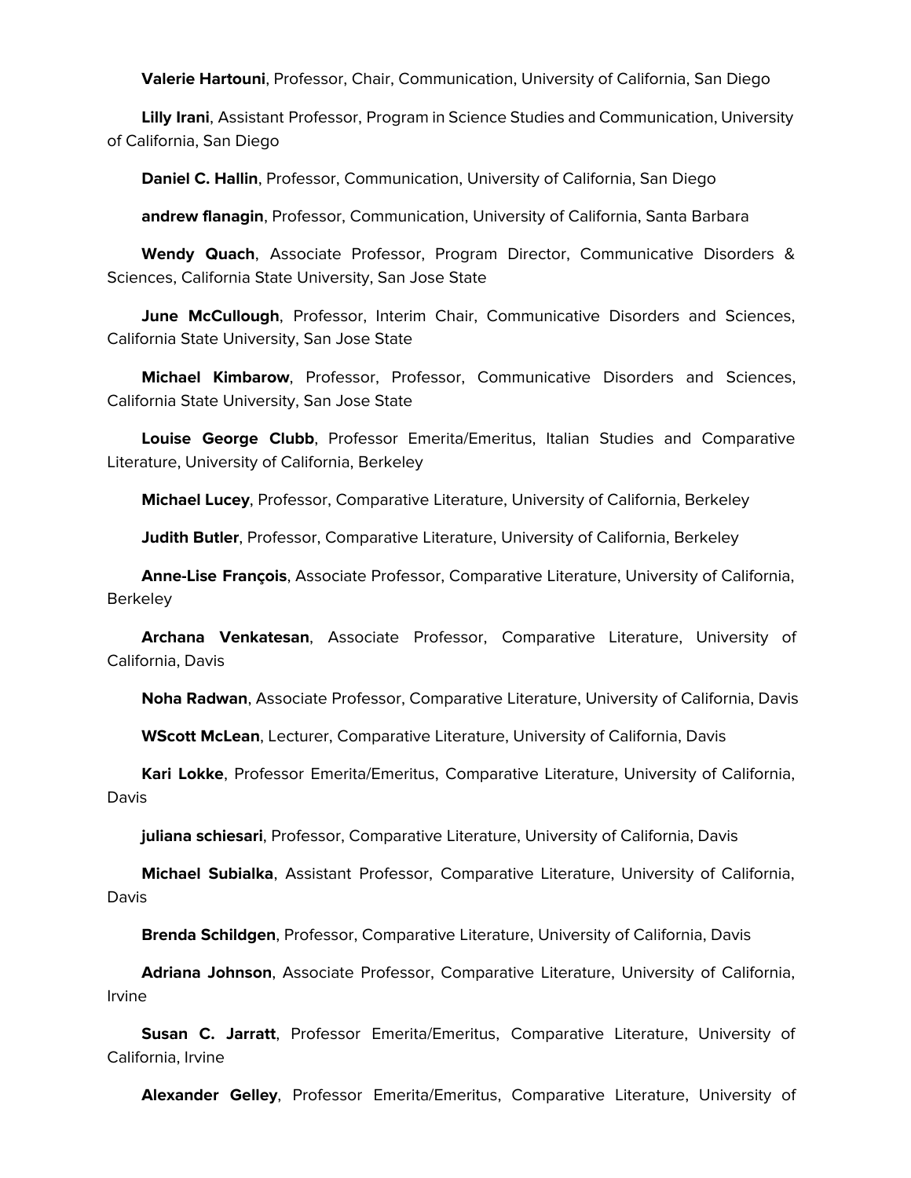**Valerie Hartouni**, Professor, Chair, Communication, University of California, San Diego

**Lilly Irani**, Assistant Professor, Program in Science Studies and Communication, University of California, San Diego

**Daniel C. Hallin**, Professor, Communication, University of California, San Diego

**andrew flanagin**, Professor, Communication, University of California, Santa Barbara

**Wendy Quach**, Associate Professor, Program Director, Communicative Disorders & Sciences, California State University, San Jose State

**June McCullough**, Professor, Interim Chair, Communicative Disorders and Sciences, California State University, San Jose State

**Michael Kimbarow**, Professor, Professor, Communicative Disorders and Sciences, California State University, San Jose State

**Louise George Clubb**, Professor Emerita/Emeritus, Italian Studies and Comparative Literature, University of California, Berkeley

**Michael Lucey**, Professor, Comparative Literature, University of California, Berkeley

**Judith Butler**, Professor, Comparative Literature, University of California, Berkeley

**Anne-Lise François**, Associate Professor, Comparative Literature, University of California, Berkeley

**Archana Venkatesan**, Associate Professor, Comparative Literature, University of California, Davis

**Noha Radwan**, Associate Professor, Comparative Literature, University of California, Davis

**WScott McLean**, Lecturer, Comparative Literature, University of California, Davis

**Kari Lokke**, Professor Emerita/Emeritus, Comparative Literature, University of California, Davis

**juliana schiesari**, Professor, Comparative Literature, University of California, Davis

**Michael Subialka**, Assistant Professor, Comparative Literature, University of California, Davis

**Brenda Schildgen**, Professor, Comparative Literature, University of California, Davis

**Adriana Johnson**, Associate Professor, Comparative Literature, University of California, Irvine

**Susan C. Jarratt**, Professor Emerita/Emeritus, Comparative Literature, University of California, Irvine

**Alexander Gelley**, Professor Emerita/Emeritus, Comparative Literature, University of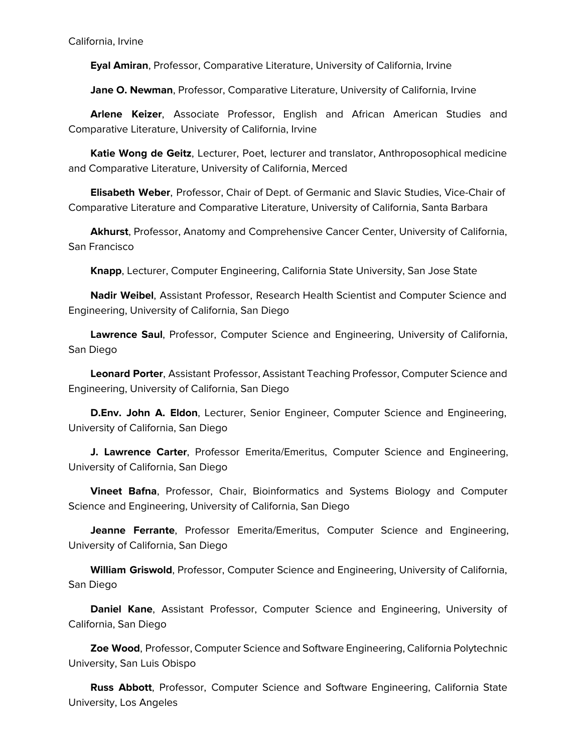California, Irvine

**Eyal Amiran**, Professor, Comparative Literature, University of California, Irvine

**Jane O. Newman**, Professor, Comparative Literature, University of California, Irvine

**Arlene Keizer**, Associate Professor, English and African American Studies and Comparative Literature, University of California, Irvine

**Katie Wong de Geitz**, Lecturer, Poet, lecturer and translator, Anthroposophical medicine and Comparative Literature, University of California, Merced

**Elisabeth Weber**, Professor, Chair of Dept. of Germanic and Slavic Studies, Vice-Chair of Comparative Literature and Comparative Literature, University of California, Santa Barbara

**Akhurst**, Professor, Anatomy and Comprehensive Cancer Center, University of California, San Francisco

**Knapp**, Lecturer, Computer Engineering, California State University, San Jose State

**Nadir Weibel**, Assistant Professor, Research Health Scientist and Computer Science and Engineering, University of California, San Diego

**Lawrence Saul**, Professor, Computer Science and Engineering, University of California, San Diego

**Leonard Porter**, Assistant Professor, Assistant Teaching Professor, Computer Science and Engineering, University of California, San Diego

**D.Env. John A. Eldon**, Lecturer, Senior Engineer, Computer Science and Engineering, University of California, San Diego

**J. Lawrence Carter**, Professor Emerita/Emeritus, Computer Science and Engineering, University of California, San Diego

**Vineet Bafna**, Professor, Chair, Bioinformatics and Systems Biology and Computer Science and Engineering, University of California, San Diego

**Jeanne Ferrante**, Professor Emerita/Emeritus, Computer Science and Engineering, University of California, San Diego

**William Griswold**, Professor, Computer Science and Engineering, University of California, San Diego

**Daniel Kane**, Assistant Professor, Computer Science and Engineering, University of California, San Diego

**Zoe Wood**, Professor, Computer Science and Software Engineering, California Polytechnic University, San Luis Obispo

**Russ Abbott**, Professor, Computer Science and Software Engineering, California State University, Los Angeles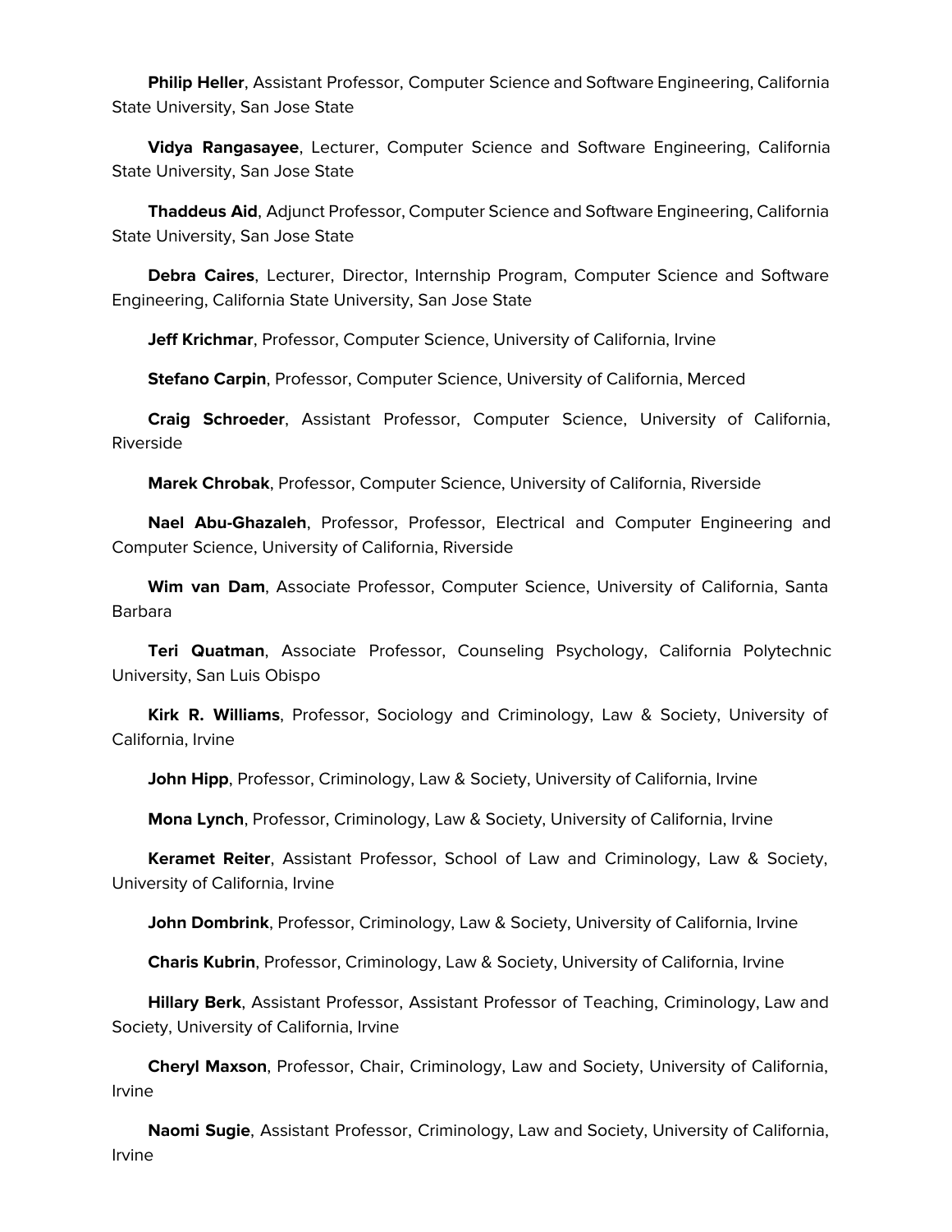**Philip Heller**, Assistant Professor, Computer Science and Software Engineering, California State University, San Jose State

**Vidya Rangasayee**, Lecturer, Computer Science and Software Engineering, California State University, San Jose State

**Thaddeus Aid**, Adjunct Professor, Computer Science and Software Engineering, California State University, San Jose State

**Debra Caires**, Lecturer, Director, Internship Program, Computer Science and Software Engineering, California State University, San Jose State

**Jeff Krichmar**, Professor, Computer Science, University of California, Irvine

**Stefano Carpin**, Professor, Computer Science, University of California, Merced

**Craig Schroeder**, Assistant Professor, Computer Science, University of California, Riverside

**Marek Chrobak**, Professor, Computer Science, University of California, Riverside

**Nael Abu-Ghazaleh**, Professor, Professor, Electrical and Computer Engineering and Computer Science, University of California, Riverside

**Wim van Dam**, Associate Professor, Computer Science, University of California, Santa Barbara

**Teri Quatman**, Associate Professor, Counseling Psychology, California Polytechnic University, San Luis Obispo

**Kirk R. Williams**, Professor, Sociology and Criminology, Law & Society, University of California, Irvine

**John Hipp**, Professor, Criminology, Law & Society, University of California, Irvine

**Mona Lynch**, Professor, Criminology, Law & Society, University of California, Irvine

**Keramet Reiter**, Assistant Professor, School of Law and Criminology, Law & Society, University of California, Irvine

**John Dombrink**, Professor, Criminology, Law & Society, University of California, Irvine

**Charis Kubrin**, Professor, Criminology, Law & Society, University of California, Irvine

**Hillary Berk**, Assistant Professor, Assistant Professor of Teaching, Criminology, Law and Society, University of California, Irvine

**Cheryl Maxson**, Professor, Chair, Criminology, Law and Society, University of California, Irvine

**Naomi Sugie**, Assistant Professor, Criminology, Law and Society, University of California, Irvine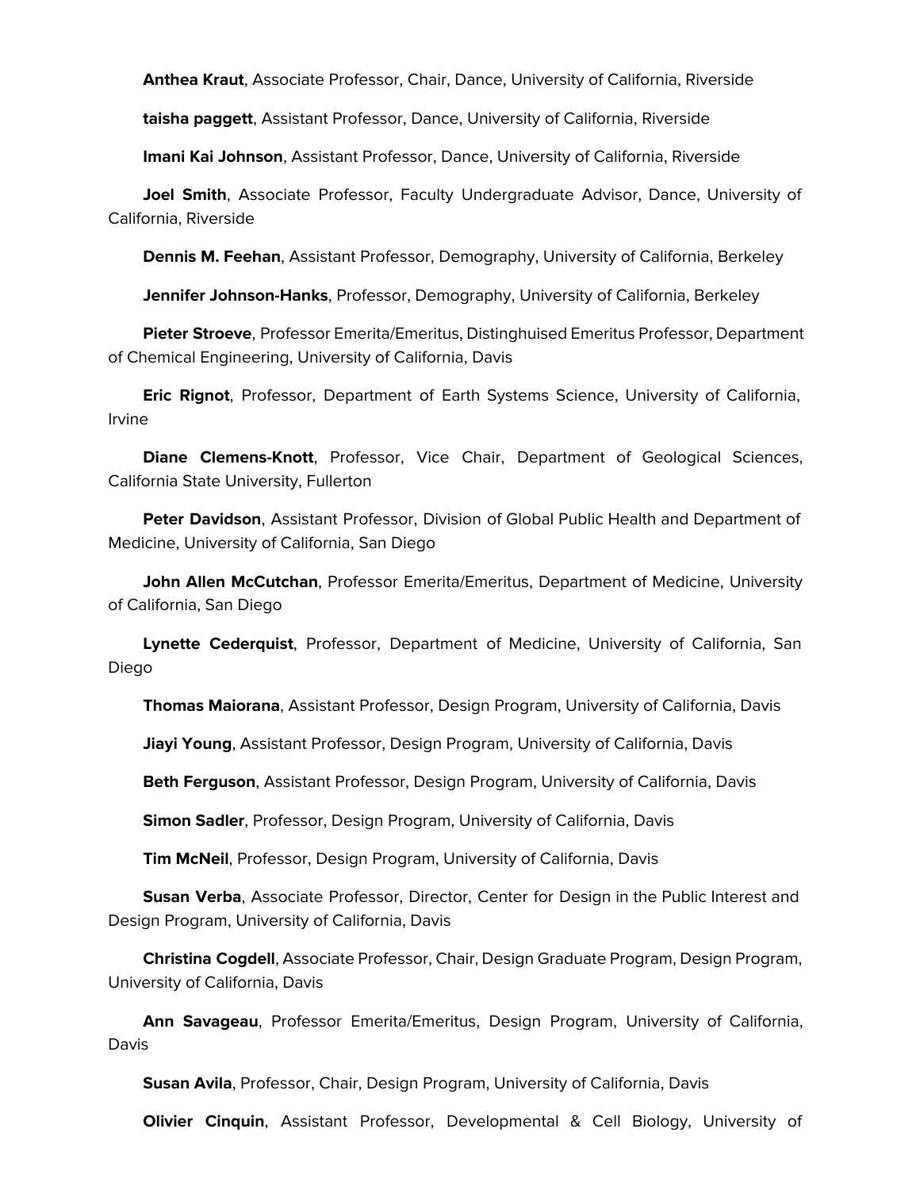**Anthea Kraut**, Associate Professor, Chair, Dance, University of California, Riverside

**taisha paggett**, Assistant Professor, Dance, University of California, Riverside

**Imani Kai Johnson**, Assistant Professor, Dance, University of California, Riverside

**Joel Smith**, Associate Professor, Faculty Undergraduate Advisor, Dance, University of California, Riverside

**Dennis M. Feehan**, Assistant Professor, Demography, University of California, Berkeley

**Jennifer Johnson-Hanks**, Professor, Demography, University of California, Berkeley

**Pieter Stroeve**, Professor Emerita/Emeritus, Distinghuised Emeritus Professor, Department of Chemical Engineering, University of California, Davis

**Eric Rignot**, Professor, Department of Earth Systems Science, University of California, Irvine

**Diane Clemens-Knott**, Professor, Vice Chair, Department of Geological Sciences, California State University, Fullerton

**Peter Davidson**, Assistant Professor, Division of Global Public Health and Department of Medicine, University of California, San Diego

**John Allen McCutchan**, Professor Emerita/Emeritus, Department of Medicine, University of California, San Diego

**Lynette Cederquist**, Professor, Department of Medicine, University of California, San Diego

**Thomas Maiorana**, Assistant Professor, Design Program, University of California, Davis

**Jiayi Young**, Assistant Professor, Design Program, University of California, Davis

**Beth Ferguson**, Assistant Professor, Design Program, University of California, Davis

**Simon Sadler**, Professor, Design Program, University of California, Davis

**Tim McNeil**, Professor, Design Program, University of California, Davis

**Susan Verba**, Associate Professor, Director, Center for Design in the Public Interest and Design Program, University of California, Davis

**Christina Cogdell**, Associate Professor, Chair, Design Graduate Program, Design Program, University of California, Davis

**Ann Savageau**, Professor Emerita/Emeritus, Design Program, University of California, Davis

**Susan Avila**, Professor, Chair, Design Program, University of California, Davis

**Olivier Cinquin**, Assistant Professor, Developmental & Cell Biology, University of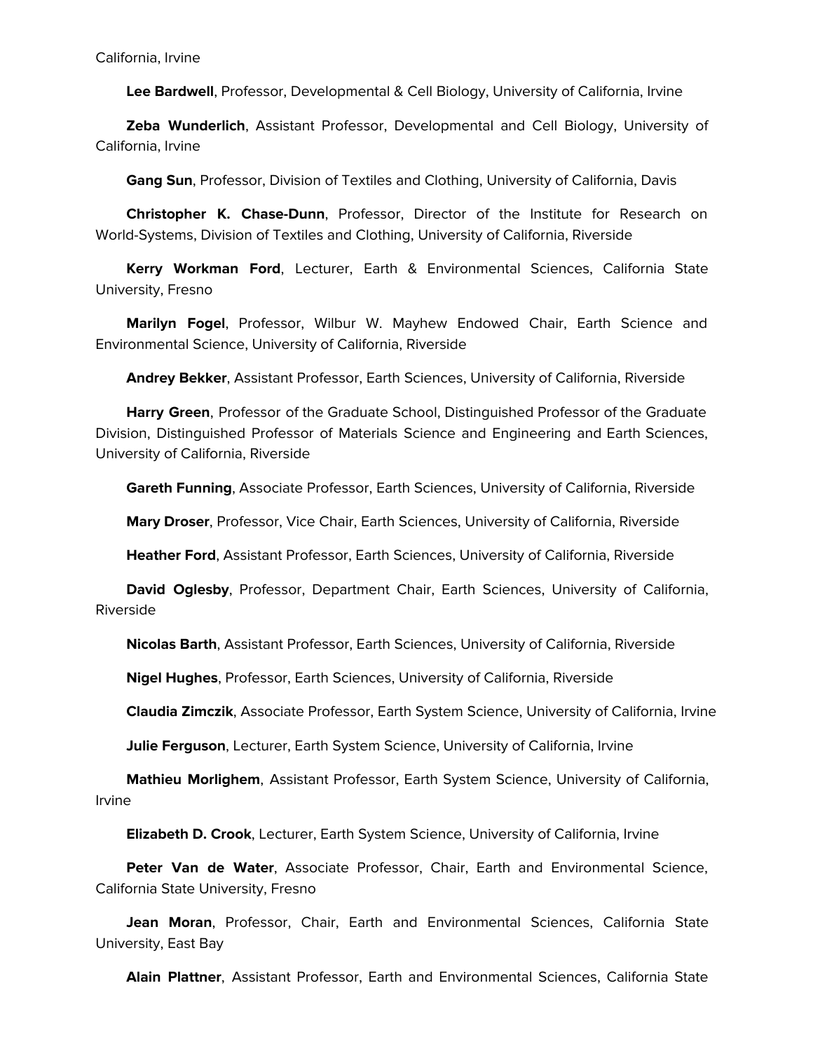California, Irvine

**Lee Bardwell**, Professor, Developmental & Cell Biology, University of California, Irvine

**Zeba Wunderlich**, Assistant Professor, Developmental and Cell Biology, University of California, Irvine

**Gang Sun**, Professor, Division of Textiles and Clothing, University of California, Davis

**Christopher K. Chase-Dunn**, Professor, Director of the Institute for Research on World-Systems, Division of Textiles and Clothing, University of California, Riverside

**Kerry Workman Ford**, Lecturer, Earth & Environmental Sciences, California State University, Fresno

**Marilyn Fogel**, Professor, Wilbur W. Mayhew Endowed Chair, Earth Science and Environmental Science, University of California, Riverside

**Andrey Bekker**, Assistant Professor, Earth Sciences, University of California, Riverside

**Harry Green**, Professor of the Graduate School, Distinguished Professor of the Graduate Division, Distinguished Professor of Materials Science and Engineering and Earth Sciences, University of California, Riverside

**Gareth Funning**, Associate Professor, Earth Sciences, University of California, Riverside

**Mary Droser**, Professor, Vice Chair, Earth Sciences, University of California, Riverside

**Heather Ford**, Assistant Professor, Earth Sciences, University of California, Riverside

**David Oglesby**, Professor, Department Chair, Earth Sciences, University of California, Riverside

**Nicolas Barth**, Assistant Professor, Earth Sciences, University of California, Riverside

**Nigel Hughes**, Professor, Earth Sciences, University of California, Riverside

**Claudia Zimczik**, Associate Professor, Earth System Science, University of California, Irvine

**Julie Ferguson**, Lecturer, Earth System Science, University of California, Irvine

**Mathieu Morlighem**, Assistant Professor, Earth System Science, University of California, Irvine

**Elizabeth D. Crook**, Lecturer, Earth System Science, University of California, Irvine

**Peter Van de Water**, Associate Professor, Chair, Earth and Environmental Science, California State University, Fresno

**Jean Moran**, Professor, Chair, Earth and Environmental Sciences, California State University, East Bay

**Alain Plattner**, Assistant Professor, Earth and Environmental Sciences, California State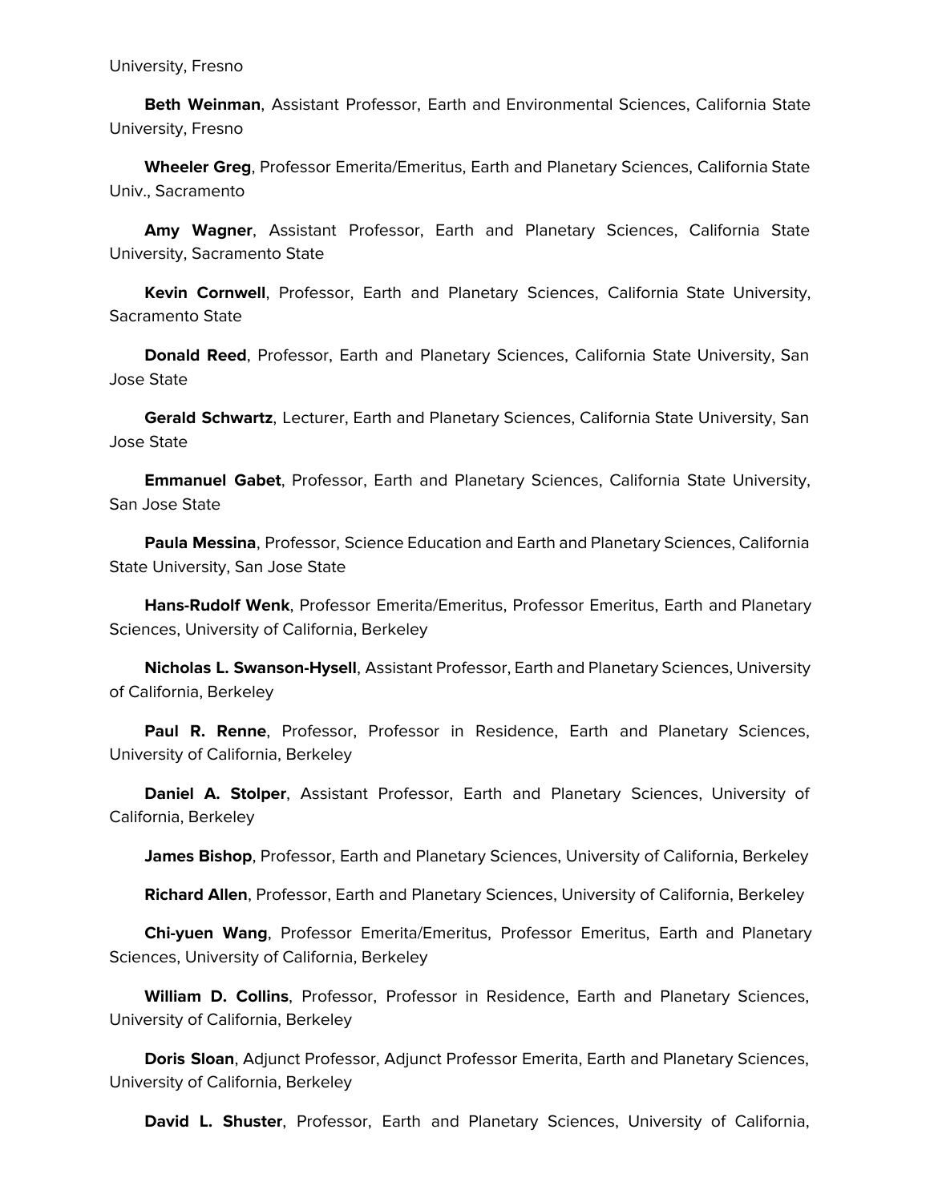University, Fresno

**Beth Weinman**, Assistant Professor, Earth and Environmental Sciences, California State University, Fresno

**Wheeler Greg**, Professor Emerita/Emeritus, Earth and Planetary Sciences, California State Univ., Sacramento

**Amy Wagner**, Assistant Professor, Earth and Planetary Sciences, California State University, Sacramento State

**Kevin Cornwell**, Professor, Earth and Planetary Sciences, California State University, Sacramento State

**Donald Reed**, Professor, Earth and Planetary Sciences, California State University, San Jose State

**Gerald Schwartz**, Lecturer, Earth and Planetary Sciences, California State University, San Jose State

**Emmanuel Gabet**, Professor, Earth and Planetary Sciences, California State University, San Jose State

**Paula Messina**, Professor, Science Education and Earth and Planetary Sciences, California State University, San Jose State

**Hans-Rudolf Wenk**, Professor Emerita/Emeritus, Professor Emeritus, Earth and Planetary Sciences, University of California, Berkeley

**Nicholas L. Swanson-Hysell**, Assistant Professor, Earth and Planetary Sciences, University of California, Berkeley

**Paul R. Renne**, Professor, Professor in Residence, Earth and Planetary Sciences, University of California, Berkeley

**Daniel A. Stolper**, Assistant Professor, Earth and Planetary Sciences, University of California, Berkeley

**James Bishop**, Professor, Earth and Planetary Sciences, University of California, Berkeley

**Richard Allen**, Professor, Earth and Planetary Sciences, University of California, Berkeley

**Chi-yuen Wang**, Professor Emerita/Emeritus, Professor Emeritus, Earth and Planetary Sciences, University of California, Berkeley

**William D. Collins**, Professor, Professor in Residence, Earth and Planetary Sciences, University of California, Berkeley

**Doris Sloan**, Adjunct Professor, Adjunct Professor Emerita, Earth and Planetary Sciences, University of California, Berkeley

**David L. Shuster**, Professor, Earth and Planetary Sciences, University of California,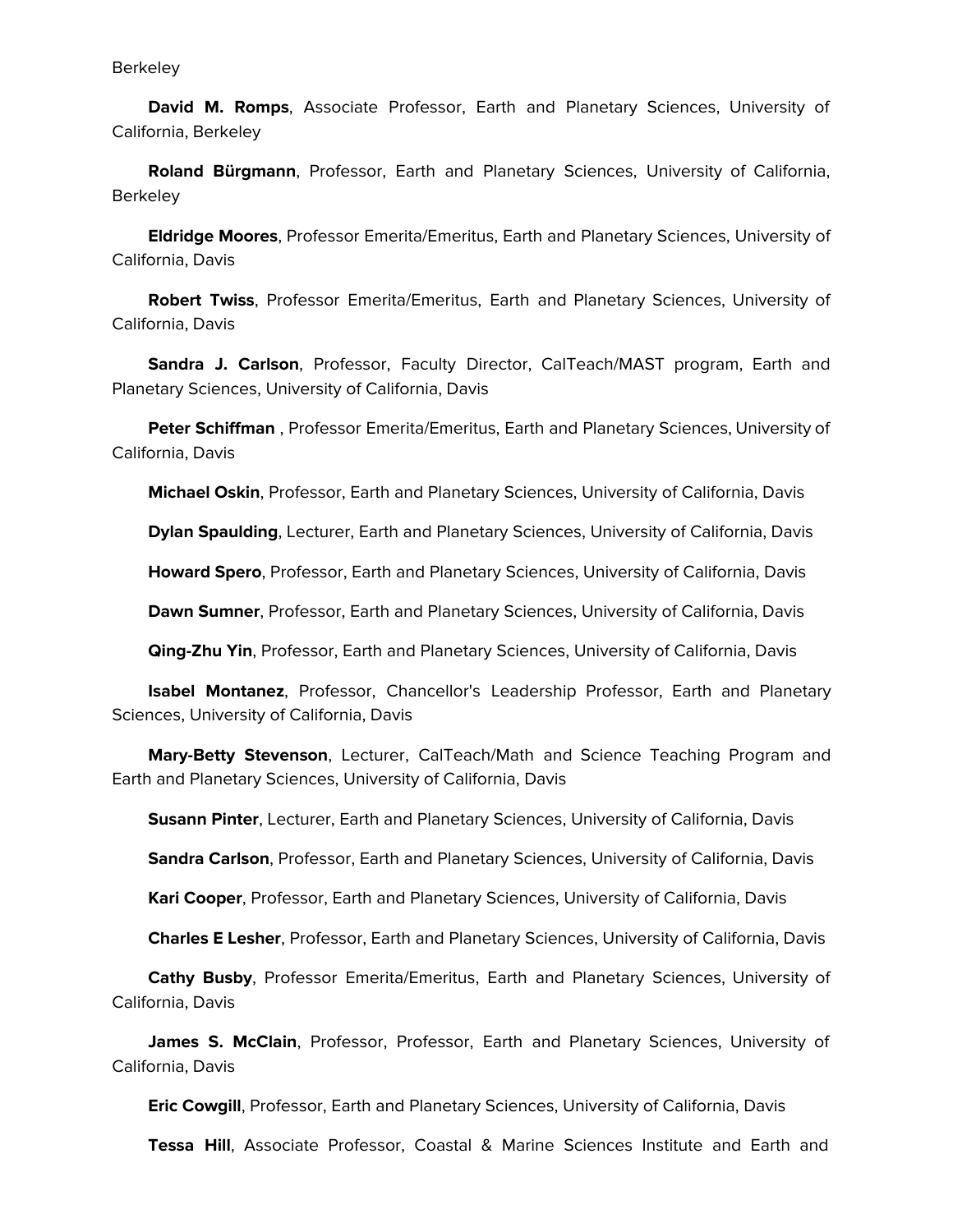Berkeley

**David M. Romps**, Associate Professor, Earth and Planetary Sciences, University of California, Berkeley

**Roland Bürgmann**, Professor, Earth and Planetary Sciences, University of California, Berkeley

**Eldridge Moores**, Professor Emerita/Emeritus, Earth and Planetary Sciences, University of California, Davis

**Robert Twiss**, Professor Emerita/Emeritus, Earth and Planetary Sciences, University of California, Davis

**Sandra J. Carlson**, Professor, Faculty Director, CalTeach/MAST program, Earth and Planetary Sciences, University of California, Davis

**Peter Schiffman** , Professor Emerita/Emeritus, Earth and Planetary Sciences, University of California, Davis

**Michael Oskin**, Professor, Earth and Planetary Sciences, University of California, Davis

**Dylan Spaulding**, Lecturer, Earth and Planetary Sciences, University of California, Davis

**Howard Spero**, Professor, Earth and Planetary Sciences, University of California, Davis

**Dawn Sumner**, Professor, Earth and Planetary Sciences, University of California, Davis

**Qing-Zhu Yin**, Professor, Earth and Planetary Sciences, University of California, Davis

**Isabel Montanez**, Professor, Chancellor's Leadership Professor, Earth and Planetary Sciences, University of California, Davis

**Mary-Betty Stevenson**, Lecturer, CalTeach/Math and Science Teaching Program and Earth and Planetary Sciences, University of California, Davis

**Susann Pinter**, Lecturer, Earth and Planetary Sciences, University of California, Davis

**Sandra Carlson**, Professor, Earth and Planetary Sciences, University of California, Davis

**Kari Cooper**, Professor, Earth and Planetary Sciences, University of California, Davis

**Charles E Lesher**, Professor, Earth and Planetary Sciences, University of California, Davis

**Cathy Busby**, Professor Emerita/Emeritus, Earth and Planetary Sciences, University of California, Davis

**James S. McClain**, Professor, Professor, Earth and Planetary Sciences, University of California, Davis

**Eric Cowgill**, Professor, Earth and Planetary Sciences, University of California, Davis

**Tessa Hill**, Associate Professor, Coastal & Marine Sciences Institute and Earth and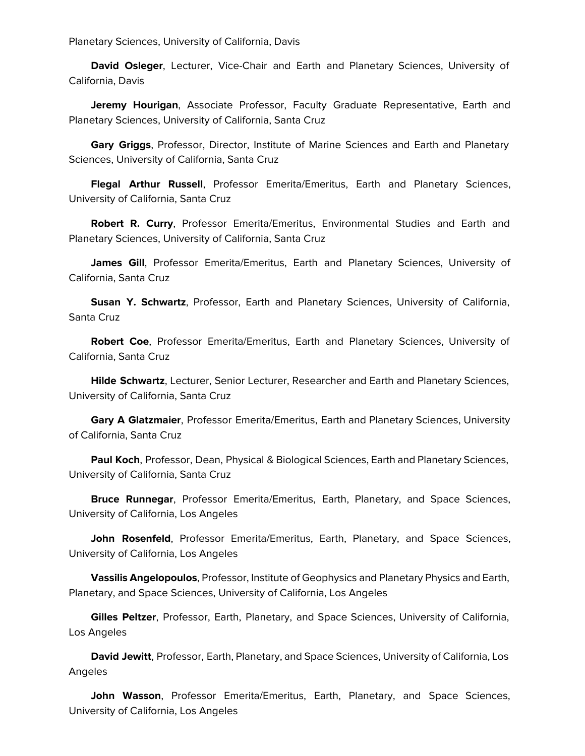Planetary Sciences, University of California, Davis

**David Osleger**, Lecturer, Vice-Chair and Earth and Planetary Sciences, University of California, Davis

**Jeremy Hourigan**, Associate Professor, Faculty Graduate Representative, Earth and Planetary Sciences, University of California, Santa Cruz

**Gary Griggs**, Professor, Director, Institute of Marine Sciences and Earth and Planetary Sciences, University of California, Santa Cruz

**Flegal Arthur Russell**, Professor Emerita/Emeritus, Earth and Planetary Sciences, University of California, Santa Cruz

**Robert R. Curry**, Professor Emerita/Emeritus, Environmental Studies and Earth and Planetary Sciences, University of California, Santa Cruz

**James Gill**, Professor Emerita/Emeritus, Earth and Planetary Sciences, University of California, Santa Cruz

**Susan Y. Schwartz**, Professor, Earth and Planetary Sciences, University of California, Santa Cruz

**Robert Coe**, Professor Emerita/Emeritus, Earth and Planetary Sciences, University of California, Santa Cruz

**Hilde Schwartz**, Lecturer, Senior Lecturer, Researcher and Earth and Planetary Sciences, University of California, Santa Cruz

**Gary A Glatzmaier**, Professor Emerita/Emeritus, Earth and Planetary Sciences, University of California, Santa Cruz

**Paul Koch**, Professor, Dean, Physical & Biological Sciences, Earth and Planetary Sciences, University of California, Santa Cruz

**Bruce Runnegar**, Professor Emerita/Emeritus, Earth, Planetary, and Space Sciences, University of California, Los Angeles

**John Rosenfeld**, Professor Emerita/Emeritus, Earth, Planetary, and Space Sciences, University of California, Los Angeles

**Vassilis Angelopoulos**, Professor, Institute of Geophysics and Planetary Physics and Earth, Planetary, and Space Sciences, University of California, Los Angeles

**Gilles Peltzer**, Professor, Earth, Planetary, and Space Sciences, University of California, Los Angeles

**David Jewitt**, Professor, Earth, Planetary, and Space Sciences, University of California, Los Angeles

**John Wasson**, Professor Emerita/Emeritus, Earth, Planetary, and Space Sciences, University of California, Los Angeles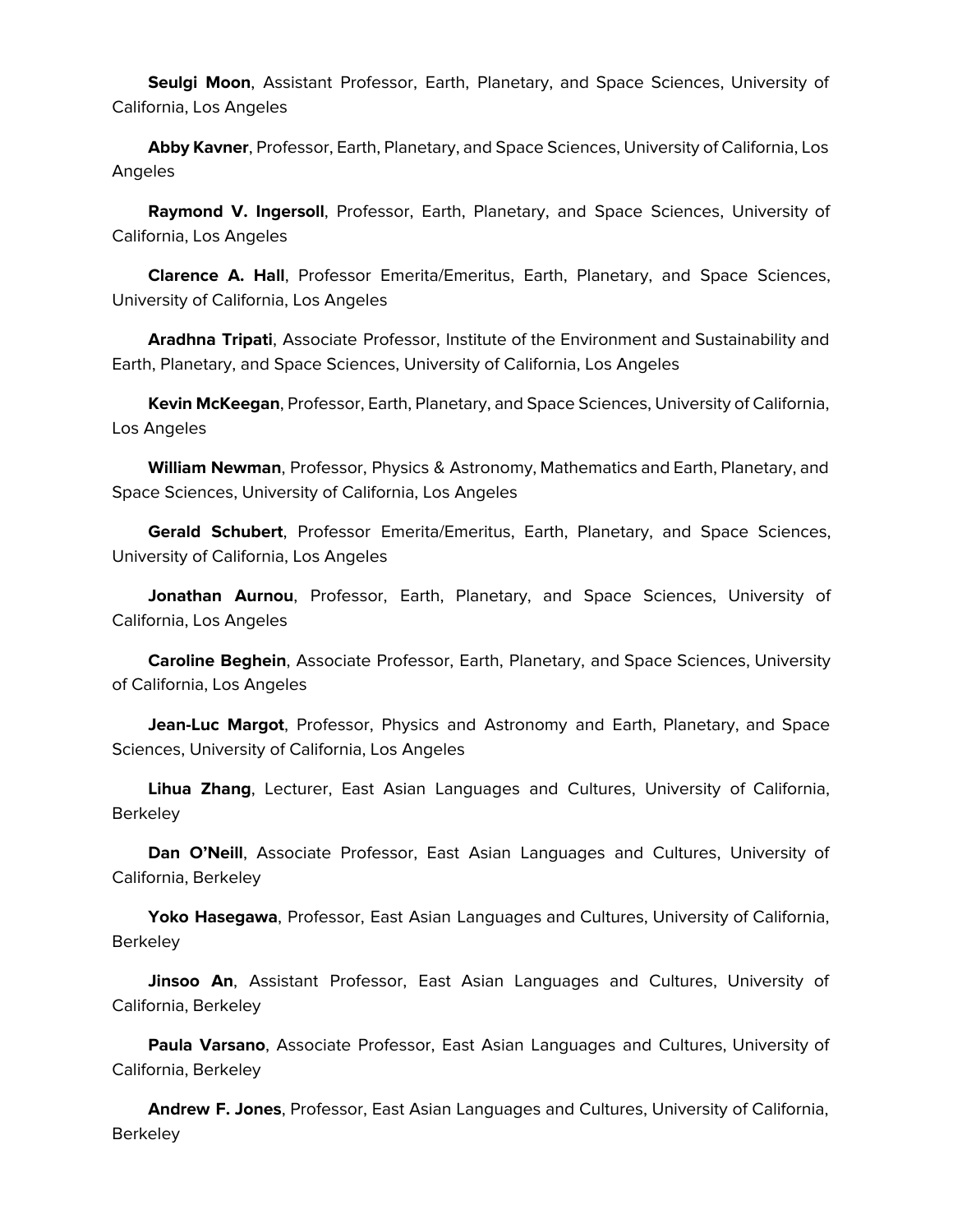**Seulgi Moon**, Assistant Professor, Earth, Planetary, and Space Sciences, University of California, Los Angeles

**Abby Kavner**, Professor, Earth, Planetary, and Space Sciences, University of California, Los Angeles

**Raymond V. Ingersoll**, Professor, Earth, Planetary, and Space Sciences, University of California, Los Angeles

**Clarence A. Hall**, Professor Emerita/Emeritus, Earth, Planetary, and Space Sciences, University of California, Los Angeles

**Aradhna Tripati**, Associate Professor, Institute of the Environment and Sustainability and Earth, Planetary, and Space Sciences, University of California, Los Angeles

**Kevin McKeegan**, Professor, Earth, Planetary, and Space Sciences, University of California, Los Angeles

**William Newman**, Professor, Physics & Astronomy, Mathematics and Earth, Planetary, and Space Sciences, University of California, Los Angeles

**Gerald Schubert**, Professor Emerita/Emeritus, Earth, Planetary, and Space Sciences, University of California, Los Angeles

**Jonathan Aurnou**, Professor, Earth, Planetary, and Space Sciences, University of California, Los Angeles

**Caroline Beghein**, Associate Professor, Earth, Planetary, and Space Sciences, University of California, Los Angeles

**Jean-Luc Margot**, Professor, Physics and Astronomy and Earth, Planetary, and Space Sciences, University of California, Los Angeles

**Lihua Zhang**, Lecturer, East Asian Languages and Cultures, University of California, Berkeley

**Dan O'Neill**, Associate Professor, East Asian Languages and Cultures, University of California, Berkeley

**Yoko Hasegawa**, Professor, East Asian Languages and Cultures, University of California, Berkeley

**Jinsoo An**, Assistant Professor, East Asian Languages and Cultures, University of California, Berkeley

**Paula Varsano**, Associate Professor, East Asian Languages and Cultures, University of California, Berkeley

**Andrew F. Jones**, Professor, East Asian Languages and Cultures, University of California, Berkeley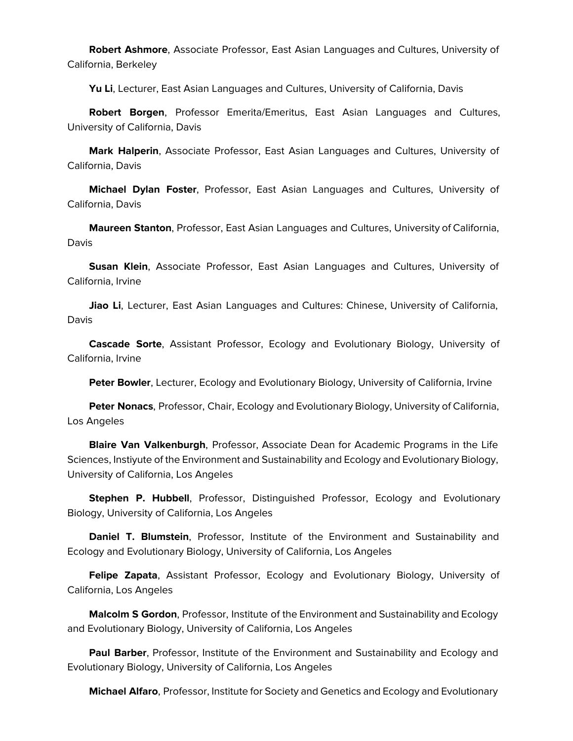**Robert Ashmore**, Associate Professor, East Asian Languages and Cultures, University of California, Berkeley

**Yu Li**, Lecturer, East Asian Languages and Cultures, University of California, Davis

**Robert Borgen**, Professor Emerita/Emeritus, East Asian Languages and Cultures, University of California, Davis

**Mark Halperin**, Associate Professor, East Asian Languages and Cultures, University of California, Davis

**Michael Dylan Foster**, Professor, East Asian Languages and Cultures, University of California, Davis

**Maureen Stanton**, Professor, East Asian Languages and Cultures, University of California, Davis

**Susan Klein**, Associate Professor, East Asian Languages and Cultures, University of California, Irvine

**Jiao Li**, Lecturer, East Asian Languages and Cultures: Chinese, University of California, Davis

**Cascade Sorte**, Assistant Professor, Ecology and Evolutionary Biology, University of California, Irvine

**Peter Bowler**, Lecturer, Ecology and Evolutionary Biology, University of California, Irvine

**Peter Nonacs**, Professor, Chair, Ecology and Evolutionary Biology, University of California, Los Angeles

**Blaire Van Valkenburgh**, Professor, Associate Dean for Academic Programs in the Life Sciences, Instiyute of the Environment and Sustainability and Ecology and Evolutionary Biology, University of California, Los Angeles

**Stephen P. Hubbell**, Professor, Distinguished Professor, Ecology and Evolutionary Biology, University of California, Los Angeles

**Daniel T. Blumstein**, Professor, Institute of the Environment and Sustainability and Ecology and Evolutionary Biology, University of California, Los Angeles

**Felipe Zapata**, Assistant Professor, Ecology and Evolutionary Biology, University of California, Los Angeles

**Malcolm S Gordon**, Professor, Institute of the Environment and Sustainability and Ecology and Evolutionary Biology, University of California, Los Angeles

**Paul Barber**, Professor, Institute of the Environment and Sustainability and Ecology and Evolutionary Biology, University of California, Los Angeles

**Michael Alfaro**, Professor, Institute for Society and Genetics and Ecology and Evolutionary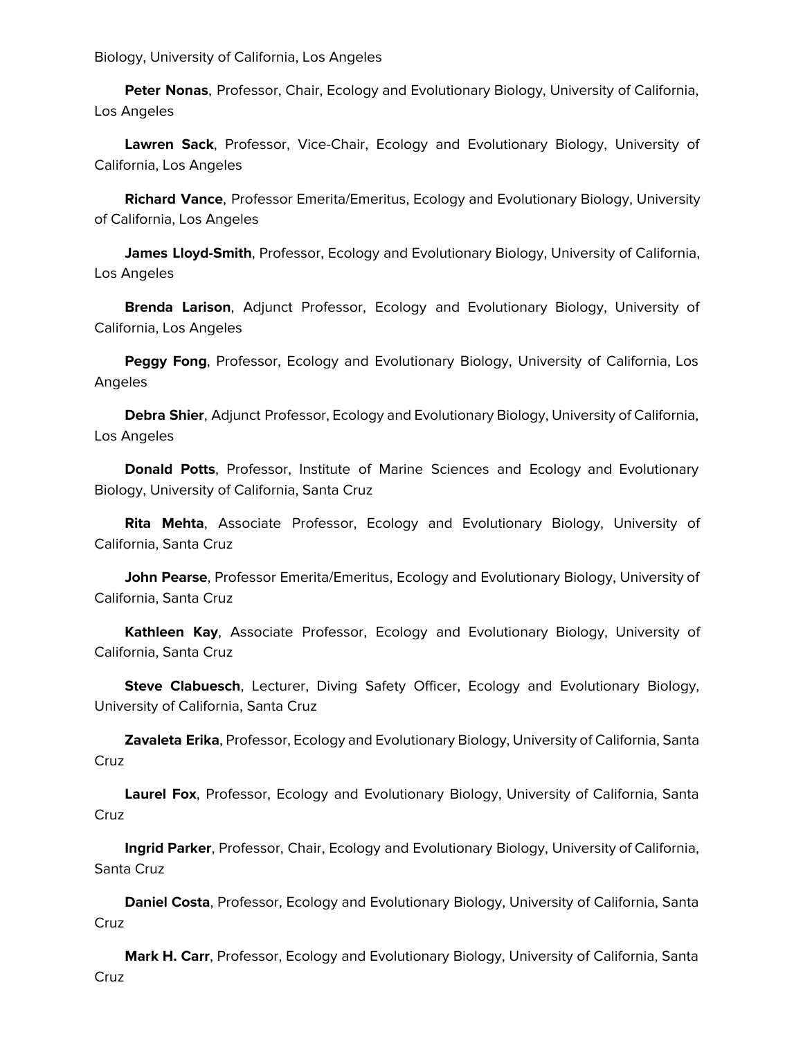Biology, University of California, Los Angeles

**Peter Nonas**, Professor, Chair, Ecology and Evolutionary Biology, University of California, Los Angeles

**Lawren Sack**, Professor, Vice-Chair, Ecology and Evolutionary Biology, University of California, Los Angeles

**Richard Vance**, Professor Emerita/Emeritus, Ecology and Evolutionary Biology, University of California, Los Angeles

**James Lloyd-Smith**, Professor, Ecology and Evolutionary Biology, University of California, Los Angeles

**Brenda Larison**, Adjunct Professor, Ecology and Evolutionary Biology, University of California, Los Angeles

**Peggy Fong**, Professor, Ecology and Evolutionary Biology, University of California, Los Angeles

**Debra Shier**, Adjunct Professor, Ecology and Evolutionary Biology, University of California, Los Angeles

**Donald Potts**, Professor, Institute of Marine Sciences and Ecology and Evolutionary Biology, University of California, Santa Cruz

**Rita Mehta**, Associate Professor, Ecology and Evolutionary Biology, University of California, Santa Cruz

**John Pearse**, Professor Emerita/Emeritus, Ecology and Evolutionary Biology, University of California, Santa Cruz

**Kathleen Kay**, Associate Professor, Ecology and Evolutionary Biology, University of California, Santa Cruz

**Steve Clabuesch**, Lecturer, Diving Safety Officer, Ecology and Evolutionary Biology, University of California, Santa Cruz

**Zavaleta Erika**, Professor, Ecology and Evolutionary Biology, University of California, Santa Cruz

**Laurel Fox**, Professor, Ecology and Evolutionary Biology, University of California, Santa Cruz

**Ingrid Parker**, Professor, Chair, Ecology and Evolutionary Biology, University of California, Santa Cruz

**Daniel Costa**, Professor, Ecology and Evolutionary Biology, University of California, Santa Cruz

**Mark H. Carr**, Professor, Ecology and Evolutionary Biology, University of California, Santa Cruz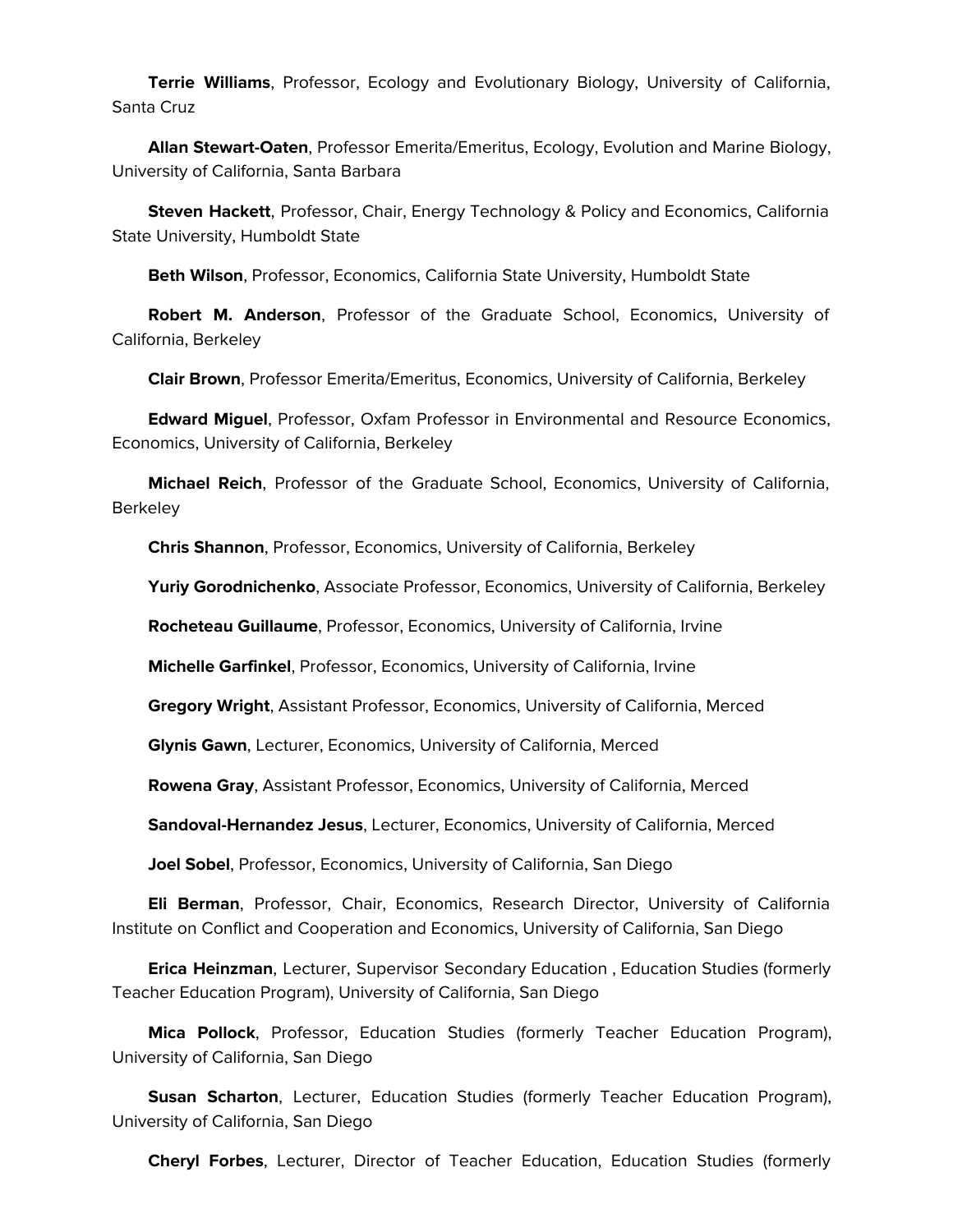**Terrie Williams**, Professor, Ecology and Evolutionary Biology, University of California, Santa Cruz

**Allan Stewart-Oaten**, Professor Emerita/Emeritus, Ecology, Evolution and Marine Biology, University of California, Santa Barbara

**Steven Hackett**, Professor, Chair, Energy Technology & Policy and Economics, California State University, Humboldt State

**Beth Wilson**, Professor, Economics, California State University, Humboldt State

**Robert M. Anderson**, Professor of the Graduate School, Economics, University of California, Berkeley

**Clair Brown**, Professor Emerita/Emeritus, Economics, University of California, Berkeley

**Edward Miguel**, Professor, Oxfam Professor in Environmental and Resource Economics, Economics, University of California, Berkeley

**Michael Reich**, Professor of the Graduate School, Economics, University of California, Berkeley

**Chris Shannon**, Professor, Economics, University of California, Berkeley

**Yuriy Gorodnichenko**, Associate Professor, Economics, University of California, Berkeley

**Rocheteau Guillaume**, Professor, Economics, University of California, Irvine

**Michelle Garfinkel**, Professor, Economics, University of California, Irvine

**Gregory Wright**, Assistant Professor, Economics, University of California, Merced

**Glynis Gawn**, Lecturer, Economics, University of California, Merced

**Rowena Gray**, Assistant Professor, Economics, University of California, Merced

**Sandoval-Hernandez Jesus**, Lecturer, Economics, University of California, Merced

**Joel Sobel**, Professor, Economics, University of California, San Diego

**Eli Berman**, Professor, Chair, Economics, Research Director, University of California Institute on Conflict and Cooperation and Economics, University of California, San Diego

**Erica Heinzman**, Lecturer, Supervisor Secondary Education , Education Studies (formerly Teacher Education Program), University of California, San Diego

**Mica Pollock**, Professor, Education Studies (formerly Teacher Education Program), University of California, San Diego

**Susan Scharton**, Lecturer, Education Studies (formerly Teacher Education Program), University of California, San Diego

**Cheryl Forbes**, Lecturer, Director of Teacher Education, Education Studies (formerly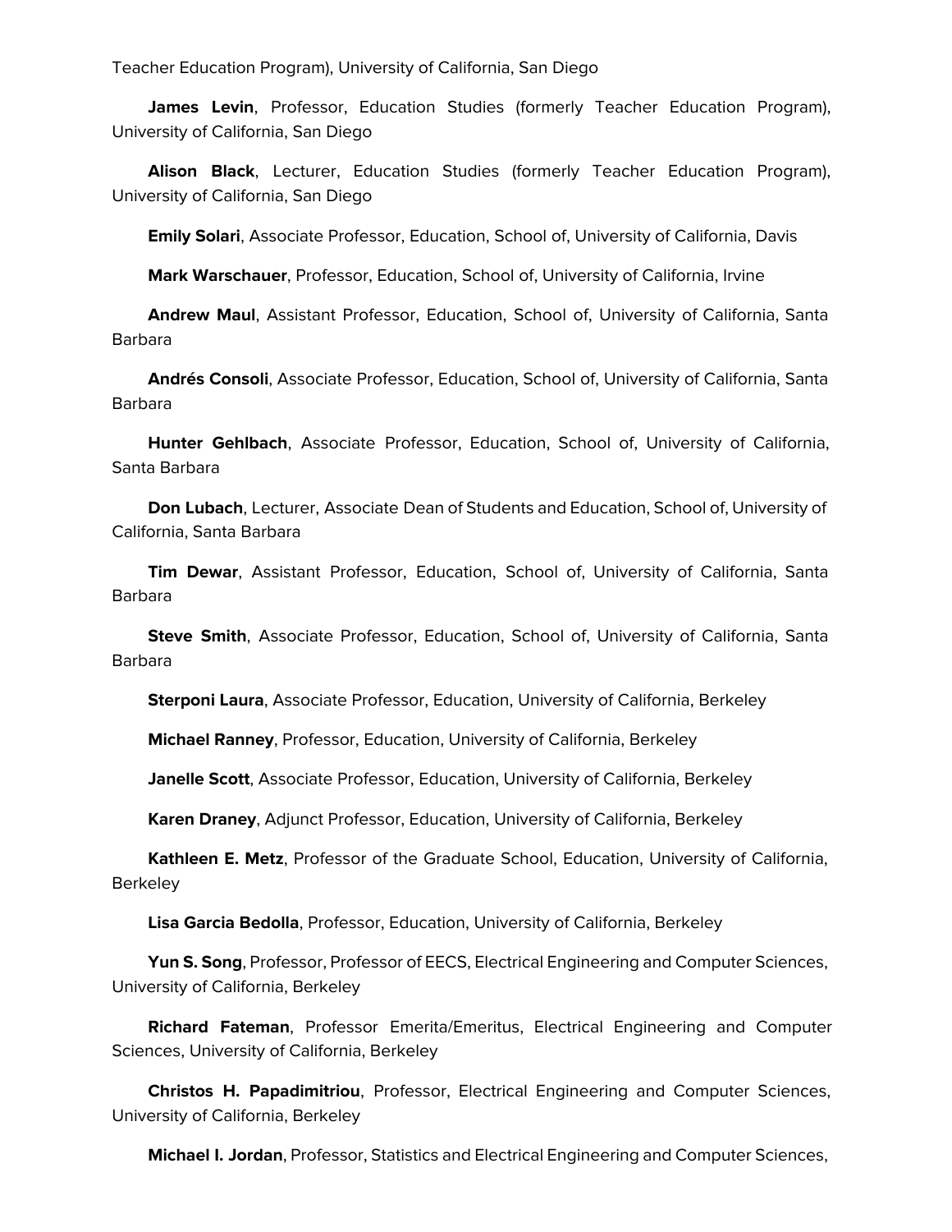Teacher Education Program), University of California, San Diego

**James Levin**, Professor, Education Studies (formerly Teacher Education Program), University of California, San Diego

**Alison Black**, Lecturer, Education Studies (formerly Teacher Education Program), University of California, San Diego

**Emily Solari**, Associate Professor, Education, School of, University of California, Davis

**Mark Warschauer**, Professor, Education, School of, University of California, Irvine

**Andrew Maul**, Assistant Professor, Education, School of, University of California, Santa Barbara

**Andrés Consoli**, Associate Professor, Education, School of, University of California, Santa Barbara

**Hunter Gehlbach**, Associate Professor, Education, School of, University of California, Santa Barbara

**Don Lubach**, Lecturer, Associate Dean of Students and Education, School of, University of California, Santa Barbara

**Tim Dewar**, Assistant Professor, Education, School of, University of California, Santa Barbara

**Steve Smith**, Associate Professor, Education, School of, University of California, Santa Barbara

**Sterponi Laura**, Associate Professor, Education, University of California, Berkeley

**Michael Ranney**, Professor, Education, University of California, Berkeley

**Janelle Scott**, Associate Professor, Education, University of California, Berkeley

**Karen Draney**, Adjunct Professor, Education, University of California, Berkeley

**Kathleen E. Metz**, Professor of the Graduate School, Education, University of California, Berkeley

**Lisa Garcia Bedolla**, Professor, Education, University of California, Berkeley

**Yun S. Song**, Professor, Professor of EECS, Electrical Engineering and Computer Sciences, University of California, Berkeley

**Richard Fateman**, Professor Emerita/Emeritus, Electrical Engineering and Computer Sciences, University of California, Berkeley

**Christos H. Papadimitriou**, Professor, Electrical Engineering and Computer Sciences, University of California, Berkeley

**Michael I. Jordan**, Professor, Statistics and Electrical Engineering and Computer Sciences,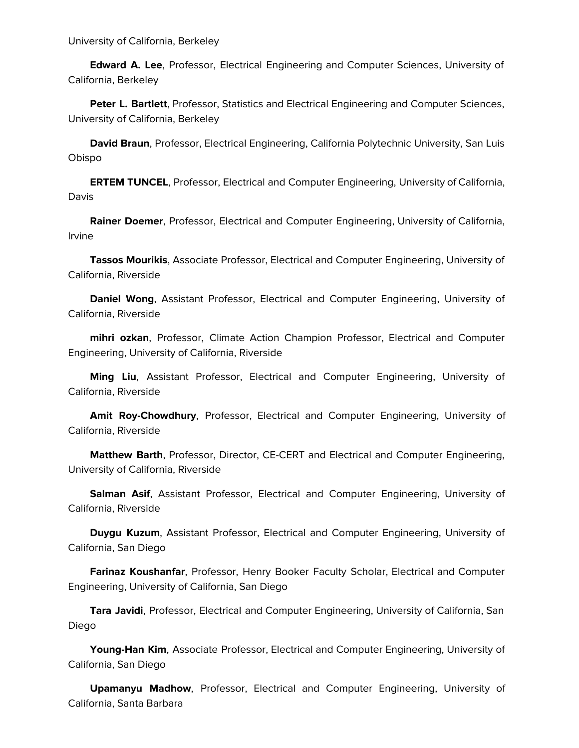University of California, Berkeley

**Edward A. Lee**, Professor, Electrical Engineering and Computer Sciences, University of California, Berkeley

**Peter L. Bartlett**, Professor, Statistics and Electrical Engineering and Computer Sciences, University of California, Berkeley

**David Braun**, Professor, Electrical Engineering, California Polytechnic University, San Luis Obispo

**ERTEM TUNCEL**, Professor, Electrical and Computer Engineering, University of California, Davis

**Rainer Doemer**, Professor, Electrical and Computer Engineering, University of California, Irvine

**Tassos Mourikis**, Associate Professor, Electrical and Computer Engineering, University of California, Riverside

**Daniel Wong**, Assistant Professor, Electrical and Computer Engineering, University of California, Riverside

**mihri ozkan**, Professor, Climate Action Champion Professor, Electrical and Computer Engineering, University of California, Riverside

**Ming Liu**, Assistant Professor, Electrical and Computer Engineering, University of California, Riverside

**Amit Roy-Chowdhury**, Professor, Electrical and Computer Engineering, University of California, Riverside

**Matthew Barth**, Professor, Director, CE-CERT and Electrical and Computer Engineering, University of California, Riverside

**Salman Asif**, Assistant Professor, Electrical and Computer Engineering, University of California, Riverside

**Duygu Kuzum**, Assistant Professor, Electrical and Computer Engineering, University of California, San Diego

**Farinaz Koushanfar**, Professor, Henry Booker Faculty Scholar, Electrical and Computer Engineering, University of California, San Diego

**Tara Javidi**, Professor, Electrical and Computer Engineering, University of California, San Diego

**Young-Han Kim**, Associate Professor, Electrical and Computer Engineering, University of California, San Diego

**Upamanyu Madhow**, Professor, Electrical and Computer Engineering, University of California, Santa Barbara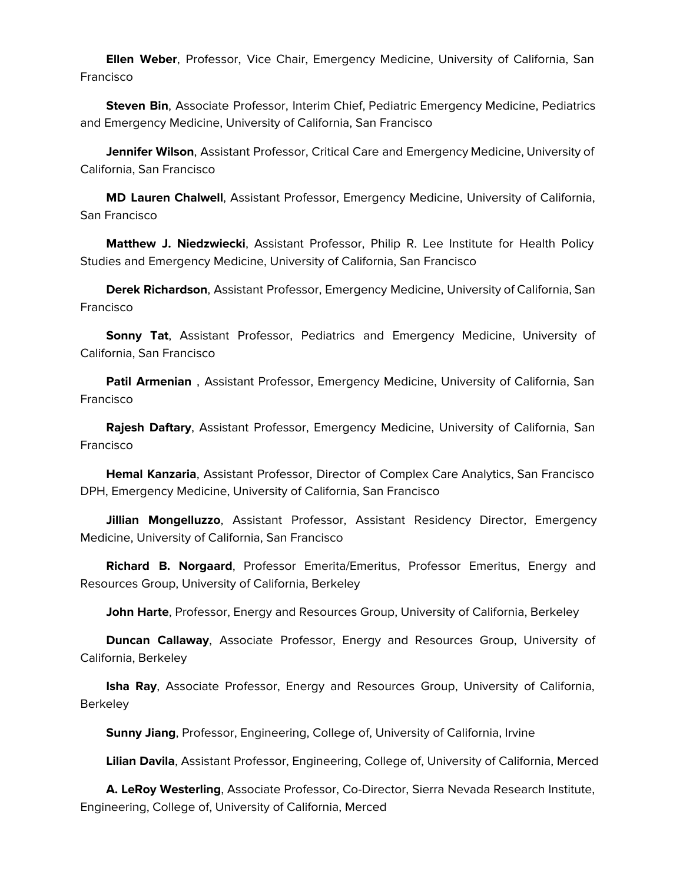**Ellen Weber**, Professor, Vice Chair, Emergency Medicine, University of California, San Francisco

**Steven Bin**, Associate Professor, Interim Chief, Pediatric Emergency Medicine, Pediatrics and Emergency Medicine, University of California, San Francisco

**Jennifer Wilson**, Assistant Professor, Critical Care and Emergency Medicine, University of California, San Francisco

**MD Lauren Chalwell**, Assistant Professor, Emergency Medicine, University of California, San Francisco

**Matthew J. Niedzwiecki**, Assistant Professor, Philip R. Lee Institute for Health Policy Studies and Emergency Medicine, University of California, San Francisco

**Derek Richardson**, Assistant Professor, Emergency Medicine, University of California, San Francisco

**Sonny Tat**, Assistant Professor, Pediatrics and Emergency Medicine, University of California, San Francisco

**Patil Armenian** , Assistant Professor, Emergency Medicine, University of California, San Francisco

**Rajesh Daftary**, Assistant Professor, Emergency Medicine, University of California, San Francisco

**Hemal Kanzaria**, Assistant Professor, Director of Complex Care Analytics, San Francisco DPH, Emergency Medicine, University of California, San Francisco

**Jillian Mongelluzzo**, Assistant Professor, Assistant Residency Director, Emergency Medicine, University of California, San Francisco

**Richard B. Norgaard**, Professor Emerita/Emeritus, Professor Emeritus, Energy and Resources Group, University of California, Berkeley

**John Harte**, Professor, Energy and Resources Group, University of California, Berkeley

**Duncan Callaway**, Associate Professor, Energy and Resources Group, University of California, Berkeley

**Isha Ray**, Associate Professor, Energy and Resources Group, University of California, Berkeley

**Sunny Jiang**, Professor, Engineering, College of, University of California, Irvine

**Lilian Davila**, Assistant Professor, Engineering, College of, University of California, Merced

**A. LeRoy Westerling**, Associate Professor, Co-Director, Sierra Nevada Research Institute, Engineering, College of, University of California, Merced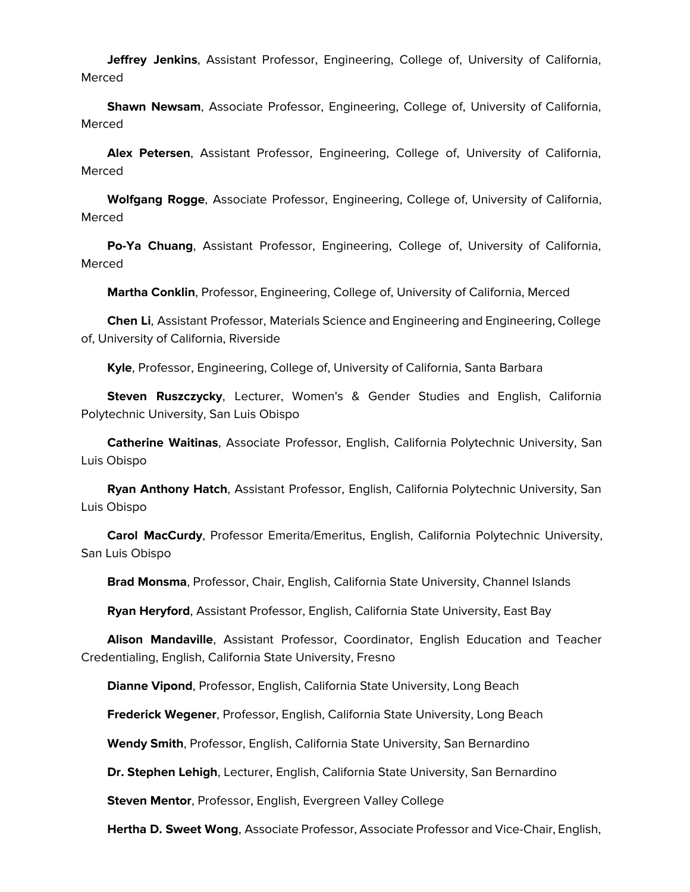**Jeffrey Jenkins**, Assistant Professor, Engineering, College of, University of California, Merced

**Shawn Newsam**, Associate Professor, Engineering, College of, University of California, Merced

**Alex Petersen**, Assistant Professor, Engineering, College of, University of California, Merced

**Wolfgang Rogge**, Associate Professor, Engineering, College of, University of California, Merced

**Po-Ya Chuang**, Assistant Professor, Engineering, College of, University of California, Merced

**Martha Conklin**, Professor, Engineering, College of, University of California, Merced

**Chen Li**, Assistant Professor, Materials Science and Engineering and Engineering, College of, University of California, Riverside

**Kyle**, Professor, Engineering, College of, University of California, Santa Barbara

**Steven Ruszczycky**, Lecturer, Women's & Gender Studies and English, California Polytechnic University, San Luis Obispo

**Catherine Waitinas**, Associate Professor, English, California Polytechnic University, San Luis Obispo

**Ryan Anthony Hatch**, Assistant Professor, English, California Polytechnic University, San Luis Obispo

**Carol MacCurdy**, Professor Emerita/Emeritus, English, California Polytechnic University, San Luis Obispo

**Brad Monsma**, Professor, Chair, English, California State University, Channel Islands

**Ryan Heryford**, Assistant Professor, English, California State University, East Bay

**Alison Mandaville**, Assistant Professor, Coordinator, English Education and Teacher Credentialing, English, California State University, Fresno

**Dianne Vipond**, Professor, English, California State University, Long Beach

**Frederick Wegener**, Professor, English, California State University, Long Beach

**Wendy Smith**, Professor, English, California State University, San Bernardino

**Dr. Stephen Lehigh**, Lecturer, English, California State University, San Bernardino

**Steven Mentor**, Professor, English, Evergreen Valley College

**Hertha D. Sweet Wong**, Associate Professor, Associate Professor and Vice-Chair, English,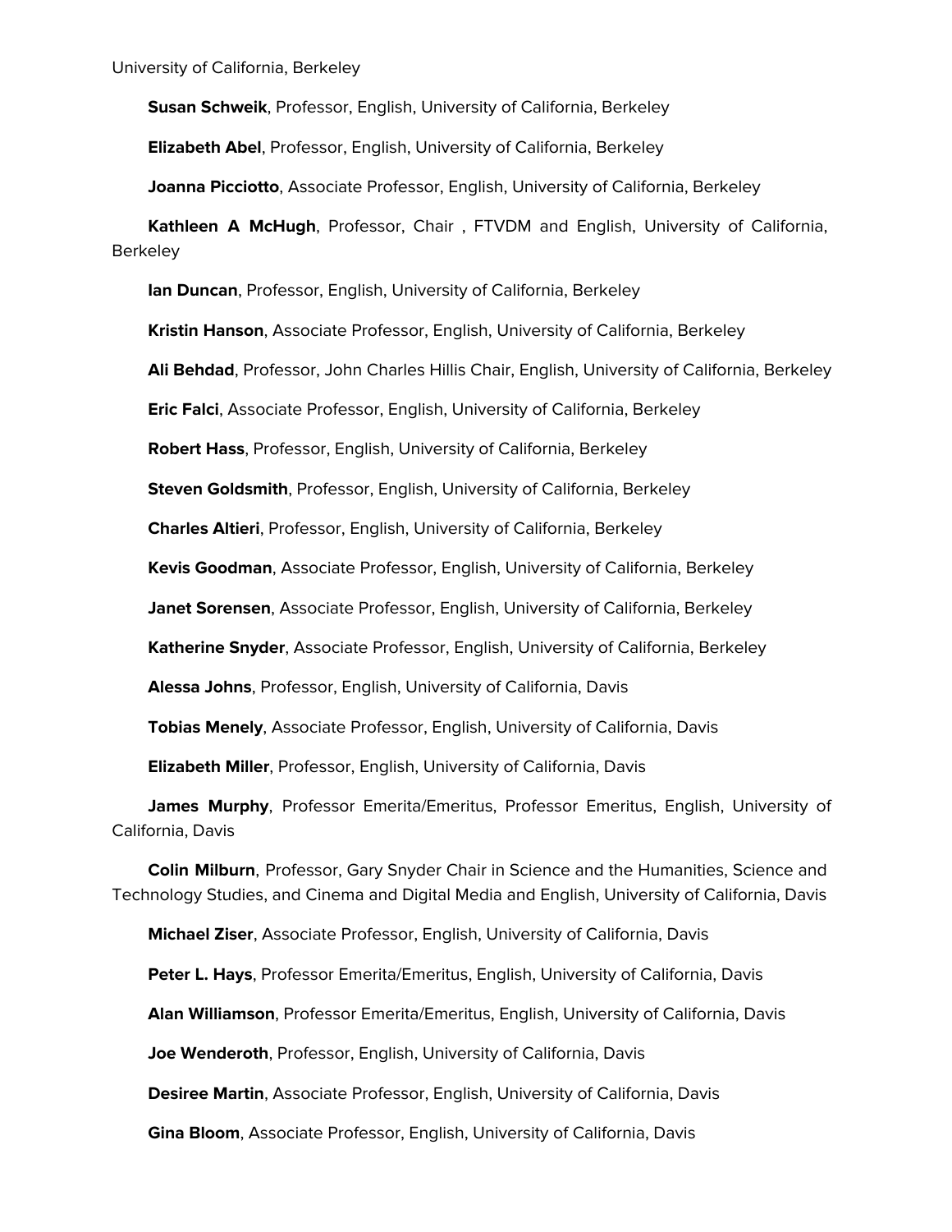University of California, Berkeley

**Susan Schweik**, Professor, English, University of California, Berkeley

**Elizabeth Abel**, Professor, English, University of California, Berkeley

**Joanna Picciotto**, Associate Professor, English, University of California, Berkeley

**Kathleen A McHugh**, Professor, Chair , FTVDM and English, University of California, Berkeley

**Ian Duncan**, Professor, English, University of California, Berkeley

**Kristin Hanson**, Associate Professor, English, University of California, Berkeley

**Ali Behdad**, Professor, John Charles Hillis Chair, English, University of California, Berkeley

**Eric Falci**, Associate Professor, English, University of California, Berkeley

**Robert Hass**, Professor, English, University of California, Berkeley

**Steven Goldsmith**, Professor, English, University of California, Berkeley

**Charles Altieri**, Professor, English, University of California, Berkeley

**Kevis Goodman**, Associate Professor, English, University of California, Berkeley

**Janet Sorensen**, Associate Professor, English, University of California, Berkeley

**Katherine Snyder**, Associate Professor, English, University of California, Berkeley

**Alessa Johns**, Professor, English, University of California, Davis

**Tobias Menely**, Associate Professor, English, University of California, Davis

**Elizabeth Miller**, Professor, English, University of California, Davis

**James Murphy**, Professor Emerita/Emeritus, Professor Emeritus, English, University of California, Davis

**Colin Milburn**, Professor, Gary Snyder Chair in Science and the Humanities, Science and Technology Studies, and Cinema and Digital Media and English, University of California, Davis

**Michael Ziser**, Associate Professor, English, University of California, Davis

**Peter L. Hays**, Professor Emerita/Emeritus, English, University of California, Davis

**Alan Williamson**, Professor Emerita/Emeritus, English, University of California, Davis

**Joe Wenderoth**, Professor, English, University of California, Davis

**Desiree Martin**, Associate Professor, English, University of California, Davis

**Gina Bloom**, Associate Professor, English, University of California, Davis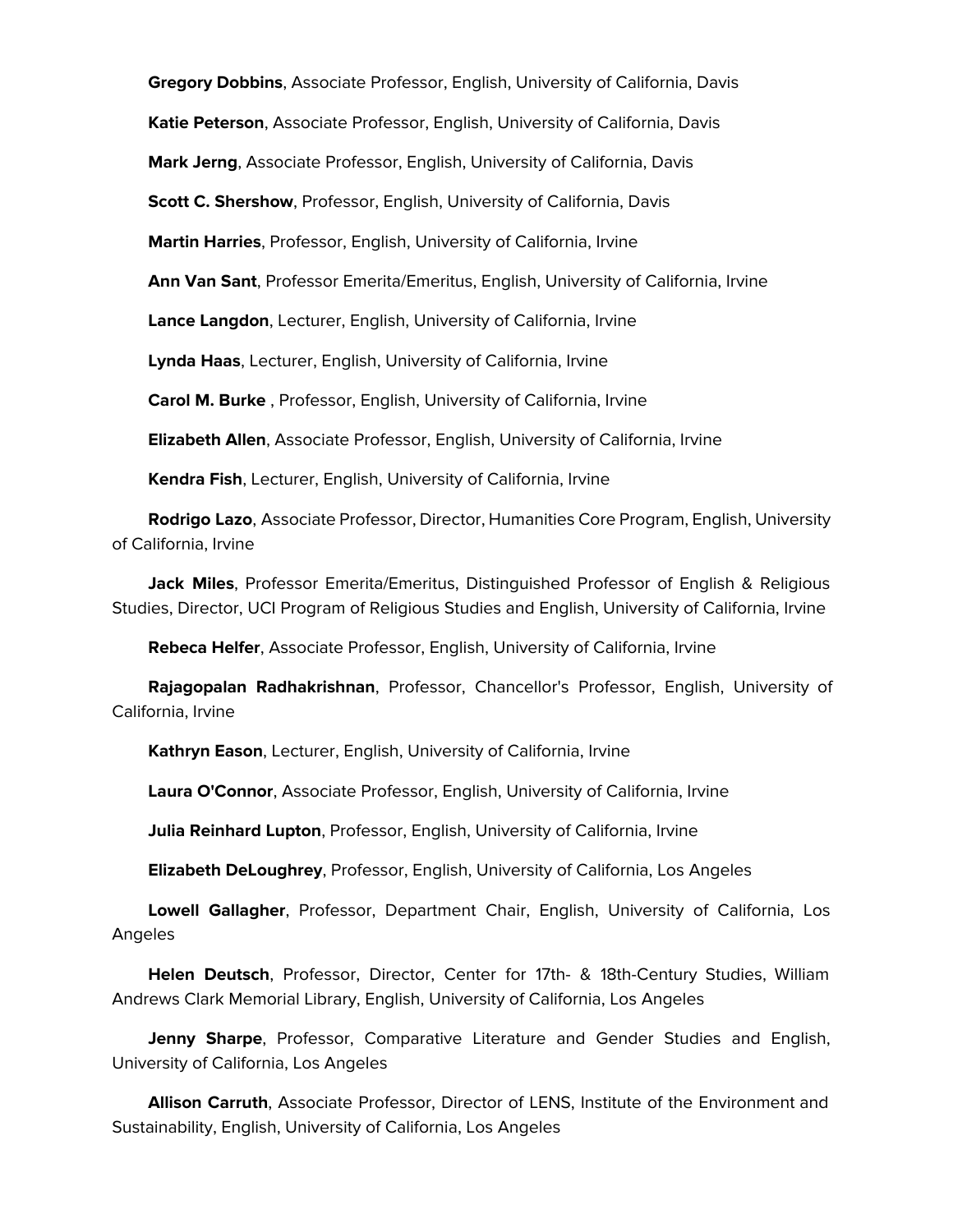**Gregory Dobbins**, Associate Professor, English, University of California, Davis

**Katie Peterson**, Associate Professor, English, University of California, Davis

**Mark Jerng**, Associate Professor, English, University of California, Davis

**Scott C. Shershow**, Professor, English, University of California, Davis

**Martin Harries**, Professor, English, University of California, Irvine

**Ann Van Sant**, Professor Emerita/Emeritus, English, University of California, Irvine

**Lance Langdon**, Lecturer, English, University of California, Irvine

**Lynda Haas**, Lecturer, English, University of California, Irvine

**Carol M. Burke** , Professor, English, University of California, Irvine

**Elizabeth Allen**, Associate Professor, English, University of California, Irvine

**Kendra Fish**, Lecturer, English, University of California, Irvine

**Rodrigo Lazo**, Associate Professor, Director, Humanities Core Program, English, University of California, Irvine

**Jack Miles**, Professor Emerita/Emeritus, Distinguished Professor of English & Religious Studies, Director, UCI Program of Religious Studies and English, University of California, Irvine

**Rebeca Helfer**, Associate Professor, English, University of California, Irvine

**Rajagopalan Radhakrishnan**, Professor, Chancellor's Professor, English, University of California, Irvine

**Kathryn Eason**, Lecturer, English, University of California, Irvine

**Laura O'Connor**, Associate Professor, English, University of California, Irvine

**Julia Reinhard Lupton**, Professor, English, University of California, Irvine

**Elizabeth DeLoughrey**, Professor, English, University of California, Los Angeles

**Lowell Gallagher**, Professor, Department Chair, English, University of California, Los Angeles

**Helen Deutsch**, Professor, Director, Center for 17th- & 18th-Century Studies, William Andrews Clark Memorial Library, English, University of California, Los Angeles

**Jenny Sharpe**, Professor, Comparative Literature and Gender Studies and English, University of California, Los Angeles

**Allison Carruth**, Associate Professor, Director of LENS, Institute of the Environment and Sustainability, English, University of California, Los Angeles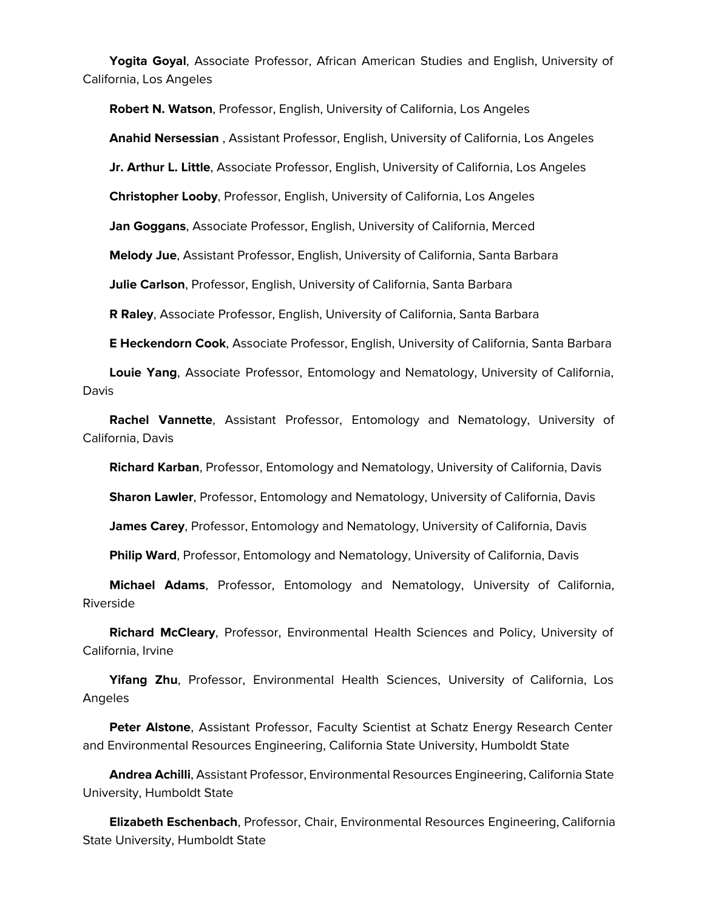**Yogita Goyal**, Associate Professor, African American Studies and English, University of California, Los Angeles

**Robert N. Watson**, Professor, English, University of California, Los Angeles

**Anahid Nersessian** , Assistant Professor, English, University of California, Los Angeles

**Jr. Arthur L. Little**, Associate Professor, English, University of California, Los Angeles

**Christopher Looby**, Professor, English, University of California, Los Angeles

**Jan Goggans**, Associate Professor, English, University of California, Merced

**Melody Jue**, Assistant Professor, English, University of California, Santa Barbara

**Julie Carlson**, Professor, English, University of California, Santa Barbara

**R Raley**, Associate Professor, English, University of California, Santa Barbara

**E Heckendorn Cook**, Associate Professor, English, University of California, Santa Barbara

**Louie Yang**, Associate Professor, Entomology and Nematology, University of California, Davis

**Rachel Vannette**, Assistant Professor, Entomology and Nematology, University of California, Davis

**Richard Karban**, Professor, Entomology and Nematology, University of California, Davis

**Sharon Lawler**, Professor, Entomology and Nematology, University of California, Davis

**James Carey**, Professor, Entomology and Nematology, University of California, Davis

**Philip Ward**, Professor, Entomology and Nematology, University of California, Davis

**Michael Adams**, Professor, Entomology and Nematology, University of California, Riverside

**Richard McCleary**, Professor, Environmental Health Sciences and Policy, University of California, Irvine

**Yifang Zhu**, Professor, Environmental Health Sciences, University of California, Los Angeles

**Peter Alstone**, Assistant Professor, Faculty Scientist at Schatz Energy Research Center and Environmental Resources Engineering, California State University, Humboldt State

**Andrea Achilli**, Assistant Professor, Environmental Resources Engineering, California State University, Humboldt State

**Elizabeth Eschenbach**, Professor, Chair, Environmental Resources Engineering, California State University, Humboldt State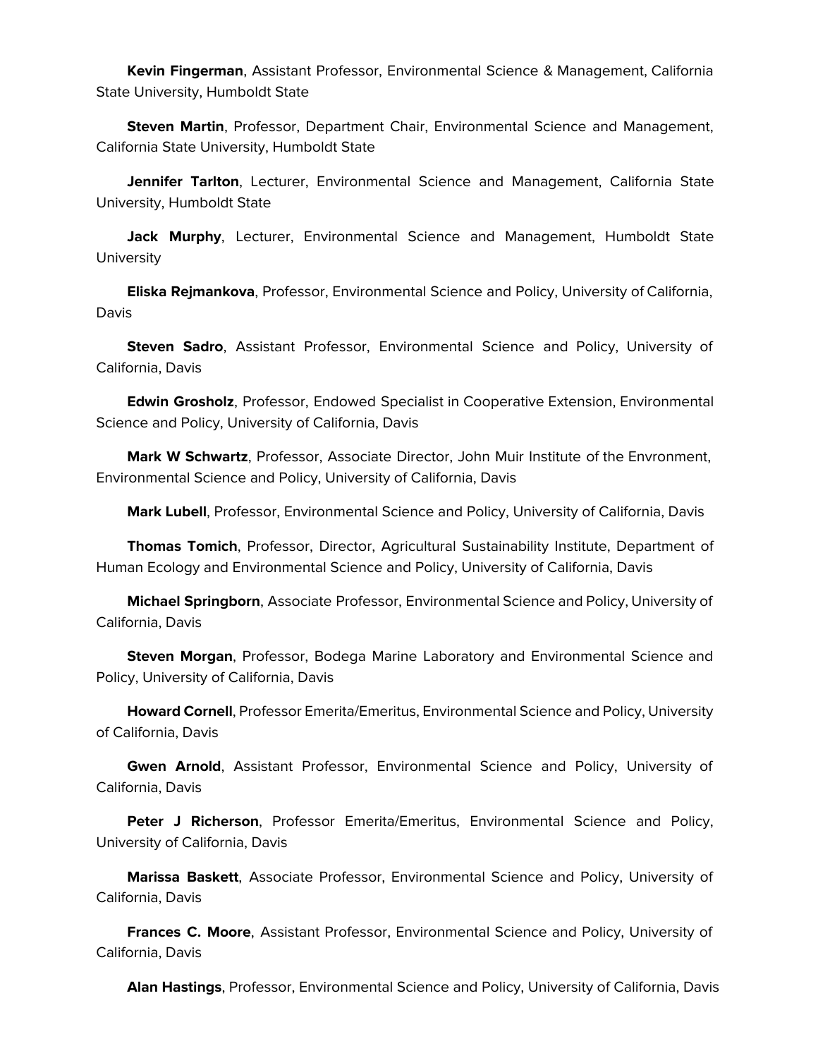**Kevin Fingerman**, Assistant Professor, Environmental Science & Management, California State University, Humboldt State

**Steven Martin**, Professor, Department Chair, Environmental Science and Management, California State University, Humboldt State

**Jennifer Tarlton**, Lecturer, Environmental Science and Management, California State University, Humboldt State

**Jack Murphy**, Lecturer, Environmental Science and Management, Humboldt State University

**Eliska Rejmankova**, Professor, Environmental Science and Policy, University of California, Davis

**Steven Sadro**, Assistant Professor, Environmental Science and Policy, University of California, Davis

**Edwin Grosholz**, Professor, Endowed Specialist in Cooperative Extension, Environmental Science and Policy, University of California, Davis

**Mark W Schwartz**, Professor, Associate Director, John Muir Institute of the Envronment, Environmental Science and Policy, University of California, Davis

**Mark Lubell**, Professor, Environmental Science and Policy, University of California, Davis

**Thomas Tomich**, Professor, Director, Agricultural Sustainability Institute, Department of Human Ecology and Environmental Science and Policy, University of California, Davis

**Michael Springborn**, Associate Professor, Environmental Science and Policy, University of California, Davis

**Steven Morgan**, Professor, Bodega Marine Laboratory and Environmental Science and Policy, University of California, Davis

**Howard Cornell**, Professor Emerita/Emeritus, Environmental Science and Policy, University of California, Davis

**Gwen Arnold**, Assistant Professor, Environmental Science and Policy, University of California, Davis

**Peter J Richerson**, Professor Emerita/Emeritus, Environmental Science and Policy, University of California, Davis

**Marissa Baskett**, Associate Professor, Environmental Science and Policy, University of California, Davis

**Frances C. Moore**, Assistant Professor, Environmental Science and Policy, University of California, Davis

**Alan Hastings**, Professor, Environmental Science and Policy, University of California, Davis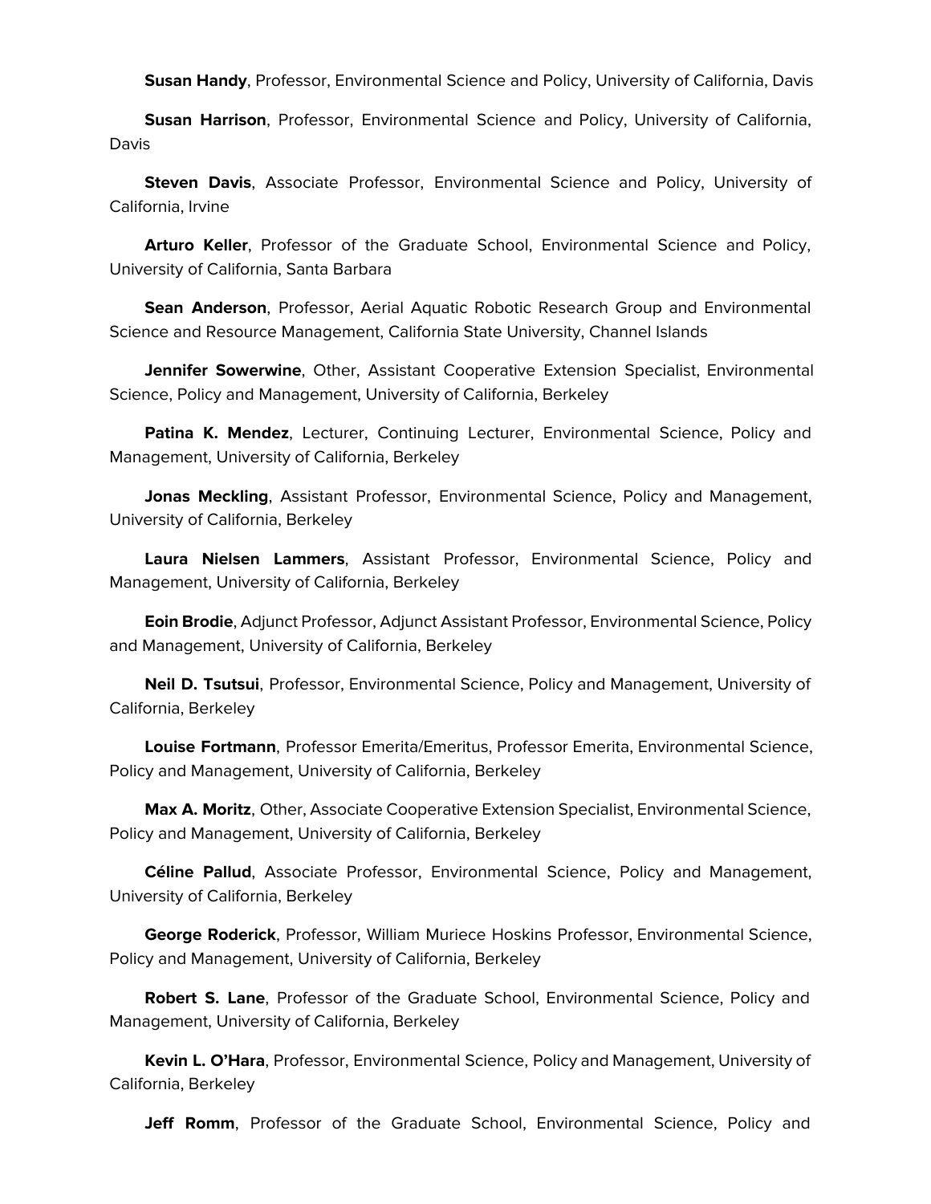**Susan Handy**, Professor, Environmental Science and Policy, University of California, Davis

**Susan Harrison**, Professor, Environmental Science and Policy, University of California, Davis

**Steven Davis**, Associate Professor, Environmental Science and Policy, University of California, Irvine

**Arturo Keller**, Professor of the Graduate School, Environmental Science and Policy, University of California, Santa Barbara

**Sean Anderson**, Professor, Aerial Aquatic Robotic Research Group and Environmental Science and Resource Management, California State University, Channel Islands

**Jennifer Sowerwine**, Other, Assistant Cooperative Extension Specialist, Environmental Science, Policy and Management, University of California, Berkeley

**Patina K. Mendez**, Lecturer, Continuing Lecturer, Environmental Science, Policy and Management, University of California, Berkeley

**Jonas Meckling**, Assistant Professor, Environmental Science, Policy and Management, University of California, Berkeley

**Laura Nielsen Lammers**, Assistant Professor, Environmental Science, Policy and Management, University of California, Berkeley

**Eoin Brodie**, Adjunct Professor, Adjunct Assistant Professor, Environmental Science, Policy and Management, University of California, Berkeley

**Neil D. Tsutsui**, Professor, Environmental Science, Policy and Management, University of California, Berkeley

**Louise Fortmann**, Professor Emerita/Emeritus, Professor Emerita, Environmental Science, Policy and Management, University of California, Berkeley

**Max A. Moritz**, Other, Associate Cooperative Extension Specialist, Environmental Science, Policy and Management, University of California, Berkeley

**Céline Pallud**, Associate Professor, Environmental Science, Policy and Management, University of California, Berkeley

**George Roderick**, Professor, William Muriece Hoskins Professor, Environmental Science, Policy and Management, University of California, Berkeley

**Robert S. Lane**, Professor of the Graduate School, Environmental Science, Policy and Management, University of California, Berkeley

**Kevin L. O'Hara**, Professor, Environmental Science, Policy and Management, University of California, Berkeley

**Jeff Romm**, Professor of the Graduate School, Environmental Science, Policy and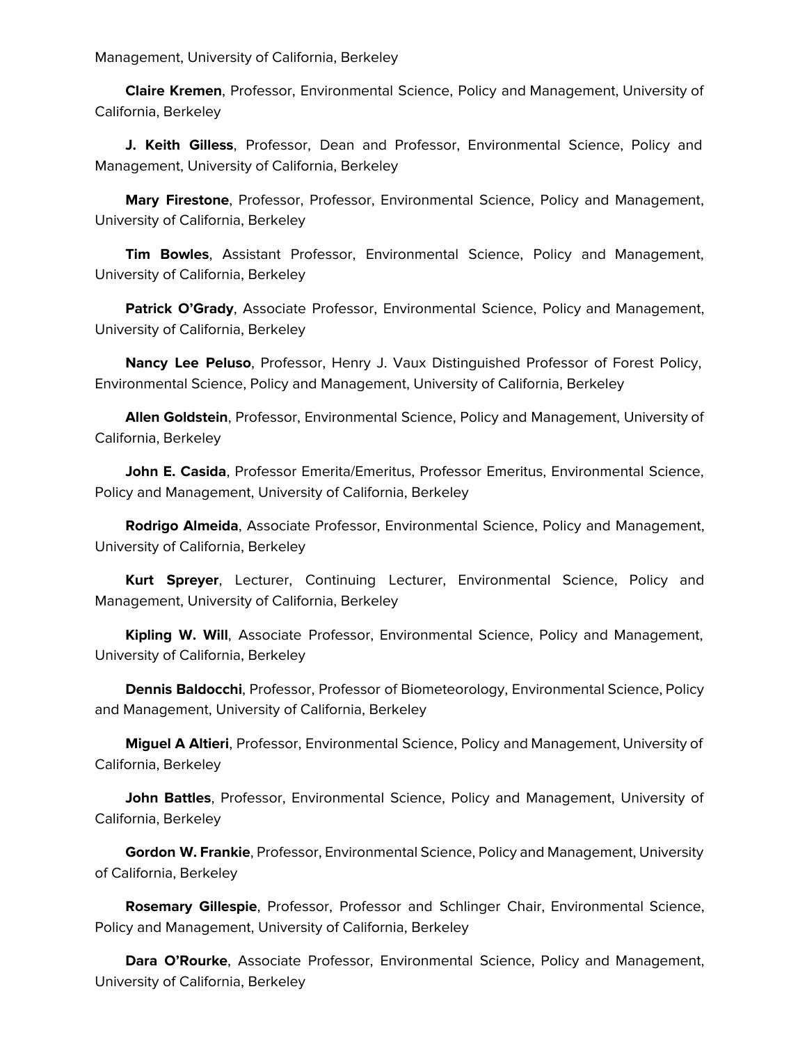Management, University of California, Berkeley

**Claire Kremen**, Professor, Environmental Science, Policy and Management, University of California, Berkeley

**J. Keith Gilless**, Professor, Dean and Professor, Environmental Science, Policy and Management, University of California, Berkeley

**Mary Firestone**, Professor, Professor, Environmental Science, Policy and Management, University of California, Berkeley

**Tim Bowles**, Assistant Professor, Environmental Science, Policy and Management, University of California, Berkeley

**Patrick O'Grady**, Associate Professor, Environmental Science, Policy and Management, University of California, Berkeley

**Nancy Lee Peluso**, Professor, Henry J. Vaux Distinguished Professor of Forest Policy, Environmental Science, Policy and Management, University of California, Berkeley

**Allen Goldstein**, Professor, Environmental Science, Policy and Management, University of California, Berkeley

**John E. Casida**, Professor Emerita/Emeritus, Professor Emeritus, Environmental Science, Policy and Management, University of California, Berkeley

**Rodrigo Almeida**, Associate Professor, Environmental Science, Policy and Management, University of California, Berkeley

**Kurt Spreyer**, Lecturer, Continuing Lecturer, Environmental Science, Policy and Management, University of California, Berkeley

**Kipling W. Will**, Associate Professor, Environmental Science, Policy and Management, University of California, Berkeley

**Dennis Baldocchi**, Professor, Professor of Biometeorology, Environmental Science, Policy and Management, University of California, Berkeley

**Miguel A Altieri**, Professor, Environmental Science, Policy and Management, University of California, Berkeley

**John Battles**, Professor, Environmental Science, Policy and Management, University of California, Berkeley

**Gordon W. Frankie**, Professor, Environmental Science, Policy and Management, University of California, Berkeley

**Rosemary Gillespie**, Professor, Professor and Schlinger Chair, Environmental Science, Policy and Management, University of California, Berkeley

**Dara O'Rourke**, Associate Professor, Environmental Science, Policy and Management, University of California, Berkeley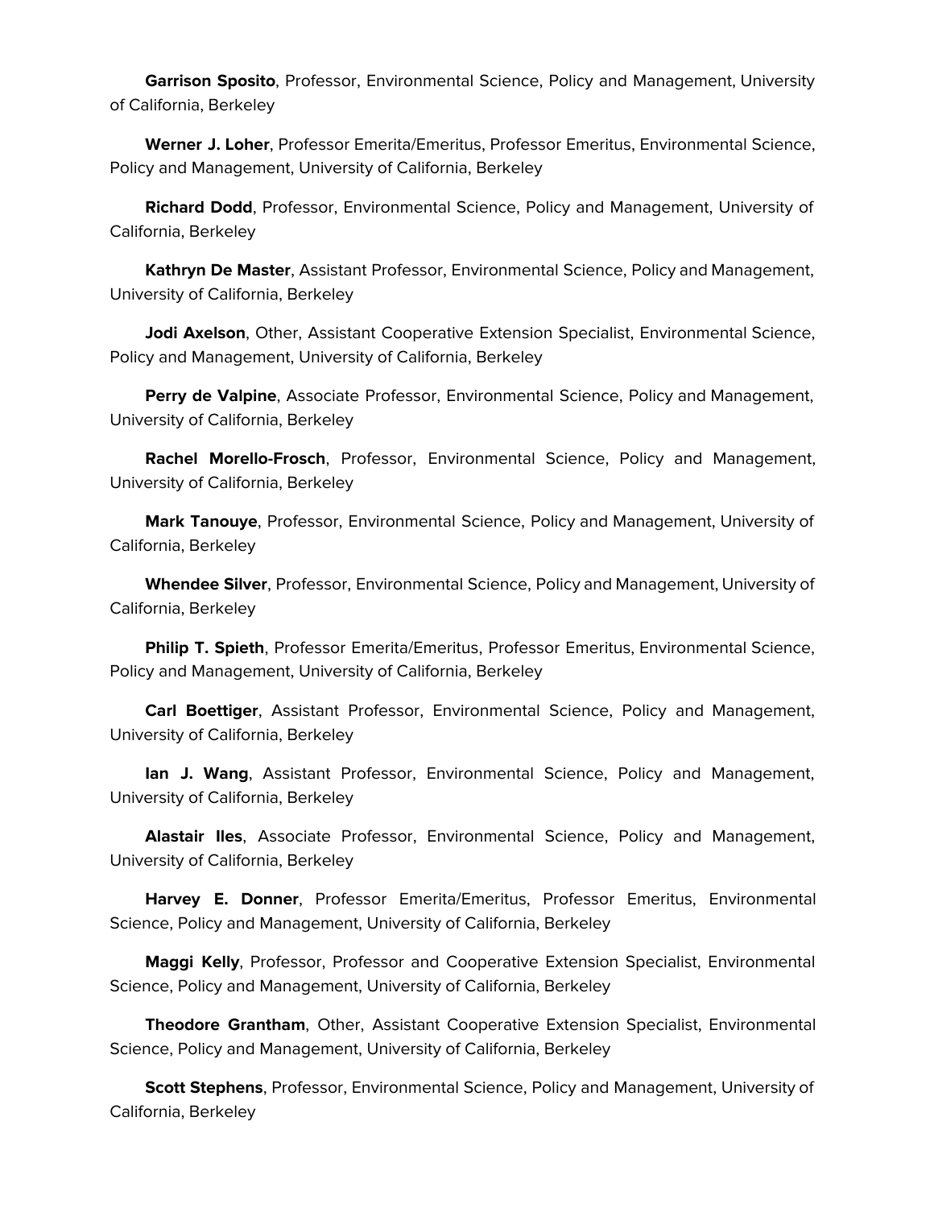**Garrison Sposito**, Professor, Environmental Science, Policy and Management, University of California, Berkeley

**Werner J. Loher**, Professor Emerita/Emeritus, Professor Emeritus, Environmental Science, Policy and Management, University of California, Berkeley

**Richard Dodd**, Professor, Environmental Science, Policy and Management, University of California, Berkeley

**Kathryn De Master**, Assistant Professor, Environmental Science, Policy and Management, University of California, Berkeley

**Jodi Axelson**, Other, Assistant Cooperative Extension Specialist, Environmental Science, Policy and Management, University of California, Berkeley

**Perry de Valpine**, Associate Professor, Environmental Science, Policy and Management, University of California, Berkeley

**Rachel Morello-Frosch**, Professor, Environmental Science, Policy and Management, University of California, Berkeley

**Mark Tanouye**, Professor, Environmental Science, Policy and Management, University of California, Berkeley

**Whendee Silver**, Professor, Environmental Science, Policy and Management, University of California, Berkeley

**Philip T. Spieth**, Professor Emerita/Emeritus, Professor Emeritus, Environmental Science, Policy and Management, University of California, Berkeley

**Carl Boettiger**, Assistant Professor, Environmental Science, Policy and Management, University of California, Berkeley

**Ian J. Wang**, Assistant Professor, Environmental Science, Policy and Management, University of California, Berkeley

**Alastair Iles**, Associate Professor, Environmental Science, Policy and Management, University of California, Berkeley

**Harvey E. Donner**, Professor Emerita/Emeritus, Professor Emeritus, Environmental Science, Policy and Management, University of California, Berkeley

**Maggi Kelly**, Professor, Professor and Cooperative Extension Specialist, Environmental Science, Policy and Management, University of California, Berkeley

**Theodore Grantham**, Other, Assistant Cooperative Extension Specialist, Environmental Science, Policy and Management, University of California, Berkeley

**Scott Stephens**, Professor, Environmental Science, Policy and Management, University of California, Berkeley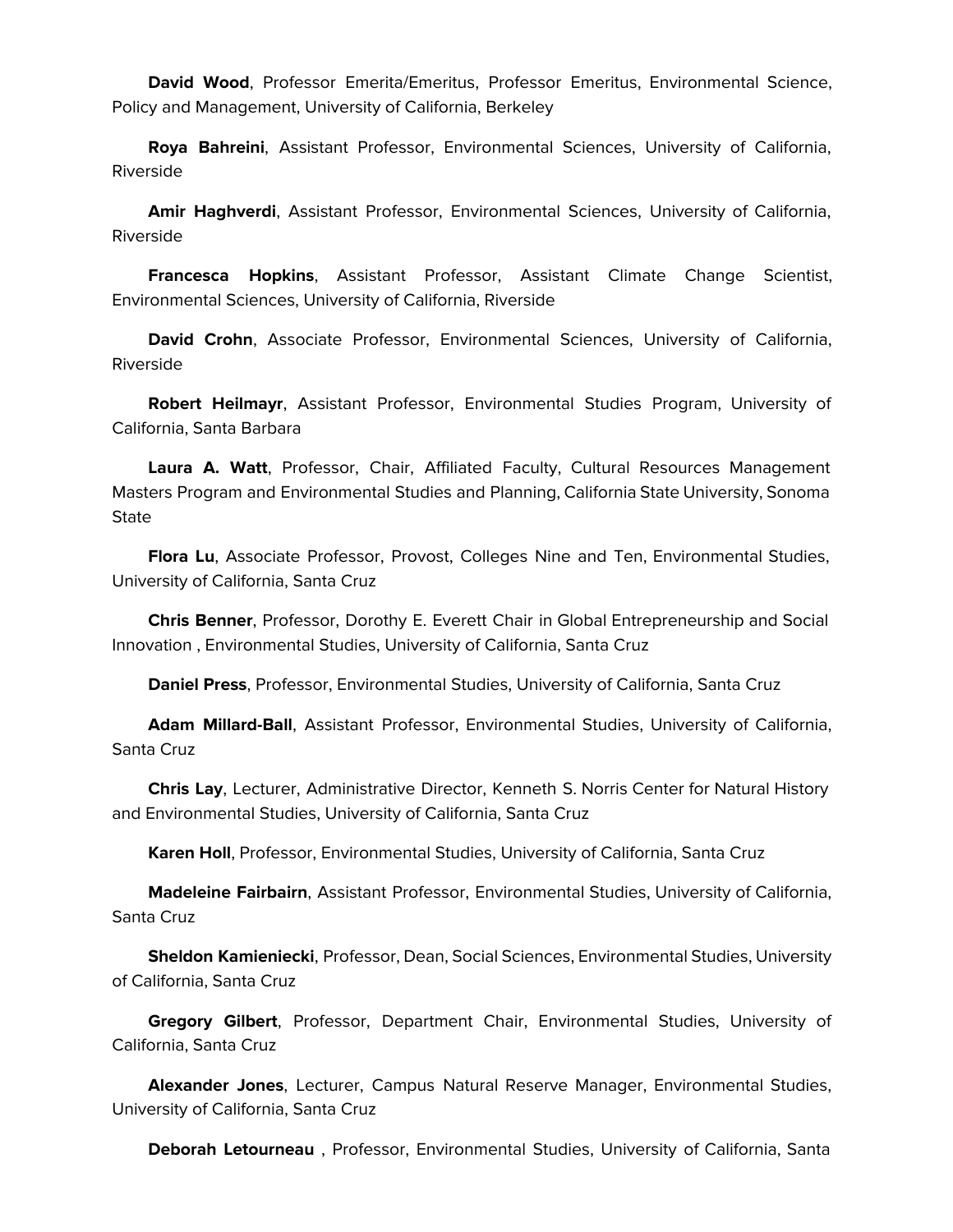**David Wood**, Professor Emerita/Emeritus, Professor Emeritus, Environmental Science, Policy and Management, University of California, Berkeley

**Roya Bahreini**, Assistant Professor, Environmental Sciences, University of California, Riverside

**Amir Haghverdi**, Assistant Professor, Environmental Sciences, University of California, Riverside

**Francesca Hopkins**, Assistant Professor, Assistant Climate Change Scientist, Environmental Sciences, University of California, Riverside

**David Crohn**, Associate Professor, Environmental Sciences, University of California, Riverside

**Robert Heilmayr**, Assistant Professor, Environmental Studies Program, University of California, Santa Barbara

**Laura A. Watt**, Professor, Chair, Affiliated Faculty, Cultural Resources Management Masters Program and Environmental Studies and Planning, California State University, Sonoma State

**Flora Lu**, Associate Professor, Provost, Colleges Nine and Ten, Environmental Studies, University of California, Santa Cruz

**Chris Benner**, Professor, Dorothy E. Everett Chair in Global Entrepreneurship and Social Innovation , Environmental Studies, University of California, Santa Cruz

**Daniel Press**, Professor, Environmental Studies, University of California, Santa Cruz

**Adam Millard-Ball**, Assistant Professor, Environmental Studies, University of California, Santa Cruz

**Chris Lay**, Lecturer, Administrative Director, Kenneth S. Norris Center for Natural History and Environmental Studies, University of California, Santa Cruz

**Karen Holl**, Professor, Environmental Studies, University of California, Santa Cruz

**Madeleine Fairbairn**, Assistant Professor, Environmental Studies, University of California, Santa Cruz

**Sheldon Kamieniecki**, Professor, Dean, Social Sciences, Environmental Studies, University of California, Santa Cruz

**Gregory Gilbert**, Professor, Department Chair, Environmental Studies, University of California, Santa Cruz

**Alexander Jones**, Lecturer, Campus Natural Reserve Manager, Environmental Studies, University of California, Santa Cruz

**Deborah Letourneau** , Professor, Environmental Studies, University of California, Santa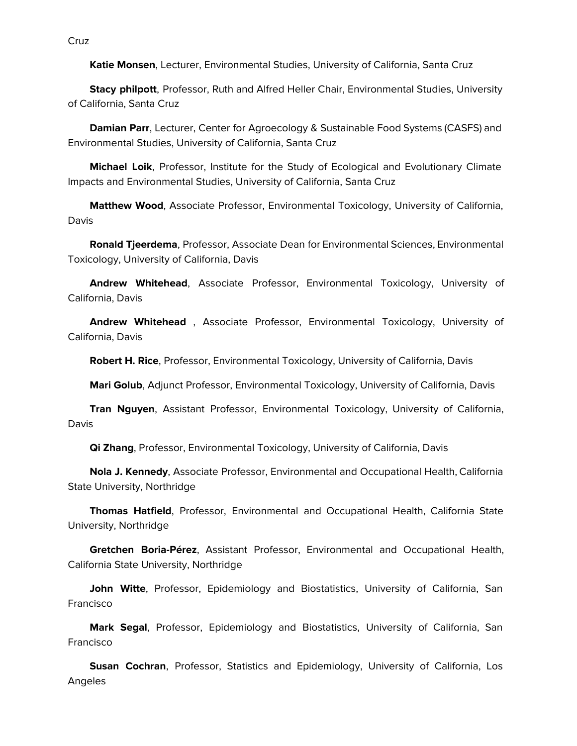Cruz

**Katie Monsen**, Lecturer, Environmental Studies, University of California, Santa Cruz

**Stacy philpott**, Professor, Ruth and Alfred Heller Chair, Environmental Studies, University of California, Santa Cruz

**Damian Parr**, Lecturer, Center for Agroecology & Sustainable Food Systems (CASFS) and Environmental Studies, University of California, Santa Cruz

**Michael Loik**, Professor, Institute for the Study of Ecological and Evolutionary Climate Impacts and Environmental Studies, University of California, Santa Cruz

**Matthew Wood**, Associate Professor, Environmental Toxicology, University of California, Davis

**Ronald Tjeerdema**, Professor, Associate Dean for Environmental Sciences, Environmental Toxicology, University of California, Davis

**Andrew Whitehead**, Associate Professor, Environmental Toxicology, University of California, Davis

**Andrew Whitehead** , Associate Professor, Environmental Toxicology, University of California, Davis

**Robert H. Rice**, Professor, Environmental Toxicology, University of California, Davis

**Mari Golub**, Adjunct Professor, Environmental Toxicology, University of California, Davis

**Tran Nguyen**, Assistant Professor, Environmental Toxicology, University of California, Davis

**Qi Zhang**, Professor, Environmental Toxicology, University of California, Davis

**Nola J. Kennedy**, Associate Professor, Environmental and Occupational Health, California State University, Northridge

**Thomas Hatfield**, Professor, Environmental and Occupational Health, California State University, Northridge

**Gretchen Boria-Pérez**, Assistant Professor, Environmental and Occupational Health, California State University, Northridge

**John Witte**, Professor, Epidemiology and Biostatistics, University of California, San Francisco

**Mark Segal**, Professor, Epidemiology and Biostatistics, University of California, San Francisco

**Susan Cochran**, Professor, Statistics and Epidemiology, University of California, Los Angeles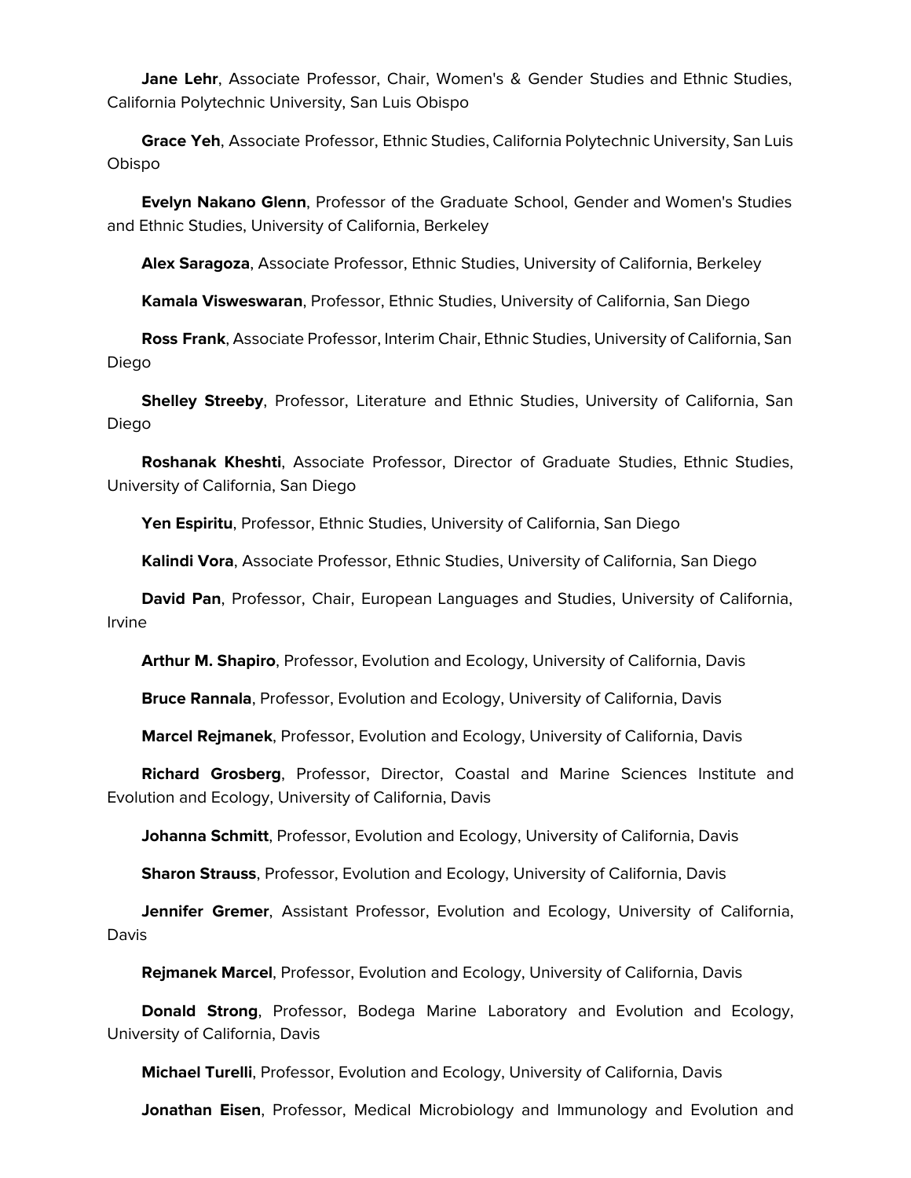**Jane Lehr**, Associate Professor, Chair, Women's & Gender Studies and Ethnic Studies, California Polytechnic University, San Luis Obispo

**Grace Yeh**, Associate Professor, Ethnic Studies, California Polytechnic University, San Luis Obispo

**Evelyn Nakano Glenn**, Professor of the Graduate School, Gender and Women's Studies and Ethnic Studies, University of California, Berkeley

**Alex Saragoza**, Associate Professor, Ethnic Studies, University of California, Berkeley

**Kamala Visweswaran**, Professor, Ethnic Studies, University of California, San Diego

**Ross Frank**, Associate Professor, Interim Chair, Ethnic Studies, University of California, San Diego

**Shelley Streeby**, Professor, Literature and Ethnic Studies, University of California, San Diego

**Roshanak Kheshti**, Associate Professor, Director of Graduate Studies, Ethnic Studies, University of California, San Diego

**Yen Espiritu**, Professor, Ethnic Studies, University of California, San Diego

**Kalindi Vora**, Associate Professor, Ethnic Studies, University of California, San Diego

**David Pan**, Professor, Chair, European Languages and Studies, University of California, Irvine

**Arthur M. Shapiro**, Professor, Evolution and Ecology, University of California, Davis

**Bruce Rannala**, Professor, Evolution and Ecology, University of California, Davis

**Marcel Rejmanek**, Professor, Evolution and Ecology, University of California, Davis

**Richard Grosberg**, Professor, Director, Coastal and Marine Sciences Institute and Evolution and Ecology, University of California, Davis

**Johanna Schmitt**, Professor, Evolution and Ecology, University of California, Davis

**Sharon Strauss**, Professor, Evolution and Ecology, University of California, Davis

**Jennifer Gremer**, Assistant Professor, Evolution and Ecology, University of California, Davis

**Rejmanek Marcel**, Professor, Evolution and Ecology, University of California, Davis

**Donald Strong**, Professor, Bodega Marine Laboratory and Evolution and Ecology, University of California, Davis

**Michael Turelli**, Professor, Evolution and Ecology, University of California, Davis

**Jonathan Eisen**, Professor, Medical Microbiology and Immunology and Evolution and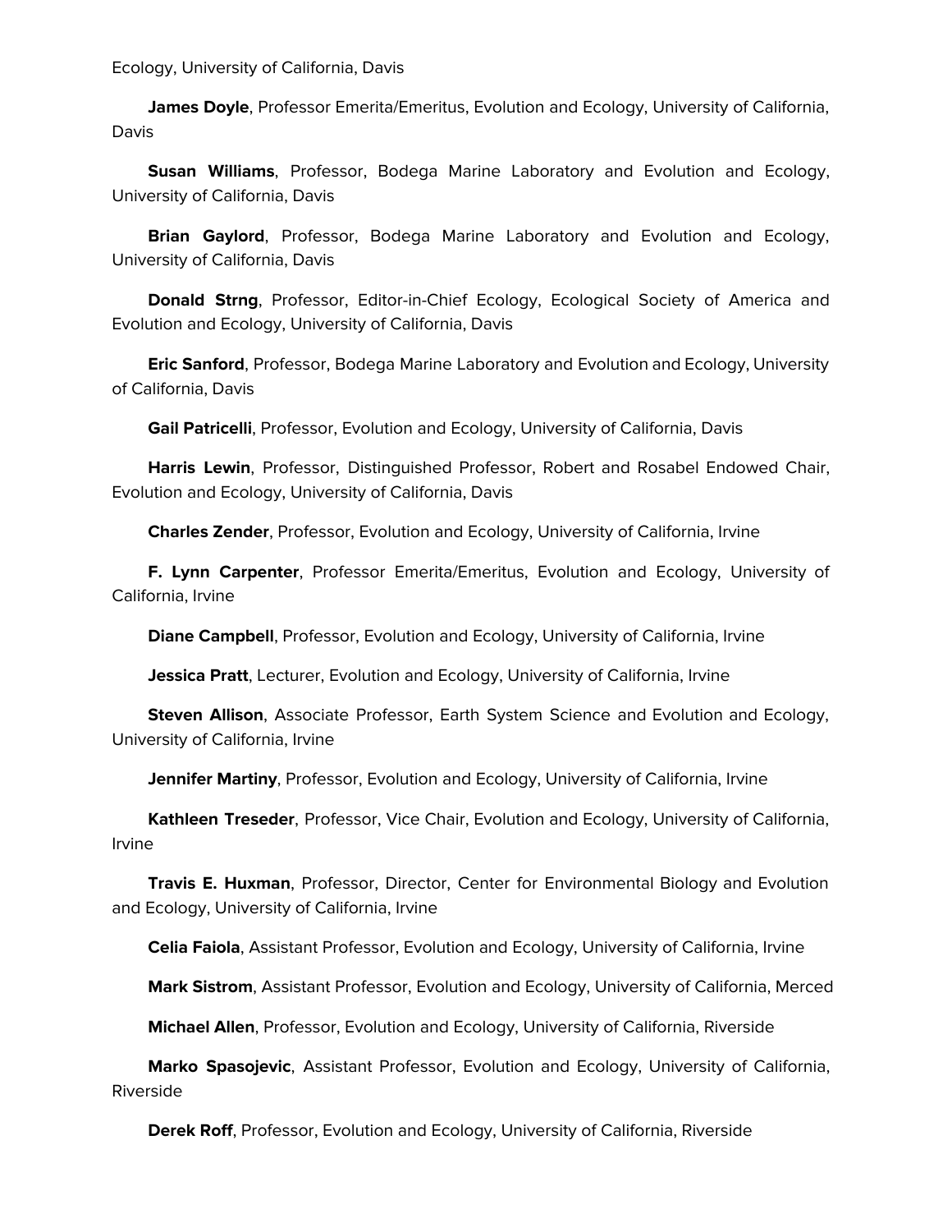Ecology, University of California, Davis

**James Doyle**, Professor Emerita/Emeritus, Evolution and Ecology, University of California, Davis

**Susan Williams**, Professor, Bodega Marine Laboratory and Evolution and Ecology, University of California, Davis

**Brian Gaylord**, Professor, Bodega Marine Laboratory and Evolution and Ecology, University of California, Davis

**Donald Strng**, Professor, Editor-in-Chief Ecology, Ecological Society of America and Evolution and Ecology, University of California, Davis

**Eric Sanford**, Professor, Bodega Marine Laboratory and Evolution and Ecology, University of California, Davis

**Gail Patricelli**, Professor, Evolution and Ecology, University of California, Davis

**Harris Lewin**, Professor, Distinguished Professor, Robert and Rosabel Endowed Chair, Evolution and Ecology, University of California, Davis

**Charles Zender**, Professor, Evolution and Ecology, University of California, Irvine

**F. Lynn Carpenter**, Professor Emerita/Emeritus, Evolution and Ecology, University of California, Irvine

**Diane Campbell**, Professor, Evolution and Ecology, University of California, Irvine

**Jessica Pratt**, Lecturer, Evolution and Ecology, University of California, Irvine

**Steven Allison**, Associate Professor, Earth System Science and Evolution and Ecology, University of California, Irvine

**Jennifer Martiny**, Professor, Evolution and Ecology, University of California, Irvine

**Kathleen Treseder**, Professor, Vice Chair, Evolution and Ecology, University of California, Irvine

**Travis E. Huxman**, Professor, Director, Center for Environmental Biology and Evolution and Ecology, University of California, Irvine

**Celia Faiola**, Assistant Professor, Evolution and Ecology, University of California, Irvine

**Mark Sistrom**, Assistant Professor, Evolution and Ecology, University of California, Merced

**Michael Allen**, Professor, Evolution and Ecology, University of California, Riverside

**Marko Spasojevic**, Assistant Professor, Evolution and Ecology, University of California, Riverside

**Derek Roff**, Professor, Evolution and Ecology, University of California, Riverside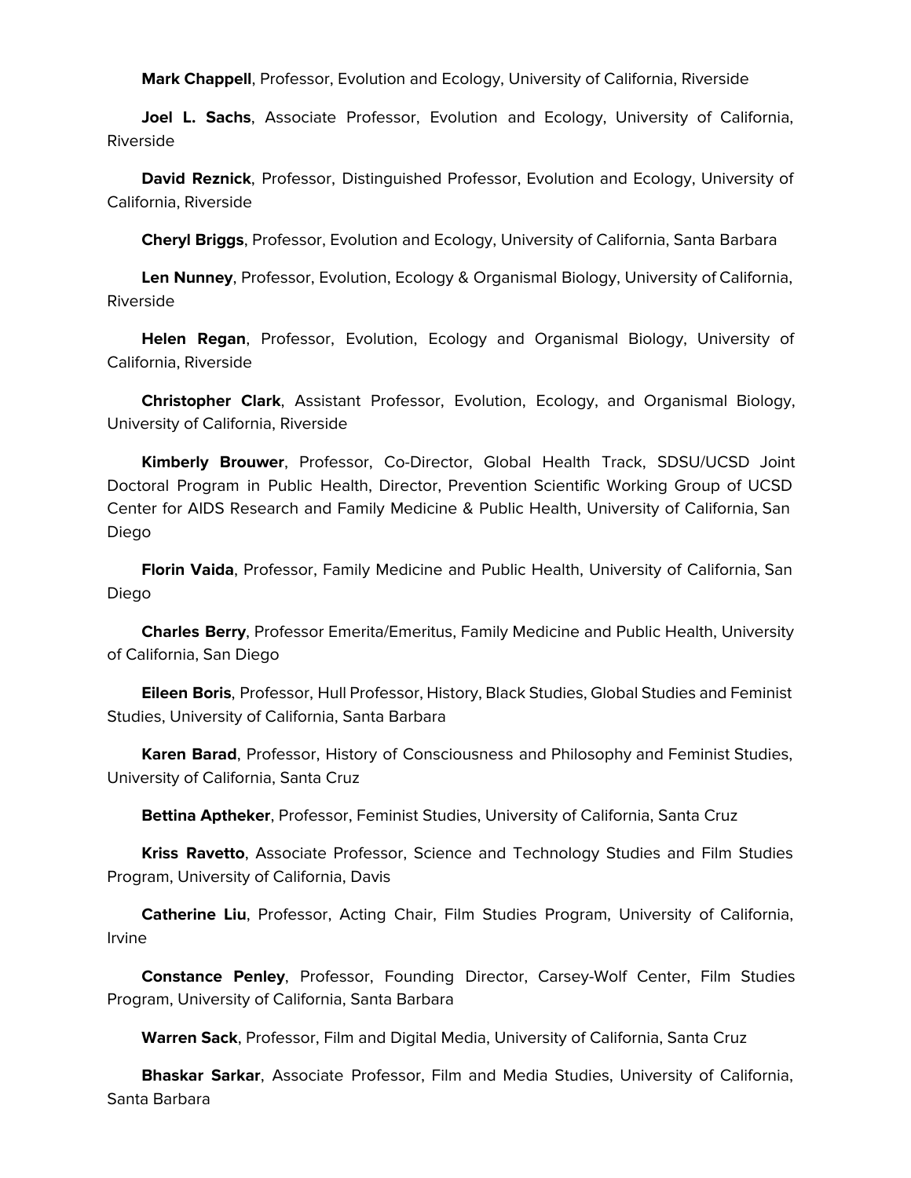**Mark Chappell**, Professor, Evolution and Ecology, University of California, Riverside

**Joel L. Sachs**, Associate Professor, Evolution and Ecology, University of California, Riverside

**David Reznick**, Professor, Distinguished Professor, Evolution and Ecology, University of California, Riverside

**Cheryl Briggs**, Professor, Evolution and Ecology, University of California, Santa Barbara

**Len Nunney**, Professor, Evolution, Ecology & Organismal Biology, University of California, Riverside

**Helen Regan**, Professor, Evolution, Ecology and Organismal Biology, University of California, Riverside

**Christopher Clark**, Assistant Professor, Evolution, Ecology, and Organismal Biology, University of California, Riverside

**Kimberly Brouwer**, Professor, Co-Director, Global Health Track, SDSU/UCSD Joint Doctoral Program in Public Health, Director, Prevention Scientific Working Group of UCSD Center for AIDS Research and Family Medicine & Public Health, University of California, San Diego

**Florin Vaida**, Professor, Family Medicine and Public Health, University of California, San Diego

**Charles Berry**, Professor Emerita/Emeritus, Family Medicine and Public Health, University of California, San Diego

**Eileen Boris**, Professor, Hull Professor, History, Black Studies, Global Studies and Feminist Studies, University of California, Santa Barbara

**Karen Barad**, Professor, History of Consciousness and Philosophy and Feminist Studies, University of California, Santa Cruz

**Bettina Aptheker**, Professor, Feminist Studies, University of California, Santa Cruz

**Kriss Ravetto**, Associate Professor, Science and Technology Studies and Film Studies Program, University of California, Davis

**Catherine Liu**, Professor, Acting Chair, Film Studies Program, University of California, Irvine

**Constance Penley**, Professor, Founding Director, Carsey-Wolf Center, Film Studies Program, University of California, Santa Barbara

**Warren Sack**, Professor, Film and Digital Media, University of California, Santa Cruz

**Bhaskar Sarkar**, Associate Professor, Film and Media Studies, University of California, Santa Barbara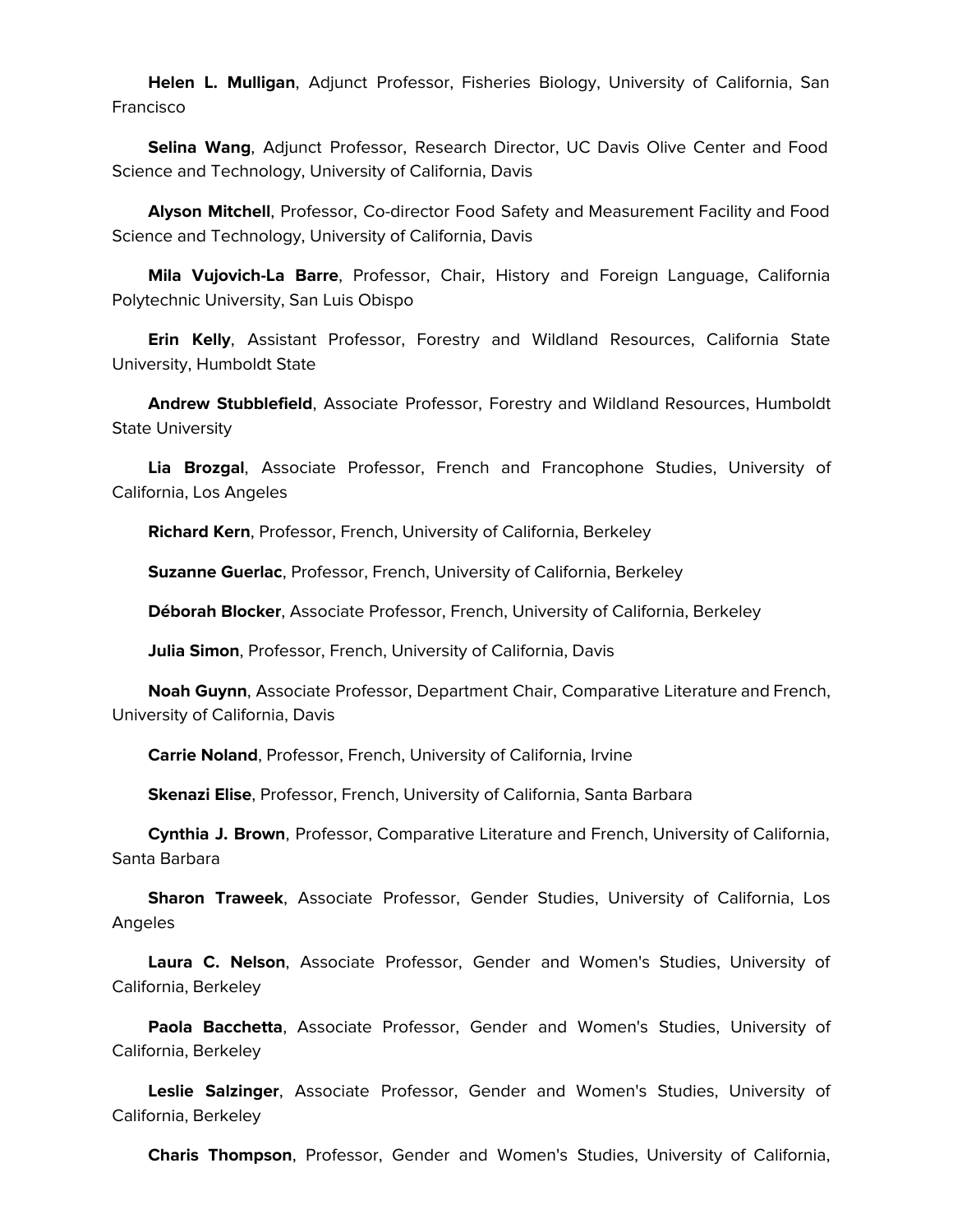**Helen L. Mulligan**, Adjunct Professor, Fisheries Biology, University of California, San Francisco

**Selina Wang**, Adjunct Professor, Research Director, UC Davis Olive Center and Food Science and Technology, University of California, Davis

**Alyson Mitchell**, Professor, Co-director Food Safety and Measurement Facility and Food Science and Technology, University of California, Davis

**Mila Vujovich-La Barre**, Professor, Chair, History and Foreign Language, California Polytechnic University, San Luis Obispo

**Erin Kelly**, Assistant Professor, Forestry and Wildland Resources, California State University, Humboldt State

**Andrew Stubblefield**, Associate Professor, Forestry and Wildland Resources, Humboldt State University

**Lia Brozgal**, Associate Professor, French and Francophone Studies, University of California, Los Angeles

**Richard Kern**, Professor, French, University of California, Berkeley

**Suzanne Guerlac**, Professor, French, University of California, Berkeley

**Déborah Blocker**, Associate Professor, French, University of California, Berkeley

**Julia Simon**, Professor, French, University of California, Davis

**Noah Guynn**, Associate Professor, Department Chair, Comparative Literature and French, University of California, Davis

**Carrie Noland**, Professor, French, University of California, Irvine

**Skenazi Elise**, Professor, French, University of California, Santa Barbara

**Cynthia J. Brown**, Professor, Comparative Literature and French, University of California, Santa Barbara

**Sharon Traweek**, Associate Professor, Gender Studies, University of California, Los Angeles

**Laura C. Nelson**, Associate Professor, Gender and Women's Studies, University of California, Berkeley

**Paola Bacchetta**, Associate Professor, Gender and Women's Studies, University of California, Berkeley

**Leslie Salzinger**, Associate Professor, Gender and Women's Studies, University of California, Berkeley

**Charis Thompson**, Professor, Gender and Women's Studies, University of California,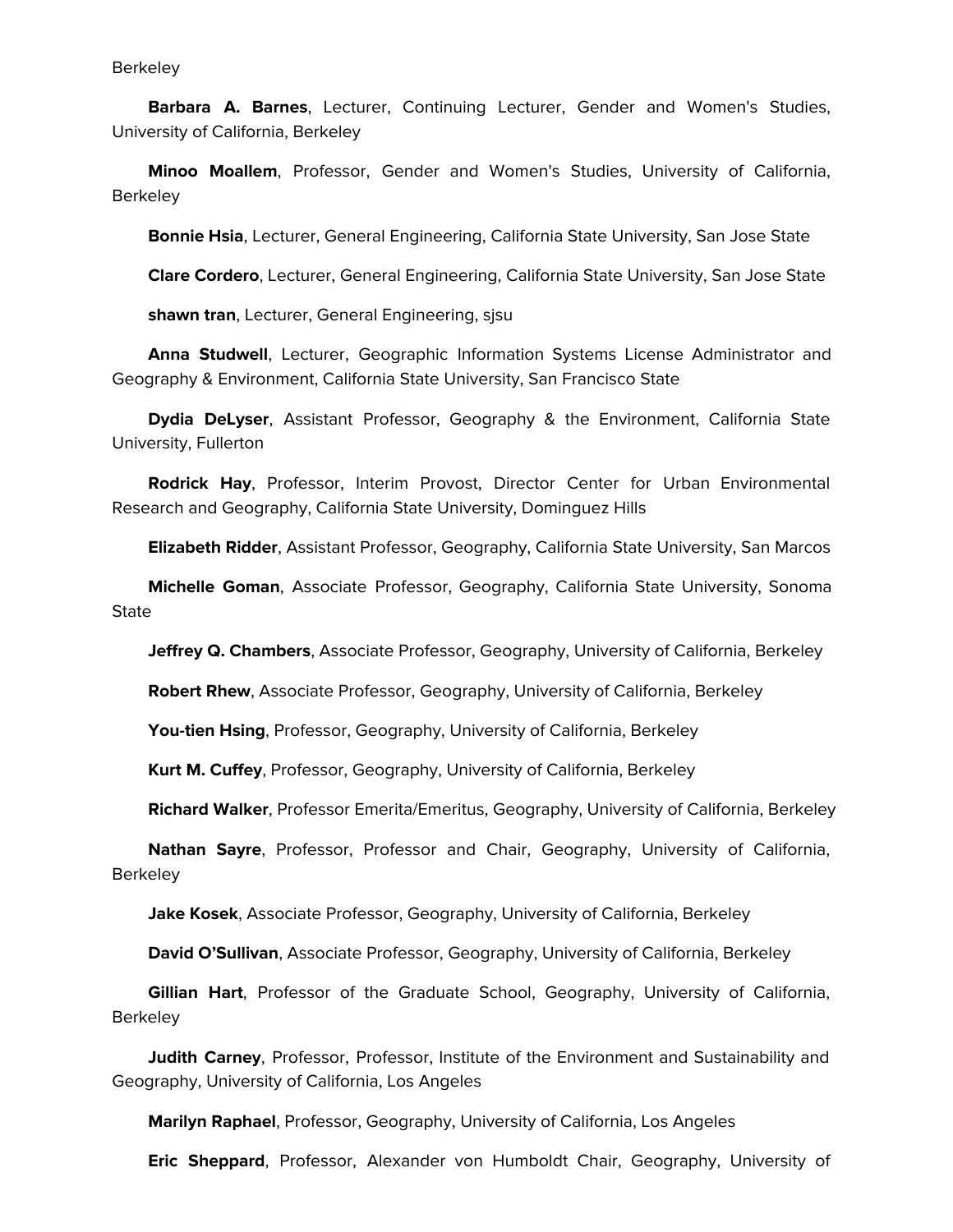Berkeley

**Barbara A. Barnes**, Lecturer, Continuing Lecturer, Gender and Women's Studies, University of California, Berkeley

**Minoo Moallem**, Professor, Gender and Women's Studies, University of California, Berkeley

**Bonnie Hsia**, Lecturer, General Engineering, California State University, San Jose State

**Clare Cordero**, Lecturer, General Engineering, California State University, San Jose State

**shawn tran**, Lecturer, General Engineering, sjsu

**Anna Studwell**, Lecturer, Geographic Information Systems License Administrator and Geography & Environment, California State University, San Francisco State

**Dydia DeLyser**, Assistant Professor, Geography & the Environment, California State University, Fullerton

**Rodrick Hay**, Professor, Interim Provost, Director Center for Urban Environmental Research and Geography, California State University, Dominguez Hills

**Elizabeth Ridder**, Assistant Professor, Geography, California State University, San Marcos

**Michelle Goman**, Associate Professor, Geography, California State University, Sonoma State

**Jeffrey Q. Chambers**, Associate Professor, Geography, University of California, Berkeley

**Robert Rhew**, Associate Professor, Geography, University of California, Berkeley

**You-tien Hsing**, Professor, Geography, University of California, Berkeley

**Kurt M. Cuffey**, Professor, Geography, University of California, Berkeley

**Richard Walker**, Professor Emerita/Emeritus, Geography, University of California, Berkeley

**Nathan Sayre**, Professor, Professor and Chair, Geography, University of California, Berkeley

**Jake Kosek**, Associate Professor, Geography, University of California, Berkeley

**David O'Sullivan**, Associate Professor, Geography, University of California, Berkeley

**Gillian Hart**, Professor of the Graduate School, Geography, University of California, Berkeley

**Judith Carney**, Professor, Professor, Institute of the Environment and Sustainability and Geography, University of California, Los Angeles

**Marilyn Raphael**, Professor, Geography, University of California, Los Angeles

**Eric Sheppard**, Professor, Alexander von Humboldt Chair, Geography, University of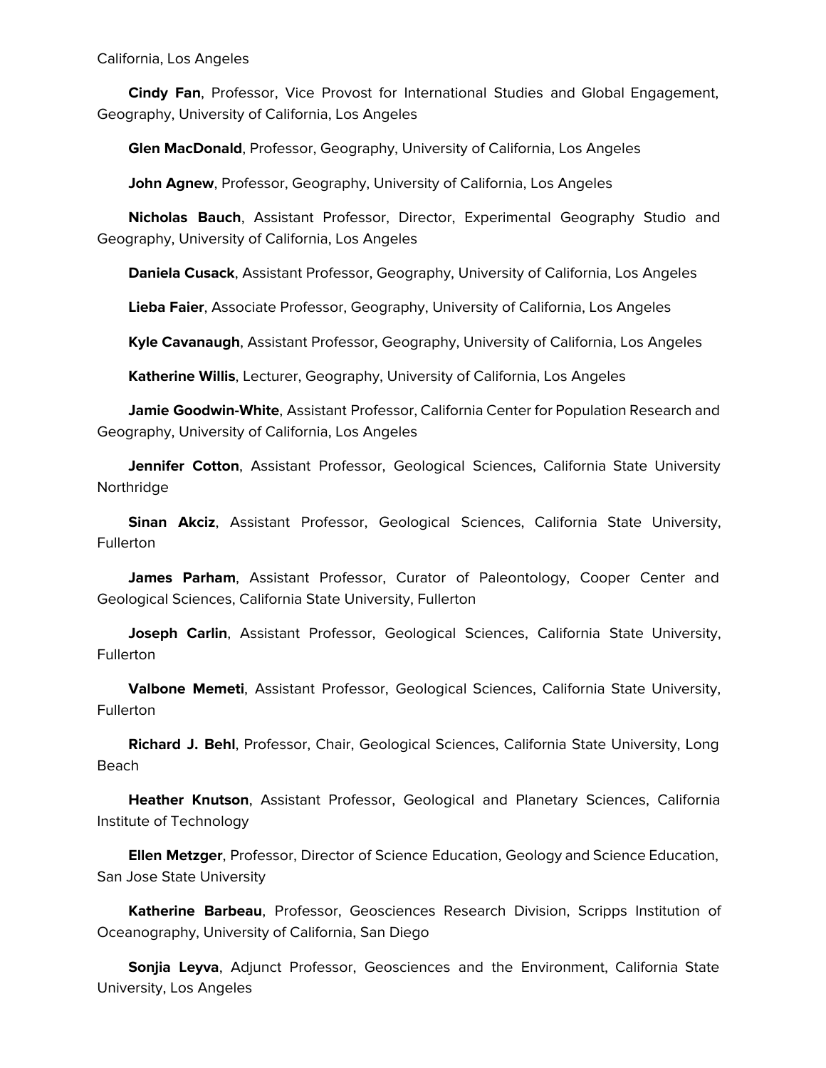California, Los Angeles

**Cindy Fan**, Professor, Vice Provost for International Studies and Global Engagement, Geography, University of California, Los Angeles

**Glen MacDonald**, Professor, Geography, University of California, Los Angeles

**John Agnew**, Professor, Geography, University of California, Los Angeles

**Nicholas Bauch**, Assistant Professor, Director, Experimental Geography Studio and Geography, University of California, Los Angeles

**Daniela Cusack**, Assistant Professor, Geography, University of California, Los Angeles

**Lieba Faier**, Associate Professor, Geography, University of California, Los Angeles

**Kyle Cavanaugh**, Assistant Professor, Geography, University of California, Los Angeles

**Katherine Willis**, Lecturer, Geography, University of California, Los Angeles

**Jamie Goodwin-White**, Assistant Professor, California Center for Population Research and Geography, University of California, Los Angeles

**Jennifer Cotton**, Assistant Professor, Geological Sciences, California State University Northridge

**Sinan Akciz**, Assistant Professor, Geological Sciences, California State University, Fullerton

**James Parham**, Assistant Professor, Curator of Paleontology, Cooper Center and Geological Sciences, California State University, Fullerton

**Joseph Carlin**, Assistant Professor, Geological Sciences, California State University, Fullerton

**Valbone Memeti**, Assistant Professor, Geological Sciences, California State University, Fullerton

**Richard J. Behl**, Professor, Chair, Geological Sciences, California State University, Long Beach

**Heather Knutson**, Assistant Professor, Geological and Planetary Sciences, California Institute of Technology

**Ellen Metzger**, Professor, Director of Science Education, Geology and Science Education, San Jose State University

**Katherine Barbeau**, Professor, Geosciences Research Division, Scripps Institution of Oceanography, University of California, San Diego

**Sonjia Leyva**, Adjunct Professor, Geosciences and the Environment, California State University, Los Angeles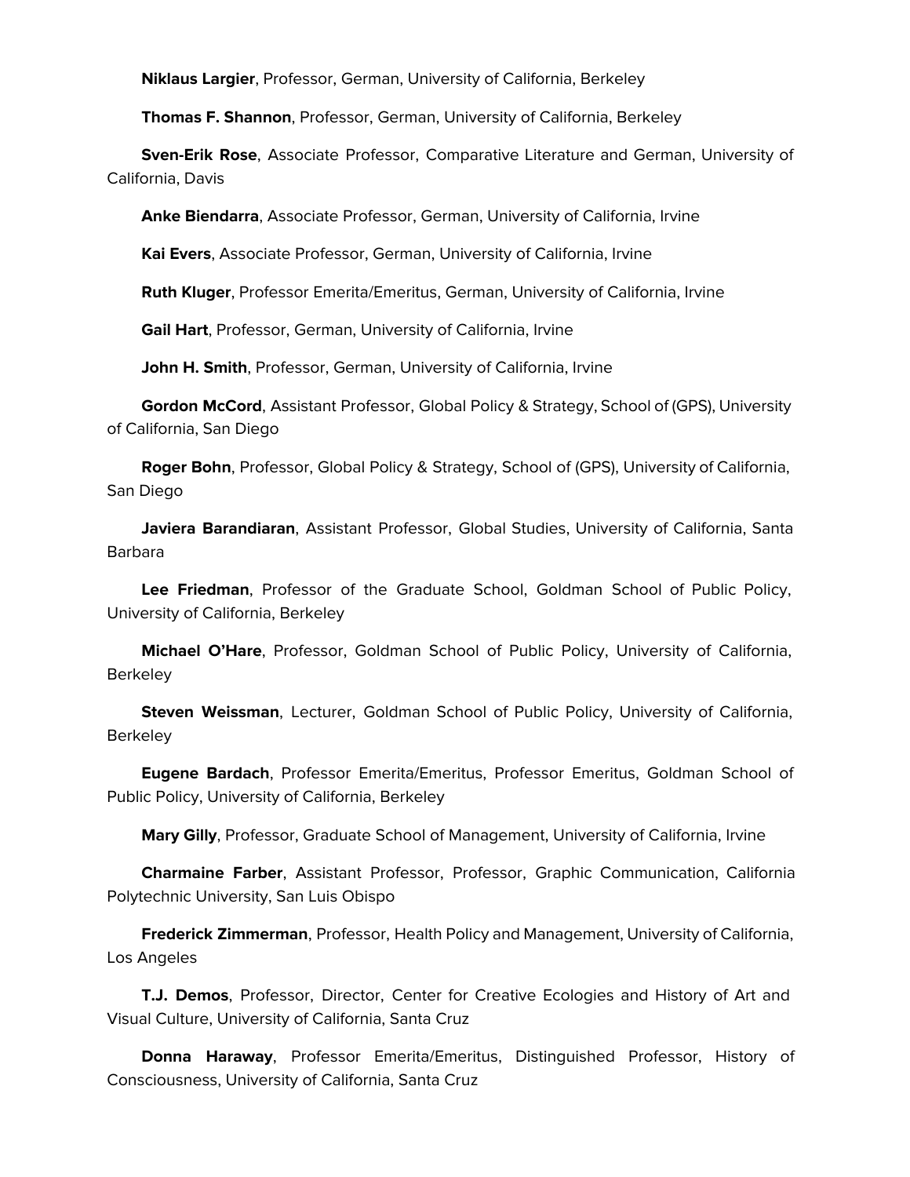**Niklaus Largier**, Professor, German, University of California, Berkeley

**Thomas F. Shannon**, Professor, German, University of California, Berkeley

**Sven-Erik Rose**, Associate Professor, Comparative Literature and German, University of California, Davis

**Anke Biendarra**, Associate Professor, German, University of California, Irvine

**Kai Evers**, Associate Professor, German, University of California, Irvine

**Ruth Kluger**, Professor Emerita/Emeritus, German, University of California, Irvine

**Gail Hart**, Professor, German, University of California, Irvine

**John H. Smith**, Professor, German, University of California, Irvine

**Gordon McCord**, Assistant Professor, Global Policy & Strategy, School of (GPS), University of California, San Diego

**Roger Bohn**, Professor, Global Policy & Strategy, School of (GPS), University of California, San Diego

**Javiera Barandiaran**, Assistant Professor, Global Studies, University of California, Santa Barbara

**Lee Friedman**, Professor of the Graduate School, Goldman School of Public Policy, University of California, Berkeley

**Michael O'Hare**, Professor, Goldman School of Public Policy, University of California, Berkeley

**Steven Weissman**, Lecturer, Goldman School of Public Policy, University of California, Berkeley

**Eugene Bardach**, Professor Emerita/Emeritus, Professor Emeritus, Goldman School of Public Policy, University of California, Berkeley

**Mary Gilly**, Professor, Graduate School of Management, University of California, Irvine

**Charmaine Farber**, Assistant Professor, Professor, Graphic Communication, California Polytechnic University, San Luis Obispo

**Frederick Zimmerman**, Professor, Health Policy and Management, University of California, Los Angeles

**T.J. Demos**, Professor, Director, Center for Creative Ecologies and History of Art and Visual Culture, University of California, Santa Cruz

**Donna Haraway**, Professor Emerita/Emeritus, Distinguished Professor, History of Consciousness, University of California, Santa Cruz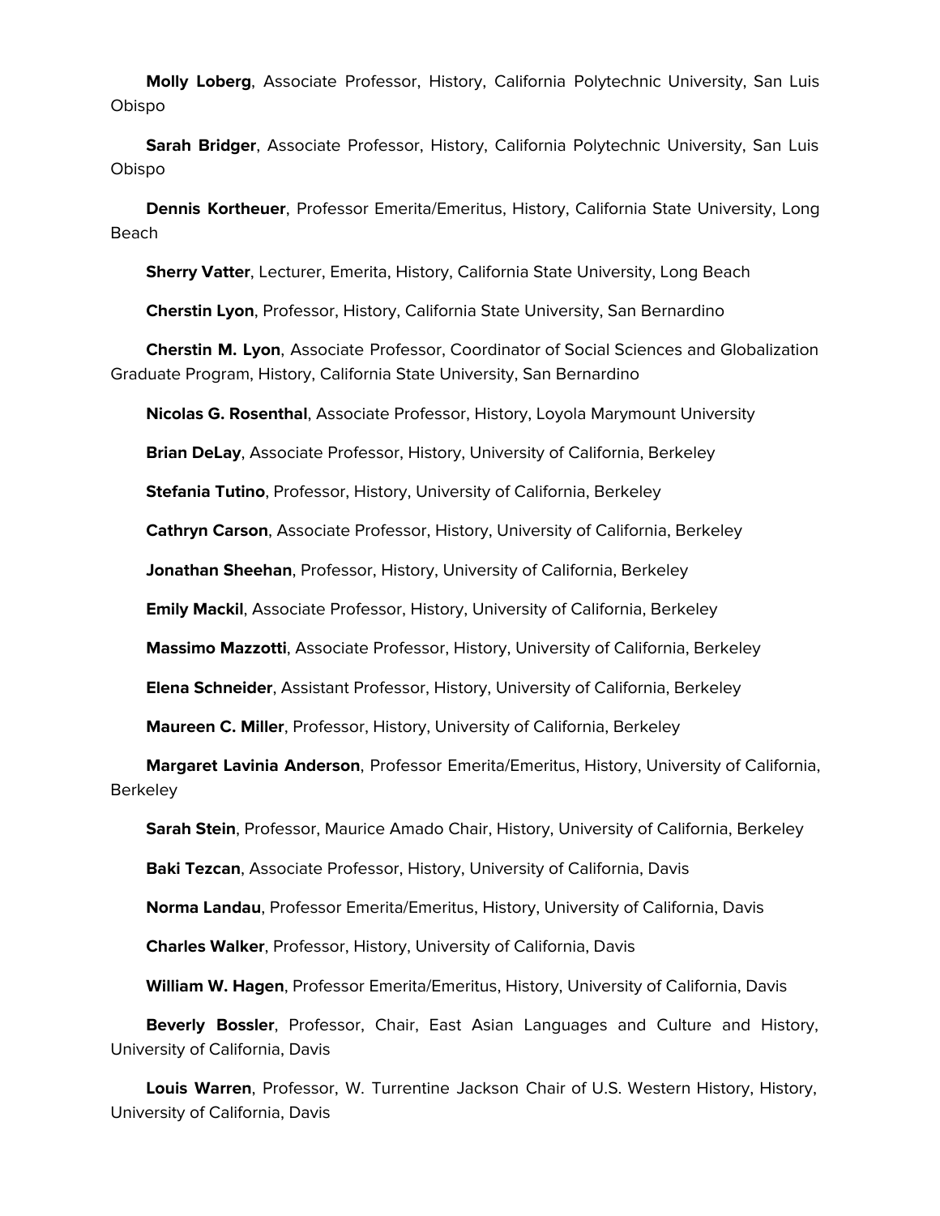**Molly Loberg**, Associate Professor, History, California Polytechnic University, San Luis Obispo

**Sarah Bridger**, Associate Professor, History, California Polytechnic University, San Luis Obispo

**Dennis Kortheuer**, Professor Emerita/Emeritus, History, California State University, Long Beach

**Sherry Vatter**, Lecturer, Emerita, History, California State University, Long Beach

**Cherstin Lyon**, Professor, History, California State University, San Bernardino

**Cherstin M. Lyon**, Associate Professor, Coordinator of Social Sciences and Globalization Graduate Program, History, California State University, San Bernardino

**Nicolas G. Rosenthal**, Associate Professor, History, Loyola Marymount University

**Brian DeLay**, Associate Professor, History, University of California, Berkeley

**Stefania Tutino**, Professor, History, University of California, Berkeley

**Cathryn Carson**, Associate Professor, History, University of California, Berkeley

**Jonathan Sheehan**, Professor, History, University of California, Berkeley

**Emily Mackil**, Associate Professor, History, University of California, Berkeley

**Massimo Mazzotti**, Associate Professor, History, University of California, Berkeley

**Elena Schneider**, Assistant Professor, History, University of California, Berkeley

**Maureen C. Miller**, Professor, History, University of California, Berkeley

**Margaret Lavinia Anderson**, Professor Emerita/Emeritus, History, University of California, Berkeley

**Sarah Stein**, Professor, Maurice Amado Chair, History, University of California, Berkeley

**Baki Tezcan**, Associate Professor, History, University of California, Davis

**Norma Landau**, Professor Emerita/Emeritus, History, University of California, Davis

**Charles Walker**, Professor, History, University of California, Davis

**William W. Hagen**, Professor Emerita/Emeritus, History, University of California, Davis

**Beverly Bossler**, Professor, Chair, East Asian Languages and Culture and History, University of California, Davis

**Louis Warren**, Professor, W. Turrentine Jackson Chair of U.S. Western History, History, University of California, Davis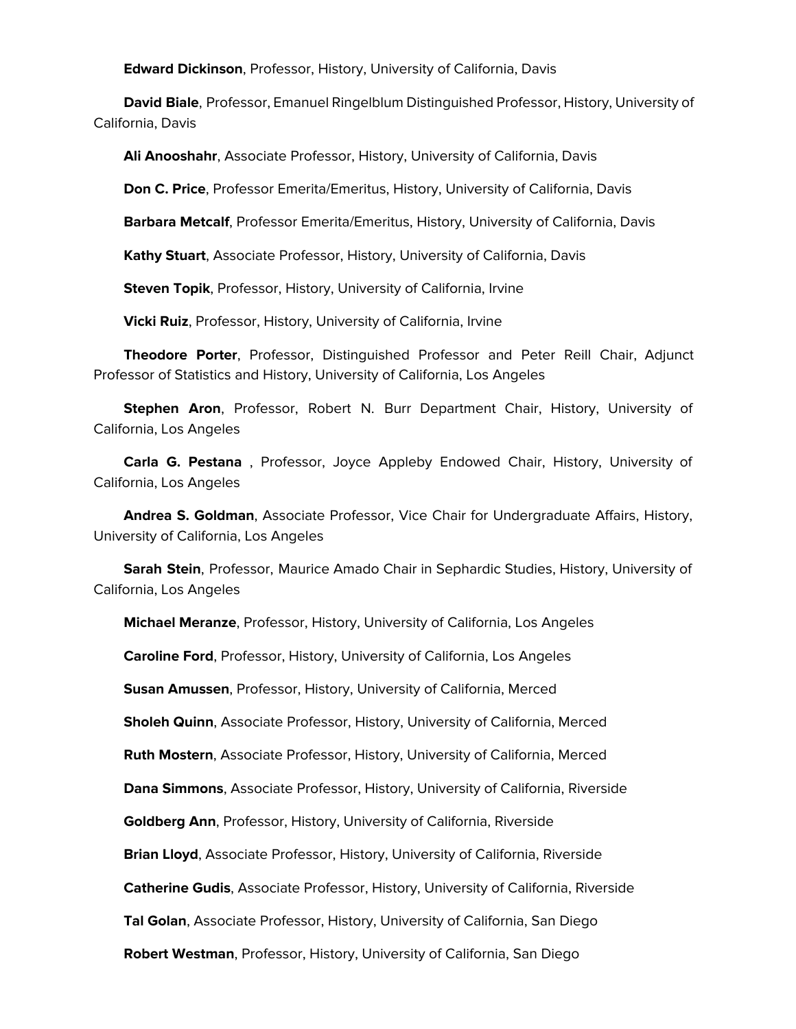**Edward Dickinson**, Professor, History, University of California, Davis

**David Biale**, Professor, Emanuel Ringelblum Distinguished Professor, History, University of California, Davis

**Ali Anooshahr**, Associate Professor, History, University of California, Davis

**Don C. Price**, Professor Emerita/Emeritus, History, University of California, Davis

**Barbara Metcalf**, Professor Emerita/Emeritus, History, University of California, Davis

**Kathy Stuart**, Associate Professor, History, University of California, Davis

**Steven Topik**, Professor, History, University of California, Irvine

**Vicki Ruiz**, Professor, History, University of California, Irvine

**Theodore Porter**, Professor, Distinguished Professor and Peter Reill Chair, Adjunct Professor of Statistics and History, University of California, Los Angeles

**Stephen Aron**, Professor, Robert N. Burr Department Chair, History, University of California, Los Angeles

**Carla G. Pestana** , Professor, Joyce Appleby Endowed Chair, History, University of California, Los Angeles

**Andrea S. Goldman**, Associate Professor, Vice Chair for Undergraduate Affairs, History, University of California, Los Angeles

**Sarah Stein**, Professor, Maurice Amado Chair in Sephardic Studies, History, University of California, Los Angeles

**Michael Meranze**, Professor, History, University of California, Los Angeles

**Caroline Ford**, Professor, History, University of California, Los Angeles

**Susan Amussen**, Professor, History, University of California, Merced

**Sholeh Quinn**, Associate Professor, History, University of California, Merced

**Ruth Mostern**, Associate Professor, History, University of California, Merced

**Dana Simmons**, Associate Professor, History, University of California, Riverside

**Goldberg Ann**, Professor, History, University of California, Riverside

**Brian Lloyd**, Associate Professor, History, University of California, Riverside

**Catherine Gudis**, Associate Professor, History, University of California, Riverside

**Tal Golan**, Associate Professor, History, University of California, San Diego

**Robert Westman**, Professor, History, University of California, San Diego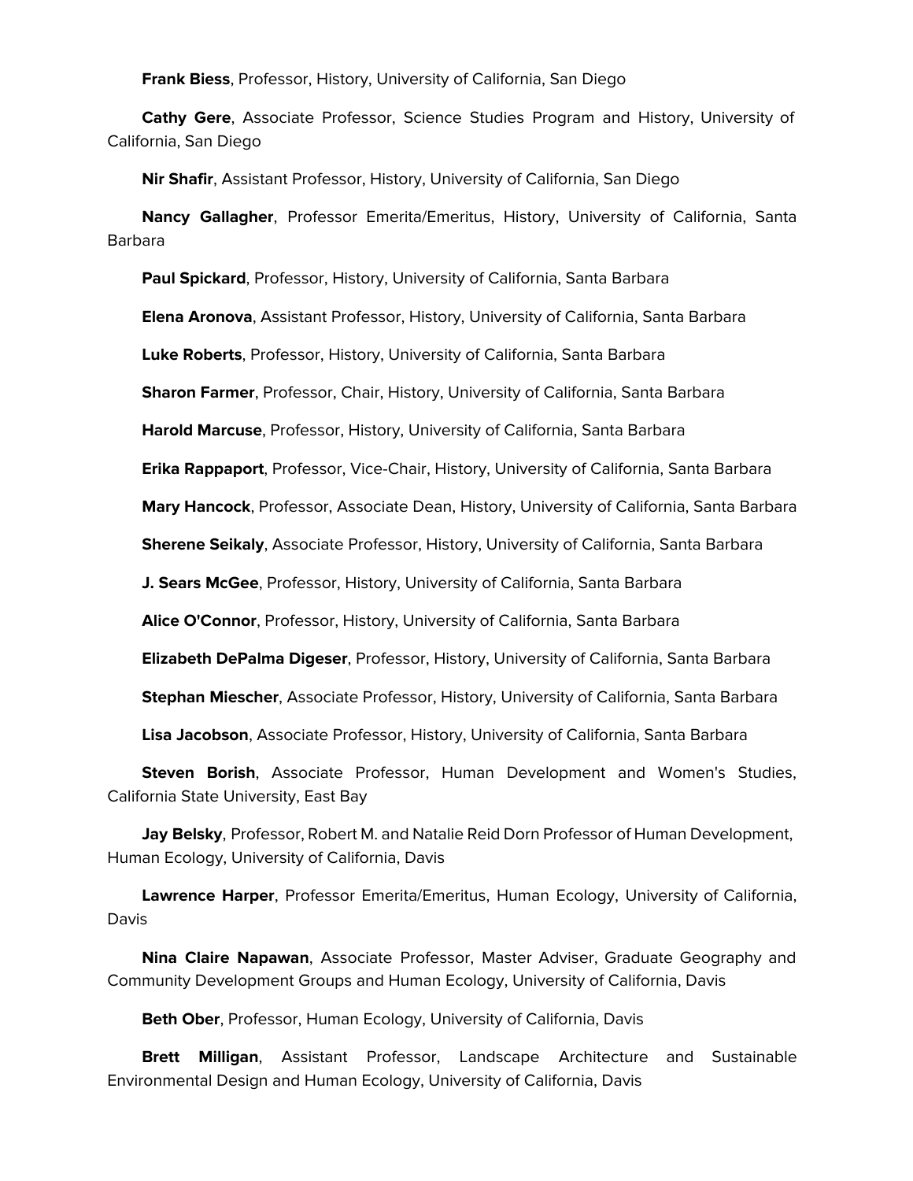**Frank Biess**, Professor, History, University of California, San Diego

**Cathy Gere**, Associate Professor, Science Studies Program and History, University of California, San Diego

**Nir Shafir**, Assistant Professor, History, University of California, San Diego

**Nancy Gallagher**, Professor Emerita/Emeritus, History, University of California, Santa Barbara

**Paul Spickard**, Professor, History, University of California, Santa Barbara

**Elena Aronova**, Assistant Professor, History, University of California, Santa Barbara

**Luke Roberts**, Professor, History, University of California, Santa Barbara

**Sharon Farmer**, Professor, Chair, History, University of California, Santa Barbara

**Harold Marcuse**, Professor, History, University of California, Santa Barbara

**Erika Rappaport**, Professor, Vice-Chair, History, University of California, Santa Barbara

**Mary Hancock**, Professor, Associate Dean, History, University of California, Santa Barbara

**Sherene Seikaly**, Associate Professor, History, University of California, Santa Barbara

**J. Sears McGee**, Professor, History, University of California, Santa Barbara

**Alice O'Connor**, Professor, History, University of California, Santa Barbara

**Elizabeth DePalma Digeser**, Professor, History, University of California, Santa Barbara

**Stephan Miescher**, Associate Professor, History, University of California, Santa Barbara

**Lisa Jacobson**, Associate Professor, History, University of California, Santa Barbara

**Steven Borish**, Associate Professor, Human Development and Women's Studies, California State University, East Bay

**Jay Belsky**, Professor, Robert M. and Natalie Reid Dorn Professor of Human Development, Human Ecology, University of California, Davis

**Lawrence Harper**, Professor Emerita/Emeritus, Human Ecology, University of California, Davis

**Nina Claire Napawan**, Associate Professor, Master Adviser, Graduate Geography and Community Development Groups and Human Ecology, University of California, Davis

**Beth Ober**, Professor, Human Ecology, University of California, Davis

**Brett Milligan**, Assistant Professor, Landscape Architecture and Sustainable Environmental Design and Human Ecology, University of California, Davis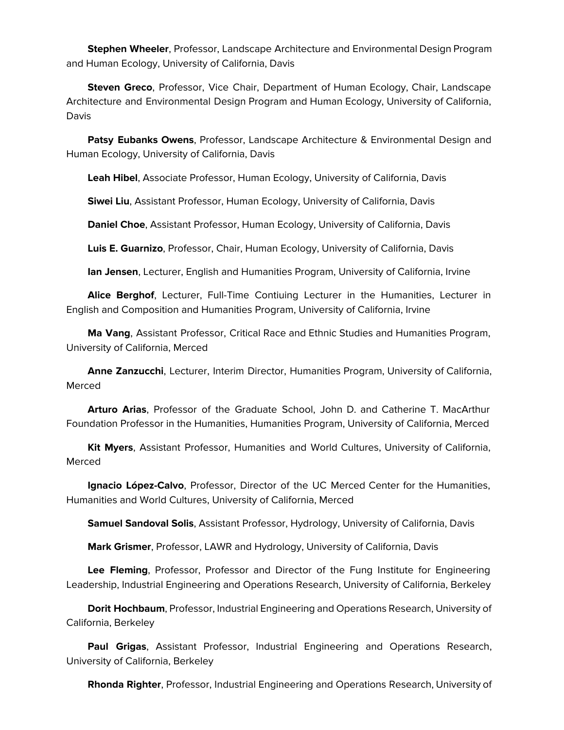**Stephen Wheeler**, Professor, Landscape Architecture and Environmental Design Program and Human Ecology, University of California, Davis

**Steven Greco**, Professor, Vice Chair, Department of Human Ecology, Chair, Landscape Architecture and Environmental Design Program and Human Ecology, University of California, Davis

**Patsy Eubanks Owens**, Professor, Landscape Architecture & Environmental Design and Human Ecology, University of California, Davis

**Leah Hibel**, Associate Professor, Human Ecology, University of California, Davis

**Siwei Liu**, Assistant Professor, Human Ecology, University of California, Davis

**Daniel Choe**, Assistant Professor, Human Ecology, University of California, Davis

**Luis E. Guarnizo**, Professor, Chair, Human Ecology, University of California, Davis

**Ian Jensen**, Lecturer, English and Humanities Program, University of California, Irvine

**Alice Berghof**, Lecturer, Full-Time Contiuing Lecturer in the Humanities, Lecturer in English and Composition and Humanities Program, University of California, Irvine

**Ma Vang**, Assistant Professor, Critical Race and Ethnic Studies and Humanities Program, University of California, Merced

**Anne Zanzucchi**, Lecturer, Interim Director, Humanities Program, University of California, Merced

**Arturo Arias**, Professor of the Graduate School, John D. and Catherine T. MacArthur Foundation Professor in the Humanities, Humanities Program, University of California, Merced

**Kit Myers**, Assistant Professor, Humanities and World Cultures, University of California, Merced

**Ignacio López-Calvo**, Professor, Director of the UC Merced Center for the Humanities, Humanities and World Cultures, University of California, Merced

**Samuel Sandoval Solis**, Assistant Professor, Hydrology, University of California, Davis

**Mark Grismer**, Professor, LAWR and Hydrology, University of California, Davis

**Lee Fleming**, Professor, Professor and Director of the Fung Institute for Engineering Leadership, Industrial Engineering and Operations Research, University of California, Berkeley

**Dorit Hochbaum**, Professor, Industrial Engineering and Operations Research, University of California, Berkeley

**Paul Grigas**, Assistant Professor, Industrial Engineering and Operations Research, University of California, Berkeley

**Rhonda Righter**, Professor, Industrial Engineering and Operations Research, University of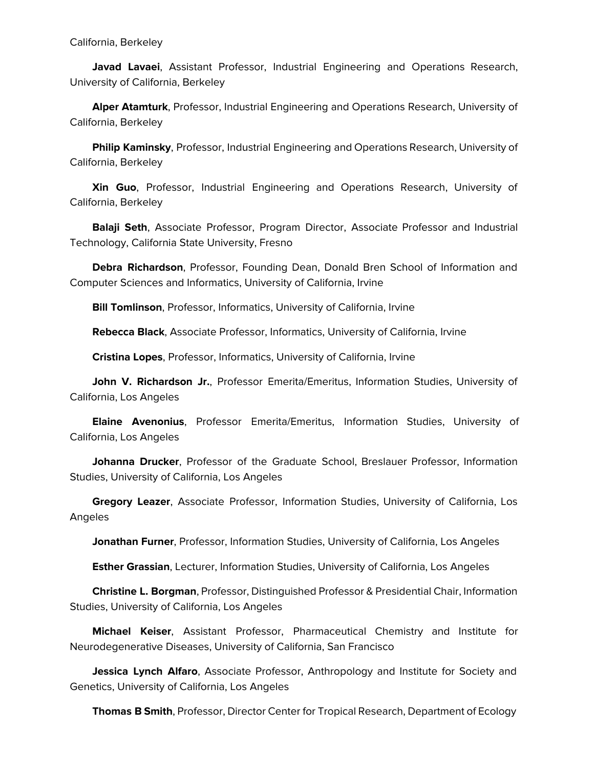California, Berkeley

**Javad Lavaei**, Assistant Professor, Industrial Engineering and Operations Research, University of California, Berkeley

**Alper Atamturk**, Professor, Industrial Engineering and Operations Research, University of California, Berkeley

**Philip Kaminsky**, Professor, Industrial Engineering and Operations Research, University of California, Berkeley

**Xin Guo**, Professor, Industrial Engineering and Operations Research, University of California, Berkeley

**Balaji Seth**, Associate Professor, Program Director, Associate Professor and Industrial Technology, California State University, Fresno

**Debra Richardson**, Professor, Founding Dean, Donald Bren School of Information and Computer Sciences and Informatics, University of California, Irvine

**Bill Tomlinson**, Professor, Informatics, University of California, Irvine

**Rebecca Black**, Associate Professor, Informatics, University of California, Irvine

**Cristina Lopes**, Professor, Informatics, University of California, Irvine

**John V. Richardson Jr.**, Professor Emerita/Emeritus, Information Studies, University of California, Los Angeles

**Elaine Avenonius**, Professor Emerita/Emeritus, Information Studies, University of California, Los Angeles

**Johanna Drucker**, Professor of the Graduate School, Breslauer Professor, Information Studies, University of California, Los Angeles

**Gregory Leazer**, Associate Professor, Information Studies, University of California, Los Angeles

**Jonathan Furner**, Professor, Information Studies, University of California, Los Angeles

**Esther Grassian**, Lecturer, Information Studies, University of California, Los Angeles

**Christine L. Borgman**, Professor, Distinguished Professor & Presidential Chair, Information Studies, University of California, Los Angeles

**Michael Keiser**, Assistant Professor, Pharmaceutical Chemistry and Institute for Neurodegenerative Diseases, University of California, San Francisco

**Jessica Lynch Alfaro**, Associate Professor, Anthropology and Institute for Society and Genetics, University of California, Los Angeles

**Thomas B Smith**, Professor, Director Center for Tropical Research, Department of Ecology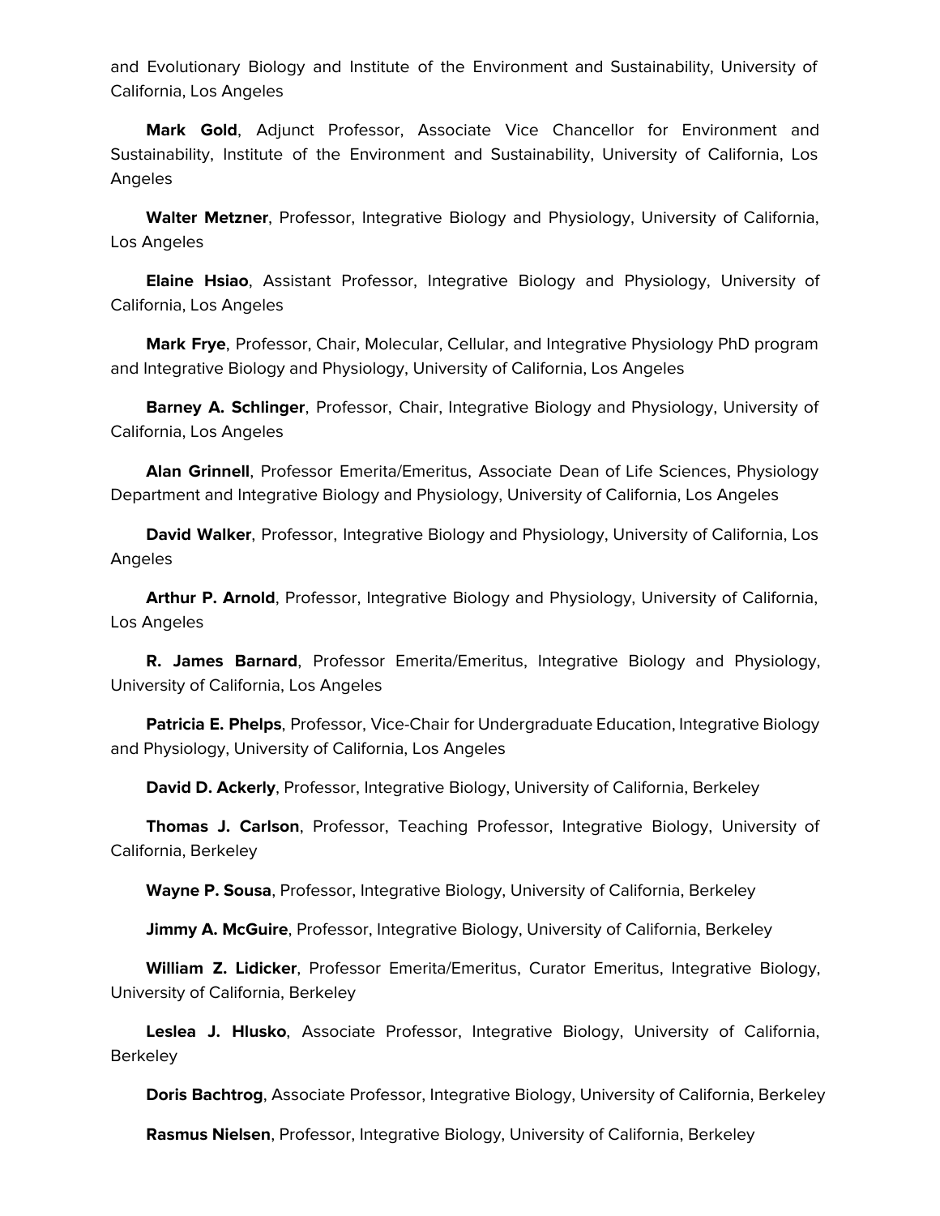and Evolutionary Biology and Institute of the Environment and Sustainability, University of California, Los Angeles

**Mark Gold**, Adjunct Professor, Associate Vice Chancellor for Environment and Sustainability, Institute of the Environment and Sustainability, University of California, Los Angeles

**Walter Metzner**, Professor, Integrative Biology and Physiology, University of California, Los Angeles

**Elaine Hsiao**, Assistant Professor, Integrative Biology and Physiology, University of California, Los Angeles

**Mark Frye**, Professor, Chair, Molecular, Cellular, and Integrative Physiology PhD program and Integrative Biology and Physiology, University of California, Los Angeles

**Barney A. Schlinger**, Professor, Chair, Integrative Biology and Physiology, University of California, Los Angeles

**Alan Grinnell**, Professor Emerita/Emeritus, Associate Dean of Life Sciences, Physiology Department and Integrative Biology and Physiology, University of California, Los Angeles

**David Walker**, Professor, Integrative Biology and Physiology, University of California, Los Angeles

**Arthur P. Arnold**, Professor, Integrative Biology and Physiology, University of California, Los Angeles

**R. James Barnard**, Professor Emerita/Emeritus, Integrative Biology and Physiology, University of California, Los Angeles

**Patricia E. Phelps**, Professor, Vice-Chair for Undergraduate Education, Integrative Biology and Physiology, University of California, Los Angeles

**David D. Ackerly**, Professor, Integrative Biology, University of California, Berkeley

**Thomas J. Carlson**, Professor, Teaching Professor, Integrative Biology, University of California, Berkeley

**Wayne P. Sousa**, Professor, Integrative Biology, University of California, Berkeley

**Jimmy A. McGuire**, Professor, Integrative Biology, University of California, Berkeley

**William Z. Lidicker**, Professor Emerita/Emeritus, Curator Emeritus, Integrative Biology, University of California, Berkeley

**Leslea J. Hlusko**, Associate Professor, Integrative Biology, University of California, Berkeley

**Doris Bachtrog**, Associate Professor, Integrative Biology, University of California, Berkeley

**Rasmus Nielsen**, Professor, Integrative Biology, University of California, Berkeley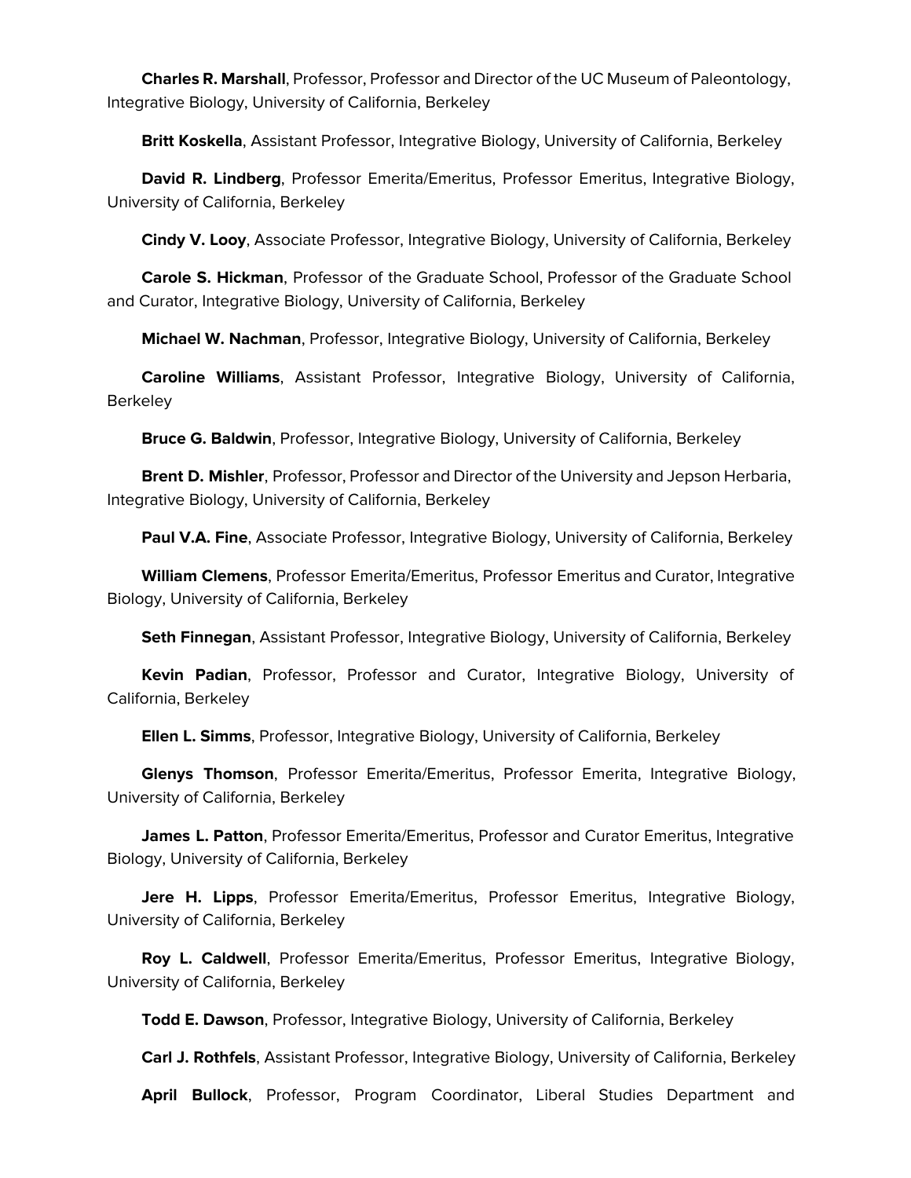**Charles R. Marshall**, Professor, Professor and Director of the UC Museum of Paleontology, Integrative Biology, University of California, Berkeley

**Britt Koskella**, Assistant Professor, Integrative Biology, University of California, Berkeley

**David R. Lindberg**, Professor Emerita/Emeritus, Professor Emeritus, Integrative Biology, University of California, Berkeley

**Cindy V. Looy**, Associate Professor, Integrative Biology, University of California, Berkeley

**Carole S. Hickman**, Professor of the Graduate School, Professor of the Graduate School and Curator, Integrative Biology, University of California, Berkeley

**Michael W. Nachman**, Professor, Integrative Biology, University of California, Berkeley

**Caroline Williams**, Assistant Professor, Integrative Biology, University of California, Berkeley

**Bruce G. Baldwin**, Professor, Integrative Biology, University of California, Berkeley

**Brent D. Mishler**, Professor, Professor and Director of the University and Jepson Herbaria, Integrative Biology, University of California, Berkeley

**Paul V.A. Fine**, Associate Professor, Integrative Biology, University of California, Berkeley

**William Clemens**, Professor Emerita/Emeritus, Professor Emeritus and Curator, Integrative Biology, University of California, Berkeley

**Seth Finnegan**, Assistant Professor, Integrative Biology, University of California, Berkeley

**Kevin Padian**, Professor, Professor and Curator, Integrative Biology, University of California, Berkeley

**Ellen L. Simms**, Professor, Integrative Biology, University of California, Berkeley

**Glenys Thomson**, Professor Emerita/Emeritus, Professor Emerita, Integrative Biology, University of California, Berkeley

**James L. Patton**, Professor Emerita/Emeritus, Professor and Curator Emeritus, Integrative Biology, University of California, Berkeley

**Jere H. Lipps**, Professor Emerita/Emeritus, Professor Emeritus, Integrative Biology, University of California, Berkeley

**Roy L. Caldwell**, Professor Emerita/Emeritus, Professor Emeritus, Integrative Biology, University of California, Berkeley

**Todd E. Dawson**, Professor, Integrative Biology, University of California, Berkeley

**Carl J. Rothfels**, Assistant Professor, Integrative Biology, University of California, Berkeley

**April Bullock**, Professor, Program Coordinator, Liberal Studies Department and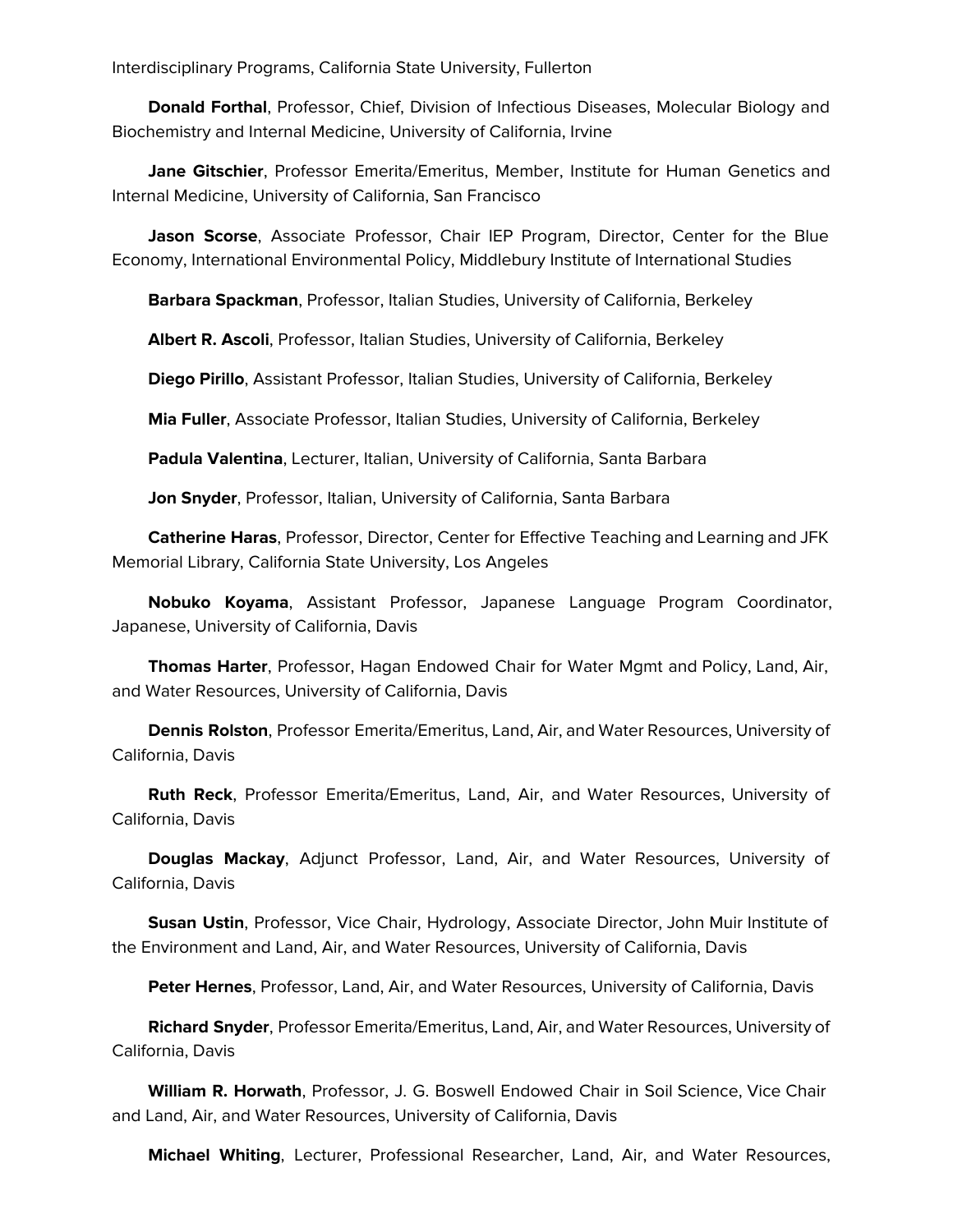Interdisciplinary Programs, California State University, Fullerton

**Donald Forthal**, Professor, Chief, Division of Infectious Diseases, Molecular Biology and Biochemistry and Internal Medicine, University of California, Irvine

**Jane Gitschier**, Professor Emerita/Emeritus, Member, Institute for Human Genetics and Internal Medicine, University of California, San Francisco

**Jason Scorse**, Associate Professor, Chair IEP Program, Director, Center for the Blue Economy, International Environmental Policy, Middlebury Institute of International Studies

**Barbara Spackman**, Professor, Italian Studies, University of California, Berkeley

**Albert R. Ascoli**, Professor, Italian Studies, University of California, Berkeley

**Diego Pirillo**, Assistant Professor, Italian Studies, University of California, Berkeley

**Mia Fuller**, Associate Professor, Italian Studies, University of California, Berkeley

**Padula Valentina**, Lecturer, Italian, University of California, Santa Barbara

**Jon Snyder**, Professor, Italian, University of California, Santa Barbara

**Catherine Haras**, Professor, Director, Center for Effective Teaching and Learning and JFK Memorial Library, California State University, Los Angeles

**Nobuko Koyama**, Assistant Professor, Japanese Language Program Coordinator, Japanese, University of California, Davis

**Thomas Harter**, Professor, Hagan Endowed Chair for Water Mgmt and Policy, Land, Air, and Water Resources, University of California, Davis

**Dennis Rolston**, Professor Emerita/Emeritus, Land, Air, and Water Resources, University of California, Davis

**Ruth Reck**, Professor Emerita/Emeritus, Land, Air, and Water Resources, University of California, Davis

**Douglas Mackay**, Adjunct Professor, Land, Air, and Water Resources, University of California, Davis

**Susan Ustin**, Professor, Vice Chair, Hydrology, Associate Director, John Muir Institute of the Environment and Land, Air, and Water Resources, University of California, Davis

**Peter Hernes**, Professor, Land, Air, and Water Resources, University of California, Davis

**Richard Snyder**, Professor Emerita/Emeritus, Land, Air, and Water Resources, University of California, Davis

**William R. Horwath**, Professor, J. G. Boswell Endowed Chair in Soil Science, Vice Chair and Land, Air, and Water Resources, University of California, Davis

**Michael Whiting**, Lecturer, Professional Researcher, Land, Air, and Water Resources,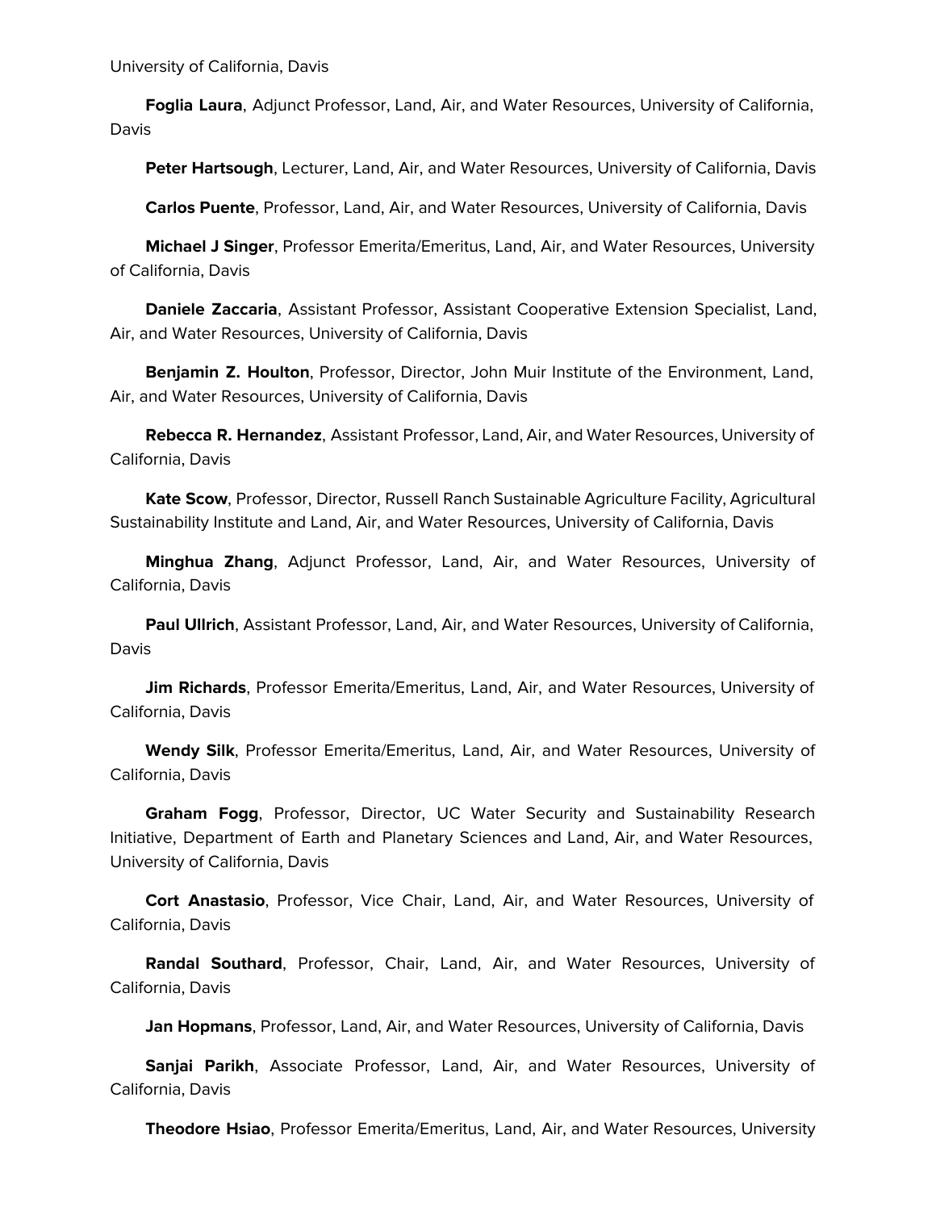University of California, Davis

**Foglia Laura**, Adjunct Professor, Land, Air, and Water Resources, University of California, Davis

**Peter Hartsough**, Lecturer, Land, Air, and Water Resources, University of California, Davis

**Carlos Puente**, Professor, Land, Air, and Water Resources, University of California, Davis

**Michael J Singer**, Professor Emerita/Emeritus, Land, Air, and Water Resources, University of California, Davis

**Daniele Zaccaria**, Assistant Professor, Assistant Cooperative Extension Specialist, Land, Air, and Water Resources, University of California, Davis

**Benjamin Z. Houlton**, Professor, Director, John Muir Institute of the Environment, Land, Air, and Water Resources, University of California, Davis

**Rebecca R. Hernandez**, Assistant Professor, Land, Air, and Water Resources, University of California, Davis

**Kate Scow**, Professor, Director, Russell Ranch Sustainable Agriculture Facility, Agricultural Sustainability Institute and Land, Air, and Water Resources, University of California, Davis

**Minghua Zhang**, Adjunct Professor, Land, Air, and Water Resources, University of California, Davis

**Paul Ullrich**, Assistant Professor, Land, Air, and Water Resources, University of California, Davis

**Jim Richards**, Professor Emerita/Emeritus, Land, Air, and Water Resources, University of California, Davis

**Wendy Silk**, Professor Emerita/Emeritus, Land, Air, and Water Resources, University of California, Davis

**Graham Fogg**, Professor, Director, UC Water Security and Sustainability Research Initiative, Department of Earth and Planetary Sciences and Land, Air, and Water Resources, University of California, Davis

**Cort Anastasio**, Professor, Vice Chair, Land, Air, and Water Resources, University of California, Davis

**Randal Southard**, Professor, Chair, Land, Air, and Water Resources, University of California, Davis

**Jan Hopmans**, Professor, Land, Air, and Water Resources, University of California, Davis

**Sanjai Parikh**, Associate Professor, Land, Air, and Water Resources, University of California, Davis

**Theodore Hsiao**, Professor Emerita/Emeritus, Land, Air, and Water Resources, University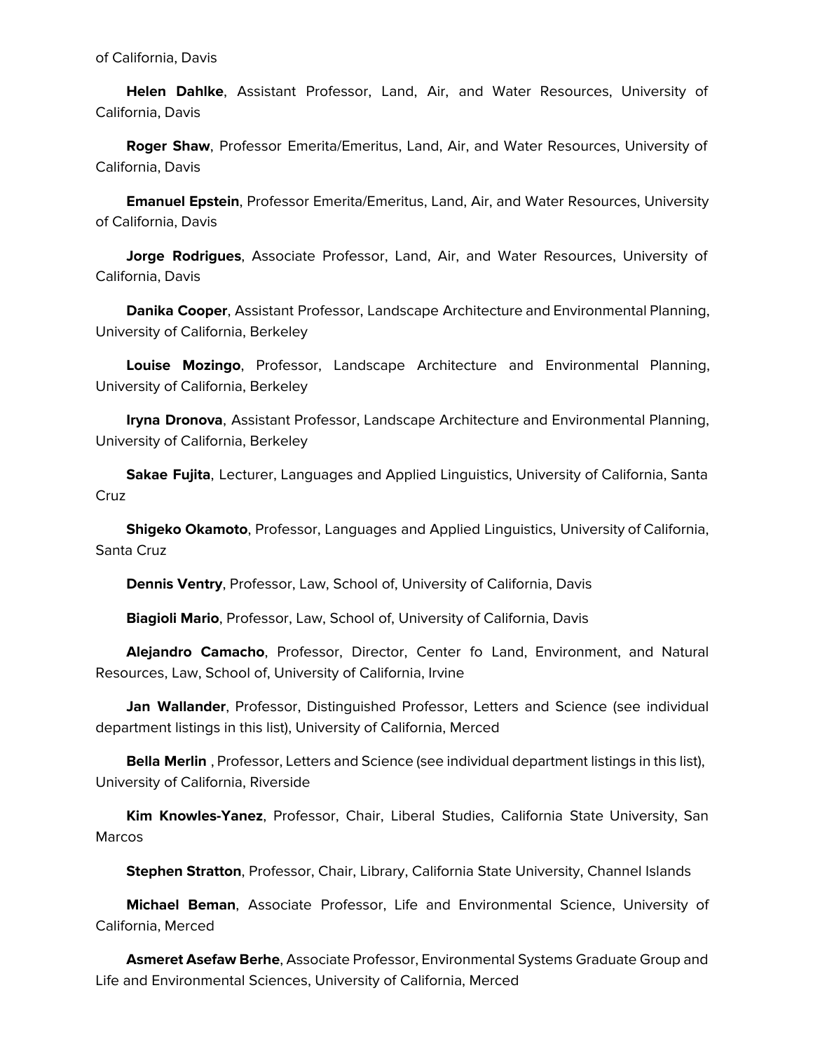of California, Davis

**Helen Dahlke**, Assistant Professor, Land, Air, and Water Resources, University of California, Davis

**Roger Shaw**, Professor Emerita/Emeritus, Land, Air, and Water Resources, University of California, Davis

**Emanuel Epstein**, Professor Emerita/Emeritus, Land, Air, and Water Resources, University of California, Davis

**Jorge Rodrigues**, Associate Professor, Land, Air, and Water Resources, University of California, Davis

**Danika Cooper**, Assistant Professor, Landscape Architecture and Environmental Planning, University of California, Berkeley

**Louise Mozingo**, Professor, Landscape Architecture and Environmental Planning, University of California, Berkeley

**Iryna Dronova**, Assistant Professor, Landscape Architecture and Environmental Planning, University of California, Berkeley

**Sakae Fujita**, Lecturer, Languages and Applied Linguistics, University of California, Santa Cruz

**Shigeko Okamoto**, Professor, Languages and Applied Linguistics, University of California, Santa Cruz

**Dennis Ventry**, Professor, Law, School of, University of California, Davis

**Biagioli Mario**, Professor, Law, School of, University of California, Davis

**Alejandro Camacho**, Professor, Director, Center fo Land, Environment, and Natural Resources, Law, School of, University of California, Irvine

**Jan Wallander**, Professor, Distinguished Professor, Letters and Science (see individual department listings in this list), University of California, Merced

**Bella Merlin** , Professor, Letters and Science (see individual department listings in this list), University of California, Riverside

**Kim Knowles-Yanez**, Professor, Chair, Liberal Studies, California State University, San Marcos

**Stephen Stratton**, Professor, Chair, Library, California State University, Channel Islands

**Michael Beman**, Associate Professor, Life and Environmental Science, University of California, Merced

**Asmeret Asefaw Berhe**, Associate Professor, Environmental Systems Graduate Group and Life and Environmental Sciences, University of California, Merced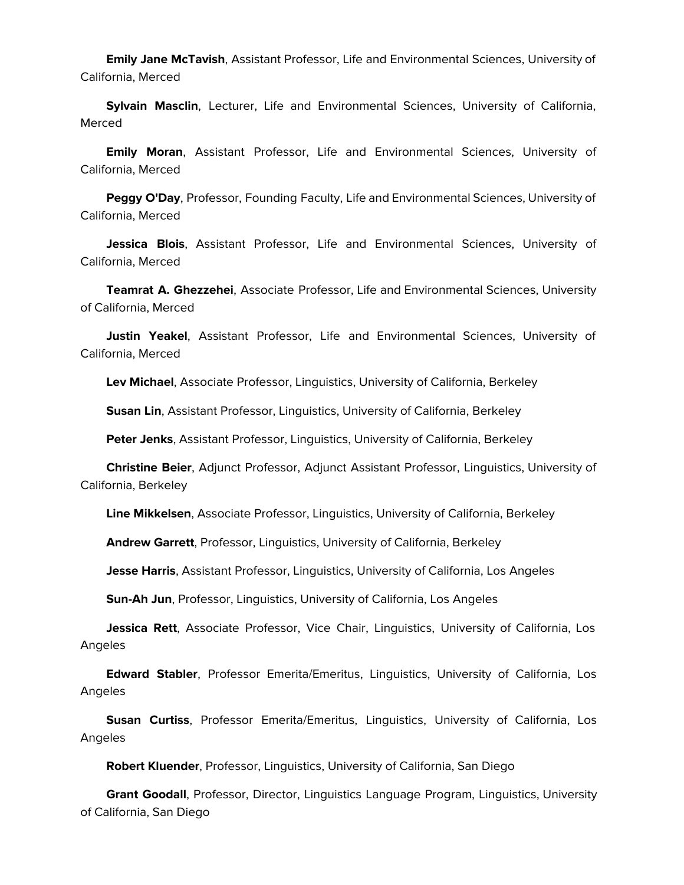**Emily Jane McTavish**, Assistant Professor, Life and Environmental Sciences, University of California, Merced

**Sylvain Masclin**, Lecturer, Life and Environmental Sciences, University of California, Merced

**Emily Moran**, Assistant Professor, Life and Environmental Sciences, University of California, Merced

**Peggy O'Day**, Professor, Founding Faculty, Life and Environmental Sciences, University of California, Merced

**Jessica Blois**, Assistant Professor, Life and Environmental Sciences, University of California, Merced

**Teamrat A. Ghezzehei**, Associate Professor, Life and Environmental Sciences, University of California, Merced

**Justin Yeakel**, Assistant Professor, Life and Environmental Sciences, University of California, Merced

**Lev Michael**, Associate Professor, Linguistics, University of California, Berkeley

**Susan Lin**, Assistant Professor, Linguistics, University of California, Berkeley

**Peter Jenks**, Assistant Professor, Linguistics, University of California, Berkeley

**Christine Beier**, Adjunct Professor, Adjunct Assistant Professor, Linguistics, University of California, Berkeley

**Line Mikkelsen**, Associate Professor, Linguistics, University of California, Berkeley

**Andrew Garrett**, Professor, Linguistics, University of California, Berkeley

**Jesse Harris**, Assistant Professor, Linguistics, University of California, Los Angeles

**Sun-Ah Jun**, Professor, Linguistics, University of California, Los Angeles

**Jessica Rett**, Associate Professor, Vice Chair, Linguistics, University of California, Los Angeles

**Edward Stabler**, Professor Emerita/Emeritus, Linguistics, University of California, Los Angeles

**Susan Curtiss**, Professor Emerita/Emeritus, Linguistics, University of California, Los Angeles

**Robert Kluender**, Professor, Linguistics, University of California, San Diego

**Grant Goodall**, Professor, Director, Linguistics Language Program, Linguistics, University of California, San Diego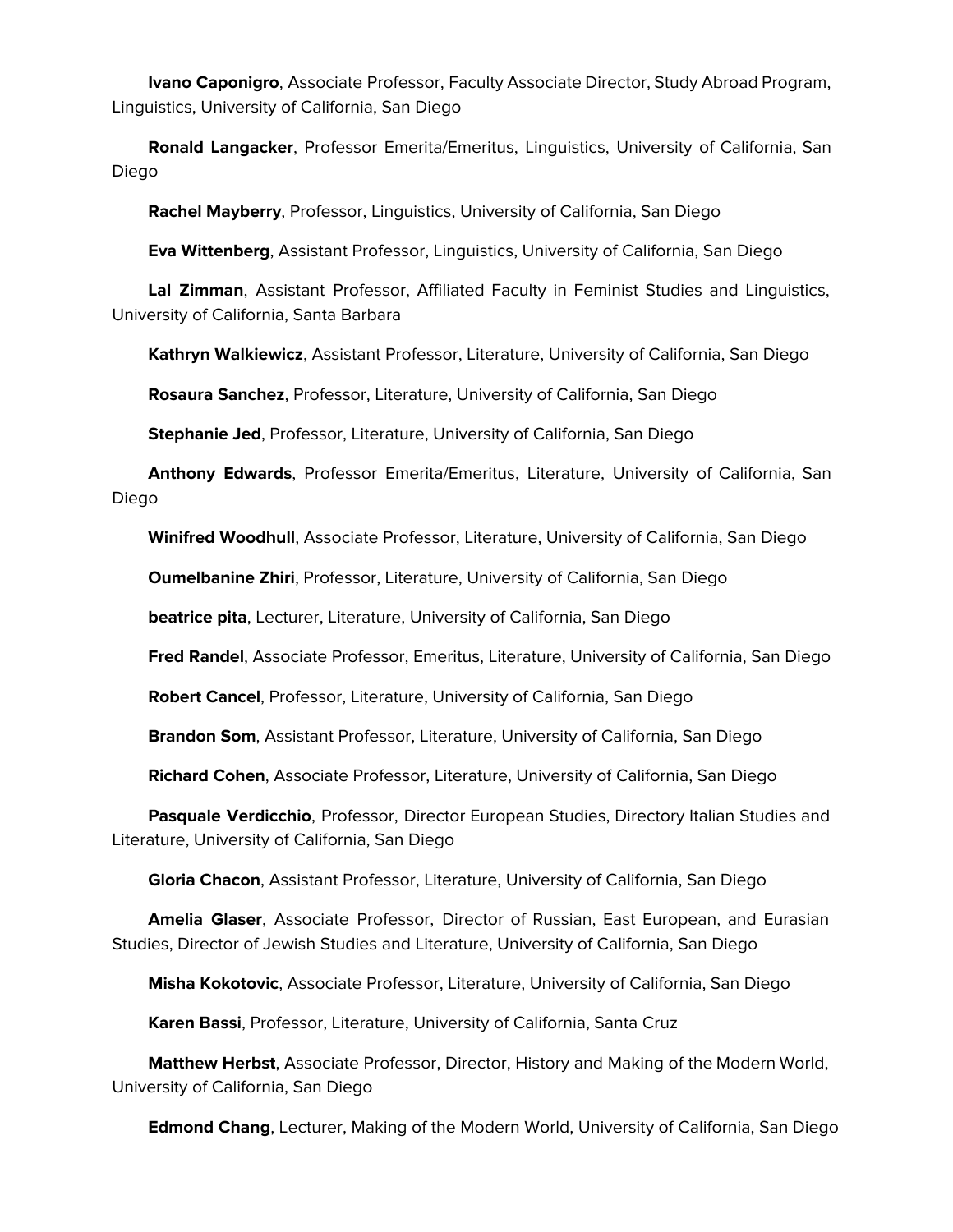**Ivano Caponigro**, Associate Professor, Faculty Associate Director, Study Abroad Program, Linguistics, University of California, San Diego

**Ronald Langacker**, Professor Emerita/Emeritus, Linguistics, University of California, San Diego

**Rachel Mayberry**, Professor, Linguistics, University of California, San Diego

**Eva Wittenberg**, Assistant Professor, Linguistics, University of California, San Diego

**Lal Zimman**, Assistant Professor, Affiliated Faculty in Feminist Studies and Linguistics, University of California, Santa Barbara

**Kathryn Walkiewicz**, Assistant Professor, Literature, University of California, San Diego

**Rosaura Sanchez**, Professor, Literature, University of California, San Diego

**Stephanie Jed**, Professor, Literature, University of California, San Diego

**Anthony Edwards**, Professor Emerita/Emeritus, Literature, University of California, San Diego

**Winifred Woodhull**, Associate Professor, Literature, University of California, San Diego

**Oumelbanine Zhiri**, Professor, Literature, University of California, San Diego

**beatrice pita**, Lecturer, Literature, University of California, San Diego

**Fred Randel**, Associate Professor, Emeritus, Literature, University of California, San Diego

**Robert Cancel**, Professor, Literature, University of California, San Diego

**Brandon Som**, Assistant Professor, Literature, University of California, San Diego

**Richard Cohen**, Associate Professor, Literature, University of California, San Diego

**Pasquale Verdicchio**, Professor, Director European Studies, Directory Italian Studies and Literature, University of California, San Diego

**Gloria Chacon**, Assistant Professor, Literature, University of California, San Diego

**Amelia Glaser**, Associate Professor, Director of Russian, East European, and Eurasian Studies, Director of Jewish Studies and Literature, University of California, San Diego

**Misha Kokotovic**, Associate Professor, Literature, University of California, San Diego

**Karen Bassi**, Professor, Literature, University of California, Santa Cruz

**Matthew Herbst**, Associate Professor, Director, History and Making of the Modern World, University of California, San Diego

**Edmond Chang**, Lecturer, Making of the Modern World, University of California, San Diego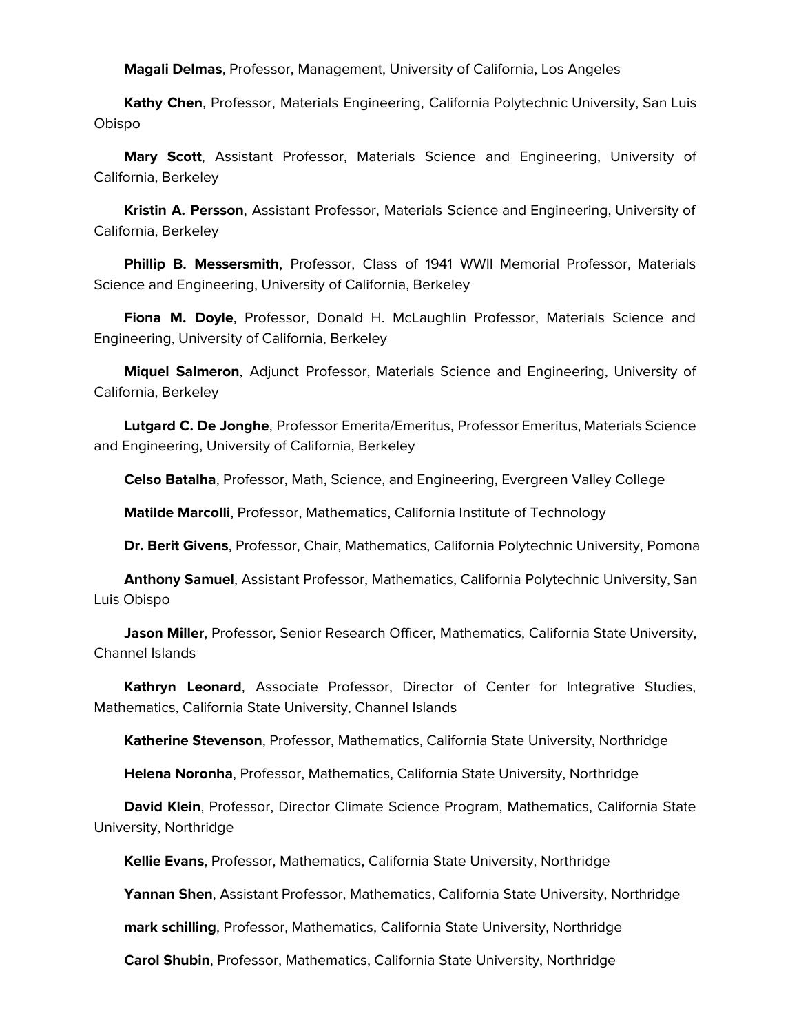**Magali Delmas**, Professor, Management, University of California, Los Angeles

**Kathy Chen**, Professor, Materials Engineering, California Polytechnic University, San Luis Obispo

**Mary Scott**, Assistant Professor, Materials Science and Engineering, University of California, Berkeley

**Kristin A. Persson**, Assistant Professor, Materials Science and Engineering, University of California, Berkeley

**Phillip B. Messersmith**, Professor, Class of 1941 WWII Memorial Professor, Materials Science and Engineering, University of California, Berkeley

**Fiona M. Doyle**, Professor, Donald H. McLaughlin Professor, Materials Science and Engineering, University of California, Berkeley

**Miquel Salmeron**, Adjunct Professor, Materials Science and Engineering, University of California, Berkeley

**Lutgard C. De Jonghe**, Professor Emerita/Emeritus, Professor Emeritus, Materials Science and Engineering, University of California, Berkeley

**Celso Batalha**, Professor, Math, Science, and Engineering, Evergreen Valley College

**Matilde Marcolli**, Professor, Mathematics, California Institute of Technology

**Dr. Berit Givens**, Professor, Chair, Mathematics, California Polytechnic University, Pomona

**Anthony Samuel**, Assistant Professor, Mathematics, California Polytechnic University, San Luis Obispo

**Jason Miller**, Professor, Senior Research Officer, Mathematics, California State University, Channel Islands

**Kathryn Leonard**, Associate Professor, Director of Center for Integrative Studies, Mathematics, California State University, Channel Islands

**Katherine Stevenson**, Professor, Mathematics, California State University, Northridge

**Helena Noronha**, Professor, Mathematics, California State University, Northridge

**David Klein**, Professor, Director Climate Science Program, Mathematics, California State University, Northridge

**Kellie Evans**, Professor, Mathematics, California State University, Northridge

**Yannan Shen**, Assistant Professor, Mathematics, California State University, Northridge

**mark schilling**, Professor, Mathematics, California State University, Northridge

**Carol Shubin**, Professor, Mathematics, California State University, Northridge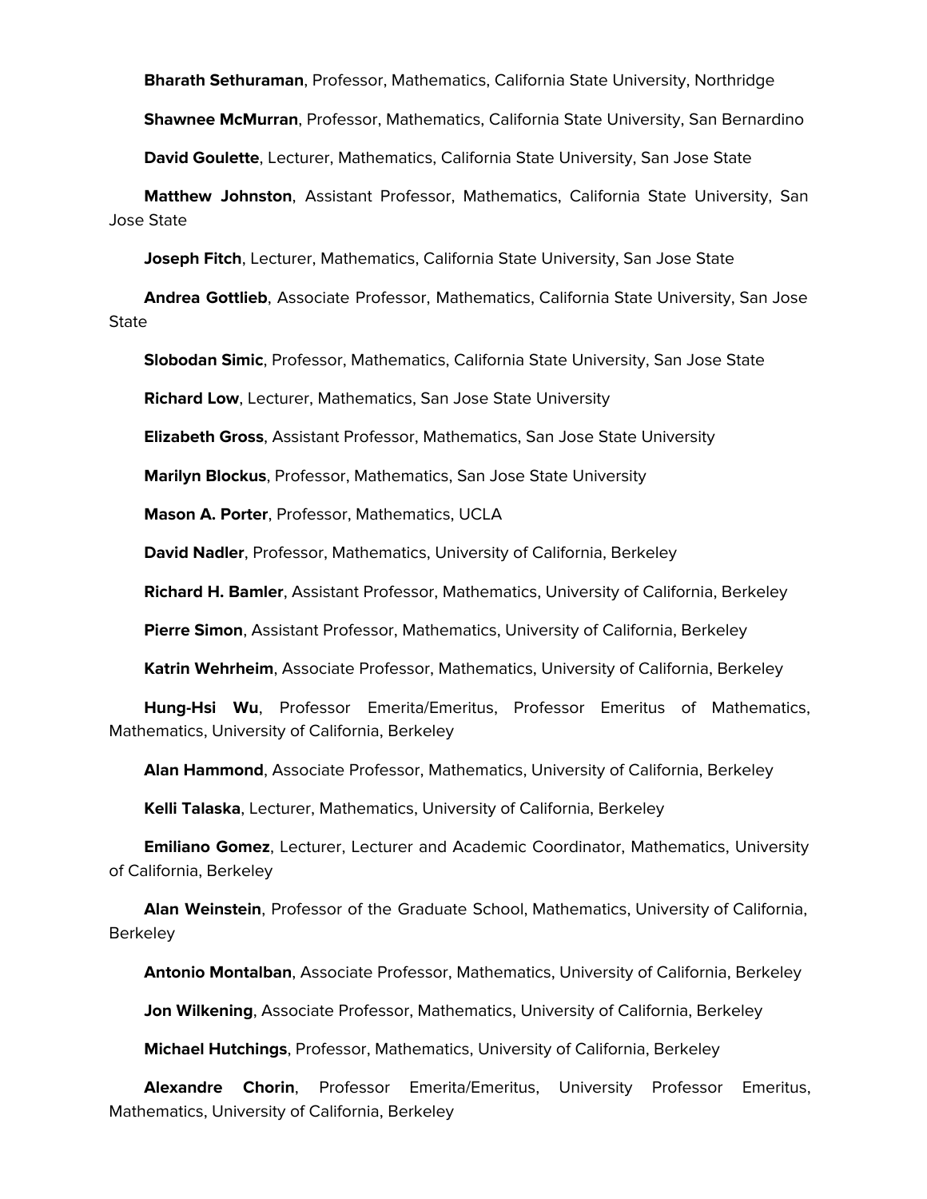**Bharath Sethuraman**, Professor, Mathematics, California State University, Northridge

**Shawnee McMurran**, Professor, Mathematics, California State University, San Bernardino

**David Goulette**, Lecturer, Mathematics, California State University, San Jose State

**Matthew Johnston**, Assistant Professor, Mathematics, California State University, San Jose State

**Joseph Fitch**, Lecturer, Mathematics, California State University, San Jose State

**Andrea Gottlieb**, Associate Professor, Mathematics, California State University, San Jose State

**Slobodan Simic**, Professor, Mathematics, California State University, San Jose State

**Richard Low**, Lecturer, Mathematics, San Jose State University

**Elizabeth Gross**, Assistant Professor, Mathematics, San Jose State University

**Marilyn Blockus**, Professor, Mathematics, San Jose State University

**Mason A. Porter**, Professor, Mathematics, UCLA

**David Nadler**, Professor, Mathematics, University of California, Berkeley

**Richard H. Bamler**, Assistant Professor, Mathematics, University of California, Berkeley

**Pierre Simon**, Assistant Professor, Mathematics, University of California, Berkeley

**Katrin Wehrheim**, Associate Professor, Mathematics, University of California, Berkeley

**Hung-Hsi Wu**, Professor Emerita/Emeritus, Professor Emeritus of Mathematics, Mathematics, University of California, Berkeley

**Alan Hammond**, Associate Professor, Mathematics, University of California, Berkeley

**Kelli Talaska**, Lecturer, Mathematics, University of California, Berkeley

**Emiliano Gomez**, Lecturer, Lecturer and Academic Coordinator, Mathematics, University of California, Berkeley

**Alan Weinstein**, Professor of the Graduate School, Mathematics, University of California, Berkeley

**Antonio Montalban**, Associate Professor, Mathematics, University of California, Berkeley

**Jon Wilkening**, Associate Professor, Mathematics, University of California, Berkeley

**Michael Hutchings**, Professor, Mathematics, University of California, Berkeley

**Alexandre Chorin**, Professor Emerita/Emeritus, University Professor Emeritus, Mathematics, University of California, Berkeley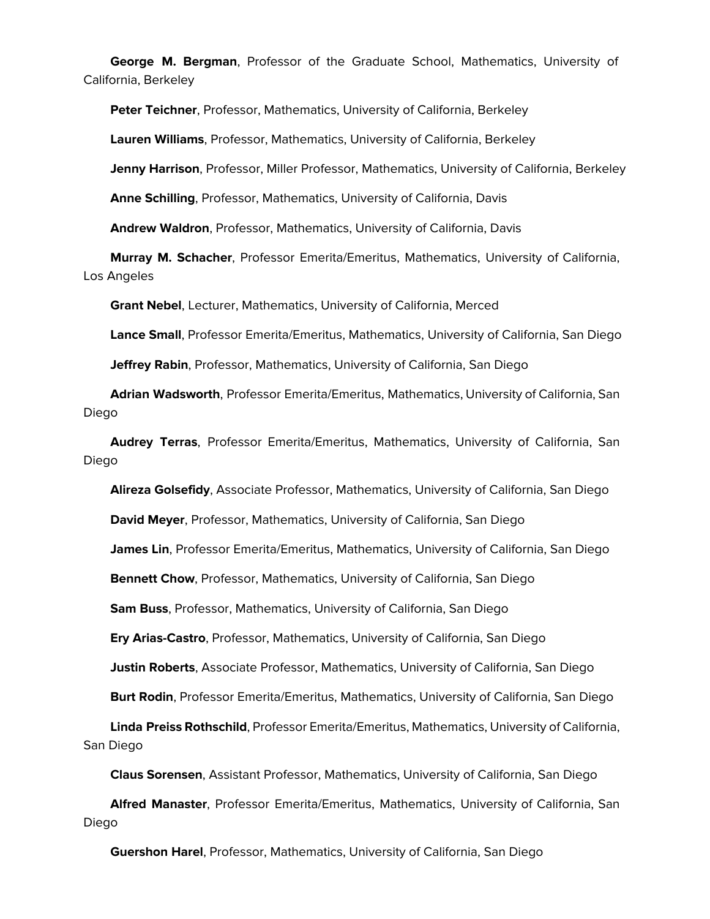**George M. Bergman**, Professor of the Graduate School, Mathematics, University of California, Berkeley

**Peter Teichner**, Professor, Mathematics, University of California, Berkeley

**Lauren Williams**, Professor, Mathematics, University of California, Berkeley

**Jenny Harrison**, Professor, Miller Professor, Mathematics, University of California, Berkeley

**Anne Schilling**, Professor, Mathematics, University of California, Davis

**Andrew Waldron**, Professor, Mathematics, University of California, Davis

**Murray M. Schacher**, Professor Emerita/Emeritus, Mathematics, University of California, Los Angeles

**Grant Nebel**, Lecturer, Mathematics, University of California, Merced

**Lance Small**, Professor Emerita/Emeritus, Mathematics, University of California, San Diego

**Jeffrey Rabin**, Professor, Mathematics, University of California, San Diego

**Adrian Wadsworth**, Professor Emerita/Emeritus, Mathematics, University of California, San Diego

**Audrey Terras**, Professor Emerita/Emeritus, Mathematics, University of California, San Diego

**Alireza Golsefidy**, Associate Professor, Mathematics, University of California, San Diego

**David Meyer**, Professor, Mathematics, University of California, San Diego

**James Lin**, Professor Emerita/Emeritus, Mathematics, University of California, San Diego

**Bennett Chow**, Professor, Mathematics, University of California, San Diego

**Sam Buss**, Professor, Mathematics, University of California, San Diego

**Ery Arias-Castro**, Professor, Mathematics, University of California, San Diego

**Justin Roberts**, Associate Professor, Mathematics, University of California, San Diego

**Burt Rodin**, Professor Emerita/Emeritus, Mathematics, University of California, San Diego

**Linda Preiss Rothschild**, Professor Emerita/Emeritus, Mathematics, University of California, San Diego

**Claus Sorensen**, Assistant Professor, Mathematics, University of California, San Diego

**Alfred Manaster**, Professor Emerita/Emeritus, Mathematics, University of California, San Diego

**Guershon Harel**, Professor, Mathematics, University of California, San Diego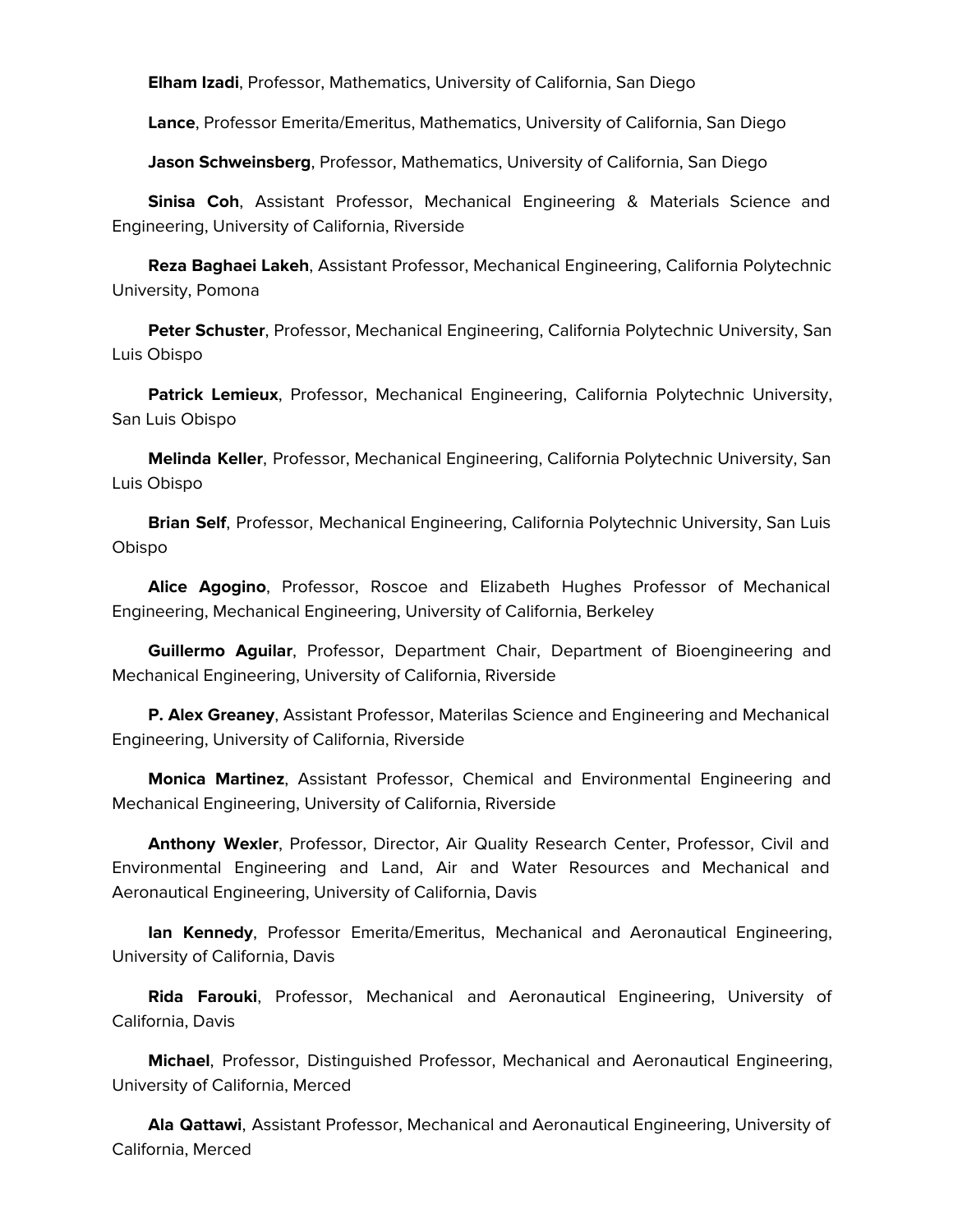**Elham Izadi**, Professor, Mathematics, University of California, San Diego

**Lance**, Professor Emerita/Emeritus, Mathematics, University of California, San Diego

**Jason Schweinsberg**, Professor, Mathematics, University of California, San Diego

**Sinisa Coh**, Assistant Professor, Mechanical Engineering & Materials Science and Engineering, University of California, Riverside

**Reza Baghaei Lakeh**, Assistant Professor, Mechanical Engineering, California Polytechnic University, Pomona

**Peter Schuster**, Professor, Mechanical Engineering, California Polytechnic University, San Luis Obispo

**Patrick Lemieux**, Professor, Mechanical Engineering, California Polytechnic University, San Luis Obispo

**Melinda Keller**, Professor, Mechanical Engineering, California Polytechnic University, San Luis Obispo

**Brian Self**, Professor, Mechanical Engineering, California Polytechnic University, San Luis Obispo

**Alice Agogino**, Professor, Roscoe and Elizabeth Hughes Professor of Mechanical Engineering, Mechanical Engineering, University of California, Berkeley

**Guillermo Aguilar**, Professor, Department Chair, Department of Bioengineering and Mechanical Engineering, University of California, Riverside

**P. Alex Greaney**, Assistant Professor, Materilas Science and Engineering and Mechanical Engineering, University of California, Riverside

**Monica Martinez**, Assistant Professor, Chemical and Environmental Engineering and Mechanical Engineering, University of California, Riverside

**Anthony Wexler**, Professor, Director, Air Quality Research Center, Professor, Civil and Environmental Engineering and Land, Air and Water Resources and Mechanical and Aeronautical Engineering, University of California, Davis

**Ian Kennedy**, Professor Emerita/Emeritus, Mechanical and Aeronautical Engineering, University of California, Davis

**Rida Farouki**, Professor, Mechanical and Aeronautical Engineering, University of California, Davis

**Michael**, Professor, Distinguished Professor, Mechanical and Aeronautical Engineering, University of California, Merced

**Ala Qattawi**, Assistant Professor, Mechanical and Aeronautical Engineering, University of California, Merced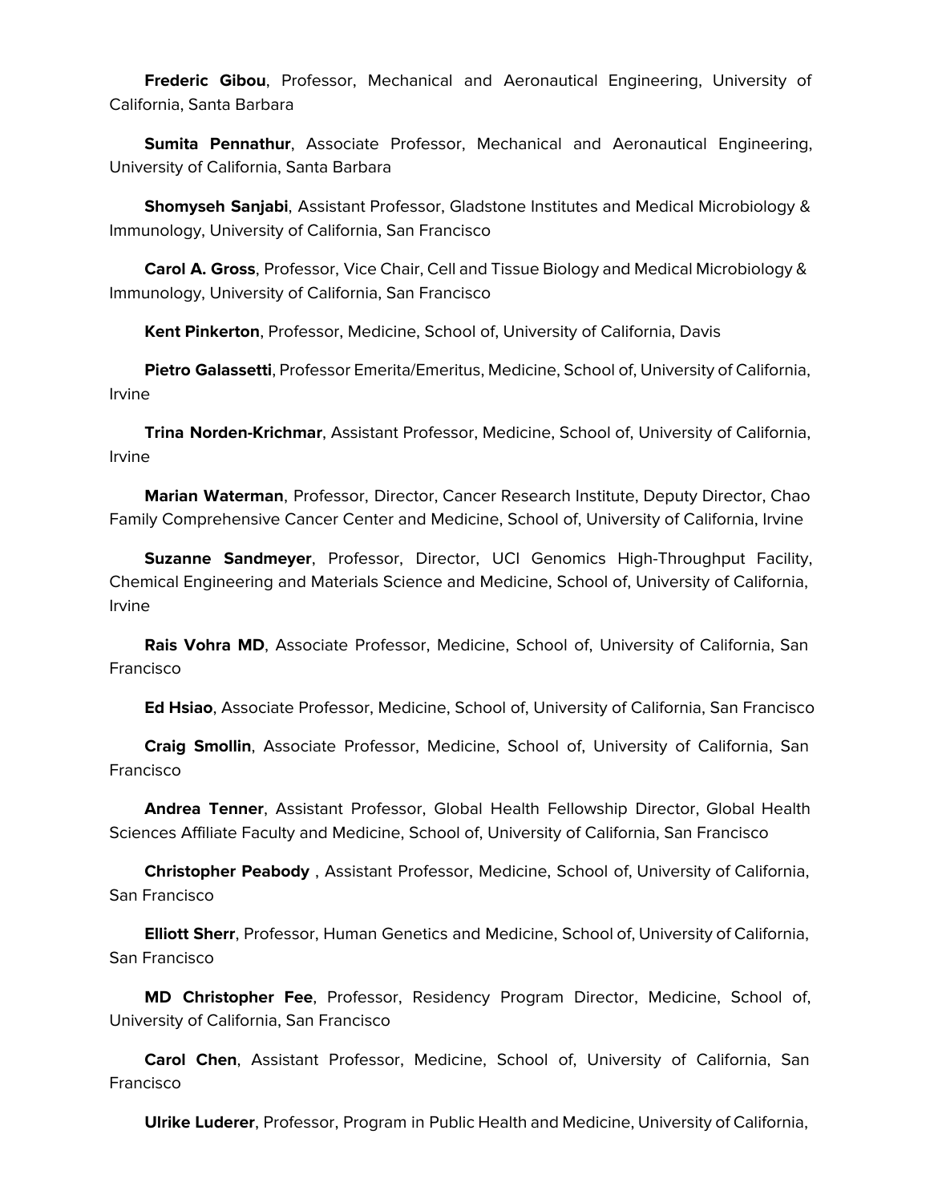**Frederic Gibou**, Professor, Mechanical and Aeronautical Engineering, University of California, Santa Barbara

**Sumita Pennathur**, Associate Professor, Mechanical and Aeronautical Engineering, University of California, Santa Barbara

**Shomyseh Sanjabi**, Assistant Professor, Gladstone Institutes and Medical Microbiology & Immunology, University of California, San Francisco

**Carol A. Gross**, Professor, Vice Chair, Cell and Tissue Biology and Medical Microbiology & Immunology, University of California, San Francisco

**Kent Pinkerton**, Professor, Medicine, School of, University of California, Davis

**Pietro Galassetti**, Professor Emerita/Emeritus, Medicine, School of, University of California, Irvine

**Trina Norden-Krichmar**, Assistant Professor, Medicine, School of, University of California, Irvine

**Marian Waterman**, Professor, Director, Cancer Research Institute, Deputy Director, Chao Family Comprehensive Cancer Center and Medicine, School of, University of California, Irvine

**Suzanne Sandmeyer**, Professor, Director, UCI Genomics High-Throughput Facility, Chemical Engineering and Materials Science and Medicine, School of, University of California, Irvine

**Rais Vohra MD**, Associate Professor, Medicine, School of, University of California, San Francisco

**Ed Hsiao**, Associate Professor, Medicine, School of, University of California, San Francisco

**Craig Smollin**, Associate Professor, Medicine, School of, University of California, San Francisco

**Andrea Tenner**, Assistant Professor, Global Health Fellowship Director, Global Health Sciences Affiliate Faculty and Medicine, School of, University of California, San Francisco

**Christopher Peabody** , Assistant Professor, Medicine, School of, University of California, San Francisco

**Elliott Sherr**, Professor, Human Genetics and Medicine, School of, University of California, San Francisco

**MD Christopher Fee**, Professor, Residency Program Director, Medicine, School of, University of California, San Francisco

**Carol Chen**, Assistant Professor, Medicine, School of, University of California, San Francisco

**Ulrike Luderer**, Professor, Program in Public Health and Medicine, University of California,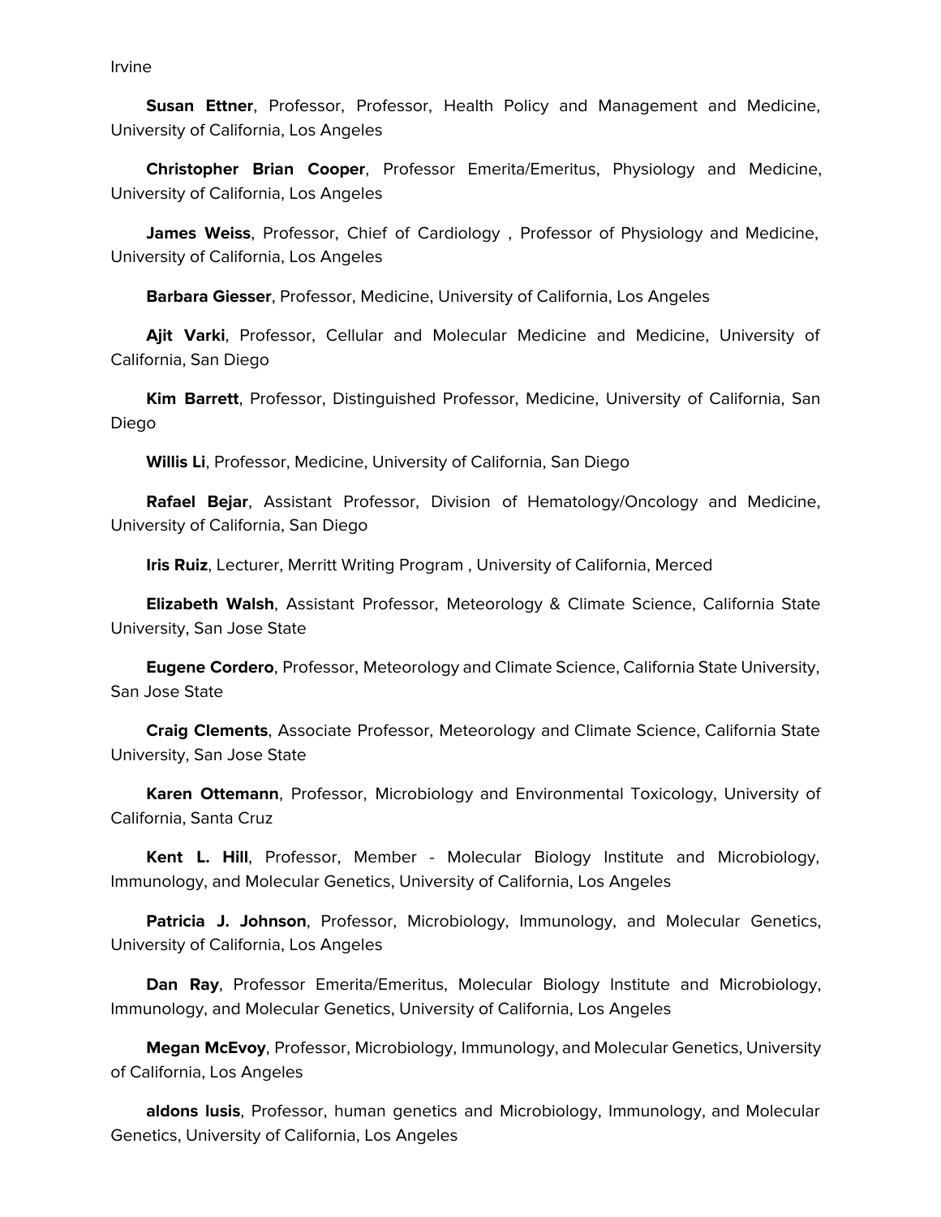Irvine

**Susan Ettner**, Professor, Professor, Health Policy and Management and Medicine, University of California, Los Angeles

**Christopher Brian Cooper**, Professor Emerita/Emeritus, Physiology and Medicine, University of California, Los Angeles

**James Weiss**, Professor, Chief of Cardiology , Professor of Physiology and Medicine, University of California, Los Angeles

**Barbara Giesser**, Professor, Medicine, University of California, Los Angeles

**Ajit Varki**, Professor, Cellular and Molecular Medicine and Medicine, University of California, San Diego

**Kim Barrett**, Professor, Distinguished Professor, Medicine, University of California, San Diego

**Willis Li**, Professor, Medicine, University of California, San Diego

**Rafael Bejar**, Assistant Professor, Division of Hematology/Oncology and Medicine, University of California, San Diego

**Iris Ruiz**, Lecturer, Merritt Writing Program , University of California, Merced

**Elizabeth Walsh**, Assistant Professor, Meteorology & Climate Science, California State University, San Jose State

**Eugene Cordero**, Professor, Meteorology and Climate Science, California State University, San Jose State

**Craig Clements**, Associate Professor, Meteorology and Climate Science, California State University, San Jose State

**Karen Ottemann**, Professor, Microbiology and Environmental Toxicology, University of California, Santa Cruz

**Kent L. Hill**, Professor, Member - Molecular Biology Institute and Microbiology, Immunology, and Molecular Genetics, University of California, Los Angeles

**Patricia J. Johnson**, Professor, Microbiology, Immunology, and Molecular Genetics, University of California, Los Angeles

**Dan Ray**, Professor Emerita/Emeritus, Molecular Biology Institute and Microbiology, Immunology, and Molecular Genetics, University of California, Los Angeles

**Megan McEvoy**, Professor, Microbiology, Immunology, and Molecular Genetics, University of California, Los Angeles

**aldons lusis**, Professor, human genetics and Microbiology, Immunology, and Molecular Genetics, University of California, Los Angeles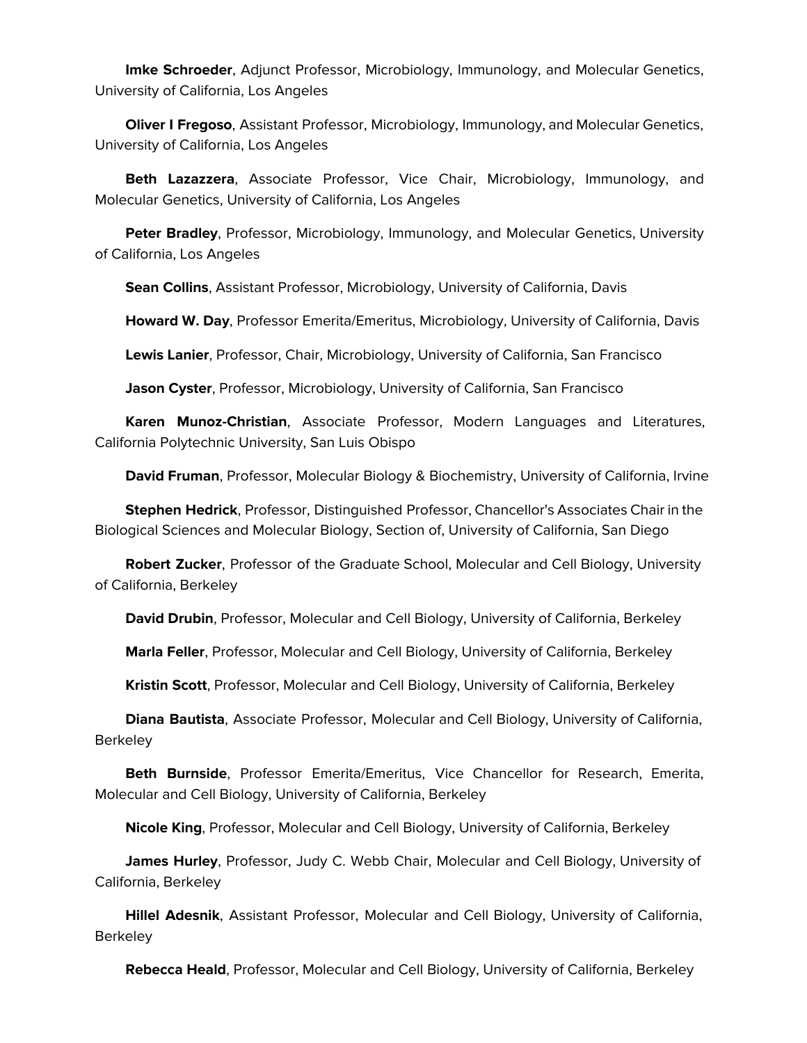**Imke Schroeder**, Adjunct Professor, Microbiology, Immunology, and Molecular Genetics, University of California, Los Angeles

**Oliver I Fregoso**, Assistant Professor, Microbiology, Immunology, and Molecular Genetics, University of California, Los Angeles

**Beth Lazazzera**, Associate Professor, Vice Chair, Microbiology, Immunology, and Molecular Genetics, University of California, Los Angeles

**Peter Bradley**, Professor, Microbiology, Immunology, and Molecular Genetics, University of California, Los Angeles

**Sean Collins**, Assistant Professor, Microbiology, University of California, Davis

**Howard W. Day**, Professor Emerita/Emeritus, Microbiology, University of California, Davis

**Lewis Lanier**, Professor, Chair, Microbiology, University of California, San Francisco

**Jason Cyster**, Professor, Microbiology, University of California, San Francisco

**Karen Munoz-Christian**, Associate Professor, Modern Languages and Literatures, California Polytechnic University, San Luis Obispo

**David Fruman**, Professor, Molecular Biology & Biochemistry, University of California, Irvine

**Stephen Hedrick**, Professor, Distinguished Professor, Chancellor's Associates Chair in the Biological Sciences and Molecular Biology, Section of, University of California, San Diego

**Robert Zucker**, Professor of the Graduate School, Molecular and Cell Biology, University of California, Berkeley

**David Drubin**, Professor, Molecular and Cell Biology, University of California, Berkeley

**Marla Feller**, Professor, Molecular and Cell Biology, University of California, Berkeley

**Kristin Scott**, Professor, Molecular and Cell Biology, University of California, Berkeley

**Diana Bautista**, Associate Professor, Molecular and Cell Biology, University of California, Berkeley

**Beth Burnside**, Professor Emerita/Emeritus, Vice Chancellor for Research, Emerita, Molecular and Cell Biology, University of California, Berkeley

**Nicole King**, Professor, Molecular and Cell Biology, University of California, Berkeley

**James Hurley**, Professor, Judy C. Webb Chair, Molecular and Cell Biology, University of California, Berkeley

**Hillel Adesnik**, Assistant Professor, Molecular and Cell Biology, University of California, Berkeley

**Rebecca Heald**, Professor, Molecular and Cell Biology, University of California, Berkeley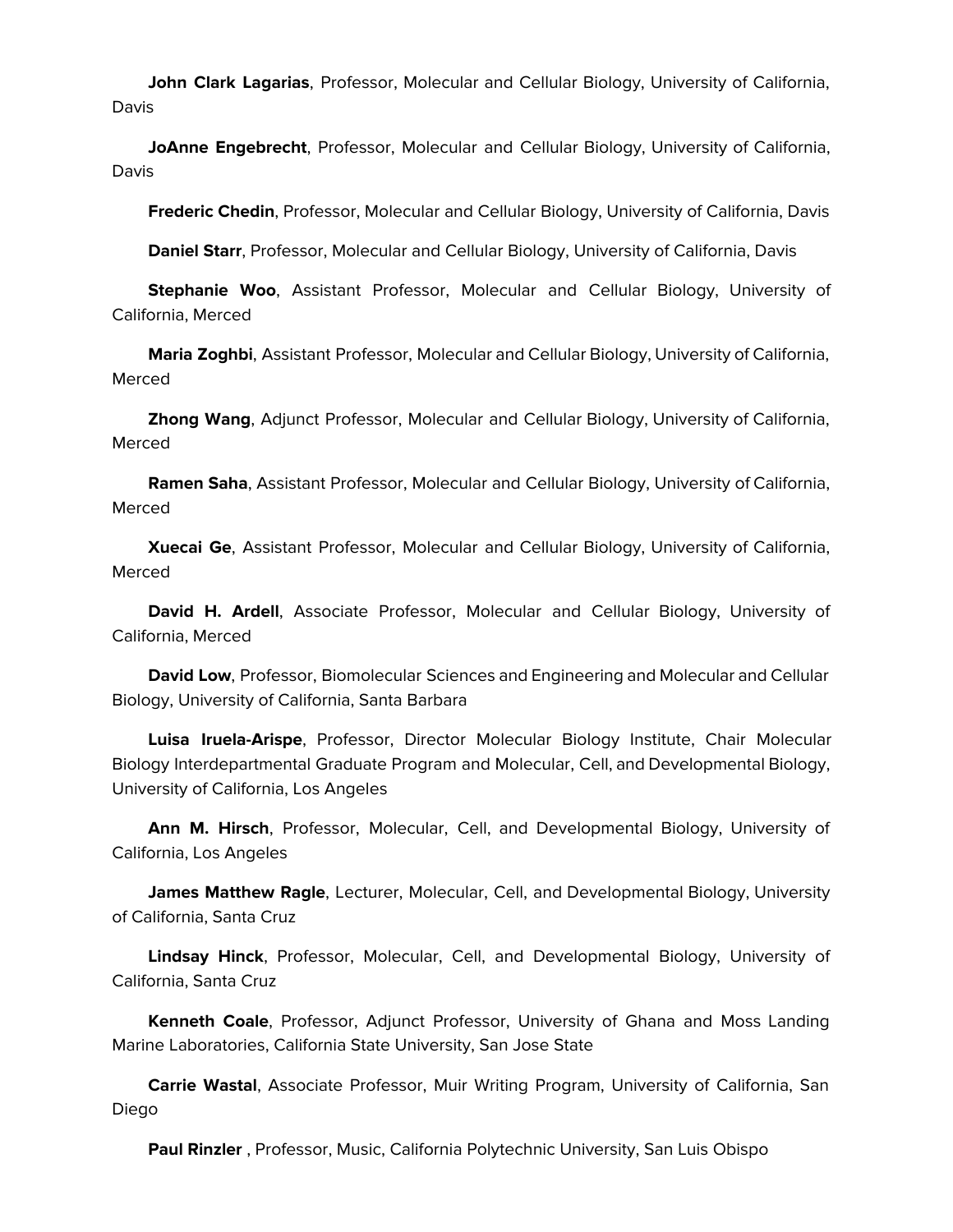**John Clark Lagarias**, Professor, Molecular and Cellular Biology, University of California, Davis

**JoAnne Engebrecht**, Professor, Molecular and Cellular Biology, University of California, Davis

**Frederic Chedin**, Professor, Molecular and Cellular Biology, University of California, Davis

**Daniel Starr**, Professor, Molecular and Cellular Biology, University of California, Davis

**Stephanie Woo**, Assistant Professor, Molecular and Cellular Biology, University of California, Merced

**Maria Zoghbi**, Assistant Professor, Molecular and Cellular Biology, University of California, Merced

**Zhong Wang**, Adjunct Professor, Molecular and Cellular Biology, University of California, Merced

**Ramen Saha**, Assistant Professor, Molecular and Cellular Biology, University of California, Merced

**Xuecai Ge**, Assistant Professor, Molecular and Cellular Biology, University of California, Merced

**David H. Ardell**, Associate Professor, Molecular and Cellular Biology, University of California, Merced

**David Low**, Professor, Biomolecular Sciences and Engineering and Molecular and Cellular Biology, University of California, Santa Barbara

**Luisa Iruela-Arispe**, Professor, Director Molecular Biology Institute, Chair Molecular Biology Interdepartmental Graduate Program and Molecular, Cell, and Developmental Biology, University of California, Los Angeles

**Ann M. Hirsch**, Professor, Molecular, Cell, and Developmental Biology, University of California, Los Angeles

**James Matthew Ragle**, Lecturer, Molecular, Cell, and Developmental Biology, University of California, Santa Cruz

**Lindsay Hinck**, Professor, Molecular, Cell, and Developmental Biology, University of California, Santa Cruz

**Kenneth Coale**, Professor, Adjunct Professor, University of Ghana and Moss Landing Marine Laboratories, California State University, San Jose State

**Carrie Wastal**, Associate Professor, Muir Writing Program, University of California, San Diego

**Paul Rinzler** , Professor, Music, California Polytechnic University, San Luis Obispo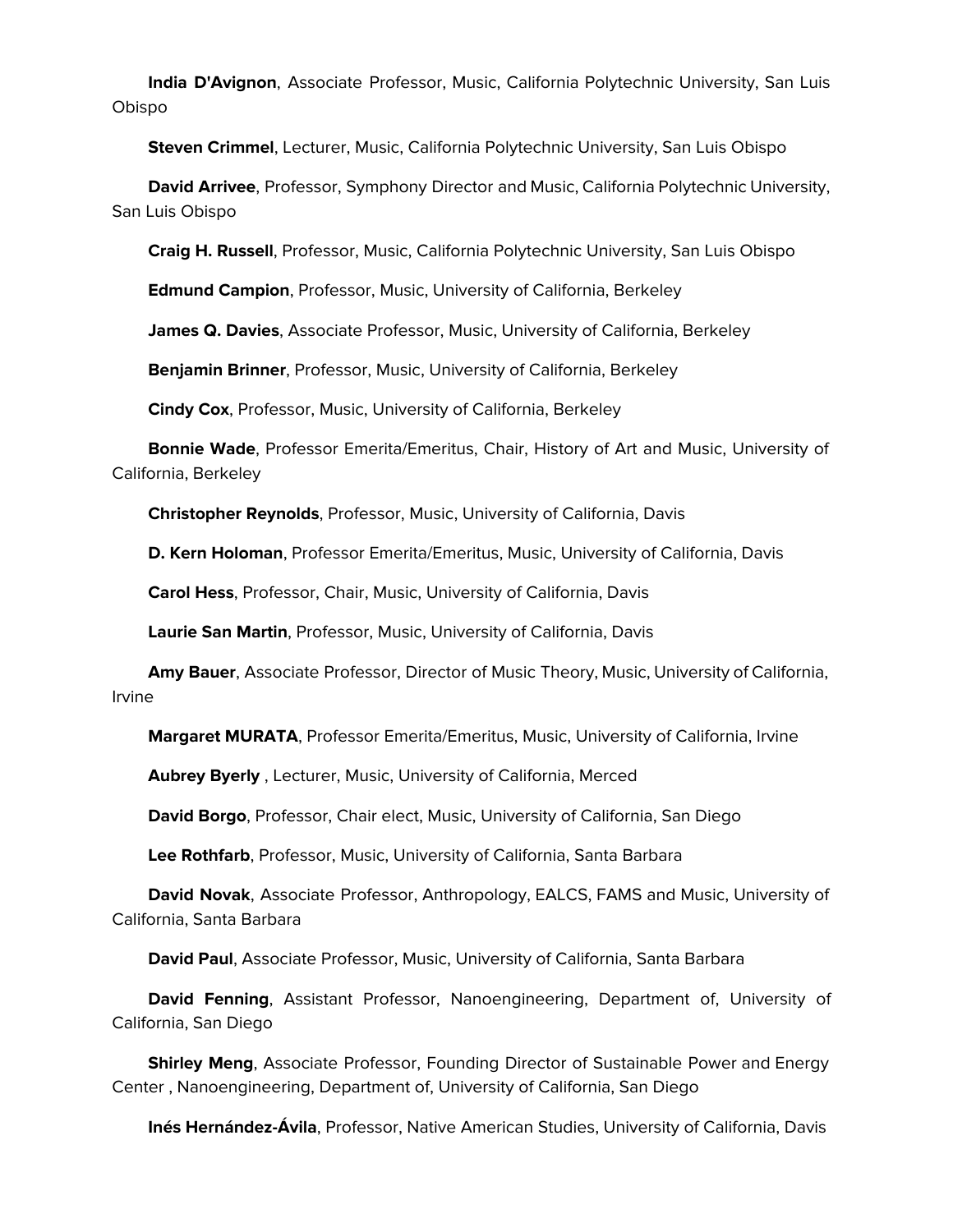**India D'Avignon**, Associate Professor, Music, California Polytechnic University, San Luis Obispo

**Steven Crimmel**, Lecturer, Music, California Polytechnic University, San Luis Obispo

**David Arrivee**, Professor, Symphony Director and Music, California Polytechnic University, San Luis Obispo

**Craig H. Russell**, Professor, Music, California Polytechnic University, San Luis Obispo

**Edmund Campion**, Professor, Music, University of California, Berkeley

**James Q. Davies**, Associate Professor, Music, University of California, Berkeley

**Benjamin Brinner**, Professor, Music, University of California, Berkeley

**Cindy Cox**, Professor, Music, University of California, Berkeley

**Bonnie Wade**, Professor Emerita/Emeritus, Chair, History of Art and Music, University of California, Berkeley

**Christopher Reynolds**, Professor, Music, University of California, Davis

**D. Kern Holoman**, Professor Emerita/Emeritus, Music, University of California, Davis

**Carol Hess**, Professor, Chair, Music, University of California, Davis

**Laurie San Martin**, Professor, Music, University of California, Davis

**Amy Bauer**, Associate Professor, Director of Music Theory, Music, University of California, Irvine

**Margaret MURATA**, Professor Emerita/Emeritus, Music, University of California, Irvine

**Aubrey Byerly** , Lecturer, Music, University of California, Merced

**David Borgo**, Professor, Chair elect, Music, University of California, San Diego

**Lee Rothfarb**, Professor, Music, University of California, Santa Barbara

**David Novak**, Associate Professor, Anthropology, EALCS, FAMS and Music, University of California, Santa Barbara

**David Paul**, Associate Professor, Music, University of California, Santa Barbara

**David Fenning**, Assistant Professor, Nanoengineering, Department of, University of California, San Diego

**Shirley Meng**, Associate Professor, Founding Director of Sustainable Power and Energy Center , Nanoengineering, Department of, University of California, San Diego

**Inés Hernández-Ávila**, Professor, Native American Studies, University of California, Davis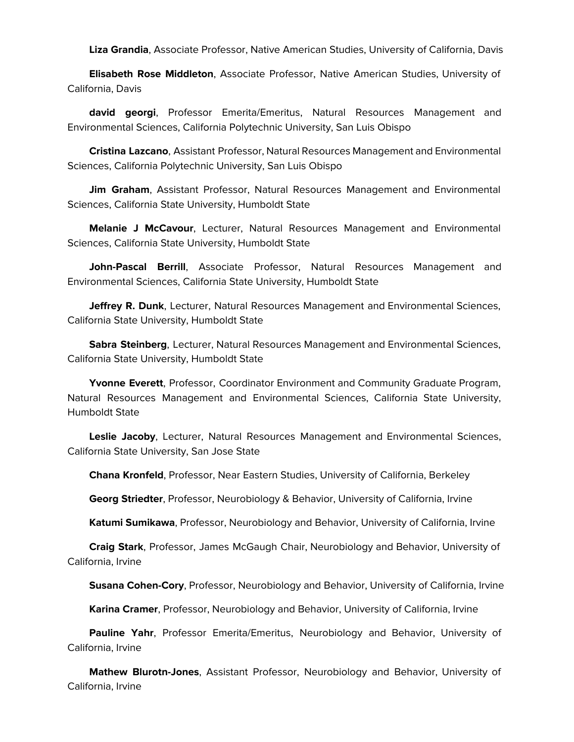**Liza Grandia**, Associate Professor, Native American Studies, University of California, Davis

**Elisabeth Rose Middleton**, Associate Professor, Native American Studies, University of California, Davis

**david georgi**, Professor Emerita/Emeritus, Natural Resources Management and Environmental Sciences, California Polytechnic University, San Luis Obispo

**Cristina Lazcano**, Assistant Professor, Natural Resources Management and Environmental Sciences, California Polytechnic University, San Luis Obispo

**Jim Graham**, Assistant Professor, Natural Resources Management and Environmental Sciences, California State University, Humboldt State

**Melanie J McCavour**, Lecturer, Natural Resources Management and Environmental Sciences, California State University, Humboldt State

**John-Pascal Berrill**, Associate Professor, Natural Resources Management and Environmental Sciences, California State University, Humboldt State

**Jeffrey R. Dunk**, Lecturer, Natural Resources Management and Environmental Sciences, California State University, Humboldt State

**Sabra Steinberg**, Lecturer, Natural Resources Management and Environmental Sciences, California State University, Humboldt State

**Yvonne Everett**, Professor, Coordinator Environment and Community Graduate Program, Natural Resources Management and Environmental Sciences, California State University, Humboldt State

**Leslie Jacoby**, Lecturer, Natural Resources Management and Environmental Sciences, California State University, San Jose State

**Chana Kronfeld**, Professor, Near Eastern Studies, University of California, Berkeley

**Georg Striedter**, Professor, Neurobiology & Behavior, University of California, Irvine

**Katumi Sumikawa**, Professor, Neurobiology and Behavior, University of California, Irvine

**Craig Stark**, Professor, James McGaugh Chair, Neurobiology and Behavior, University of California, Irvine

**Susana Cohen-Cory**, Professor, Neurobiology and Behavior, University of California, Irvine

**Karina Cramer**, Professor, Neurobiology and Behavior, University of California, Irvine

**Pauline Yahr**, Professor Emerita/Emeritus, Neurobiology and Behavior, University of California, Irvine

**Mathew Blurotn-Jones**, Assistant Professor, Neurobiology and Behavior, University of California, Irvine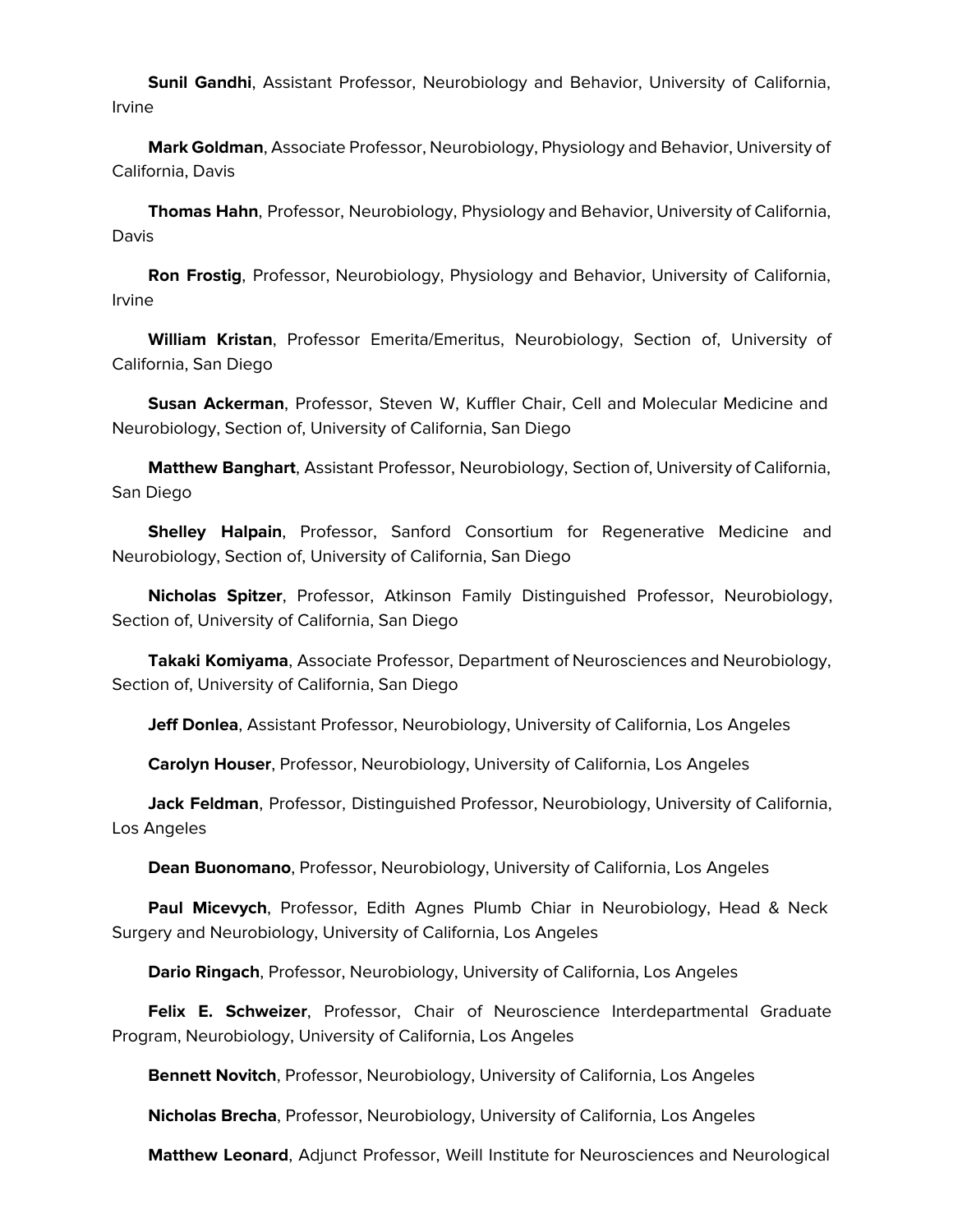**Sunil Gandhi**, Assistant Professor, Neurobiology and Behavior, University of California, Irvine

**Mark Goldman**, Associate Professor, Neurobiology, Physiology and Behavior, University of California, Davis

**Thomas Hahn**, Professor, Neurobiology, Physiology and Behavior, University of California, Davis

**Ron Frostig**, Professor, Neurobiology, Physiology and Behavior, University of California, Irvine

**William Kristan**, Professor Emerita/Emeritus, Neurobiology, Section of, University of California, San Diego

**Susan Ackerman**, Professor, Steven W, Kuffler Chair, Cell and Molecular Medicine and Neurobiology, Section of, University of California, San Diego

**Matthew Banghart**, Assistant Professor, Neurobiology, Section of, University of California, San Diego

**Shelley Halpain**, Professor, Sanford Consortium for Regenerative Medicine and Neurobiology, Section of, University of California, San Diego

**Nicholas Spitzer**, Professor, Atkinson Family Distinguished Professor, Neurobiology, Section of, University of California, San Diego

**Takaki Komiyama**, Associate Professor, Department of Neurosciences and Neurobiology, Section of, University of California, San Diego

**Jeff Donlea**, Assistant Professor, Neurobiology, University of California, Los Angeles

**Carolyn Houser**, Professor, Neurobiology, University of California, Los Angeles

**Jack Feldman**, Professor, Distinguished Professor, Neurobiology, University of California, Los Angeles

**Dean Buonomano**, Professor, Neurobiology, University of California, Los Angeles

**Paul Micevych**, Professor, Edith Agnes Plumb Chiar in Neurobiology, Head & Neck Surgery and Neurobiology, University of California, Los Angeles

**Dario Ringach**, Professor, Neurobiology, University of California, Los Angeles

**Felix E. Schweizer**, Professor, Chair of Neuroscience Interdepartmental Graduate Program, Neurobiology, University of California, Los Angeles

**Bennett Novitch**, Professor, Neurobiology, University of California, Los Angeles

**Nicholas Brecha**, Professor, Neurobiology, University of California, Los Angeles

**Matthew Leonard**, Adjunct Professor, Weill Institute for Neurosciences and Neurological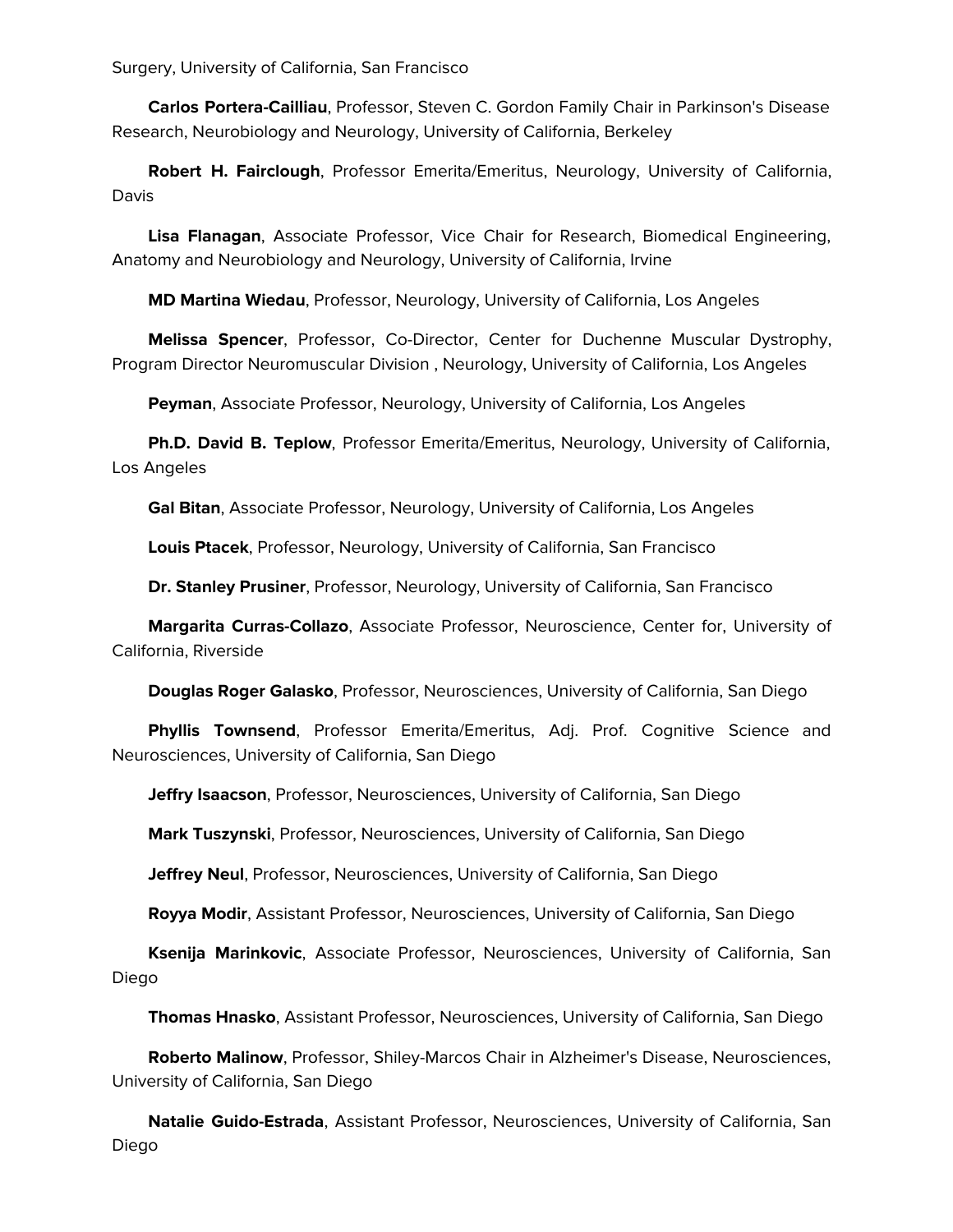Surgery, University of California, San Francisco

**Carlos Portera-Cailliau**, Professor, Steven C. Gordon Family Chair in Parkinson's Disease Research, Neurobiology and Neurology, University of California, Berkeley

**Robert H. Fairclough**, Professor Emerita/Emeritus, Neurology, University of California, Davis

**Lisa Flanagan**, Associate Professor, Vice Chair for Research, Biomedical Engineering, Anatomy and Neurobiology and Neurology, University of California, Irvine

**MD Martina Wiedau**, Professor, Neurology, University of California, Los Angeles

**Melissa Spencer**, Professor, Co-Director, Center for Duchenne Muscular Dystrophy, Program Director Neuromuscular Division , Neurology, University of California, Los Angeles

**Peyman**, Associate Professor, Neurology, University of California, Los Angeles

**Ph.D. David B. Teplow**, Professor Emerita/Emeritus, Neurology, University of California, Los Angeles

**Gal Bitan**, Associate Professor, Neurology, University of California, Los Angeles

**Louis Ptacek**, Professor, Neurology, University of California, San Francisco

**Dr. Stanley Prusiner**, Professor, Neurology, University of California, San Francisco

**Margarita Curras-Collazo**, Associate Professor, Neuroscience, Center for, University of California, Riverside

**Douglas Roger Galasko**, Professor, Neurosciences, University of California, San Diego

**Phyllis Townsend**, Professor Emerita/Emeritus, Adj. Prof. Cognitive Science and Neurosciences, University of California, San Diego

**Jeffry Isaacson**, Professor, Neurosciences, University of California, San Diego

**Mark Tuszynski**, Professor, Neurosciences, University of California, San Diego

**Jeffrey Neul**, Professor, Neurosciences, University of California, San Diego

**Royya Modir**, Assistant Professor, Neurosciences, University of California, San Diego

**Ksenija Marinkovic**, Associate Professor, Neurosciences, University of California, San Diego

**Thomas Hnasko**, Assistant Professor, Neurosciences, University of California, San Diego

**Roberto Malinow**, Professor, Shiley-Marcos Chair in Alzheimer's Disease, Neurosciences, University of California, San Diego

**Natalie Guido-Estrada**, Assistant Professor, Neurosciences, University of California, San Diego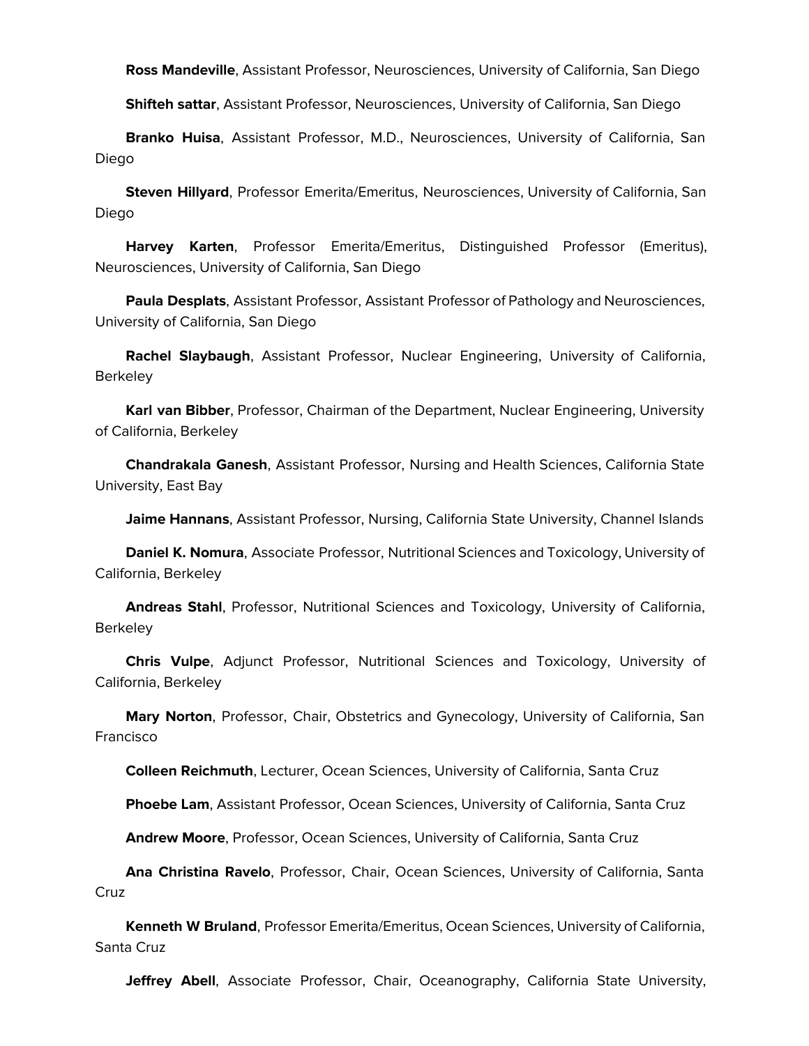**Ross Mandeville**, Assistant Professor, Neurosciences, University of California, San Diego

**Shifteh sattar**, Assistant Professor, Neurosciences, University of California, San Diego

**Branko Huisa**, Assistant Professor, M.D., Neurosciences, University of California, San Diego

**Steven Hillyard**, Professor Emerita/Emeritus, Neurosciences, University of California, San Diego

**Harvey Karten**, Professor Emerita/Emeritus, Distinguished Professor (Emeritus), Neurosciences, University of California, San Diego

**Paula Desplats**, Assistant Professor, Assistant Professor of Pathology and Neurosciences, University of California, San Diego

**Rachel Slaybaugh**, Assistant Professor, Nuclear Engineering, University of California, Berkeley

**Karl van Bibber**, Professor, Chairman of the Department, Nuclear Engineering, University of California, Berkeley

**Chandrakala Ganesh**, Assistant Professor, Nursing and Health Sciences, California State University, East Bay

**Jaime Hannans**, Assistant Professor, Nursing, California State University, Channel Islands

**Daniel K. Nomura**, Associate Professor, Nutritional Sciences and Toxicology, University of California, Berkeley

**Andreas Stahl**, Professor, Nutritional Sciences and Toxicology, University of California, Berkeley

**Chris Vulpe**, Adjunct Professor, Nutritional Sciences and Toxicology, University of California, Berkeley

**Mary Norton**, Professor, Chair, Obstetrics and Gynecology, University of California, San Francisco

**Colleen Reichmuth**, Lecturer, Ocean Sciences, University of California, Santa Cruz

**Phoebe Lam**, Assistant Professor, Ocean Sciences, University of California, Santa Cruz

**Andrew Moore**, Professor, Ocean Sciences, University of California, Santa Cruz

**Ana Christina Ravelo**, Professor, Chair, Ocean Sciences, University of California, Santa Cruz

**Kenneth W Bruland**, Professor Emerita/Emeritus, Ocean Sciences, University of California, Santa Cruz

**Jeffrey Abell**, Associate Professor, Chair, Oceanography, California State University,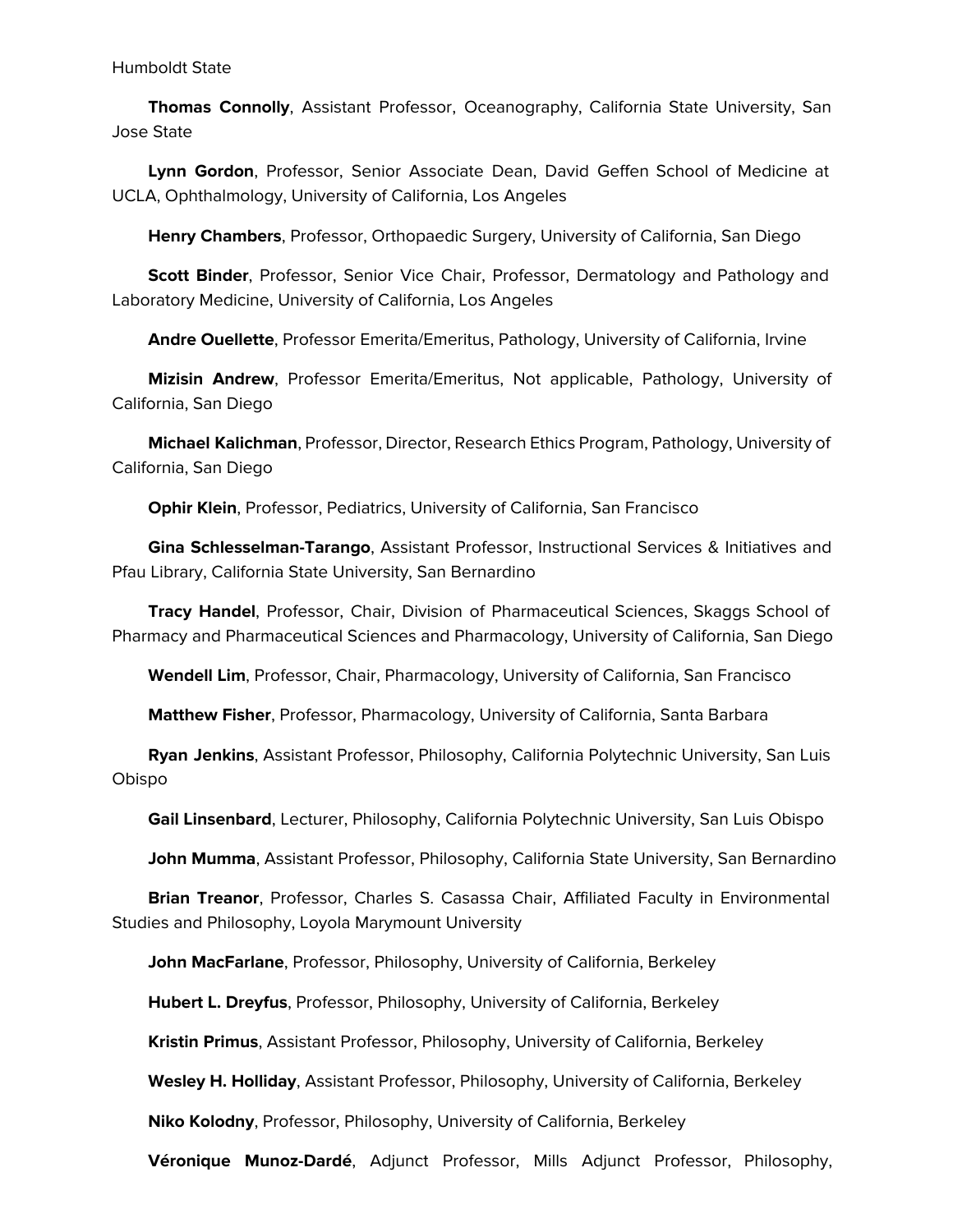Humboldt State

**Thomas Connolly**, Assistant Professor, Oceanography, California State University, San Jose State

**Lynn Gordon**, Professor, Senior Associate Dean, David Geffen School of Medicine at UCLA, Ophthalmology, University of California, Los Angeles

**Henry Chambers**, Professor, Orthopaedic Surgery, University of California, San Diego

**Scott Binder**, Professor, Senior Vice Chair, Professor, Dermatology and Pathology and Laboratory Medicine, University of California, Los Angeles

**Andre Ouellette**, Professor Emerita/Emeritus, Pathology, University of California, Irvine

**Mizisin Andrew**, Professor Emerita/Emeritus, Not applicable, Pathology, University of California, San Diego

**Michael Kalichman**, Professor, Director, Research Ethics Program, Pathology, University of California, San Diego

**Ophir Klein**, Professor, Pediatrics, University of California, San Francisco

**Gina Schlesselman-Tarango**, Assistant Professor, Instructional Services & Initiatives and Pfau Library, California State University, San Bernardino

**Tracy Handel**, Professor, Chair, Division of Pharmaceutical Sciences, Skaggs School of Pharmacy and Pharmaceutical Sciences and Pharmacology, University of California, San Diego

**Wendell Lim**, Professor, Chair, Pharmacology, University of California, San Francisco

**Matthew Fisher**, Professor, Pharmacology, University of California, Santa Barbara

**Ryan Jenkins**, Assistant Professor, Philosophy, California Polytechnic University, San Luis Obispo

**Gail Linsenbard**, Lecturer, Philosophy, California Polytechnic University, San Luis Obispo

**John Mumma**, Assistant Professor, Philosophy, California State University, San Bernardino

**Brian Treanor**, Professor, Charles S. Casassa Chair, Affiliated Faculty in Environmental Studies and Philosophy, Loyola Marymount University

**John MacFarlane**, Professor, Philosophy, University of California, Berkeley

**Hubert L. Dreyfus**, Professor, Philosophy, University of California, Berkeley

**Kristin Primus**, Assistant Professor, Philosophy, University of California, Berkeley

**Wesley H. Holliday**, Assistant Professor, Philosophy, University of California, Berkeley

**Niko Kolodny**, Professor, Philosophy, University of California, Berkeley

**Véronique Munoz-Dardé**, Adjunct Professor, Mills Adjunct Professor, Philosophy,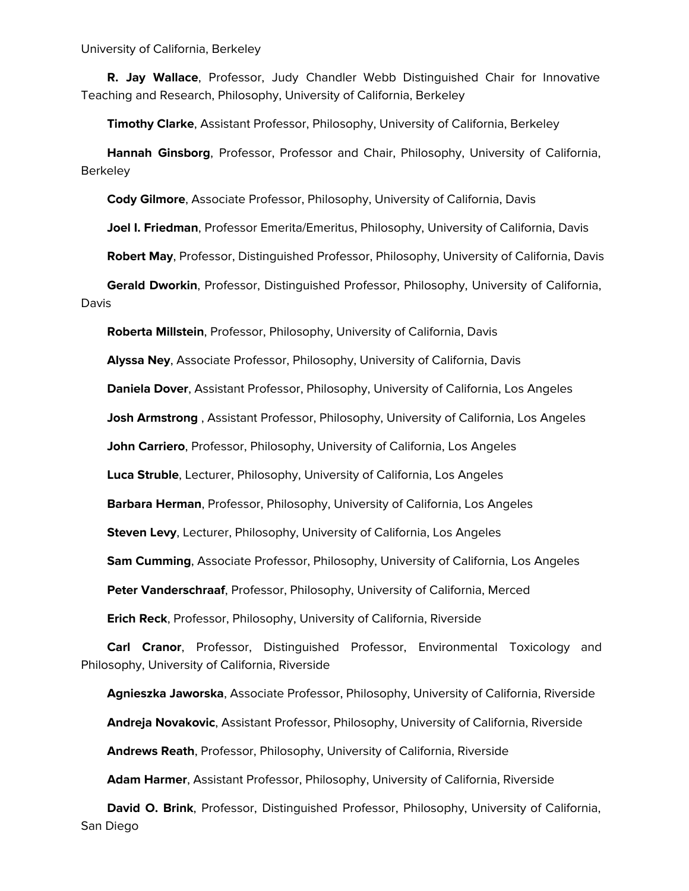University of California, Berkeley

**R. Jay Wallace**, Professor, Judy Chandler Webb Distinguished Chair for Innovative Teaching and Research, Philosophy, University of California, Berkeley

**Timothy Clarke**, Assistant Professor, Philosophy, University of California, Berkeley

**Hannah Ginsborg**, Professor, Professor and Chair, Philosophy, University of California, Berkeley

**Cody Gilmore**, Associate Professor, Philosophy, University of California, Davis

**Joel I. Friedman**, Professor Emerita/Emeritus, Philosophy, University of California, Davis

**Robert May**, Professor, Distinguished Professor, Philosophy, University of California, Davis

**Gerald Dworkin**, Professor, Distinguished Professor, Philosophy, University of California, Davis

**Roberta Millstein**, Professor, Philosophy, University of California, Davis

**Alyssa Ney**, Associate Professor, Philosophy, University of California, Davis

**Daniela Dover**, Assistant Professor, Philosophy, University of California, Los Angeles

**Josh Armstrong** , Assistant Professor, Philosophy, University of California, Los Angeles

**John Carriero**, Professor, Philosophy, University of California, Los Angeles

**Luca Struble**, Lecturer, Philosophy, University of California, Los Angeles

**Barbara Herman**, Professor, Philosophy, University of California, Los Angeles

**Steven Levy**, Lecturer, Philosophy, University of California, Los Angeles

**Sam Cumming**, Associate Professor, Philosophy, University of California, Los Angeles

**Peter Vanderschraaf**, Professor, Philosophy, University of California, Merced

**Erich Reck**, Professor, Philosophy, University of California, Riverside

**Carl Cranor**, Professor, Distinguished Professor, Environmental Toxicology and Philosophy, University of California, Riverside

**Agnieszka Jaworska**, Associate Professor, Philosophy, University of California, Riverside

**Andreja Novakovic**, Assistant Professor, Philosophy, University of California, Riverside

**Andrews Reath**, Professor, Philosophy, University of California, Riverside

**Adam Harmer**, Assistant Professor, Philosophy, University of California, Riverside

**David O. Brink**, Professor, Distinguished Professor, Philosophy, University of California, San Diego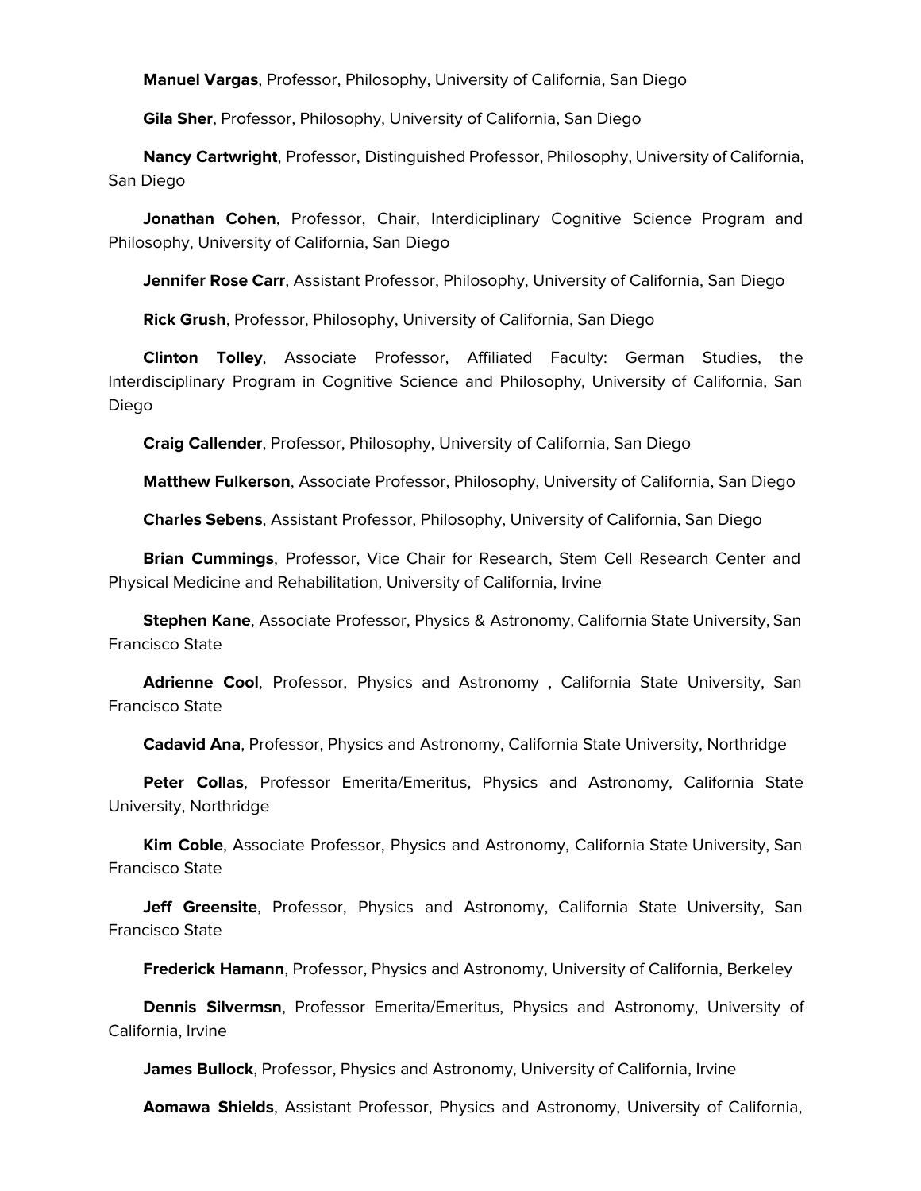**Manuel Vargas**, Professor, Philosophy, University of California, San Diego

**Gila Sher**, Professor, Philosophy, University of California, San Diego

**Nancy Cartwright**, Professor, Distinguished Professor, Philosophy, University of California, San Diego

**Jonathan Cohen**, Professor, Chair, Interdiciplinary Cognitive Science Program and Philosophy, University of California, San Diego

**Jennifer Rose Carr**, Assistant Professor, Philosophy, University of California, San Diego

**Rick Grush**, Professor, Philosophy, University of California, San Diego

**Clinton Tolley**, Associate Professor, Affiliated Faculty: German Studies, the Interdisciplinary Program in Cognitive Science and Philosophy, University of California, San Diego

**Craig Callender**, Professor, Philosophy, University of California, San Diego

**Matthew Fulkerson**, Associate Professor, Philosophy, University of California, San Diego

**Charles Sebens**, Assistant Professor, Philosophy, University of California, San Diego

**Brian Cummings**, Professor, Vice Chair for Research, Stem Cell Research Center and Physical Medicine and Rehabilitation, University of California, Irvine

**Stephen Kane**, Associate Professor, Physics & Astronomy, California State University, San Francisco State

**Adrienne Cool**, Professor, Physics and Astronomy , California State University, San Francisco State

**Cadavid Ana**, Professor, Physics and Astronomy, California State University, Northridge

**Peter Collas**, Professor Emerita/Emeritus, Physics and Astronomy, California State University, Northridge

**Kim Coble**, Associate Professor, Physics and Astronomy, California State University, San Francisco State

**Jeff Greensite**, Professor, Physics and Astronomy, California State University, San Francisco State

**Frederick Hamann**, Professor, Physics and Astronomy, University of California, Berkeley

**Dennis Silvermsn**, Professor Emerita/Emeritus, Physics and Astronomy, University of California, Irvine

**James Bullock**, Professor, Physics and Astronomy, University of California, Irvine

**Aomawa Shields**, Assistant Professor, Physics and Astronomy, University of California,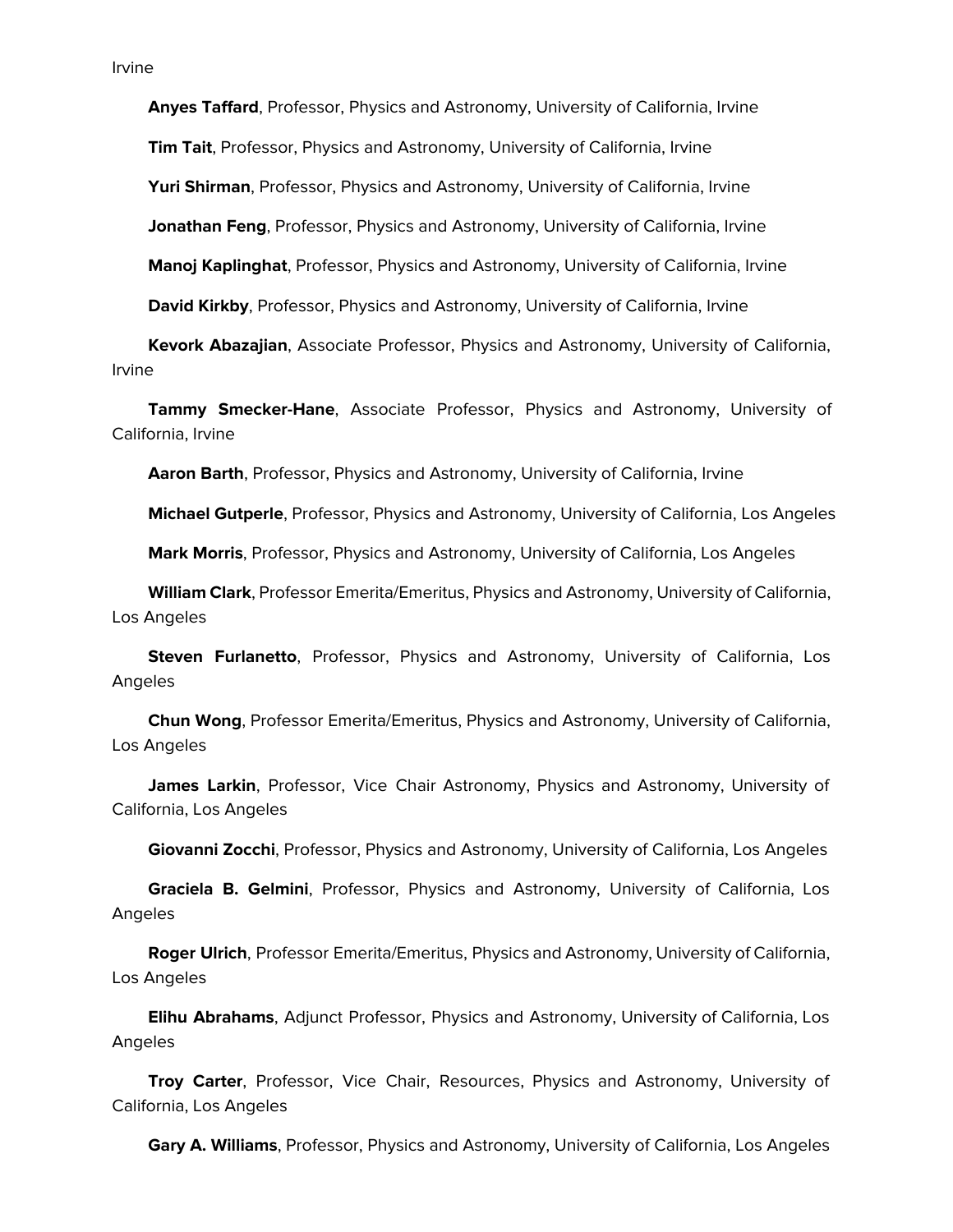Irvine

**Anyes Taffard**, Professor, Physics and Astronomy, University of California, Irvine

**Tim Tait**, Professor, Physics and Astronomy, University of California, Irvine

**Yuri Shirman**, Professor, Physics and Astronomy, University of California, Irvine

**Jonathan Feng**, Professor, Physics and Astronomy, University of California, Irvine

**Manoj Kaplinghat**, Professor, Physics and Astronomy, University of California, Irvine

**David Kirkby**, Professor, Physics and Astronomy, University of California, Irvine

**Kevork Abazajian**, Associate Professor, Physics and Astronomy, University of California, Irvine

**Tammy Smecker-Hane**, Associate Professor, Physics and Astronomy, University of California, Irvine

**Aaron Barth**, Professor, Physics and Astronomy, University of California, Irvine

**Michael Gutperle**, Professor, Physics and Astronomy, University of California, Los Angeles

**Mark Morris**, Professor, Physics and Astronomy, University of California, Los Angeles

**William Clark**, Professor Emerita/Emeritus, Physics and Astronomy, University of California, Los Angeles

**Steven Furlanetto**, Professor, Physics and Astronomy, University of California, Los Angeles

**Chun Wong**, Professor Emerita/Emeritus, Physics and Astronomy, University of California, Los Angeles

**James Larkin**, Professor, Vice Chair Astronomy, Physics and Astronomy, University of California, Los Angeles

**Giovanni Zocchi**, Professor, Physics and Astronomy, University of California, Los Angeles

**Graciela B. Gelmini**, Professor, Physics and Astronomy, University of California, Los Angeles

**Roger Ulrich**, Professor Emerita/Emeritus, Physics and Astronomy, University of California, Los Angeles

**Elihu Abrahams**, Adjunct Professor, Physics and Astronomy, University of California, Los Angeles

**Troy Carter**, Professor, Vice Chair, Resources, Physics and Astronomy, University of California, Los Angeles

**Gary A. Williams**, Professor, Physics and Astronomy, University of California, Los Angeles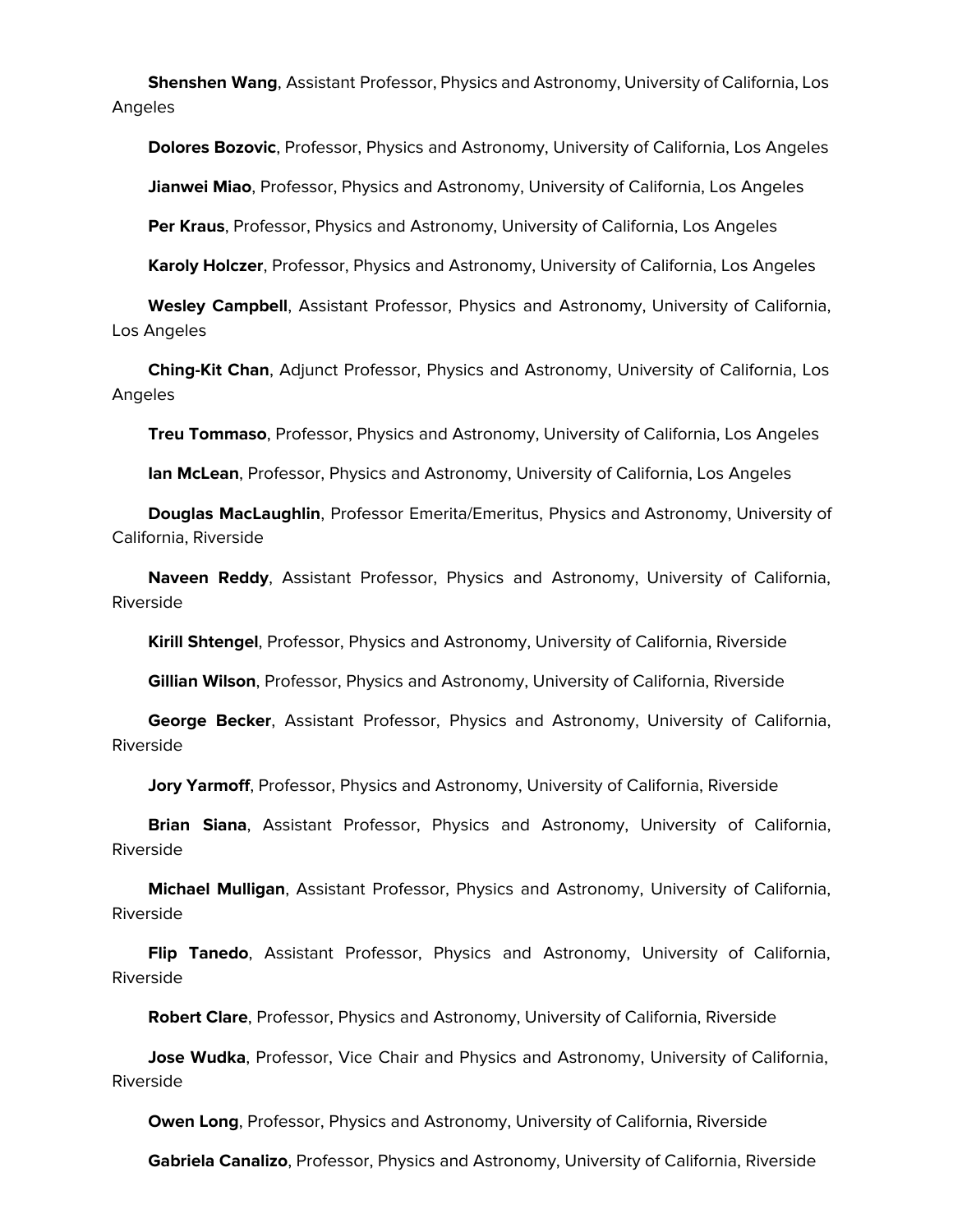**Shenshen Wang**, Assistant Professor, Physics and Astronomy, University of California, Los Angeles

**Dolores Bozovic**, Professor, Physics and Astronomy, University of California, Los Angeles

**Jianwei Miao**, Professor, Physics and Astronomy, University of California, Los Angeles

**Per Kraus**, Professor, Physics and Astronomy, University of California, Los Angeles

**Karoly Holczer**, Professor, Physics and Astronomy, University of California, Los Angeles

**Wesley Campbell**, Assistant Professor, Physics and Astronomy, University of California, Los Angeles

**Ching-Kit Chan**, Adjunct Professor, Physics and Astronomy, University of California, Los Angeles

**Treu Tommaso**, Professor, Physics and Astronomy, University of California, Los Angeles

**Ian McLean**, Professor, Physics and Astronomy, University of California, Los Angeles

**Douglas MacLaughlin**, Professor Emerita/Emeritus, Physics and Astronomy, University of California, Riverside

**Naveen Reddy**, Assistant Professor, Physics and Astronomy, University of California, Riverside

**Kirill Shtengel**, Professor, Physics and Astronomy, University of California, Riverside

**Gillian Wilson**, Professor, Physics and Astronomy, University of California, Riverside

**George Becker**, Assistant Professor, Physics and Astronomy, University of California, Riverside

**Jory Yarmoff**, Professor, Physics and Astronomy, University of California, Riverside

**Brian Siana**, Assistant Professor, Physics and Astronomy, University of California, Riverside

**Michael Mulligan**, Assistant Professor, Physics and Astronomy, University of California, Riverside

**Flip Tanedo**, Assistant Professor, Physics and Astronomy, University of California, Riverside

**Robert Clare**, Professor, Physics and Astronomy, University of California, Riverside

**Jose Wudka**, Professor, Vice Chair and Physics and Astronomy, University of California, Riverside

**Owen Long**, Professor, Physics and Astronomy, University of California, Riverside

**Gabriela Canalizo**, Professor, Physics and Astronomy, University of California, Riverside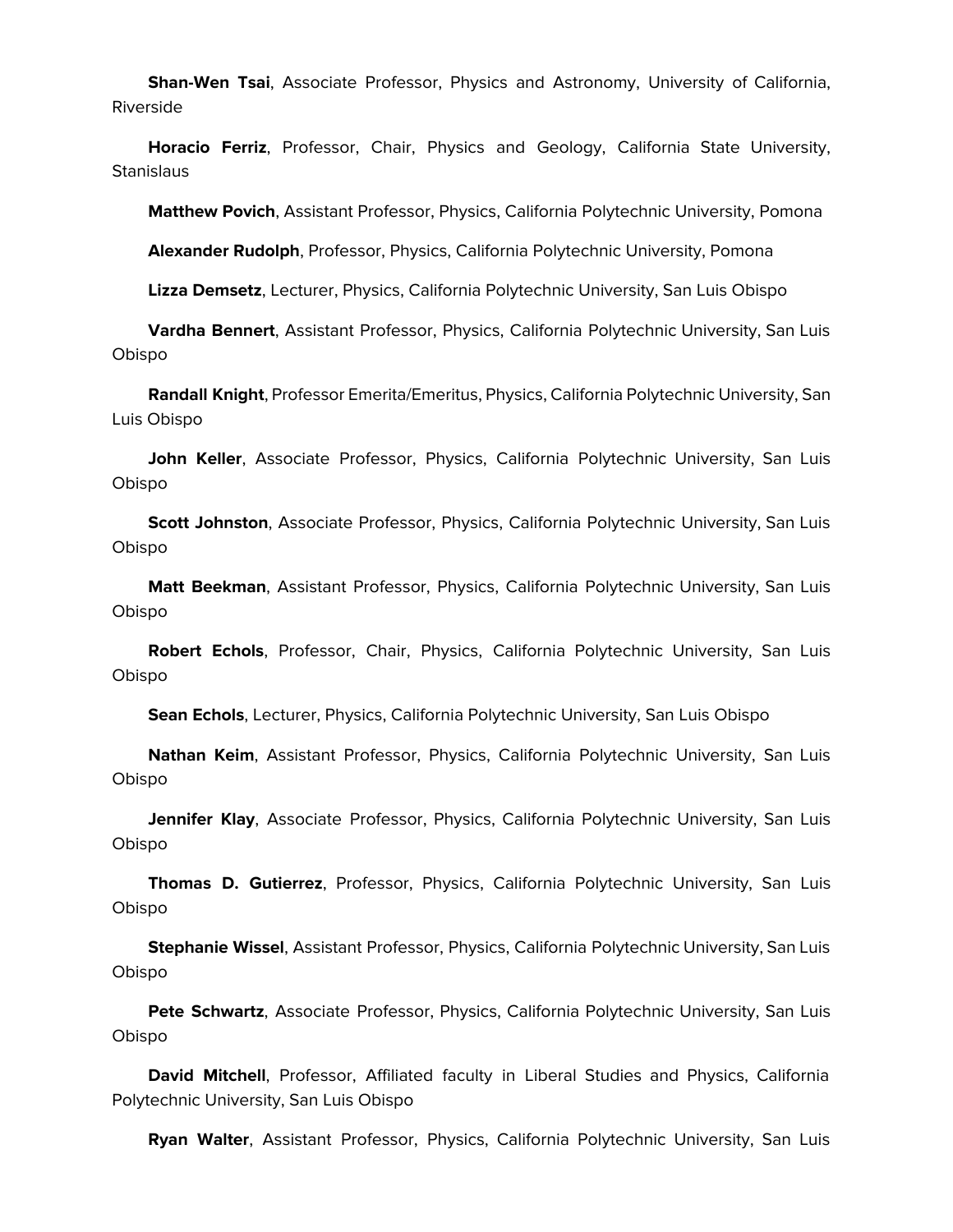**Shan-Wen Tsai**, Associate Professor, Physics and Astronomy, University of California, Riverside

**Horacio Ferriz**, Professor, Chair, Physics and Geology, California State University, Stanislaus

**Matthew Povich**, Assistant Professor, Physics, California Polytechnic University, Pomona

**Alexander Rudolph**, Professor, Physics, California Polytechnic University, Pomona

**Lizza Demsetz**, Lecturer, Physics, California Polytechnic University, San Luis Obispo

**Vardha Bennert**, Assistant Professor, Physics, California Polytechnic University, San Luis Obispo

**Randall Knight**, Professor Emerita/Emeritus, Physics, California Polytechnic University, San Luis Obispo

**John Keller**, Associate Professor, Physics, California Polytechnic University, San Luis Obispo

**Scott Johnston**, Associate Professor, Physics, California Polytechnic University, San Luis Obispo

**Matt Beekman**, Assistant Professor, Physics, California Polytechnic University, San Luis Obispo

**Robert Echols**, Professor, Chair, Physics, California Polytechnic University, San Luis Obispo

**Sean Echols**, Lecturer, Physics, California Polytechnic University, San Luis Obispo

**Nathan Keim**, Assistant Professor, Physics, California Polytechnic University, San Luis Obispo

**Jennifer Klay**, Associate Professor, Physics, California Polytechnic University, San Luis Obispo

**Thomas D. Gutierrez**, Professor, Physics, California Polytechnic University, San Luis Obispo

**Stephanie Wissel**, Assistant Professor, Physics, California Polytechnic University, San Luis Obispo

**Pete Schwartz**, Associate Professor, Physics, California Polytechnic University, San Luis Obispo

**David Mitchell**, Professor, Affiliated faculty in Liberal Studies and Physics, California Polytechnic University, San Luis Obispo

**Ryan Walter**, Assistant Professor, Physics, California Polytechnic University, San Luis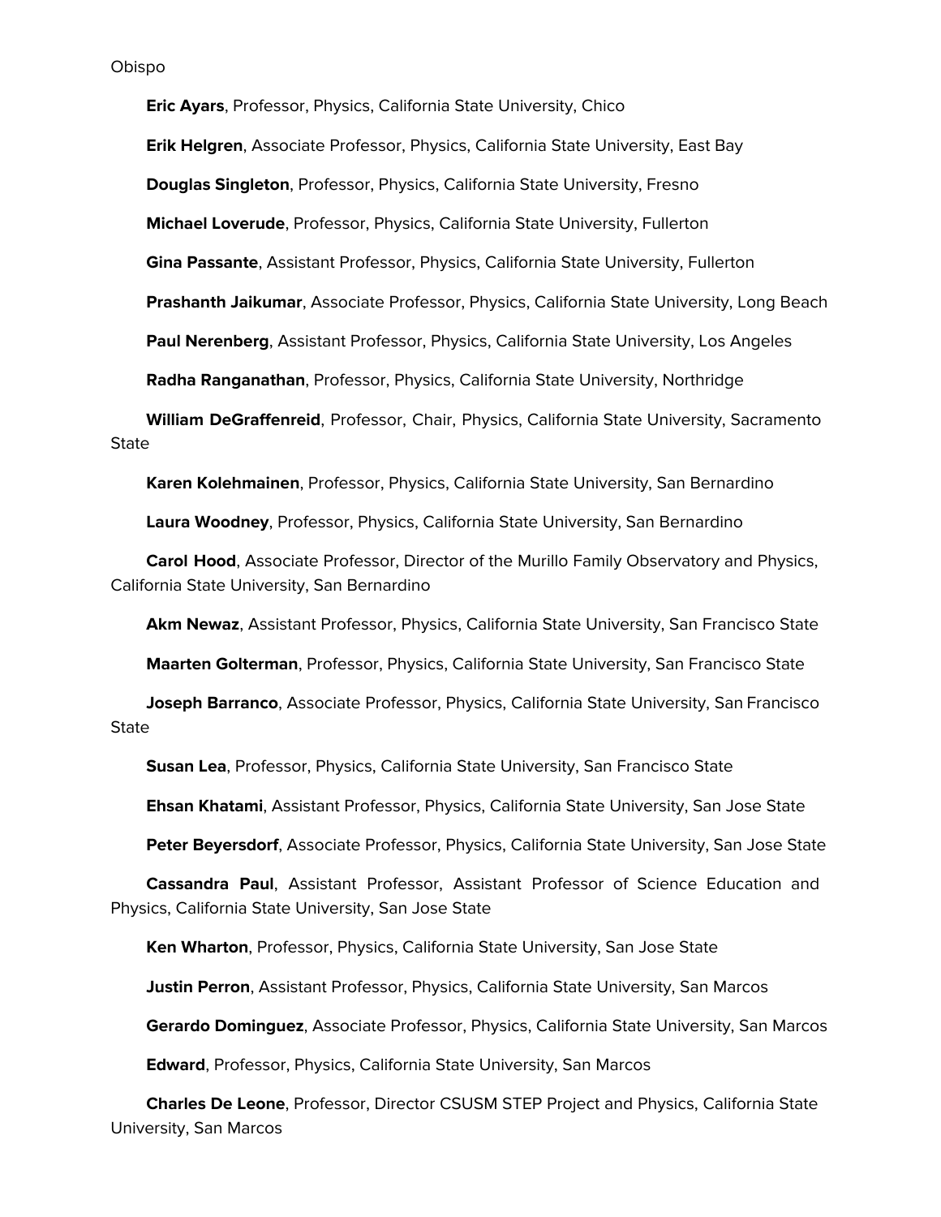Obispo

**Eric Ayars**, Professor, Physics, California State University, Chico

**Erik Helgren**, Associate Professor, Physics, California State University, East Bay

**Douglas Singleton**, Professor, Physics, California State University, Fresno

**Michael Loverude**, Professor, Physics, California State University, Fullerton

**Gina Passante**, Assistant Professor, Physics, California State University, Fullerton

**Prashanth Jaikumar**, Associate Professor, Physics, California State University, Long Beach

**Paul Nerenberg**, Assistant Professor, Physics, California State University, Los Angeles

**Radha Ranganathan**, Professor, Physics, California State University, Northridge

**William DeGraffenreid**, Professor, Chair, Physics, California State University, Sacramento State

**Karen Kolehmainen**, Professor, Physics, California State University, San Bernardino

**Laura Woodney**, Professor, Physics, California State University, San Bernardino

**Carol Hood**, Associate Professor, Director of the Murillo Family Observatory and Physics, California State University, San Bernardino

**Akm Newaz**, Assistant Professor, Physics, California State University, San Francisco State

**Maarten Golterman**, Professor, Physics, California State University, San Francisco State

**Joseph Barranco**, Associate Professor, Physics, California State University, San Francisco State

**Susan Lea**, Professor, Physics, California State University, San Francisco State

**Ehsan Khatami**, Assistant Professor, Physics, California State University, San Jose State

**Peter Beyersdorf**, Associate Professor, Physics, California State University, San Jose State

**Cassandra Paul**, Assistant Professor, Assistant Professor of Science Education and Physics, California State University, San Jose State

**Ken Wharton**, Professor, Physics, California State University, San Jose State

**Justin Perron**, Assistant Professor, Physics, California State University, San Marcos

**Gerardo Dominguez**, Associate Professor, Physics, California State University, San Marcos

**Edward**, Professor, Physics, California State University, San Marcos

**Charles De Leone**, Professor, Director CSUSM STEP Project and Physics, California State University, San Marcos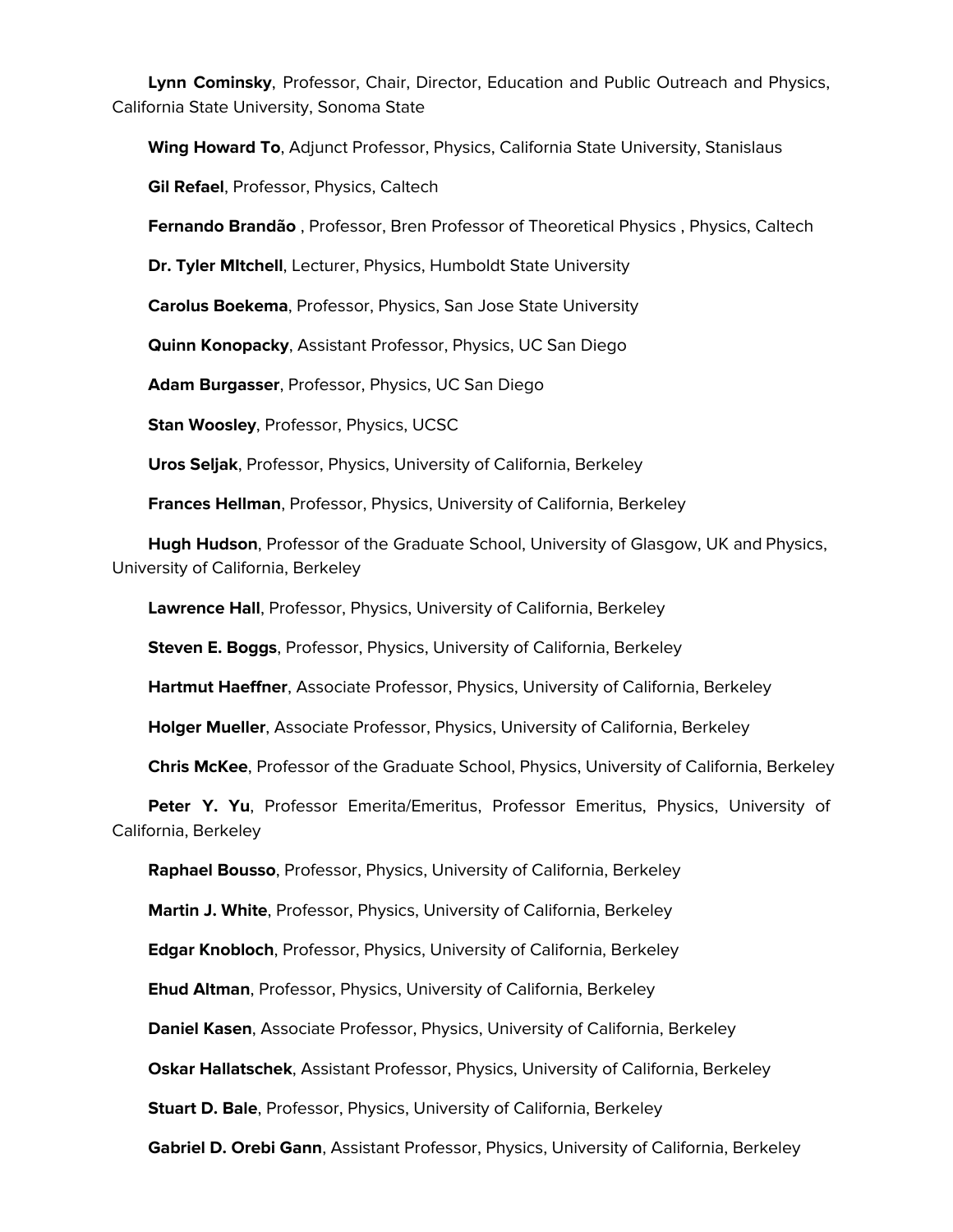**Lynn Cominsky**, Professor, Chair, Director, Education and Public Outreach and Physics, California State University, Sonoma State

**Wing Howard To**, Adjunct Professor, Physics, California State University, Stanislaus

**Gil Refael**, Professor, Physics, Caltech

**Fernando Brandão** , Professor, Bren Professor of Theoretical Physics , Physics, Caltech

**Dr. Tyler MItchell**, Lecturer, Physics, Humboldt State University

**Carolus Boekema**, Professor, Physics, San Jose State University

**Quinn Konopacky**, Assistant Professor, Physics, UC San Diego

**Adam Burgasser**, Professor, Physics, UC San Diego

**Stan Woosley**, Professor, Physics, UCSC

**Uros Seljak**, Professor, Physics, University of California, Berkeley

**Frances Hellman**, Professor, Physics, University of California, Berkeley

**Hugh Hudson**, Professor of the Graduate School, University of Glasgow, UK and Physics, University of California, Berkeley

**Lawrence Hall**, Professor, Physics, University of California, Berkeley

**Steven E. Boggs**, Professor, Physics, University of California, Berkeley

**Hartmut Haeffner**, Associate Professor, Physics, University of California, Berkeley

**Holger Mueller**, Associate Professor, Physics, University of California, Berkeley

**Chris McKee**, Professor of the Graduate School, Physics, University of California, Berkeley

**Peter Y. Yu**, Professor Emerita/Emeritus, Professor Emeritus, Physics, University of California, Berkeley

**Raphael Bousso**, Professor, Physics, University of California, Berkeley

**Martin J. White**, Professor, Physics, University of California, Berkeley

**Edgar Knobloch**, Professor, Physics, University of California, Berkeley

**Ehud Altman**, Professor, Physics, University of California, Berkeley

**Daniel Kasen**, Associate Professor, Physics, University of California, Berkeley

**Oskar Hallatschek**, Assistant Professor, Physics, University of California, Berkeley

**Stuart D. Bale**, Professor, Physics, University of California, Berkeley

**Gabriel D. Orebi Gann**, Assistant Professor, Physics, University of California, Berkeley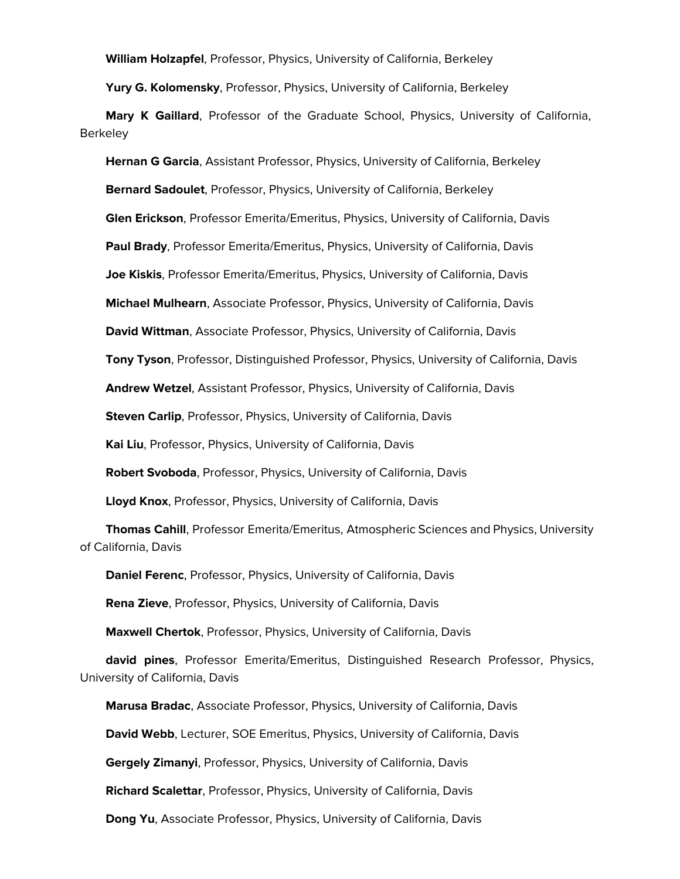**William Holzapfel**, Professor, Physics, University of California, Berkeley

**Yury G. Kolomensky**, Professor, Physics, University of California, Berkeley

**Mary K Gaillard**, Professor of the Graduate School, Physics, University of California, Berkeley

**Hernan G Garcia**, Assistant Professor, Physics, University of California, Berkeley

**Bernard Sadoulet**, Professor, Physics, University of California, Berkeley

**Glen Erickson**, Professor Emerita/Emeritus, Physics, University of California, Davis

**Paul Brady**, Professor Emerita/Emeritus, Physics, University of California, Davis

**Joe Kiskis**, Professor Emerita/Emeritus, Physics, University of California, Davis

**Michael Mulhearn**, Associate Professor, Physics, University of California, Davis

**David Wittman**, Associate Professor, Physics, University of California, Davis

**Tony Tyson**, Professor, Distinguished Professor, Physics, University of California, Davis

**Andrew Wetzel**, Assistant Professor, Physics, University of California, Davis

**Steven Carlip**, Professor, Physics, University of California, Davis

**Kai Liu**, Professor, Physics, University of California, Davis

**Robert Svoboda**, Professor, Physics, University of California, Davis

**Lloyd Knox**, Professor, Physics, University of California, Davis

**Thomas Cahill**, Professor Emerita/Emeritus, Atmospheric Sciences and Physics, University of California, Davis

**Daniel Ferenc**, Professor, Physics, University of California, Davis

**Rena Zieve**, Professor, Physics, University of California, Davis

**Maxwell Chertok**, Professor, Physics, University of California, Davis

**david pines**, Professor Emerita/Emeritus, Distinguished Research Professor, Physics, University of California, Davis

**Marusa Bradac**, Associate Professor, Physics, University of California, Davis

**David Webb**, Lecturer, SOE Emeritus, Physics, University of California, Davis

**Gergely Zimanyi**, Professor, Physics, University of California, Davis

**Richard Scalettar**, Professor, Physics, University of California, Davis

**Dong Yu**, Associate Professor, Physics, University of California, Davis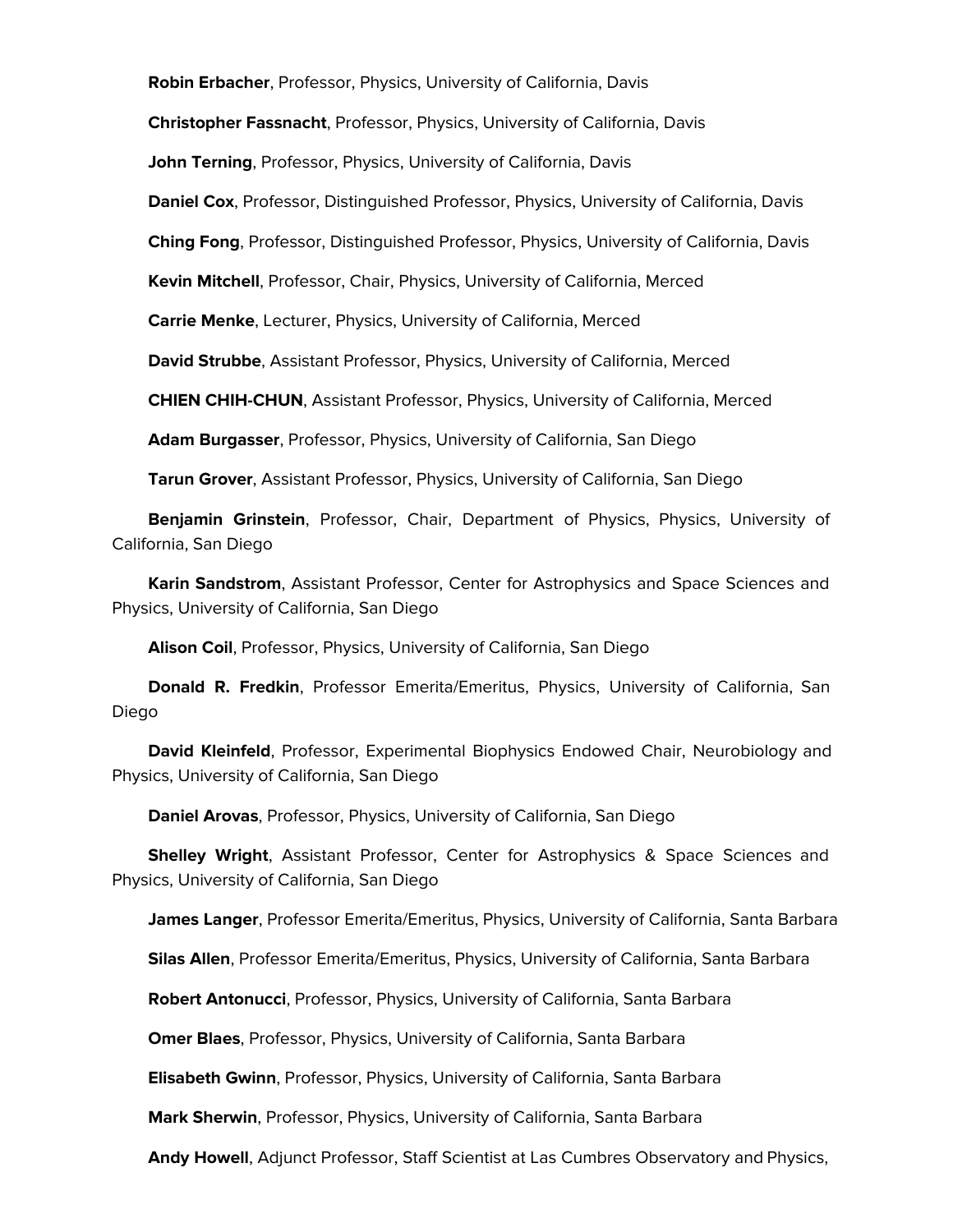**Robin Erbacher**, Professor, Physics, University of California, Davis

**Christopher Fassnacht**, Professor, Physics, University of California, Davis

**John Terning**, Professor, Physics, University of California, Davis

**Daniel Cox**, Professor, Distinguished Professor, Physics, University of California, Davis

**Ching Fong**, Professor, Distinguished Professor, Physics, University of California, Davis

**Kevin Mitchell**, Professor, Chair, Physics, University of California, Merced

**Carrie Menke**, Lecturer, Physics, University of California, Merced

**David Strubbe**, Assistant Professor, Physics, University of California, Merced

**CHIEN CHIH-CHUN**, Assistant Professor, Physics, University of California, Merced

**Adam Burgasser**, Professor, Physics, University of California, San Diego

**Tarun Grover**, Assistant Professor, Physics, University of California, San Diego

**Benjamin Grinstein**, Professor, Chair, Department of Physics, Physics, University of California, San Diego

**Karin Sandstrom**, Assistant Professor, Center for Astrophysics and Space Sciences and Physics, University of California, San Diego

**Alison Coil**, Professor, Physics, University of California, San Diego

**Donald R. Fredkin**, Professor Emerita/Emeritus, Physics, University of California, San Diego

**David Kleinfeld**, Professor, Experimental Biophysics Endowed Chair, Neurobiology and Physics, University of California, San Diego

**Daniel Arovas**, Professor, Physics, University of California, San Diego

**Shelley Wright**, Assistant Professor, Center for Astrophysics & Space Sciences and Physics, University of California, San Diego

**James Langer**, Professor Emerita/Emeritus, Physics, University of California, Santa Barbara

**Silas Allen**, Professor Emerita/Emeritus, Physics, University of California, Santa Barbara

**Robert Antonucci**, Professor, Physics, University of California, Santa Barbara

**Omer Blaes**, Professor, Physics, University of California, Santa Barbara

**Elisabeth Gwinn**, Professor, Physics, University of California, Santa Barbara

**Mark Sherwin**, Professor, Physics, University of California, Santa Barbara

**Andy Howell**, Adjunct Professor, Staff Scientist at Las Cumbres Observatory and Physics,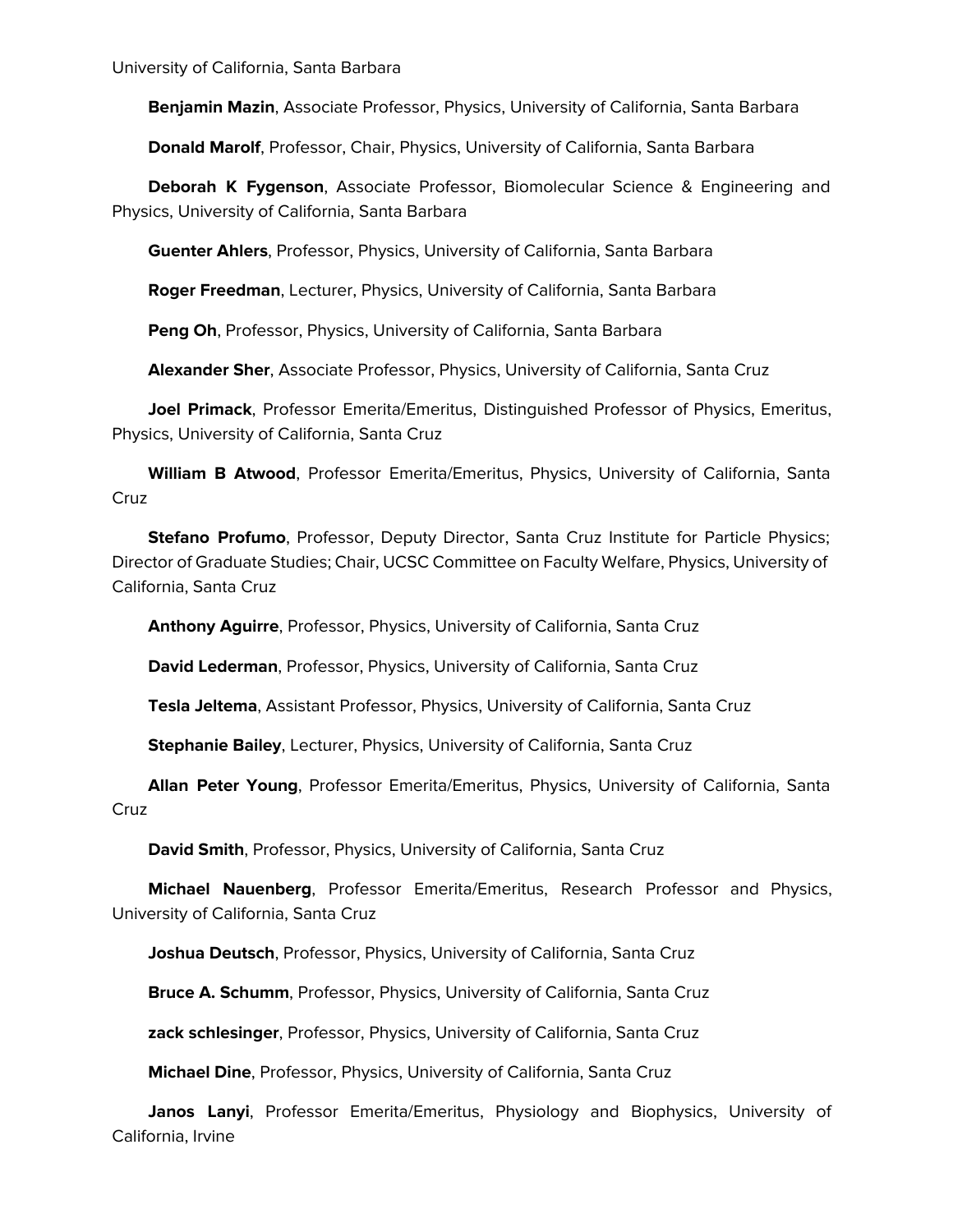University of California, Santa Barbara

**Benjamin Mazin**, Associate Professor, Physics, University of California, Santa Barbara

**Donald Marolf**, Professor, Chair, Physics, University of California, Santa Barbara

**Deborah K Fygenson**, Associate Professor, Biomolecular Science & Engineering and Physics, University of California, Santa Barbara

**Guenter Ahlers**, Professor, Physics, University of California, Santa Barbara

**Roger Freedman**, Lecturer, Physics, University of California, Santa Barbara

**Peng Oh**, Professor, Physics, University of California, Santa Barbara

**Alexander Sher**, Associate Professor, Physics, University of California, Santa Cruz

**Joel Primack**, Professor Emerita/Emeritus, Distinguished Professor of Physics, Emeritus, Physics, University of California, Santa Cruz

**William B Atwood**, Professor Emerita/Emeritus, Physics, University of California, Santa Cruz

**Stefano Profumo**, Professor, Deputy Director, Santa Cruz Institute for Particle Physics; Director of Graduate Studies; Chair, UCSC Committee on Faculty Welfare, Physics, University of California, Santa Cruz

**Anthony Aguirre**, Professor, Physics, University of California, Santa Cruz

**David Lederman**, Professor, Physics, University of California, Santa Cruz

**Tesla Jeltema**, Assistant Professor, Physics, University of California, Santa Cruz

**Stephanie Bailey**, Lecturer, Physics, University of California, Santa Cruz

**Allan Peter Young**, Professor Emerita/Emeritus, Physics, University of California, Santa Cruz

**David Smith**, Professor, Physics, University of California, Santa Cruz

**Michael Nauenberg**, Professor Emerita/Emeritus, Research Professor and Physics, University of California, Santa Cruz

**Joshua Deutsch**, Professor, Physics, University of California, Santa Cruz

**Bruce A. Schumm**, Professor, Physics, University of California, Santa Cruz

**zack schlesinger**, Professor, Physics, University of California, Santa Cruz

**Michael Dine**, Professor, Physics, University of California, Santa Cruz

**Janos Lanyi**, Professor Emerita/Emeritus, Physiology and Biophysics, University of California, Irvine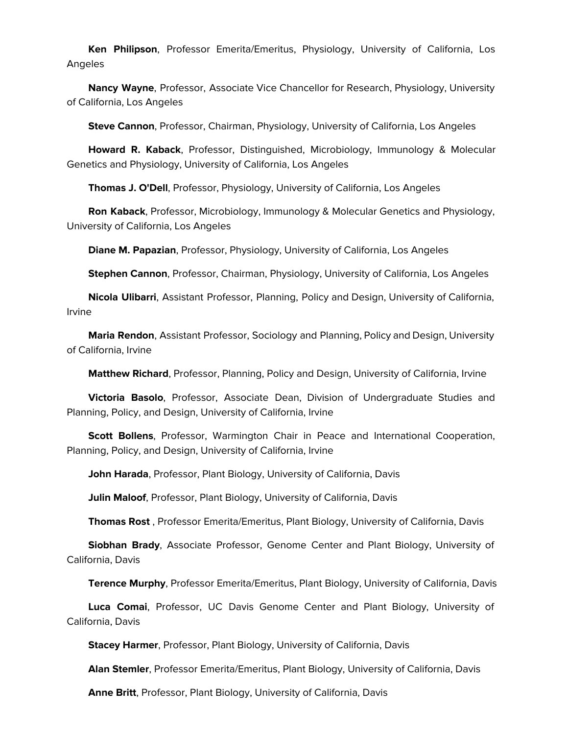**Ken Philipson**, Professor Emerita/Emeritus, Physiology, University of California, Los Angeles

**Nancy Wayne**, Professor, Associate Vice Chancellor for Research, Physiology, University of California, Los Angeles

**Steve Cannon**, Professor, Chairman, Physiology, University of California, Los Angeles

**Howard R. Kaback**, Professor, Distinguished, Microbiology, Immunology & Molecular Genetics and Physiology, University of California, Los Angeles

**Thomas J. O'Dell**, Professor, Physiology, University of California, Los Angeles

**Ron Kaback**, Professor, Microbiology, Immunology & Molecular Genetics and Physiology, University of California, Los Angeles

**Diane M. Papazian**, Professor, Physiology, University of California, Los Angeles

**Stephen Cannon**, Professor, Chairman, Physiology, University of California, Los Angeles

**Nicola Ulibarri**, Assistant Professor, Planning, Policy and Design, University of California, Irvine

**Maria Rendon**, Assistant Professor, Sociology and Planning, Policy and Design, University of California, Irvine

**Matthew Richard**, Professor, Planning, Policy and Design, University of California, Irvine

**Victoria Basolo**, Professor, Associate Dean, Division of Undergraduate Studies and Planning, Policy, and Design, University of California, Irvine

**Scott Bollens**, Professor, Warmington Chair in Peace and International Cooperation, Planning, Policy, and Design, University of California, Irvine

**John Harada**, Professor, Plant Biology, University of California, Davis

**Julin Maloof**, Professor, Plant Biology, University of California, Davis

**Thomas Rost** , Professor Emerita/Emeritus, Plant Biology, University of California, Davis

**Siobhan Brady**, Associate Professor, Genome Center and Plant Biology, University of California, Davis

**Terence Murphy**, Professor Emerita/Emeritus, Plant Biology, University of California, Davis

**Luca Comai**, Professor, UC Davis Genome Center and Plant Biology, University of California, Davis

**Stacey Harmer**, Professor, Plant Biology, University of California, Davis

**Alan Stemler**, Professor Emerita/Emeritus, Plant Biology, University of California, Davis

**Anne Britt**, Professor, Plant Biology, University of California, Davis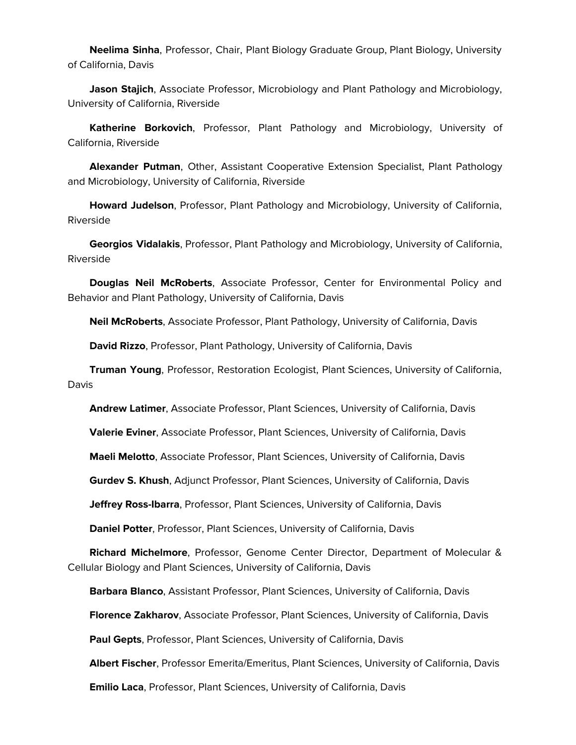**Neelima Sinha**, Professor, Chair, Plant Biology Graduate Group, Plant Biology, University of California, Davis

**Jason Stajich**, Associate Professor, Microbiology and Plant Pathology and Microbiology, University of California, Riverside

**Katherine Borkovich**, Professor, Plant Pathology and Microbiology, University of California, Riverside

**Alexander Putman**, Other, Assistant Cooperative Extension Specialist, Plant Pathology and Microbiology, University of California, Riverside

**Howard Judelson**, Professor, Plant Pathology and Microbiology, University of California, Riverside

**Georgios Vidalakis**, Professor, Plant Pathology and Microbiology, University of California, Riverside

**Douglas Neil McRoberts**, Associate Professor, Center for Environmental Policy and Behavior and Plant Pathology, University of California, Davis

**Neil McRoberts**, Associate Professor, Plant Pathology, University of California, Davis

**David Rizzo**, Professor, Plant Pathology, University of California, Davis

**Truman Young**, Professor, Restoration Ecologist, Plant Sciences, University of California, Davis

**Andrew Latimer**, Associate Professor, Plant Sciences, University of California, Davis

**Valerie Eviner**, Associate Professor, Plant Sciences, University of California, Davis

**Maeli Melotto**, Associate Professor, Plant Sciences, University of California, Davis

**Gurdev S. Khush**, Adjunct Professor, Plant Sciences, University of California, Davis

**Jeffrey Ross-Ibarra**, Professor, Plant Sciences, University of California, Davis

**Daniel Potter**, Professor, Plant Sciences, University of California, Davis

**Richard Michelmore**, Professor, Genome Center Director, Department of Molecular & Cellular Biology and Plant Sciences, University of California, Davis

**Barbara Blanco**, Assistant Professor, Plant Sciences, University of California, Davis

**Florence Zakharov**, Associate Professor, Plant Sciences, University of California, Davis

**Paul Gepts**, Professor, Plant Sciences, University of California, Davis

**Albert Fischer**, Professor Emerita/Emeritus, Plant Sciences, University of California, Davis

**Emilio Laca**, Professor, Plant Sciences, University of California, Davis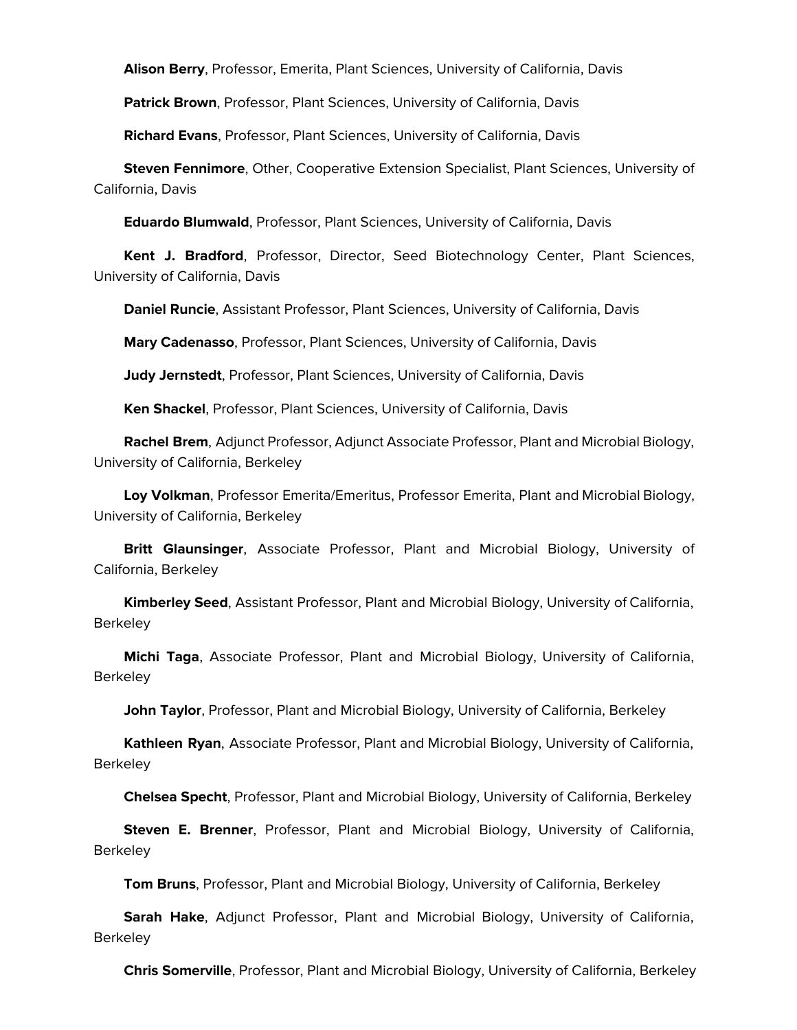**Alison Berry**, Professor, Emerita, Plant Sciences, University of California, Davis

**Patrick Brown**, Professor, Plant Sciences, University of California, Davis

**Richard Evans**, Professor, Plant Sciences, University of California, Davis

**Steven Fennimore**, Other, Cooperative Extension Specialist, Plant Sciences, University of California, Davis

**Eduardo Blumwald**, Professor, Plant Sciences, University of California, Davis

**Kent J. Bradford**, Professor, Director, Seed Biotechnology Center, Plant Sciences, University of California, Davis

**Daniel Runcie**, Assistant Professor, Plant Sciences, University of California, Davis

**Mary Cadenasso**, Professor, Plant Sciences, University of California, Davis

**Judy Jernstedt**, Professor, Plant Sciences, University of California, Davis

**Ken Shackel**, Professor, Plant Sciences, University of California, Davis

**Rachel Brem**, Adjunct Professor, Adjunct Associate Professor, Plant and Microbial Biology, University of California, Berkeley

**Loy Volkman**, Professor Emerita/Emeritus, Professor Emerita, Plant and Microbial Biology, University of California, Berkeley

**Britt Glaunsinger**, Associate Professor, Plant and Microbial Biology, University of California, Berkeley

**Kimberley Seed**, Assistant Professor, Plant and Microbial Biology, University of California, Berkeley

**Michi Taga**, Associate Professor, Plant and Microbial Biology, University of California, Berkeley

**John Taylor**, Professor, Plant and Microbial Biology, University of California, Berkeley

**Kathleen Ryan**, Associate Professor, Plant and Microbial Biology, University of California, Berkeley

**Chelsea Specht**, Professor, Plant and Microbial Biology, University of California, Berkeley

**Steven E. Brenner**, Professor, Plant and Microbial Biology, University of California, Berkeley

**Tom Bruns**, Professor, Plant and Microbial Biology, University of California, Berkeley

**Sarah Hake**, Adjunct Professor, Plant and Microbial Biology, University of California, Berkeley

**Chris Somerville**, Professor, Plant and Microbial Biology, University of California, Berkeley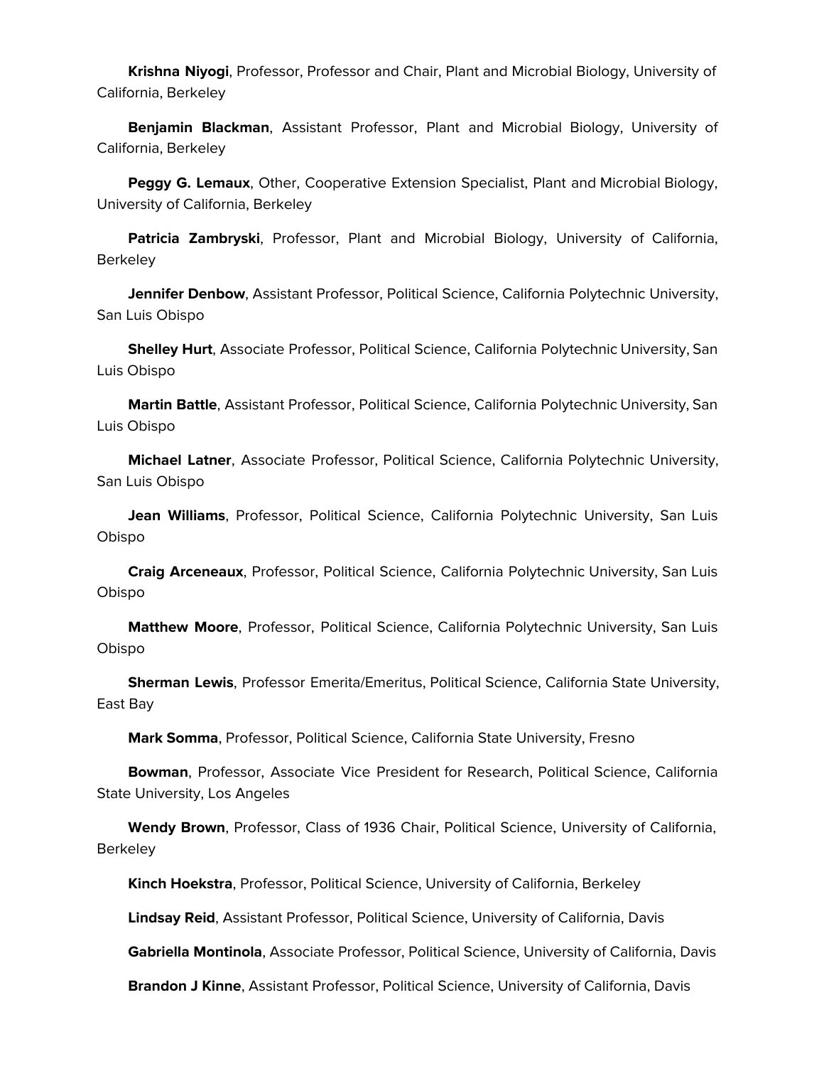**Krishna Niyogi**, Professor, Professor and Chair, Plant and Microbial Biology, University of California, Berkeley

**Benjamin Blackman**, Assistant Professor, Plant and Microbial Biology, University of California, Berkeley

**Peggy G. Lemaux**, Other, Cooperative Extension Specialist, Plant and Microbial Biology, University of California, Berkeley

**Patricia Zambryski**, Professor, Plant and Microbial Biology, University of California, Berkeley

**Jennifer Denbow**, Assistant Professor, Political Science, California Polytechnic University, San Luis Obispo

**Shelley Hurt**, Associate Professor, Political Science, California Polytechnic University, San Luis Obispo

**Martin Battle**, Assistant Professor, Political Science, California Polytechnic University, San Luis Obispo

**Michael Latner**, Associate Professor, Political Science, California Polytechnic University, San Luis Obispo

**Jean Williams**, Professor, Political Science, California Polytechnic University, San Luis Obispo

**Craig Arceneaux**, Professor, Political Science, California Polytechnic University, San Luis Obispo

**Matthew Moore**, Professor, Political Science, California Polytechnic University, San Luis Obispo

**Sherman Lewis**, Professor Emerita/Emeritus, Political Science, California State University, East Bay

**Mark Somma**, Professor, Political Science, California State University, Fresno

**Bowman**, Professor, Associate Vice President for Research, Political Science, California State University, Los Angeles

**Wendy Brown**, Professor, Class of 1936 Chair, Political Science, University of California, Berkeley

**Kinch Hoekstra**, Professor, Political Science, University of California, Berkeley

**Lindsay Reid**, Assistant Professor, Political Science, University of California, Davis

**Gabriella Montinola**, Associate Professor, Political Science, University of California, Davis

**Brandon J Kinne**, Assistant Professor, Political Science, University of California, Davis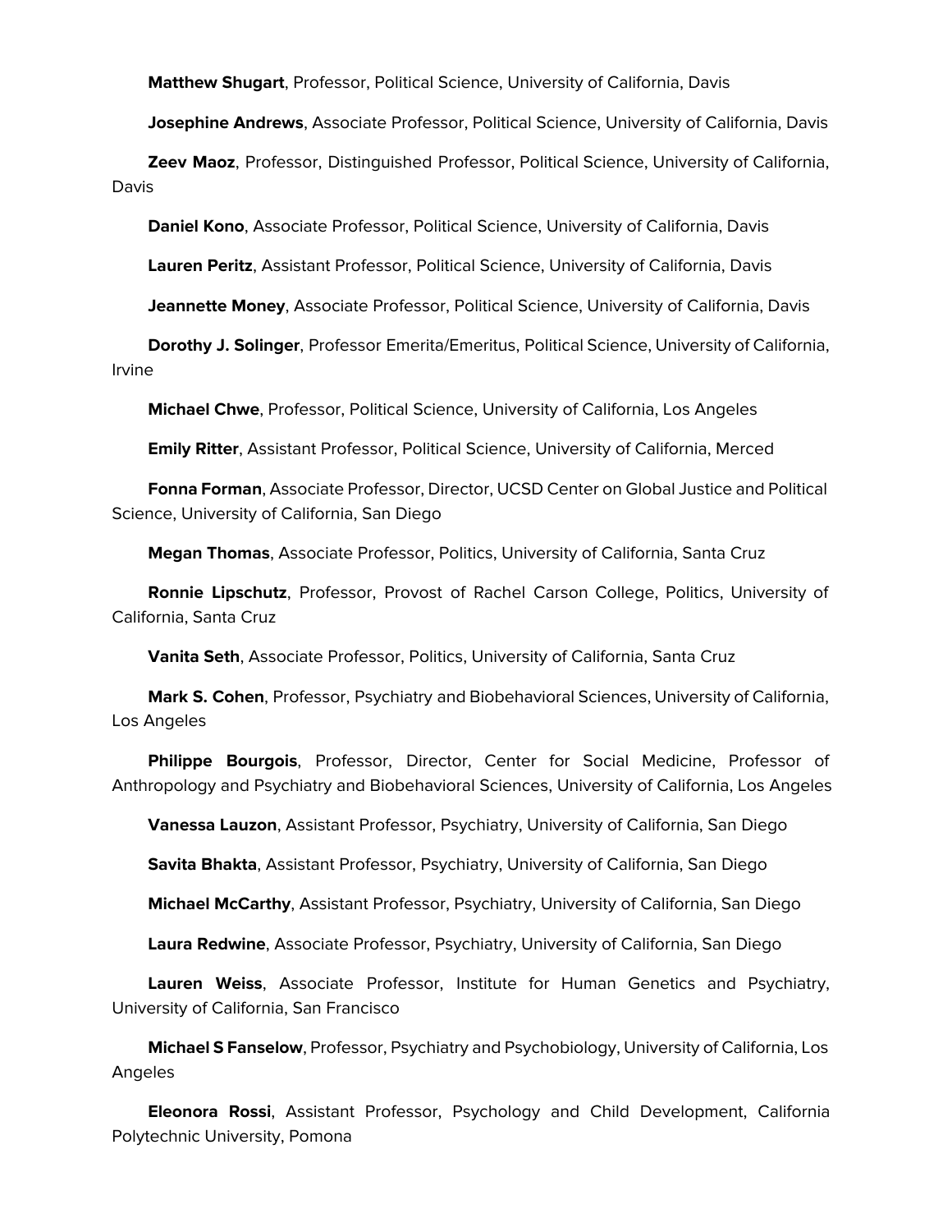**Matthew Shugart**, Professor, Political Science, University of California, Davis

**Josephine Andrews**, Associate Professor, Political Science, University of California, Davis

**Zeev Maoz**, Professor, Distinguished Professor, Political Science, University of California, Davis

**Daniel Kono**, Associate Professor, Political Science, University of California, Davis

**Lauren Peritz**, Assistant Professor, Political Science, University of California, Davis

**Jeannette Money**, Associate Professor, Political Science, University of California, Davis

**Dorothy J. Solinger**, Professor Emerita/Emeritus, Political Science, University of California, Irvine

**Michael Chwe**, Professor, Political Science, University of California, Los Angeles

**Emily Ritter**, Assistant Professor, Political Science, University of California, Merced

**Fonna Forman**, Associate Professor, Director, UCSD Center on Global Justice and Political Science, University of California, San Diego

**Megan Thomas**, Associate Professor, Politics, University of California, Santa Cruz

**Ronnie Lipschutz**, Professor, Provost of Rachel Carson College, Politics, University of California, Santa Cruz

**Vanita Seth**, Associate Professor, Politics, University of California, Santa Cruz

**Mark S. Cohen**, Professor, Psychiatry and Biobehavioral Sciences, University of California, Los Angeles

**Philippe Bourgois**, Professor, Director, Center for Social Medicine, Professor of Anthropology and Psychiatry and Biobehavioral Sciences, University of California, Los Angeles

**Vanessa Lauzon**, Assistant Professor, Psychiatry, University of California, San Diego

**Savita Bhakta**, Assistant Professor, Psychiatry, University of California, San Diego

**Michael McCarthy**, Assistant Professor, Psychiatry, University of California, San Diego

**Laura Redwine**, Associate Professor, Psychiatry, University of California, San Diego

**Lauren Weiss**, Associate Professor, Institute for Human Genetics and Psychiatry, University of California, San Francisco

**Michael S Fanselow**, Professor, Psychiatry and Psychobiology, University of California, Los Angeles

**Eleonora Rossi**, Assistant Professor, Psychology and Child Development, California Polytechnic University, Pomona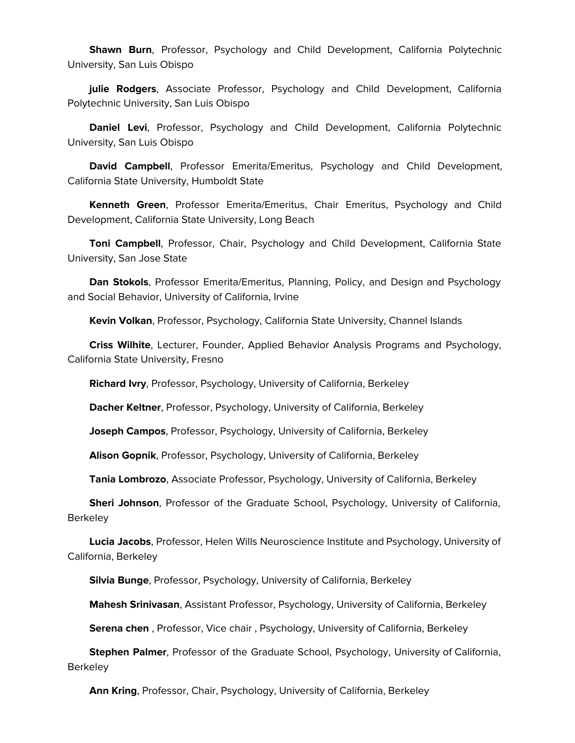**Shawn Burn**, Professor, Psychology and Child Development, California Polytechnic University, San Luis Obispo

**julie Rodgers**, Associate Professor, Psychology and Child Development, California Polytechnic University, San Luis Obispo

**Daniel Levi**, Professor, Psychology and Child Development, California Polytechnic University, San Luis Obispo

**David Campbell**, Professor Emerita/Emeritus, Psychology and Child Development, California State University, Humboldt State

**Kenneth Green**, Professor Emerita/Emeritus, Chair Emeritus, Psychology and Child Development, California State University, Long Beach

**Toni Campbell**, Professor, Chair, Psychology and Child Development, California State University, San Jose State

**Dan Stokols**, Professor Emerita/Emeritus, Planning, Policy, and Design and Psychology and Social Behavior, University of California, Irvine

**Kevin Volkan**, Professor, Psychology, California State University, Channel Islands

**Criss Wilhite**, Lecturer, Founder, Applied Behavior Analysis Programs and Psychology, California State University, Fresno

**Richard Ivry**, Professor, Psychology, University of California, Berkeley

**Dacher Keltner**, Professor, Psychology, University of California, Berkeley

**Joseph Campos**, Professor, Psychology, University of California, Berkeley

**Alison Gopnik**, Professor, Psychology, University of California, Berkeley

**Tania Lombrozo**, Associate Professor, Psychology, University of California, Berkeley

**Sheri Johnson**, Professor of the Graduate School, Psychology, University of California, Berkeley

**Lucia Jacobs**, Professor, Helen Wills Neuroscience Institute and Psychology, University of California, Berkeley

**Silvia Bunge**, Professor, Psychology, University of California, Berkeley

**Mahesh Srinivasan**, Assistant Professor, Psychology, University of California, Berkeley

**Serena chen** , Professor, Vice chair , Psychology, University of California, Berkeley

**Stephen Palmer**, Professor of the Graduate School, Psychology, University of California, Berkeley

**Ann Kring**, Professor, Chair, Psychology, University of California, Berkeley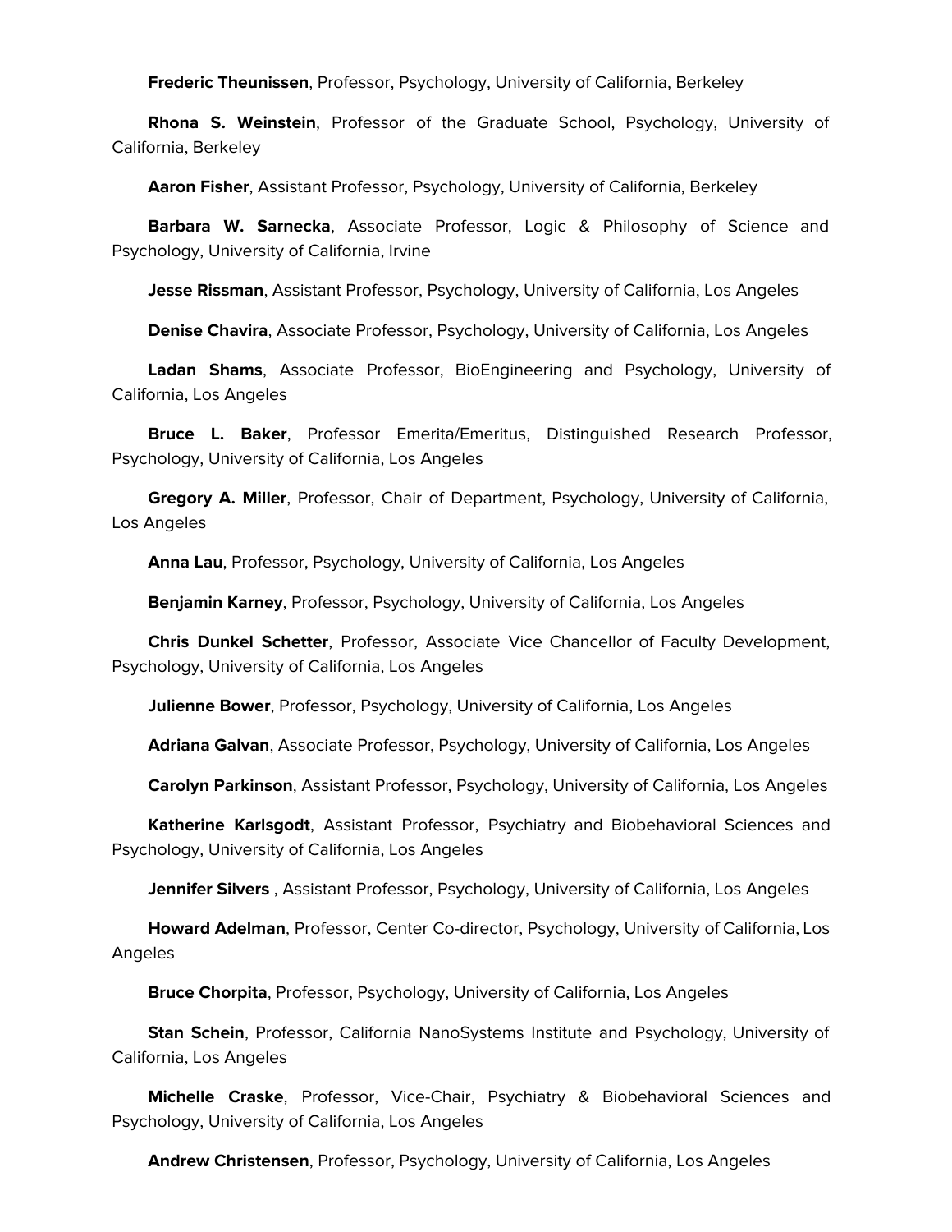**Frederic Theunissen**, Professor, Psychology, University of California, Berkeley

**Rhona S. Weinstein**, Professor of the Graduate School, Psychology, University of California, Berkeley

**Aaron Fisher**, Assistant Professor, Psychology, University of California, Berkeley

**Barbara W. Sarnecka**, Associate Professor, Logic & Philosophy of Science and Psychology, University of California, Irvine

**Jesse Rissman**, Assistant Professor, Psychology, University of California, Los Angeles

**Denise Chavira**, Associate Professor, Psychology, University of California, Los Angeles

**Ladan Shams**, Associate Professor, BioEngineering and Psychology, University of California, Los Angeles

**Bruce L. Baker**, Professor Emerita/Emeritus, Distinguished Research Professor, Psychology, University of California, Los Angeles

**Gregory A. Miller**, Professor, Chair of Department, Psychology, University of California, Los Angeles

**Anna Lau**, Professor, Psychology, University of California, Los Angeles

**Benjamin Karney**, Professor, Psychology, University of California, Los Angeles

**Chris Dunkel Schetter**, Professor, Associate Vice Chancellor of Faculty Development, Psychology, University of California, Los Angeles

**Julienne Bower**, Professor, Psychology, University of California, Los Angeles

**Adriana Galvan**, Associate Professor, Psychology, University of California, Los Angeles

**Carolyn Parkinson**, Assistant Professor, Psychology, University of California, Los Angeles

**Katherine Karlsgodt**, Assistant Professor, Psychiatry and Biobehavioral Sciences and Psychology, University of California, Los Angeles

**Jennifer Silvers** , Assistant Professor, Psychology, University of California, Los Angeles

**Howard Adelman**, Professor, Center Co-director, Psychology, University of California, Los Angeles

**Bruce Chorpita**, Professor, Psychology, University of California, Los Angeles

**Stan Schein**, Professor, California NanoSystems Institute and Psychology, University of California, Los Angeles

**Michelle Craske**, Professor, Vice-Chair, Psychiatry & Biobehavioral Sciences and Psychology, University of California, Los Angeles

**Andrew Christensen**, Professor, Psychology, University of California, Los Angeles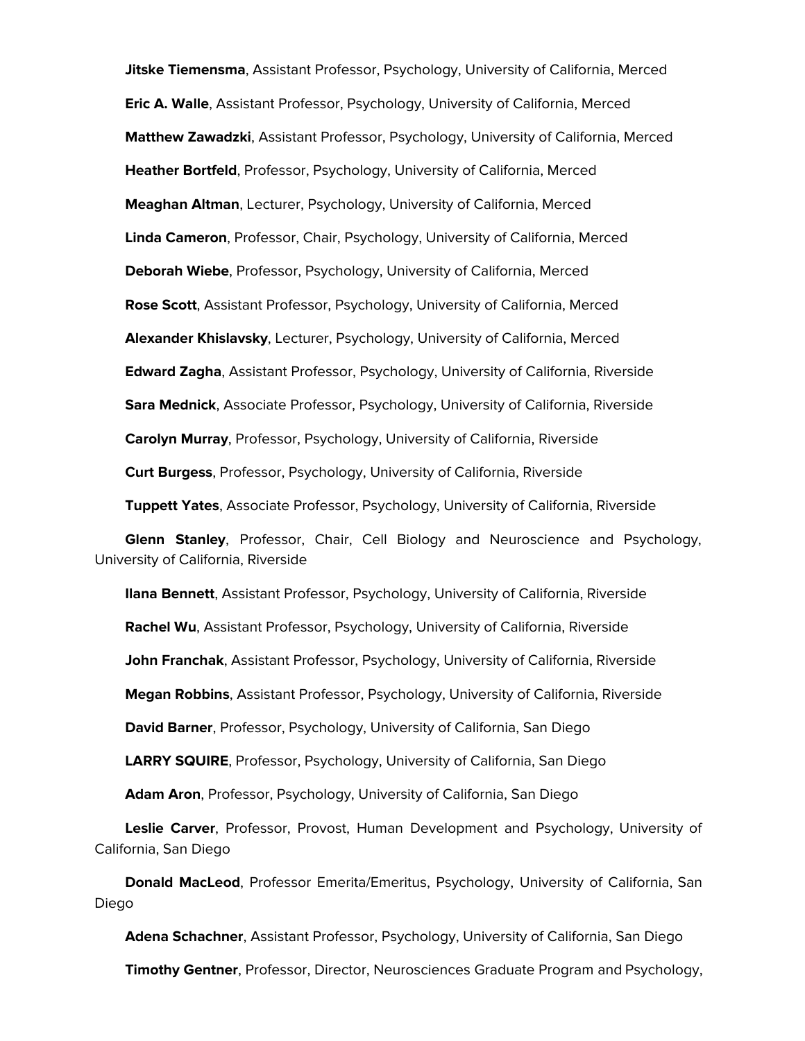**Jitske Tiemensma**, Assistant Professor, Psychology, University of California, Merced

**Eric A. Walle**, Assistant Professor, Psychology, University of California, Merced

**Matthew Zawadzki**, Assistant Professor, Psychology, University of California, Merced

**Heather Bortfeld**, Professor, Psychology, University of California, Merced

**Meaghan Altman**, Lecturer, Psychology, University of California, Merced

**Linda Cameron**, Professor, Chair, Psychology, University of California, Merced

**Deborah Wiebe**, Professor, Psychology, University of California, Merced

**Rose Scott**, Assistant Professor, Psychology, University of California, Merced

**Alexander Khislavsky**, Lecturer, Psychology, University of California, Merced

**Edward Zagha**, Assistant Professor, Psychology, University of California, Riverside

**Sara Mednick**, Associate Professor, Psychology, University of California, Riverside

**Carolyn Murray**, Professor, Psychology, University of California, Riverside

**Curt Burgess**, Professor, Psychology, University of California, Riverside

**Tuppett Yates**, Associate Professor, Psychology, University of California, Riverside

**Glenn Stanley**, Professor, Chair, Cell Biology and Neuroscience and Psychology, University of California, Riverside

**Ilana Bennett**, Assistant Professor, Psychology, University of California, Riverside

**Rachel Wu**, Assistant Professor, Psychology, University of California, Riverside

**John Franchak**, Assistant Professor, Psychology, University of California, Riverside

**Megan Robbins**, Assistant Professor, Psychology, University of California, Riverside

**David Barner**, Professor, Psychology, University of California, San Diego

**LARRY SQUIRE**, Professor, Psychology, University of California, San Diego

**Adam Aron**, Professor, Psychology, University of California, San Diego

**Leslie Carver**, Professor, Provost, Human Development and Psychology, University of California, San Diego

**Donald MacLeod**, Professor Emerita/Emeritus, Psychology, University of California, San Diego

**Adena Schachner**, Assistant Professor, Psychology, University of California, San Diego

**Timothy Gentner**, Professor, Director, Neurosciences Graduate Program and Psychology,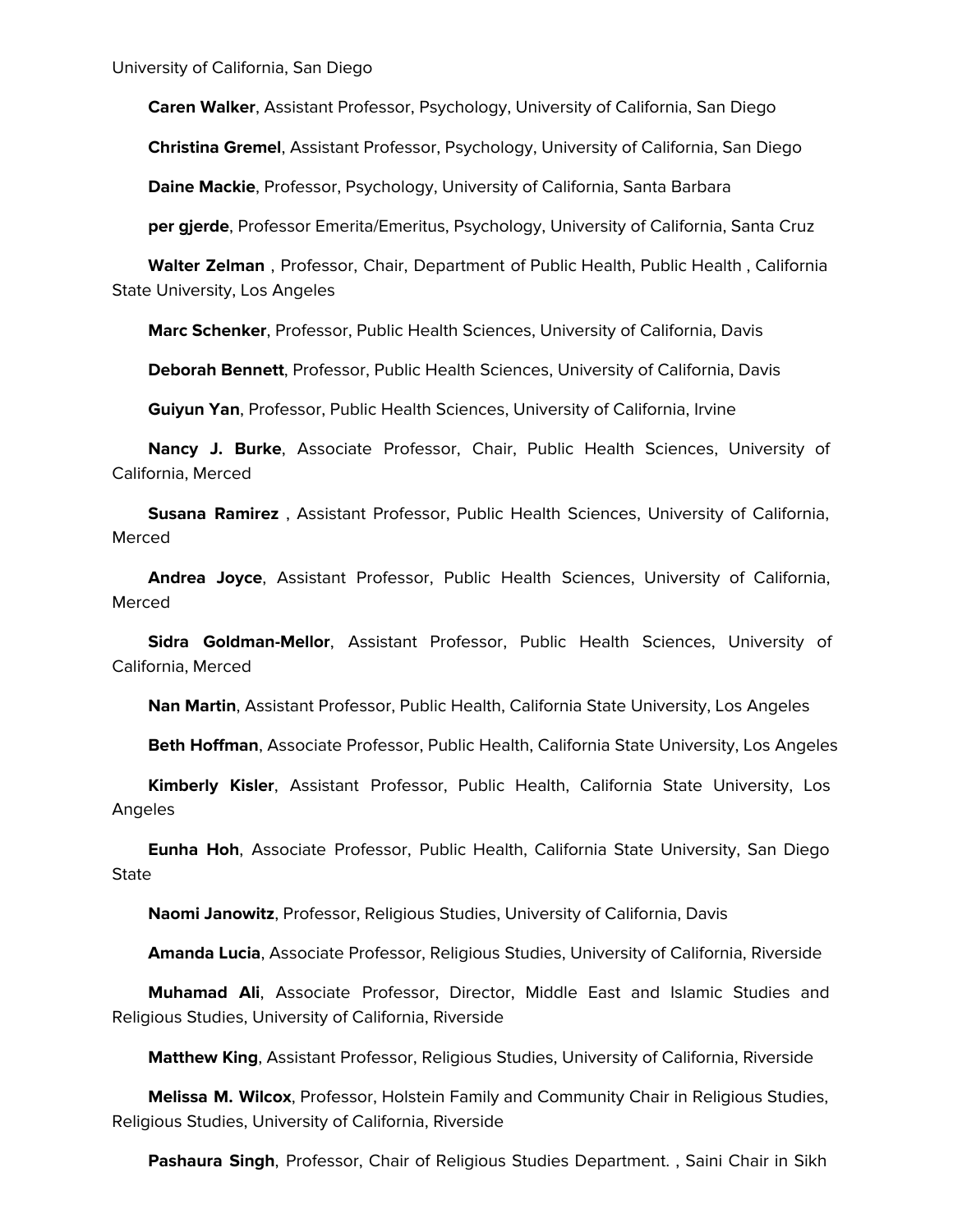University of California, San Diego

**Caren Walker**, Assistant Professor, Psychology, University of California, San Diego

**Christina Gremel**, Assistant Professor, Psychology, University of California, San Diego

**Daine Mackie**, Professor, Psychology, University of California, Santa Barbara

**per gjerde**, Professor Emerita/Emeritus, Psychology, University of California, Santa Cruz

**Walter Zelman** , Professor, Chair, Department of Public Health, Public Health , California State University, Los Angeles

**Marc Schenker**, Professor, Public Health Sciences, University of California, Davis

**Deborah Bennett**, Professor, Public Health Sciences, University of California, Davis

**Guiyun Yan**, Professor, Public Health Sciences, University of California, Irvine

**Nancy J. Burke**, Associate Professor, Chair, Public Health Sciences, University of California, Merced

**Susana Ramirez** , Assistant Professor, Public Health Sciences, University of California, Merced

**Andrea Joyce**, Assistant Professor, Public Health Sciences, University of California, Merced

**Sidra Goldman-Mellor**, Assistant Professor, Public Health Sciences, University of California, Merced

**Nan Martin**, Assistant Professor, Public Health, California State University, Los Angeles

**Beth Hoffman**, Associate Professor, Public Health, California State University, Los Angeles

**Kimberly Kisler**, Assistant Professor, Public Health, California State University, Los Angeles

**Eunha Hoh**, Associate Professor, Public Health, California State University, San Diego State

**Naomi Janowitz**, Professor, Religious Studies, University of California, Davis

**Amanda Lucia**, Associate Professor, Religious Studies, University of California, Riverside

**Muhamad Ali**, Associate Professor, Director, Middle East and Islamic Studies and Religious Studies, University of California, Riverside

**Matthew King**, Assistant Professor, Religious Studies, University of California, Riverside

**Melissa M. Wilcox**, Professor, Holstein Family and Community Chair in Religious Studies, Religious Studies, University of California, Riverside

**Pashaura Singh**, Professor, Chair of Religious Studies Department. , Saini Chair in Sikh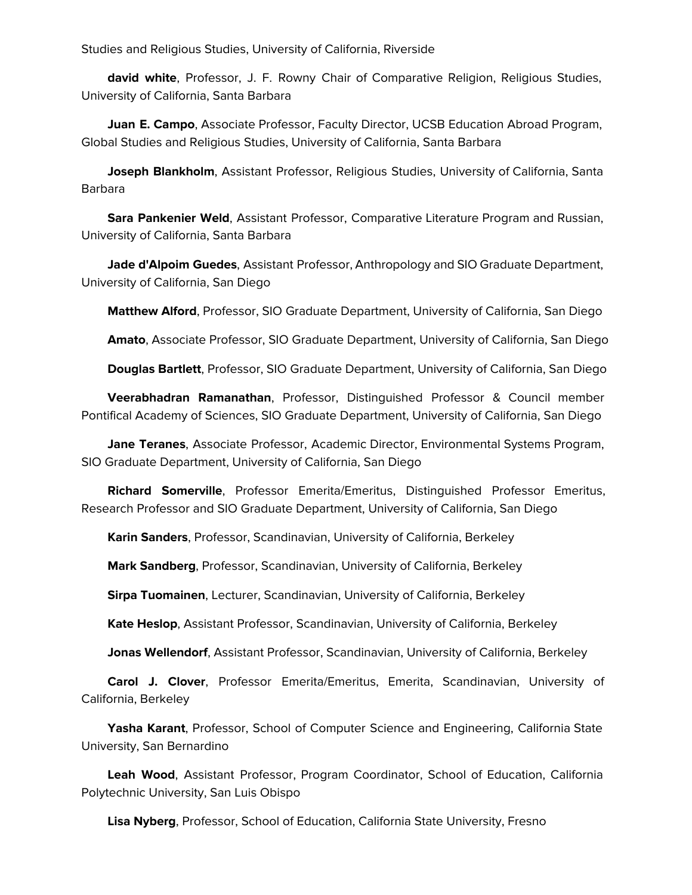Studies and Religious Studies, University of California, Riverside

**david white**, Professor, J. F. Rowny Chair of Comparative Religion, Religious Studies, University of California, Santa Barbara

**Juan E. Campo**, Associate Professor, Faculty Director, UCSB Education Abroad Program, Global Studies and Religious Studies, University of California, Santa Barbara

**Joseph Blankholm**, Assistant Professor, Religious Studies, University of California, Santa Barbara

**Sara Pankenier Weld**, Assistant Professor, Comparative Literature Program and Russian, University of California, Santa Barbara

**Jade d'Alpoim Guedes**, Assistant Professor, Anthropology and SIO Graduate Department, University of California, San Diego

**Matthew Alford**, Professor, SIO Graduate Department, University of California, San Diego

**Amato**, Associate Professor, SIO Graduate Department, University of California, San Diego

**Douglas Bartlett**, Professor, SIO Graduate Department, University of California, San Diego

**Veerabhadran Ramanathan**, Professor, Distinguished Professor & Council member Pontifical Academy of Sciences, SIO Graduate Department, University of California, San Diego

**Jane Teranes**, Associate Professor, Academic Director, Environmental Systems Program, SIO Graduate Department, University of California, San Diego

**Richard Somerville**, Professor Emerita/Emeritus, Distinguished Professor Emeritus, Research Professor and SIO Graduate Department, University of California, San Diego

**Karin Sanders**, Professor, Scandinavian, University of California, Berkeley

**Mark Sandberg**, Professor, Scandinavian, University of California, Berkeley

**Sirpa Tuomainen**, Lecturer, Scandinavian, University of California, Berkeley

**Kate Heslop**, Assistant Professor, Scandinavian, University of California, Berkeley

**Jonas Wellendorf**, Assistant Professor, Scandinavian, University of California, Berkeley

**Carol J. Clover**, Professor Emerita/Emeritus, Emerita, Scandinavian, University of California, Berkeley

**Yasha Karant**, Professor, School of Computer Science and Engineering, California State University, San Bernardino

**Leah Wood**, Assistant Professor, Program Coordinator, School of Education, California Polytechnic University, San Luis Obispo

**Lisa Nyberg**, Professor, School of Education, California State University, Fresno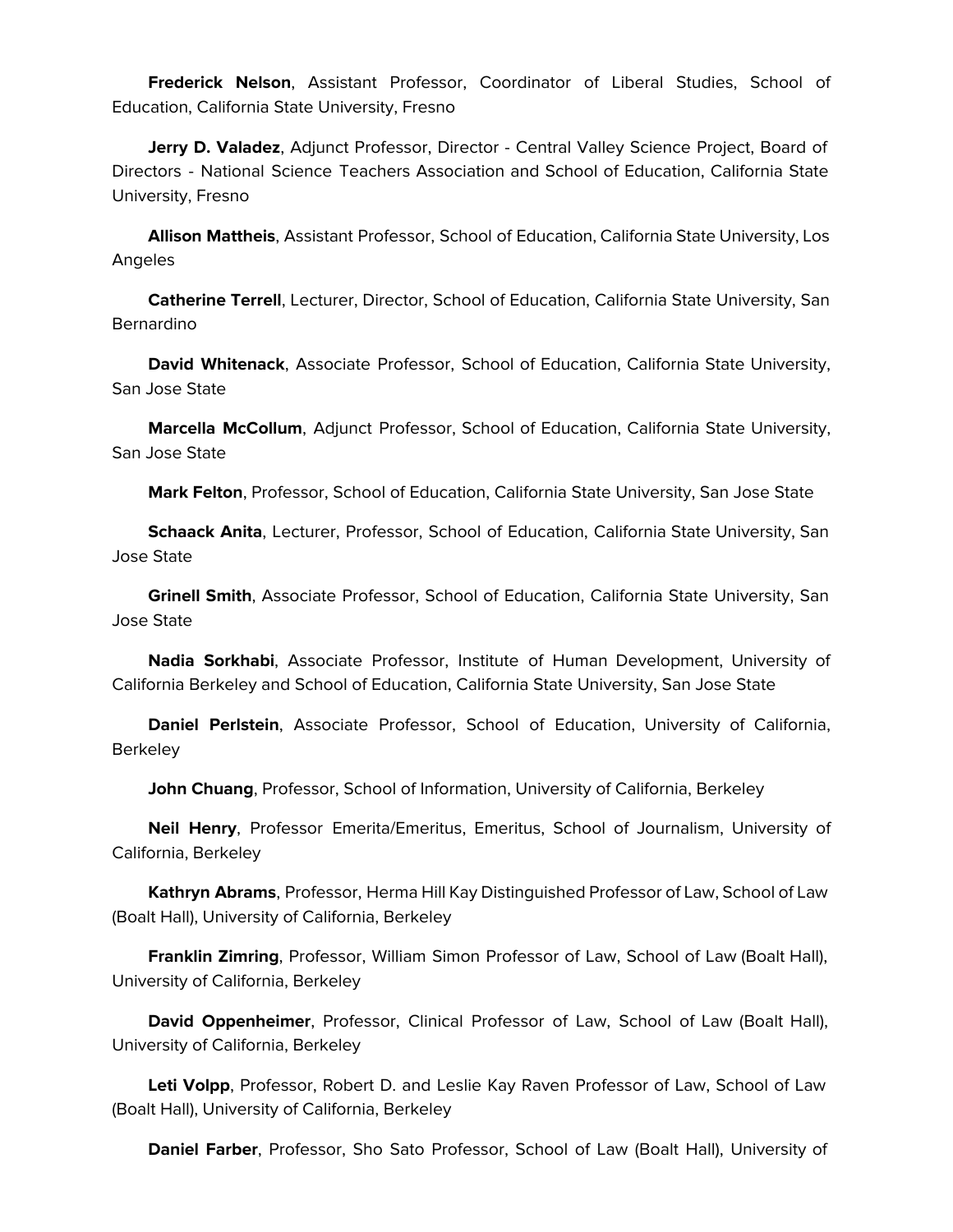**Frederick Nelson**, Assistant Professor, Coordinator of Liberal Studies, School of Education, California State University, Fresno

**Jerry D. Valadez**, Adjunct Professor, Director - Central Valley Science Project, Board of Directors - National Science Teachers Association and School of Education, California State University, Fresno

**Allison Mattheis**, Assistant Professor, School of Education, California State University, Los Angeles

**Catherine Terrell**, Lecturer, Director, School of Education, California State University, San Bernardino

**David Whitenack**, Associate Professor, School of Education, California State University, San Jose State

**Marcella McCollum**, Adjunct Professor, School of Education, California State University, San Jose State

**Mark Felton**, Professor, School of Education, California State University, San Jose State

**Schaack Anita**, Lecturer, Professor, School of Education, California State University, San Jose State

**Grinell Smith**, Associate Professor, School of Education, California State University, San Jose State

**Nadia Sorkhabi**, Associate Professor, Institute of Human Development, University of California Berkeley and School of Education, California State University, San Jose State

**Daniel Perlstein**, Associate Professor, School of Education, University of California, Berkeley

**John Chuang**, Professor, School of Information, University of California, Berkeley

**Neil Henry**, Professor Emerita/Emeritus, Emeritus, School of Journalism, University of California, Berkeley

**Kathryn Abrams**, Professor, Herma Hill Kay Distinguished Professor of Law, School of Law (Boalt Hall), University of California, Berkeley

**Franklin Zimring**, Professor, William Simon Professor of Law, School of Law (Boalt Hall), University of California, Berkeley

**David Oppenheimer**, Professor, Clinical Professor of Law, School of Law (Boalt Hall), University of California, Berkeley

**Leti Volpp**, Professor, Robert D. and Leslie Kay Raven Professor of Law, School of Law (Boalt Hall), University of California, Berkeley

**Daniel Farber**, Professor, Sho Sato Professor, School of Law (Boalt Hall), University of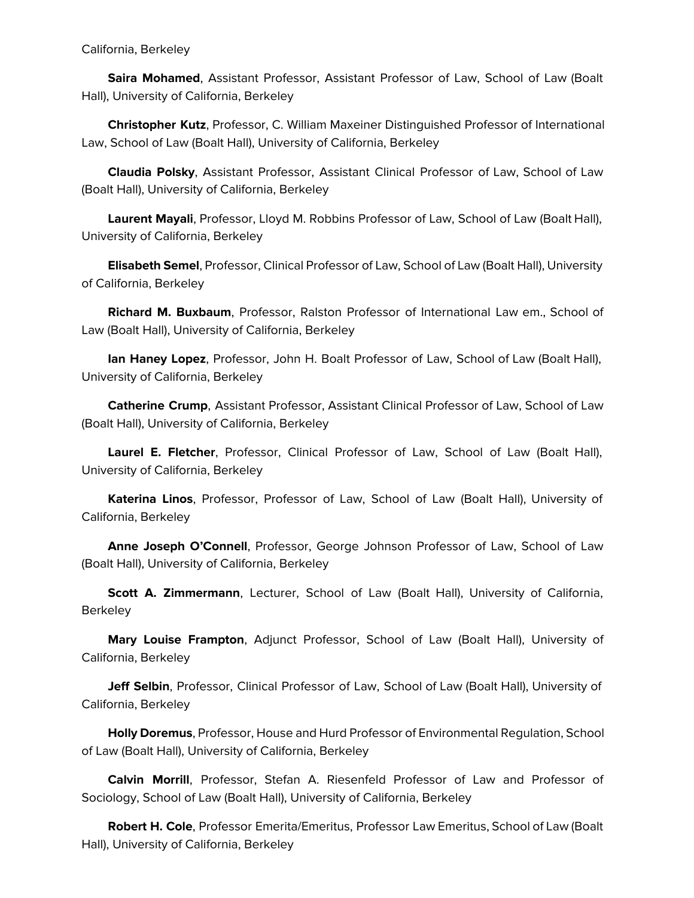California, Berkeley

**Saira Mohamed**, Assistant Professor, Assistant Professor of Law, School of Law (Boalt Hall), University of California, Berkeley

**Christopher Kutz**, Professor, C. William Maxeiner Distinguished Professor of International Law, School of Law (Boalt Hall), University of California, Berkeley

**Claudia Polsky**, Assistant Professor, Assistant Clinical Professor of Law, School of Law (Boalt Hall), University of California, Berkeley

**Laurent Mayali**, Professor, Lloyd M. Robbins Professor of Law, School of Law (Boalt Hall), University of California, Berkeley

**Elisabeth Semel**, Professor, Clinical Professor of Law, School of Law (Boalt Hall), University of California, Berkeley

**Richard M. Buxbaum**, Professor, Ralston Professor of International Law em., School of Law (Boalt Hall), University of California, Berkeley

**Ian Haney Lopez**, Professor, John H. Boalt Professor of Law, School of Law (Boalt Hall), University of California, Berkeley

**Catherine Crump**, Assistant Professor, Assistant Clinical Professor of Law, School of Law (Boalt Hall), University of California, Berkeley

**Laurel E. Fletcher**, Professor, Clinical Professor of Law, School of Law (Boalt Hall), University of California, Berkeley

**Katerina Linos**, Professor, Professor of Law, School of Law (Boalt Hall), University of California, Berkeley

**Anne Joseph O'Connell**, Professor, George Johnson Professor of Law, School of Law (Boalt Hall), University of California, Berkeley

**Scott A. Zimmermann**, Lecturer, School of Law (Boalt Hall), University of California, Berkeley

**Mary Louise Frampton**, Adjunct Professor, School of Law (Boalt Hall), University of California, Berkeley

**Jeff Selbin**, Professor, Clinical Professor of Law, School of Law (Boalt Hall), University of California, Berkeley

**Holly Doremus**, Professor, House and Hurd Professor of Environmental Regulation, School of Law (Boalt Hall), University of California, Berkeley

**Calvin Morrill**, Professor, Stefan A. Riesenfeld Professor of Law and Professor of Sociology, School of Law (Boalt Hall), University of California, Berkeley

**Robert H. Cole**, Professor Emerita/Emeritus, Professor Law Emeritus, School of Law (Boalt Hall), University of California, Berkeley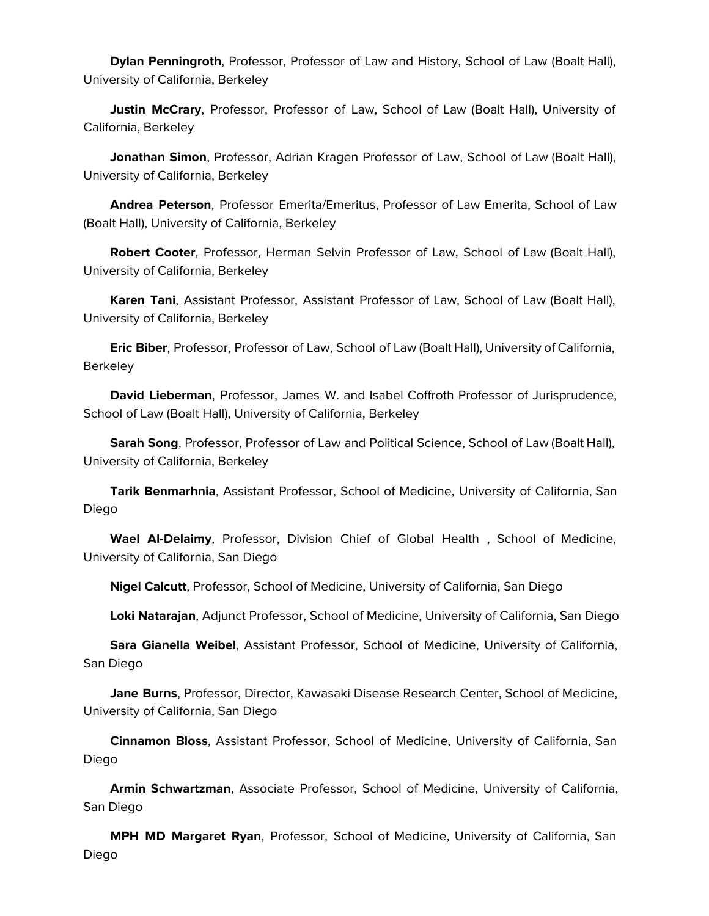**Dylan Penningroth**, Professor, Professor of Law and History, School of Law (Boalt Hall), University of California, Berkeley

**Justin McCrary**, Professor, Professor of Law, School of Law (Boalt Hall), University of California, Berkeley

**Jonathan Simon**, Professor, Adrian Kragen Professor of Law, School of Law (Boalt Hall), University of California, Berkeley

**Andrea Peterson**, Professor Emerita/Emeritus, Professor of Law Emerita, School of Law (Boalt Hall), University of California, Berkeley

**Robert Cooter**, Professor, Herman Selvin Professor of Law, School of Law (Boalt Hall), University of California, Berkeley

**Karen Tani**, Assistant Professor, Assistant Professor of Law, School of Law (Boalt Hall), University of California, Berkeley

**Eric Biber**, Professor, Professor of Law, School of Law (Boalt Hall), University of California, Berkeley

**David Lieberman**, Professor, James W. and Isabel Coffroth Professor of Jurisprudence, School of Law (Boalt Hall), University of California, Berkeley

**Sarah Song**, Professor, Professor of Law and Political Science, School of Law (Boalt Hall), University of California, Berkeley

**Tarik Benmarhnia**, Assistant Professor, School of Medicine, University of California, San Diego

**Wael Al-Delaimy**, Professor, Division Chief of Global Health , School of Medicine, University of California, San Diego

**Nigel Calcutt**, Professor, School of Medicine, University of California, San Diego

**Loki Natarajan**, Adjunct Professor, School of Medicine, University of California, San Diego

**Sara Gianella Weibel**, Assistant Professor, School of Medicine, University of California, San Diego

**Jane Burns**, Professor, Director, Kawasaki Disease Research Center, School of Medicine, University of California, San Diego

**Cinnamon Bloss**, Assistant Professor, School of Medicine, University of California, San Diego

**Armin Schwartzman**, Associate Professor, School of Medicine, University of California, San Diego

**MPH MD Margaret Ryan**, Professor, School of Medicine, University of California, San Diego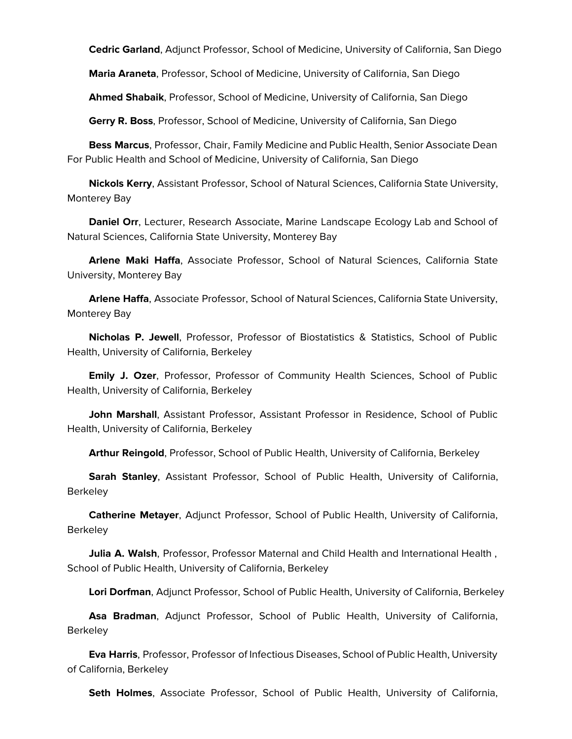**Cedric Garland**, Adjunct Professor, School of Medicine, University of California, San Diego

**Maria Araneta**, Professor, School of Medicine, University of California, San Diego

**Ahmed Shabaik**, Professor, School of Medicine, University of California, San Diego

**Gerry R. Boss**, Professor, School of Medicine, University of California, San Diego

**Bess Marcus**, Professor, Chair, Family Medicine and Public Health, Senior Associate Dean For Public Health and School of Medicine, University of California, San Diego

**Nickols Kerry**, Assistant Professor, School of Natural Sciences, California State University, Monterey Bay

**Daniel Orr**, Lecturer, Research Associate, Marine Landscape Ecology Lab and School of Natural Sciences, California State University, Monterey Bay

**Arlene Maki Haffa**, Associate Professor, School of Natural Sciences, California State University, Monterey Bay

**Arlene Haffa**, Associate Professor, School of Natural Sciences, California State University, Monterey Bay

**Nicholas P. Jewell**, Professor, Professor of Biostatistics & Statistics, School of Public Health, University of California, Berkeley

**Emily J. Ozer**, Professor, Professor of Community Health Sciences, School of Public Health, University of California, Berkeley

**John Marshall**, Assistant Professor, Assistant Professor in Residence, School of Public Health, University of California, Berkeley

**Arthur Reingold**, Professor, School of Public Health, University of California, Berkeley

**Sarah Stanley**, Assistant Professor, School of Public Health, University of California, Berkeley

**Catherine Metayer**, Adjunct Professor, School of Public Health, University of California, Berkeley

**Julia A. Walsh**, Professor, Professor Maternal and Child Health and International Health , School of Public Health, University of California, Berkeley

**Lori Dorfman**, Adjunct Professor, School of Public Health, University of California, Berkeley

**Asa Bradman**, Adjunct Professor, School of Public Health, University of California, Berkeley

**Eva Harris**, Professor, Professor of Infectious Diseases, School of Public Health, University of California, Berkeley

**Seth Holmes**, Associate Professor, School of Public Health, University of California,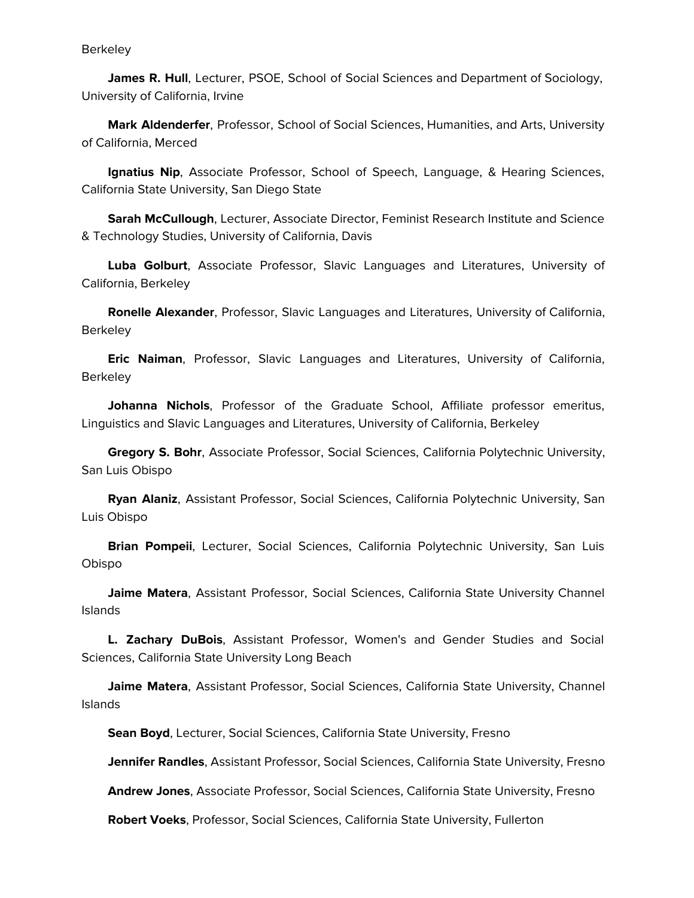Berkeley

**James R. Hull**, Lecturer, PSOE, School of Social Sciences and Department of Sociology, University of California, Irvine

**Mark Aldenderfer**, Professor, School of Social Sciences, Humanities, and Arts, University of California, Merced

**Ignatius Nip**, Associate Professor, School of Speech, Language, & Hearing Sciences, California State University, San Diego State

**Sarah McCullough**, Lecturer, Associate Director, Feminist Research Institute and Science & Technology Studies, University of California, Davis

**Luba Golburt**, Associate Professor, Slavic Languages and Literatures, University of California, Berkeley

**Ronelle Alexander**, Professor, Slavic Languages and Literatures, University of California, Berkeley

**Eric Naiman**, Professor, Slavic Languages and Literatures, University of California, Berkeley

**Johanna Nichols**, Professor of the Graduate School, Affiliate professor emeritus, Linguistics and Slavic Languages and Literatures, University of California, Berkeley

**Gregory S. Bohr**, Associate Professor, Social Sciences, California Polytechnic University, San Luis Obispo

**Ryan Alaniz**, Assistant Professor, Social Sciences, California Polytechnic University, San Luis Obispo

**Brian Pompeii**, Lecturer, Social Sciences, California Polytechnic University, San Luis Obispo

**Jaime Matera**, Assistant Professor, Social Sciences, California State University Channel Islands

**L. Zachary DuBois**, Assistant Professor, Women's and Gender Studies and Social Sciences, California State University Long Beach

**Jaime Matera**, Assistant Professor, Social Sciences, California State University, Channel Islands

**Sean Boyd**, Lecturer, Social Sciences, California State University, Fresno

**Jennifer Randles**, Assistant Professor, Social Sciences, California State University, Fresno

**Andrew Jones**, Associate Professor, Social Sciences, California State University, Fresno

**Robert Voeks**, Professor, Social Sciences, California State University, Fullerton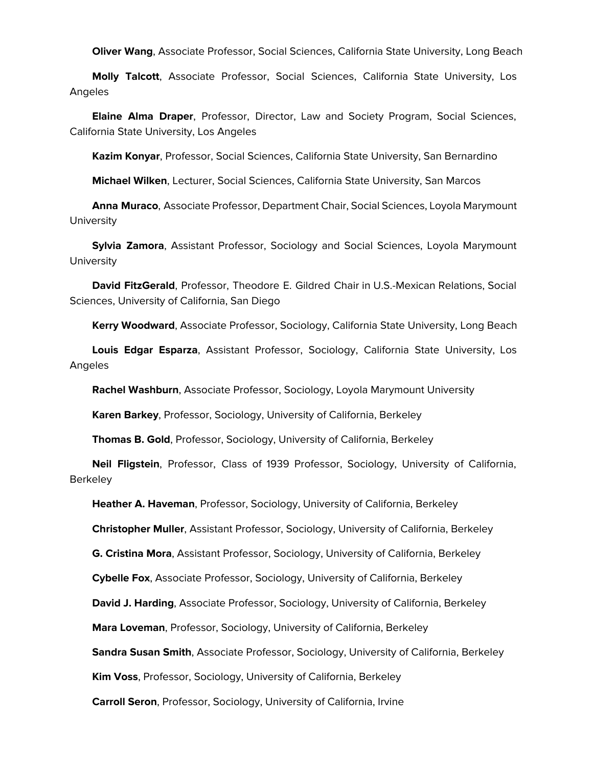**Oliver Wang**, Associate Professor, Social Sciences, California State University, Long Beach

**Molly Talcott**, Associate Professor, Social Sciences, California State University, Los Angeles

**Elaine Alma Draper**, Professor, Director, Law and Society Program, Social Sciences, California State University, Los Angeles

**Kazim Konyar**, Professor, Social Sciences, California State University, San Bernardino

**Michael Wilken**, Lecturer, Social Sciences, California State University, San Marcos

**Anna Muraco**, Associate Professor, Department Chair, Social Sciences, Loyola Marymount University

**Sylvia Zamora**, Assistant Professor, Sociology and Social Sciences, Loyola Marymount University

**David FitzGerald**, Professor, Theodore E. Gildred Chair in U.S.-Mexican Relations, Social Sciences, University of California, San Diego

**Kerry Woodward**, Associate Professor, Sociology, California State University, Long Beach

**Louis Edgar Esparza**, Assistant Professor, Sociology, California State University, Los Angeles

**Rachel Washburn**, Associate Professor, Sociology, Loyola Marymount University

**Karen Barkey**, Professor, Sociology, University of California, Berkeley

**Thomas B. Gold**, Professor, Sociology, University of California, Berkeley

**Neil Fligstein**, Professor, Class of 1939 Professor, Sociology, University of California, Berkeley

**Heather A. Haveman**, Professor, Sociology, University of California, Berkeley

**Christopher Muller**, Assistant Professor, Sociology, University of California, Berkeley

**G. Cristina Mora**, Assistant Professor, Sociology, University of California, Berkeley

**Cybelle Fox**, Associate Professor, Sociology, University of California, Berkeley

**David J. Harding**, Associate Professor, Sociology, University of California, Berkeley

**Mara Loveman**, Professor, Sociology, University of California, Berkeley

**Sandra Susan Smith**, Associate Professor, Sociology, University of California, Berkeley

**Kim Voss**, Professor, Sociology, University of California, Berkeley

**Carroll Seron**, Professor, Sociology, University of California, Irvine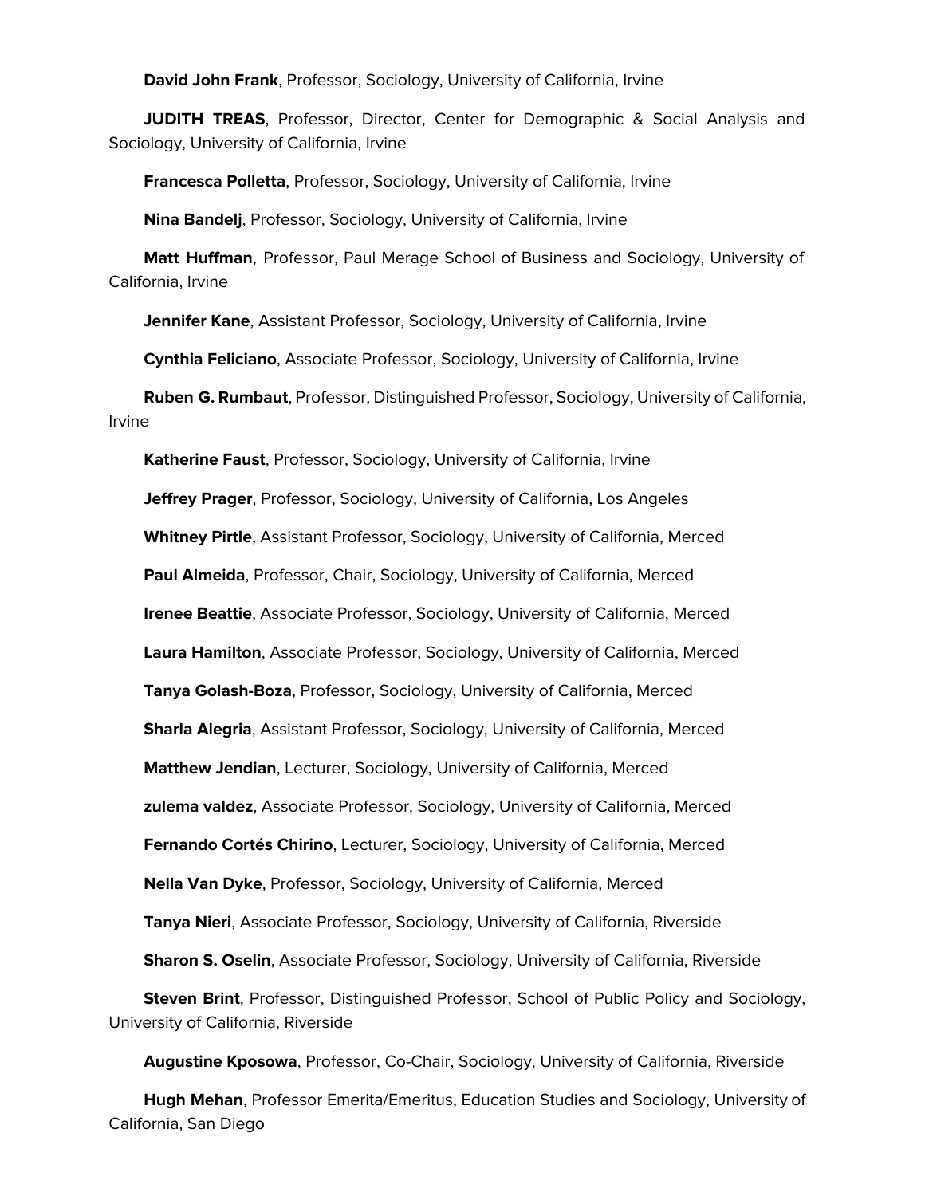**David John Frank**, Professor, Sociology, University of California, Irvine

**JUDITH TREAS**, Professor, Director, Center for Demographic & Social Analysis and Sociology, University of California, Irvine

**Francesca Polletta**, Professor, Sociology, University of California, Irvine

**Nina Bandelj**, Professor, Sociology, University of California, Irvine

**Matt Huffman**, Professor, Paul Merage School of Business and Sociology, University of California, Irvine

**Jennifer Kane**, Assistant Professor, Sociology, University of California, Irvine

**Cynthia Feliciano**, Associate Professor, Sociology, University of California, Irvine

**Ruben G. Rumbaut**, Professor, Distinguished Professor, Sociology, University of California, Irvine

**Katherine Faust**, Professor, Sociology, University of California, Irvine

**Jeffrey Prager**, Professor, Sociology, University of California, Los Angeles

**Whitney Pirtle**, Assistant Professor, Sociology, University of California, Merced

**Paul Almeida**, Professor, Chair, Sociology, University of California, Merced

**Irenee Beattie**, Associate Professor, Sociology, University of California, Merced

**Laura Hamilton**, Associate Professor, Sociology, University of California, Merced

**Tanya Golash-Boza**, Professor, Sociology, University of California, Merced

**Sharla Alegria**, Assistant Professor, Sociology, University of California, Merced

**Matthew Jendian**, Lecturer, Sociology, University of California, Merced

**zulema valdez**, Associate Professor, Sociology, University of California, Merced

**Fernando Cortés Chirino**, Lecturer, Sociology, University of California, Merced

**Nella Van Dyke**, Professor, Sociology, University of California, Merced

**Tanya Nieri**, Associate Professor, Sociology, University of California, Riverside

**Sharon S. Oselin**, Associate Professor, Sociology, University of California, Riverside

**Steven Brint**, Professor, Distinguished Professor, School of Public Policy and Sociology, University of California, Riverside

**Augustine Kposowa**, Professor, Co-Chair, Sociology, University of California, Riverside

**Hugh Mehan**, Professor Emerita/Emeritus, Education Studies and Sociology, University of California, San Diego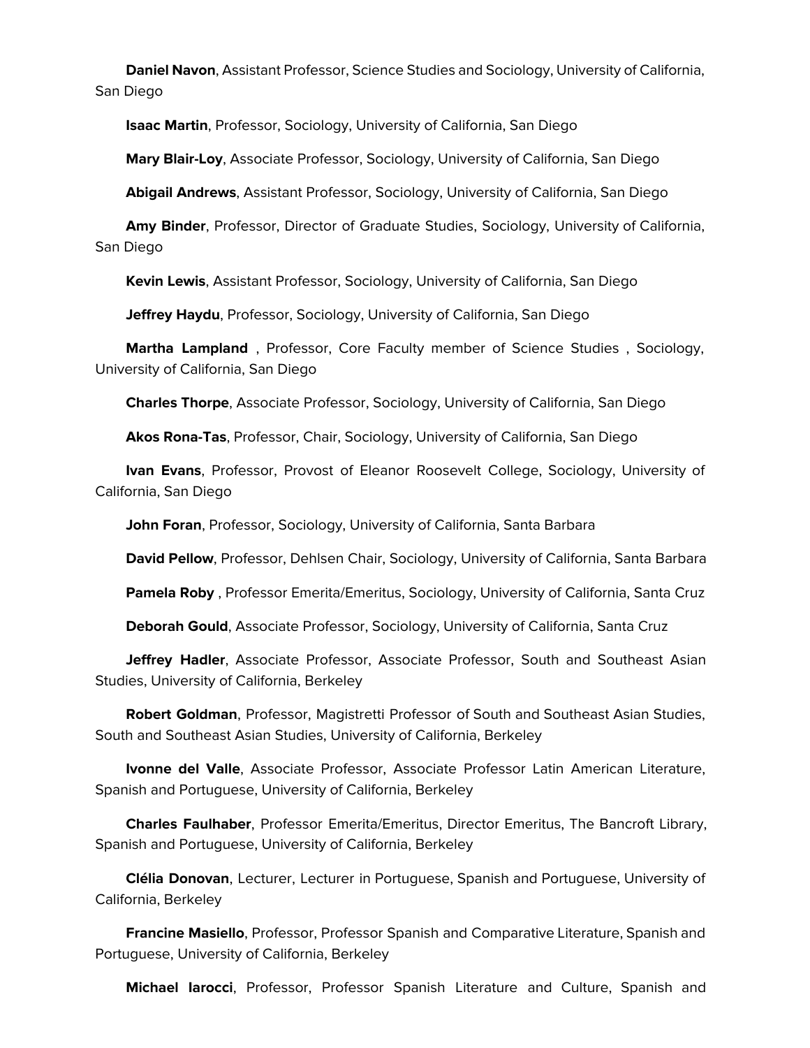**Daniel Navon**, Assistant Professor, Science Studies and Sociology, University of California, San Diego

**Isaac Martin**, Professor, Sociology, University of California, San Diego

**Mary Blair-Loy**, Associate Professor, Sociology, University of California, San Diego

**Abigail Andrews**, Assistant Professor, Sociology, University of California, San Diego

**Amy Binder**, Professor, Director of Graduate Studies, Sociology, University of California, San Diego

**Kevin Lewis**, Assistant Professor, Sociology, University of California, San Diego

**Jeffrey Haydu**, Professor, Sociology, University of California, San Diego

**Martha Lampland** , Professor, Core Faculty member of Science Studies , Sociology, University of California, San Diego

**Charles Thorpe**, Associate Professor, Sociology, University of California, San Diego

**Akos Rona-Tas**, Professor, Chair, Sociology, University of California, San Diego

**Ivan Evans**, Professor, Provost of Eleanor Roosevelt College, Sociology, University of California, San Diego

**John Foran**, Professor, Sociology, University of California, Santa Barbara

**David Pellow**, Professor, Dehlsen Chair, Sociology, University of California, Santa Barbara

**Pamela Roby** , Professor Emerita/Emeritus, Sociology, University of California, Santa Cruz

**Deborah Gould**, Associate Professor, Sociology, University of California, Santa Cruz

**Jeffrey Hadler**, Associate Professor, Associate Professor, South and Southeast Asian Studies, University of California, Berkeley

**Robert Goldman**, Professor, Magistretti Professor of South and Southeast Asian Studies, South and Southeast Asian Studies, University of California, Berkeley

**Ivonne del Valle**, Associate Professor, Associate Professor Latin American Literature, Spanish and Portuguese, University of California, Berkeley

**Charles Faulhaber**, Professor Emerita/Emeritus, Director Emeritus, The Bancroft Library, Spanish and Portuguese, University of California, Berkeley

**Clélia Donovan**, Lecturer, Lecturer in Portuguese, Spanish and Portuguese, University of California, Berkeley

**Francine Masiello**, Professor, Professor Spanish and Comparative Literature, Spanish and Portuguese, University of California, Berkeley

**Michael Iarocci**, Professor, Professor Spanish Literature and Culture, Spanish and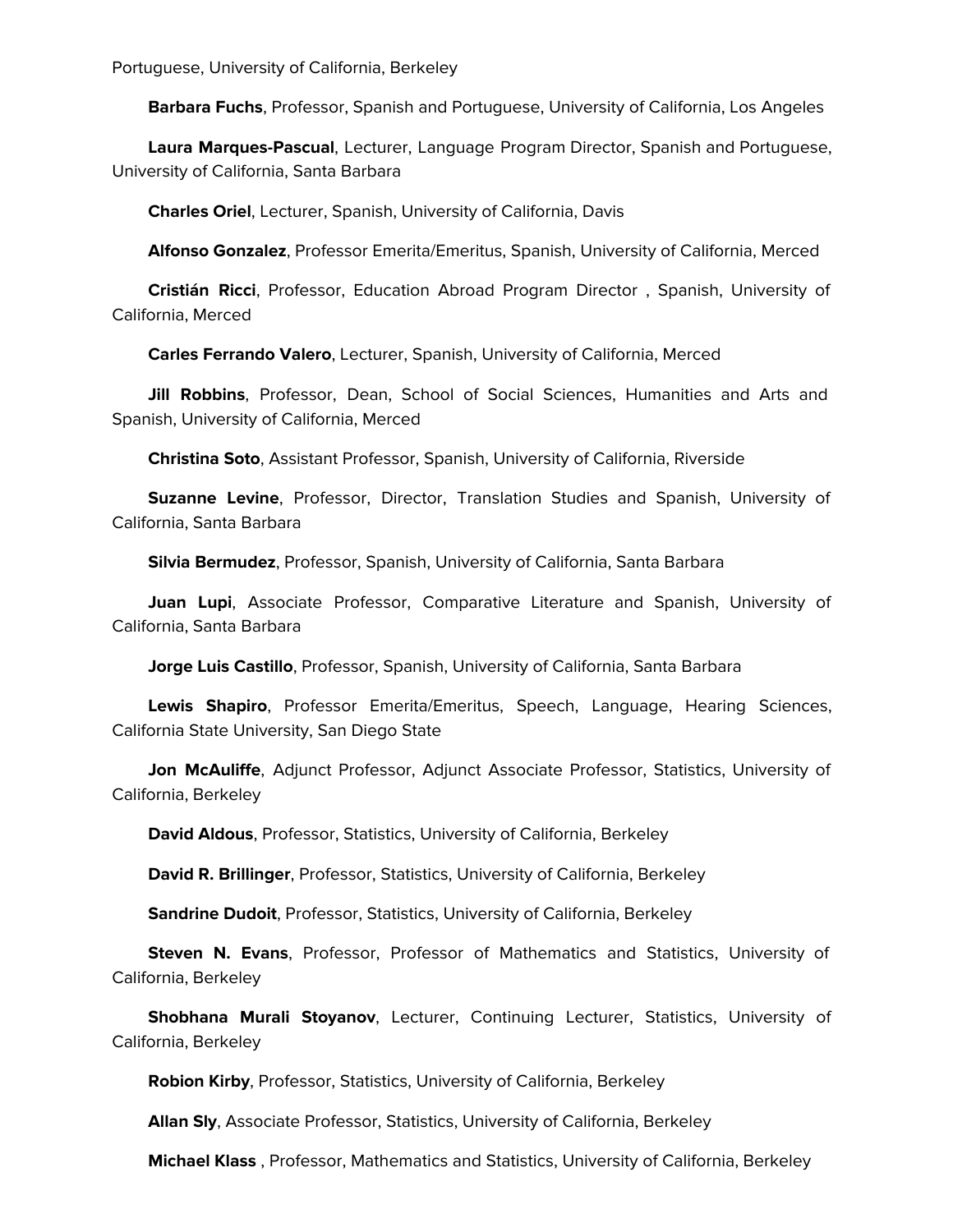Portuguese, University of California, Berkeley

**Barbara Fuchs**, Professor, Spanish and Portuguese, University of California, Los Angeles

**Laura Marques-Pascual**, Lecturer, Language Program Director, Spanish and Portuguese, University of California, Santa Barbara

**Charles Oriel**, Lecturer, Spanish, University of California, Davis

**Alfonso Gonzalez**, Professor Emerita/Emeritus, Spanish, University of California, Merced

**Cristián Ricci**, Professor, Education Abroad Program Director , Spanish, University of California, Merced

**Carles Ferrando Valero**, Lecturer, Spanish, University of California, Merced

**Jill Robbins**, Professor, Dean, School of Social Sciences, Humanities and Arts and Spanish, University of California, Merced

**Christina Soto**, Assistant Professor, Spanish, University of California, Riverside

**Suzanne Levine**, Professor, Director, Translation Studies and Spanish, University of California, Santa Barbara

**Silvia Bermudez**, Professor, Spanish, University of California, Santa Barbara

**Juan Lupi**, Associate Professor, Comparative Literature and Spanish, University of California, Santa Barbara

**Jorge Luis Castillo**, Professor, Spanish, University of California, Santa Barbara

**Lewis Shapiro**, Professor Emerita/Emeritus, Speech, Language, Hearing Sciences, California State University, San Diego State

**Jon McAuliffe**, Adjunct Professor, Adjunct Associate Professor, Statistics, University of California, Berkeley

**David Aldous**, Professor, Statistics, University of California, Berkeley

**David R. Brillinger**, Professor, Statistics, University of California, Berkeley

**Sandrine Dudoit**, Professor, Statistics, University of California, Berkeley

**Steven N. Evans**, Professor, Professor of Mathematics and Statistics, University of California, Berkeley

**Shobhana Murali Stoyanov**, Lecturer, Continuing Lecturer, Statistics, University of California, Berkeley

**Robion Kirby**, Professor, Statistics, University of California, Berkeley

**Allan Sly**, Associate Professor, Statistics, University of California, Berkeley

**Michael Klass** , Professor, Mathematics and Statistics, University of California, Berkeley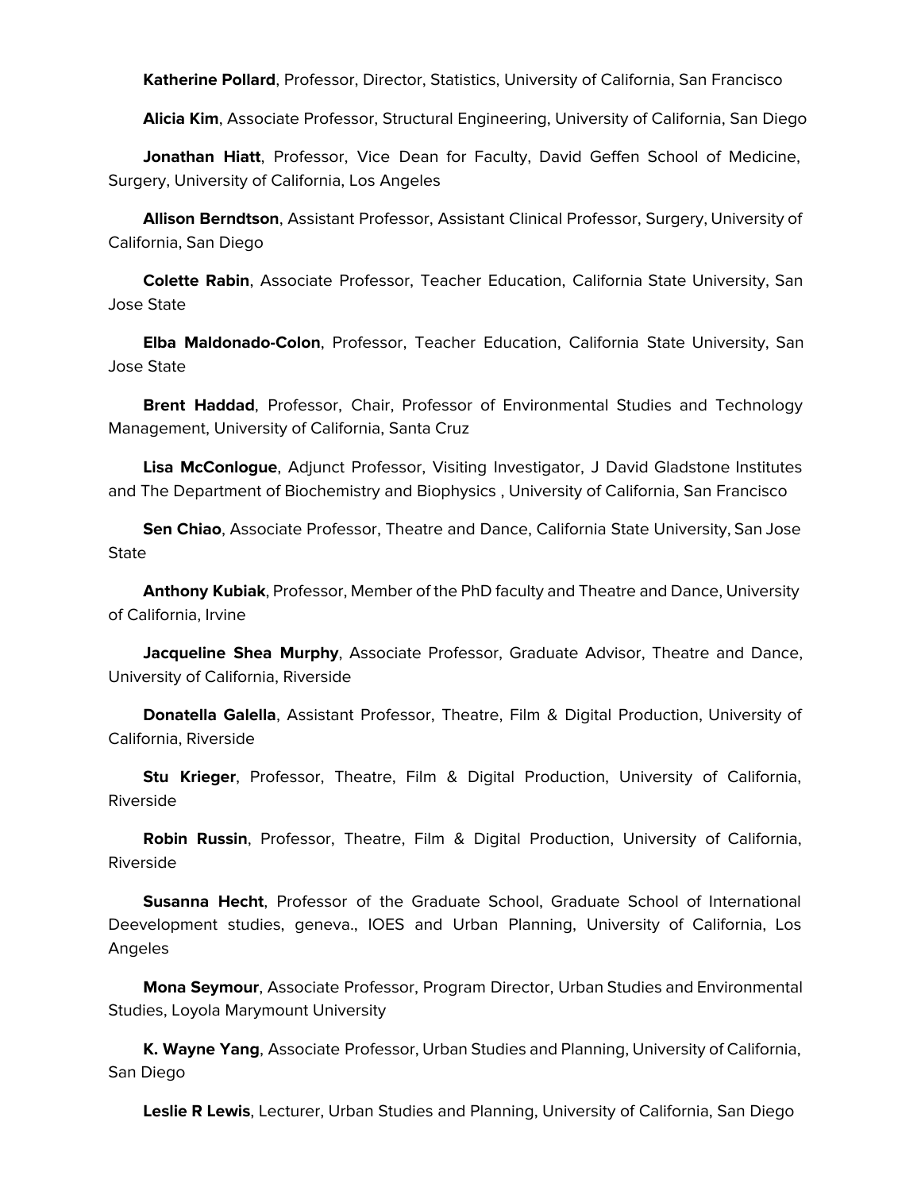**Katherine Pollard**, Professor, Director, Statistics, University of California, San Francisco

**Alicia Kim**, Associate Professor, Structural Engineering, University of California, San Diego

**Jonathan Hiatt**, Professor, Vice Dean for Faculty, David Geffen School of Medicine, Surgery, University of California, Los Angeles

**Allison Berndtson**, Assistant Professor, Assistant Clinical Professor, Surgery, University of California, San Diego

**Colette Rabin**, Associate Professor, Teacher Education, California State University, San Jose State

**Elba Maldonado-Colon**, Professor, Teacher Education, California State University, San Jose State

**Brent Haddad**, Professor, Chair, Professor of Environmental Studies and Technology Management, University of California, Santa Cruz

**Lisa McConlogue**, Adjunct Professor, Visiting Investigator, J David Gladstone Institutes and The Department of Biochemistry and Biophysics , University of California, San Francisco

**Sen Chiao**, Associate Professor, Theatre and Dance, California State University, San Jose State

**Anthony Kubiak**, Professor, Member of the PhD faculty and Theatre and Dance, University of California, Irvine

**Jacqueline Shea Murphy**, Associate Professor, Graduate Advisor, Theatre and Dance, University of California, Riverside

**Donatella Galella**, Assistant Professor, Theatre, Film & Digital Production, University of California, Riverside

**Stu Krieger**, Professor, Theatre, Film & Digital Production, University of California, Riverside

**Robin Russin**, Professor, Theatre, Film & Digital Production, University of California, Riverside

**Susanna Hecht**, Professor of the Graduate School, Graduate School of International Deevelopment studies, geneva., IOES and Urban Planning, University of California, Los Angeles

**Mona Seymour**, Associate Professor, Program Director, Urban Studies and Environmental Studies, Loyola Marymount University

**K. Wayne Yang**, Associate Professor, Urban Studies and Planning, University of California, San Diego

**Leslie R Lewis**, Lecturer, Urban Studies and Planning, University of California, San Diego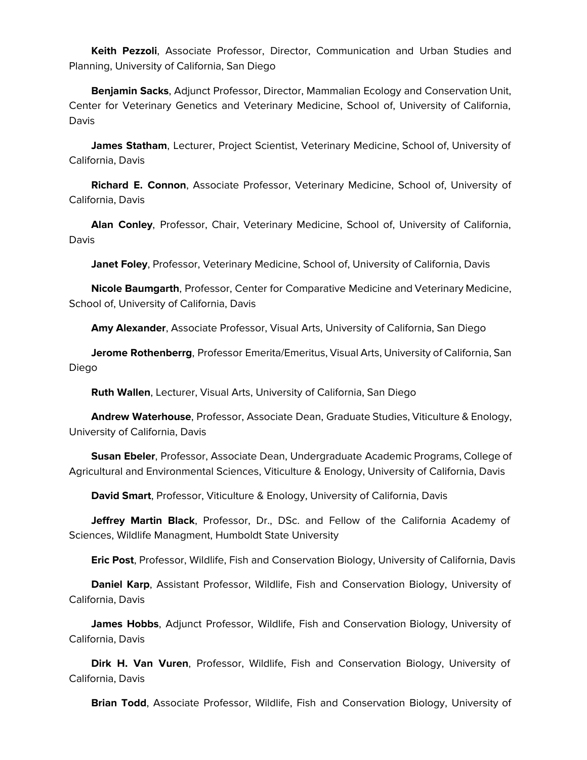**Keith Pezzoli**, Associate Professor, Director, Communication and Urban Studies and Planning, University of California, San Diego

**Benjamin Sacks**, Adjunct Professor, Director, Mammalian Ecology and Conservation Unit, Center for Veterinary Genetics and Veterinary Medicine, School of, University of California, Davis

**James Statham**, Lecturer, Project Scientist, Veterinary Medicine, School of, University of California, Davis

**Richard E. Connon**, Associate Professor, Veterinary Medicine, School of, University of California, Davis

**Alan Conley**, Professor, Chair, Veterinary Medicine, School of, University of California, Davis

**Janet Foley**, Professor, Veterinary Medicine, School of, University of California, Davis

**Nicole Baumgarth**, Professor, Center for Comparative Medicine and Veterinary Medicine, School of, University of California, Davis

**Amy Alexander**, Associate Professor, Visual Arts, University of California, San Diego

**Jerome Rothenberrg**, Professor Emerita/Emeritus, Visual Arts, University of California, San Diego

**Ruth Wallen**, Lecturer, Visual Arts, University of California, San Diego

**Andrew Waterhouse**, Professor, Associate Dean, Graduate Studies, Viticulture & Enology, University of California, Davis

**Susan Ebeler**, Professor, Associate Dean, Undergraduate Academic Programs, College of Agricultural and Environmental Sciences, Viticulture & Enology, University of California, Davis

**David Smart**, Professor, Viticulture & Enology, University of California, Davis

**Jeffrey Martin Black**, Professor, Dr., DSc. and Fellow of the California Academy of Sciences, Wildlife Managment, Humboldt State University

**Eric Post**, Professor, Wildlife, Fish and Conservation Biology, University of California, Davis

**Daniel Karp**, Assistant Professor, Wildlife, Fish and Conservation Biology, University of California, Davis

**James Hobbs**, Adjunct Professor, Wildlife, Fish and Conservation Biology, University of California, Davis

**Dirk H. Van Vuren**, Professor, Wildlife, Fish and Conservation Biology, University of California, Davis

**Brian Todd**, Associate Professor, Wildlife, Fish and Conservation Biology, University of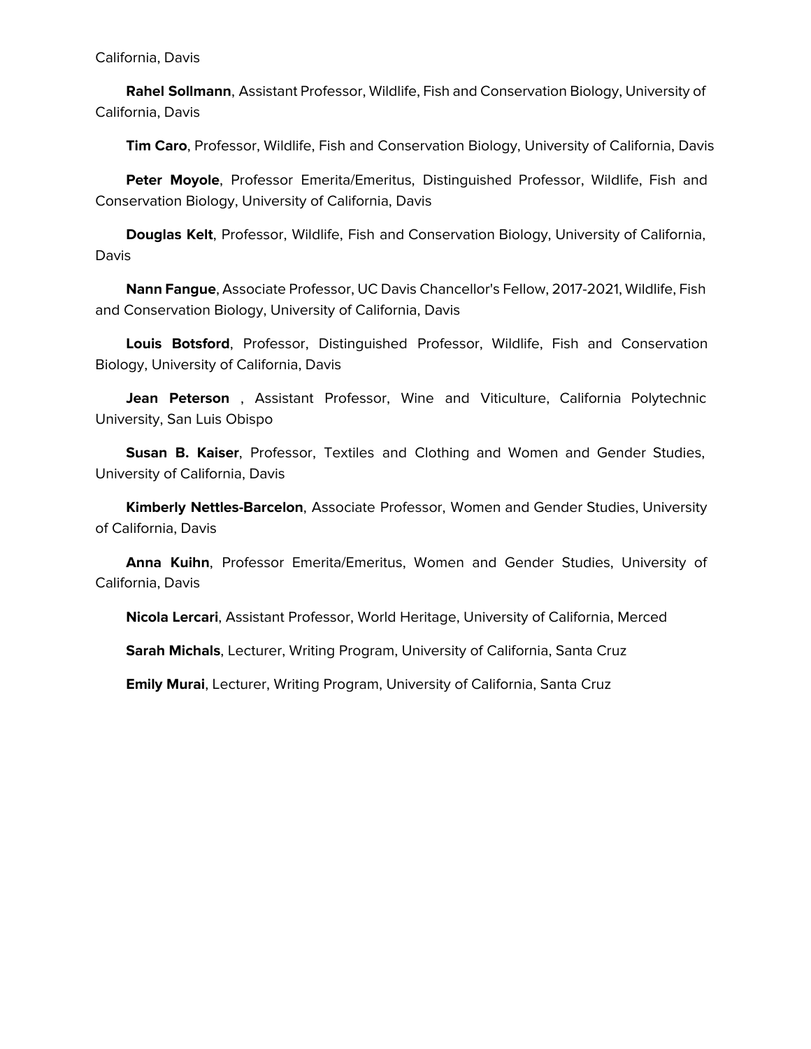California, Davis

**Rahel Sollmann**, Assistant Professor, Wildlife, Fish and Conservation Biology, University of California, Davis

**Tim Caro**, Professor, Wildlife, Fish and Conservation Biology, University of California, Davis

**Peter Moyole**, Professor Emerita/Emeritus, Distinguished Professor, Wildlife, Fish and Conservation Biology, University of California, Davis

**Douglas Kelt**, Professor, Wildlife, Fish and Conservation Biology, University of California, Davis

**Nann Fangue**, Associate Professor, UC Davis Chancellor's Fellow, 2017-2021, Wildlife, Fish and Conservation Biology, University of California, Davis

**Louis Botsford**, Professor, Distinguished Professor, Wildlife, Fish and Conservation Biology, University of California, Davis

**Jean Peterson** , Assistant Professor, Wine and Viticulture, California Polytechnic University, San Luis Obispo

**Susan B. Kaiser**, Professor, Textiles and Clothing and Women and Gender Studies, University of California, Davis

**Kimberly Nettles-Barcelon**, Associate Professor, Women and Gender Studies, University of California, Davis

**Anna Kuihn**, Professor Emerita/Emeritus, Women and Gender Studies, University of California, Davis

**Nicola Lercari**, Assistant Professor, World Heritage, University of California, Merced

**Sarah Michals**, Lecturer, Writing Program, University of California, Santa Cruz

**Emily Murai**, Lecturer, Writing Program, University of California, Santa Cruz